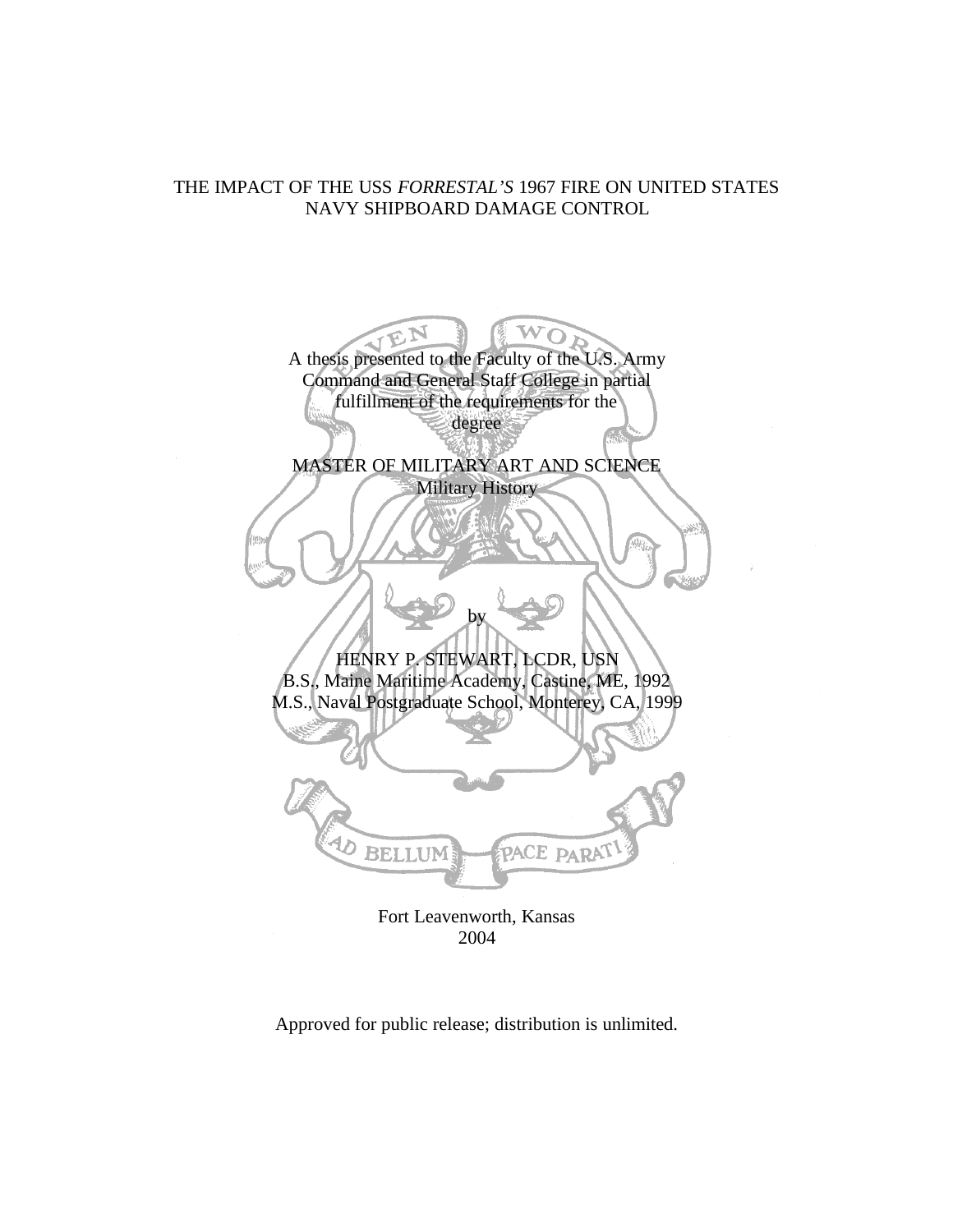# THE IMPACT OF THE USS *FORRESTAL'S* 1967 FIRE ON UNITED STATES NAVY SHIPBOARD DAMAGE CONTROL

A thesis presented to the Faculty of the U.S. Army Command and General Staff College in partial fulfillment of the requirements for the degree

MASTER OF MILITARY ART AND SCIENCE
Military History

by

HENRY P. STEWART, LCDR, USN
B.S., Maine Maritime Academy, Castine, ME, 1992
M.S., Naval Postgraduate School, Monterey, CA, 1999

Fort Leavenworth, Kansas
2004

Approved for public release; distribution is unlimited.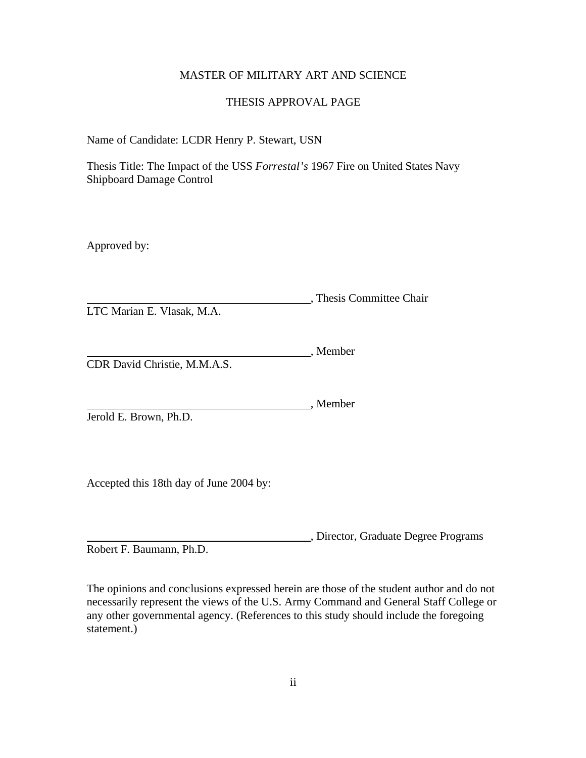MASTER OF MILITARY ART AND SCIENCE

THESIS APPROVAL PAGE

Name of Candidate: LCDR Henry P. Stewart, USN

Thesis Title: The Impact of the USS *Forrestal's* 1967 Fire on United States Navy Shipboard Damage Control

Approved by:

\_\_\_\_\_\_\_\_\_\_\_\_\_\_\_\_\_\_\_\_\_\_\_\_\_\_\_\_\_\_\_\_\_\_\_\_\_\_\_\_, Thesis Committee Chair
LTC Marian E. Vlasak, M.A.

\_\_\_\_\_\_\_\_\_\_\_\_\_\_\_\_\_\_\_\_\_\_\_\_\_\_\_\_\_\_\_\_\_\_\_\_\_\_\_\_, Member
CDR David Christie, M.M.A.S.

\_\_\_\_\_\_\_\_\_\_\_\_\_\_\_\_\_\_\_\_\_\_\_\_\_\_\_\_\_\_\_\_\_\_\_\_\_\_\_\_, Member
Jerold E. Brown, Ph.D.

Accepted this 18th day of June 2004 by:

\_\_\_\_\_\_\_\_\_\_\_\_\_\_\_\_\_\_\_\_\_\_\_\_\_\_\_\_\_\_\_\_\_\_\_\_\_\_\_\_, Director, Graduate Degree Programs
Robert F. Baumann, Ph.D.

The opinions and conclusions expressed herein are those of the student author and do not necessarily represent the views of the U.S. Army Command and General Staff College or any other governmental agency. (References to this study should include the foregoing statement.)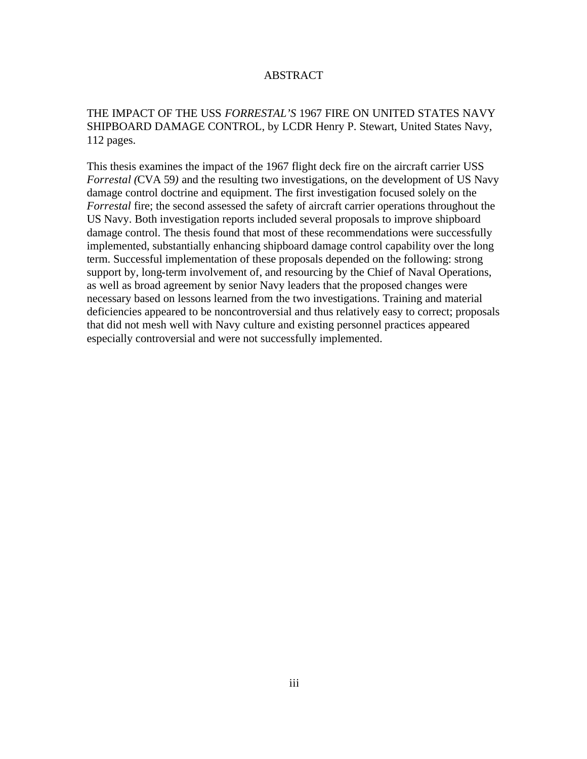# ABSTRACT

THE IMPACT OF THE USS *FORRESTAL'S* 1967 FIRE ON UNITED STATES NAVY SHIPBOARD DAMAGE CONTROL, by LCDR Henry P. Stewart, United States Navy, 112 pages.

This thesis examines the impact of the 1967 flight deck fire on the aircraft carrier USS *Forrestal (*CVA 59*)* and the resulting two investigations, on the development of US Navy damage control doctrine and equipment. The first investigation focused solely on the *Forrestal* fire; the second assessed the safety of aircraft carrier operations throughout the US Navy. Both investigation reports included several proposals to improve shipboard damage control. The thesis found that most of these recommendations were successfully implemented, substantially enhancing shipboard damage control capability over the long term. Successful implementation of these proposals depended on the following: strong support by, long-term involvement of, and resourcing by the Chief of Naval Operations, as well as broad agreement by senior Navy leaders that the proposed changes were necessary based on lessons learned from the two investigations. Training and material deficiencies appeared to be noncontroversial and thus relatively easy to correct; proposals that did not mesh well with Navy culture and existing personnel practices appeared especially controversial and were not successfully implemented.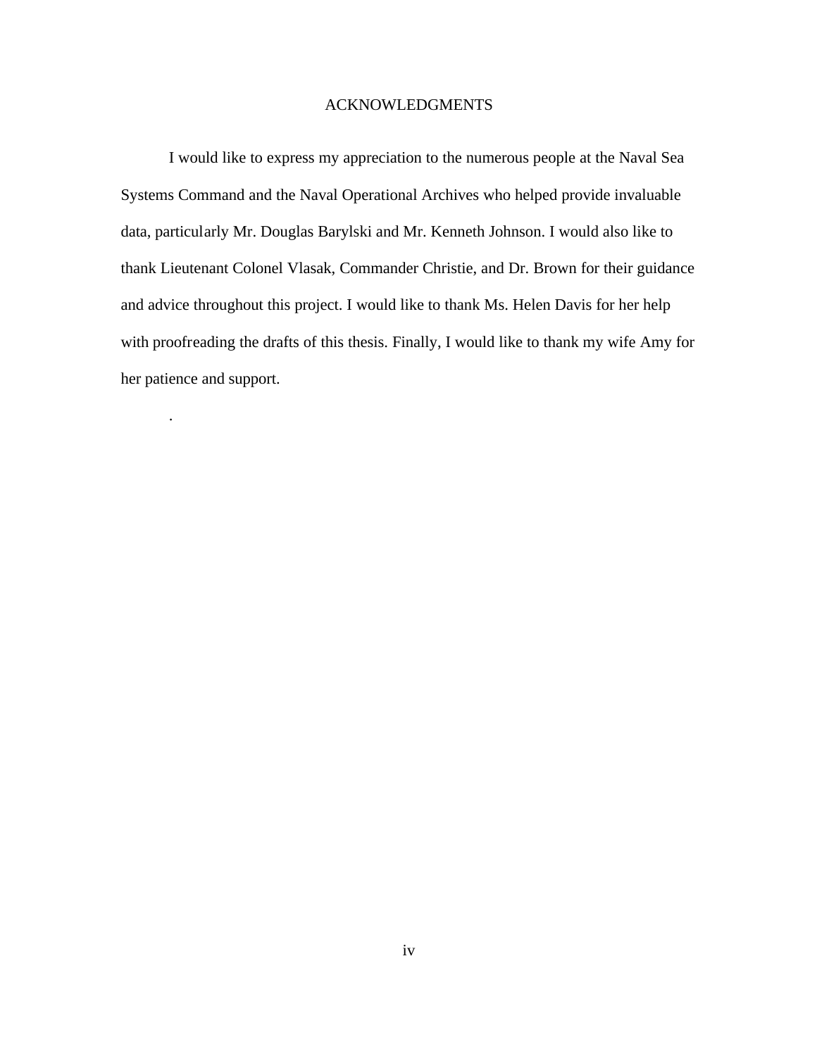## ACKNOWLEDGMENTS

I would like to express my appreciation to the numerous people at the Naval Sea Systems Command and the Naval Operational Archives who helped provide invaluable data, particularly Mr. Douglas Barylski and Mr. Kenneth Johnson. I would also like to thank Lieutenant Colonel Vlasak, Commander Christie, and Dr. Brown for their guidance and advice throughout this project. I would like to thank Ms. Helen Davis for her help with proofreading the drafts of this thesis. Finally, I would like to thank my wife Amy for her patience and support.

.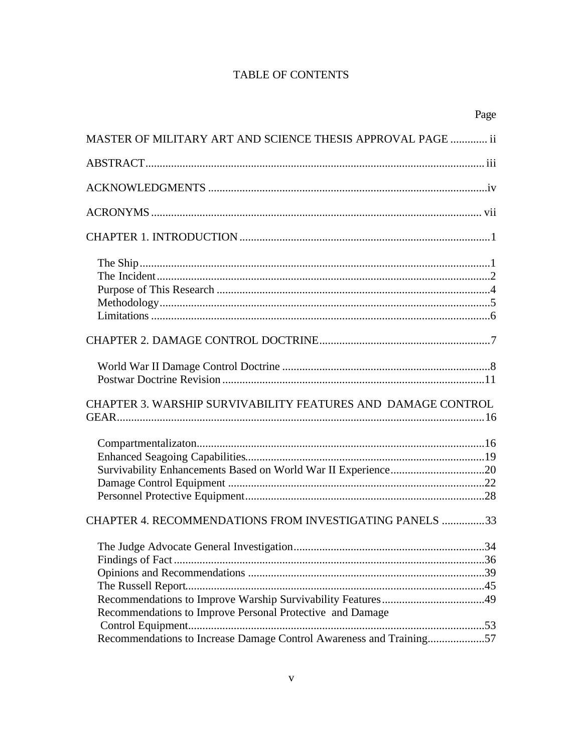# TABLE OF CONTENTS

| | Page |
|---|---|
| MASTER OF MILITARY ART AND SCIENCE THESIS APPROVAL PAGE | ii |
| ABSTRACT | iii |
| ACKNOWLEDGMENTS | iv |
| ACRONYMS | vii |
| CHAPTER 1. INTRODUCTION | 1 |
| The Ship | 1 |
| The Incident | 2 |
| Purpose of This Research | 4 |
| Methodology | 5 |
| Limitations | 6 |
| CHAPTER 2. DAMAGE CONTROL DOCTRINE | 7 |
| World War II Damage Control Doctrine | 8 |
| Postwar Doctrine Revision | 11 |
| CHAPTER 3. WARSHIP SURVIVABILITY FEATURES AND DAMAGE CONTROL GEAR | 16 |
| Compartmentalizaton | 16 |
| Enhanced Seagoing Capabilities | 19 |
| Survivability Enhancements Based on World War II Experience | 20 |
| Damage Control Equipment | 22 |
| Personnel Protective Equipment | 28 |
| CHAPTER 4. RECOMMENDATIONS FROM INVESTIGATING PANELS | 33 |
| The Judge Advocate General Investigation | 34 |
| Findings of Fact | 36 |
| Opinions and Recommendations | 39 |
| The Russell Report | 45 |
| Recommendations to Improve Warship Survivability Features | 49 |
| Recommendations to Improve Personal Protective and Damage Control Equipment | 53 |
| Recommendations to Increase Damage Control Awareness and Training | 57 |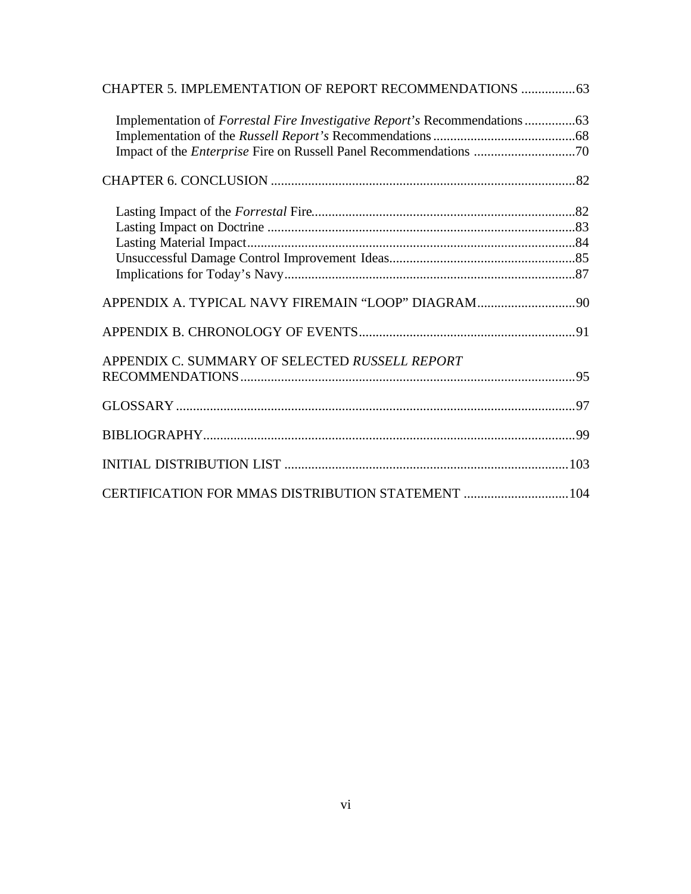CHAPTER 5. IMPLEMENTATION OF REPORT RECOMMENDATIONS ................63

- Implementation of *Forrestal Fire Investigative Report's* Recommendations ..............63
- Implementation of the *Russell Report's* Recommendations ..........................................68
- Impact of the *Enterprise* Fire on Russell Panel Recommendations ..............................70

CHAPTER 6. CONCLUSION ..........................................................................................82

- Lasting Impact of the *Forrestal* Fire.............................................................................82
- Lasting Impact on Doctrine ..........................................................................................83
- Lasting Material Impact................................................................................................84
- Unsuccessful Damage Control Improvement Ideas.......................................................85
- Implications for Today's Navy.....................................................................................87

APPENDIX A. TYPICAL NAVY FIREMAIN "LOOP" DIAGRAM.............................90

APPENDIX B. CHRONOLOGY OF EVENTS................................................................91

APPENDIX C. SUMMARY OF SELECTED *RUSSELL REPORT* RECOMMENDATIONS..................................................................................................95

GLOSSARY ......................................................................................................................97

BIBLIOGRAPHY.............................................................................................................99

INITIAL DISTRIBUTION LIST ....................................................................................103

CERTIFICATION FOR MMAS DISTRIBUTION STATEMENT ...............................104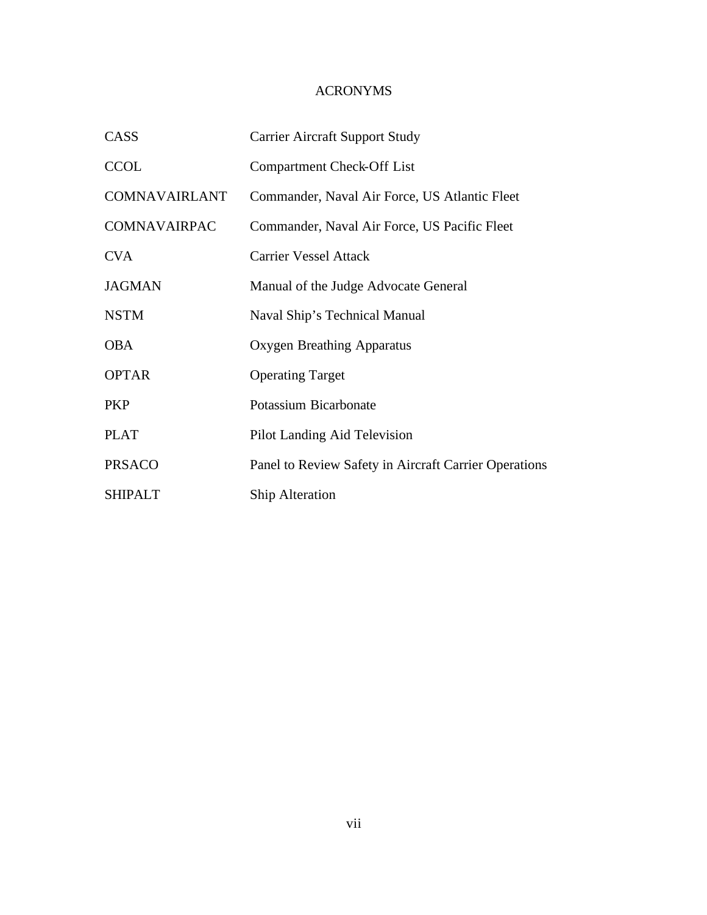# ACRONYMS

| | |
|---|---|
| CASS | Carrier Aircraft Support Study |
| CCOL | Compartment Check-Off List |
| COMNAVAIRLANT | Commander, Naval Air Force, US Atlantic Fleet |
| COMNAVAIRPAC | Commander, Naval Air Force, US Pacific Fleet |
| CVA | Carrier Vessel Attack |
| JAGMAN | Manual of the Judge Advocate General |
| NSTM | Naval Ship's Technical Manual |
| OBA | Oxygen Breathing Apparatus |
| OPTAR | Operating Target |
| PKP | Potassium Bicarbonate |
| PLAT | Pilot Landing Aid Television |
| PRSACO | Panel to Review Safety in Aircraft Carrier Operations |
| SHIPALT | Ship Alteration |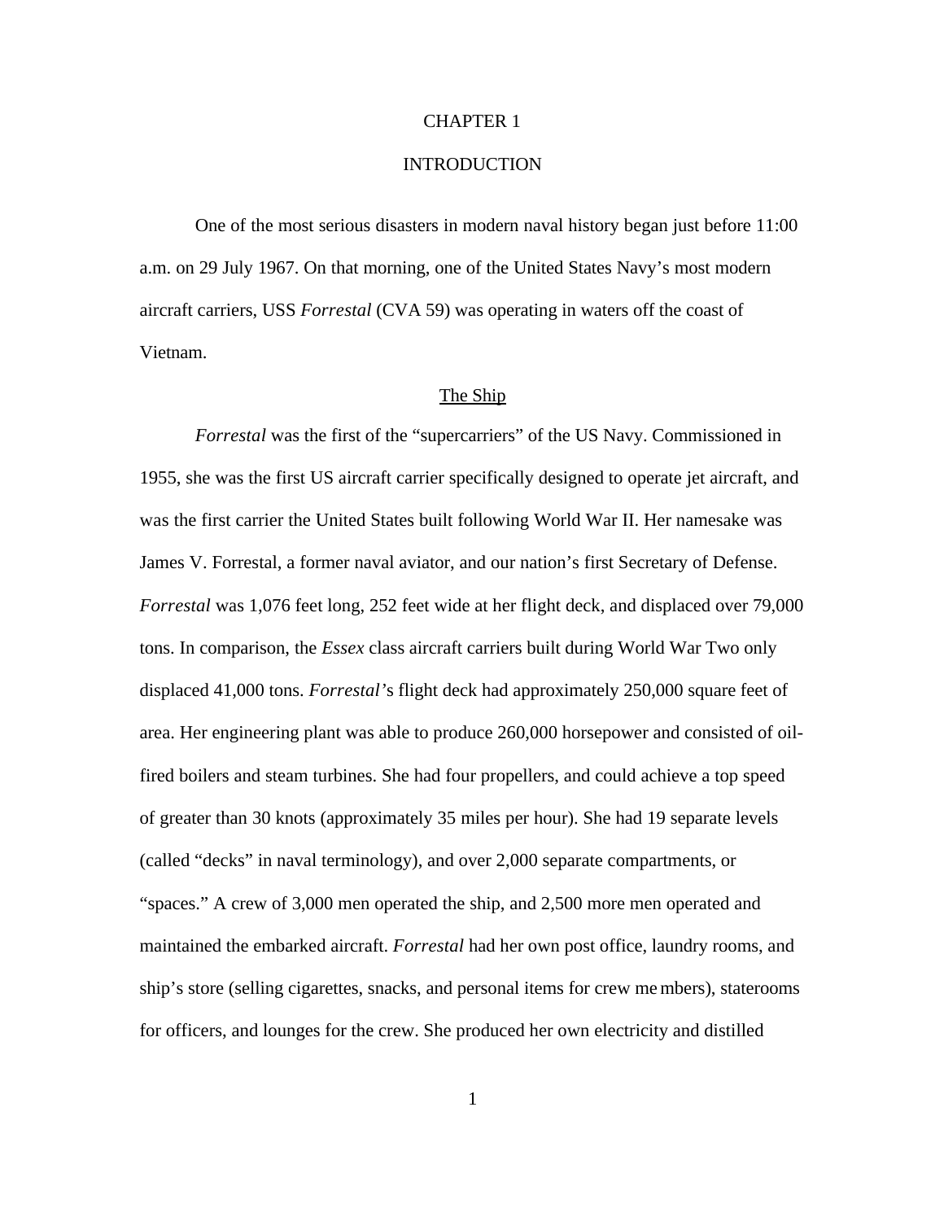# CHAPTER 1

# INTRODUCTION

One of the most serious disasters in modern naval history began just before 11:00 a.m. on 29 July 1967. On that morning, one of the United States Navy's most modern aircraft carriers, USS *Forrestal* (CVA 59) was operating in waters off the coast of Vietnam.

## The Ship

*Forrestal* was the first of the "supercarriers" of the US Navy. Commissioned in 1955, she was the first US aircraft carrier specifically designed to operate jet aircraft, and was the first carrier the United States built following World War II. Her namesake was James V. Forrestal, a former naval aviator, and our nation's first Secretary of Defense. *Forrestal* was 1,076 feet long, 252 feet wide at her flight deck, and displaced over 79,000 tons. In comparison, the *Essex* class aircraft carriers built during World War Two only displaced 41,000 tons. *Forrestal*'s flight deck had approximately 250,000 square feet of area. Her engineering plant was able to produce 260,000 horsepower and consisted of oil-fired boilers and steam turbines. She had four propellers, and could achieve a top speed of greater than 30 knots (approximately 35 miles per hour). She had 19 separate levels (called "decks" in naval terminology), and over 2,000 separate compartments, or "spaces." A crew of 3,000 men operated the ship, and 2,500 more men operated and maintained the embarked aircraft. *Forrestal* had her own post office, laundry rooms, and ship's store (selling cigarettes, snacks, and personal items for crew members), staterooms for officers, and lounges for the crew. She produced her own electricity and distilled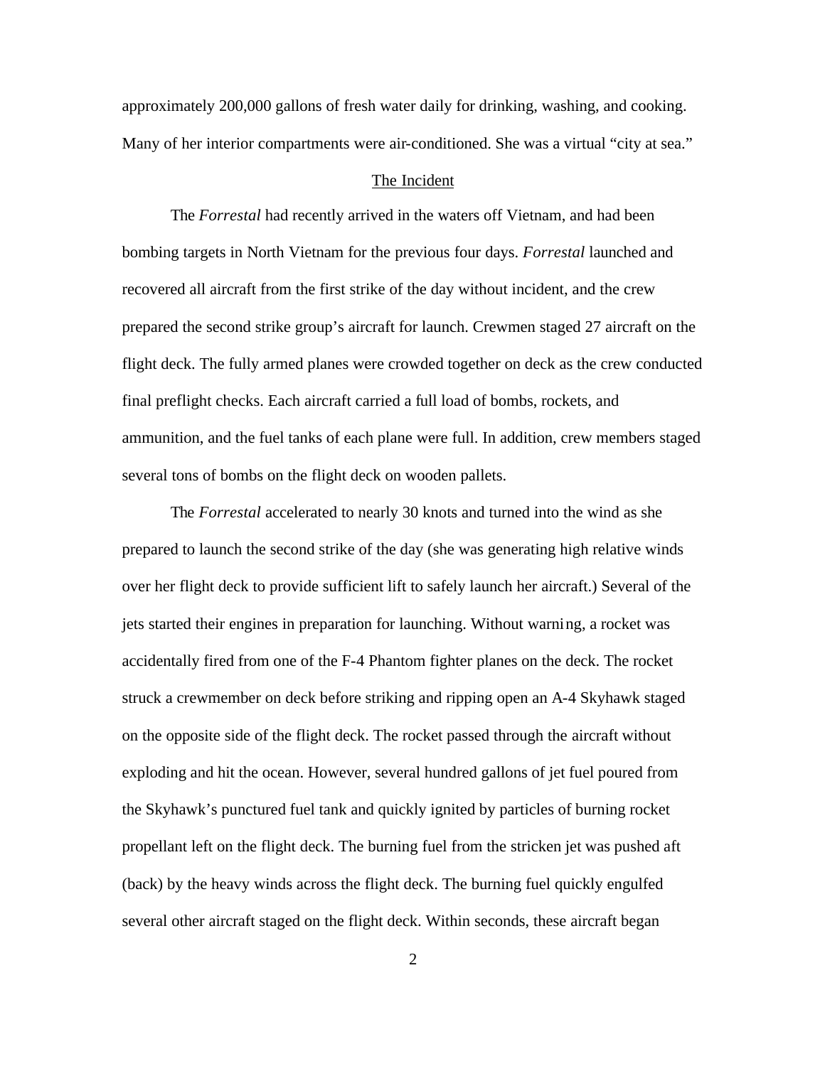approximately 200,000 gallons of fresh water daily for drinking, washing, and cooking. Many of her interior compartments were air-conditioned. She was a virtual "city at sea."

## The Incident

The *Forrestal* had recently arrived in the waters off Vietnam, and had been bombing targets in North Vietnam for the previous four days. *Forrestal* launched and recovered all aircraft from the first strike of the day without incident, and the crew prepared the second strike group's aircraft for launch. Crewmen staged 27 aircraft on the flight deck. The fully armed planes were crowded together on deck as the crew conducted final preflight checks. Each aircraft carried a full load of bombs, rockets, and ammunition, and the fuel tanks of each plane were full. In addition, crew members staged several tons of bombs on the flight deck on wooden pallets.

The *Forrestal* accelerated to nearly 30 knots and turned into the wind as she prepared to launch the second strike of the day (she was generating high relative winds over her flight deck to provide sufficient lift to safely launch her aircraft.) Several of the jets started their engines in preparation for launching. Without warning, a rocket was accidentally fired from one of the F-4 Phantom fighter planes on the deck. The rocket struck a crewmember on deck before striking and ripping open an A-4 Skyhawk staged on the opposite side of the flight deck. The rocket passed through the aircraft without exploding and hit the ocean. However, several hundred gallons of jet fuel poured from the Skyhawk's punctured fuel tank and quickly ignited by particles of burning rocket propellant left on the flight deck. The burning fuel from the stricken jet was pushed aft (back) by the heavy winds across the flight deck. The burning fuel quickly engulfed several other aircraft staged on the flight deck. Within seconds, these aircraft began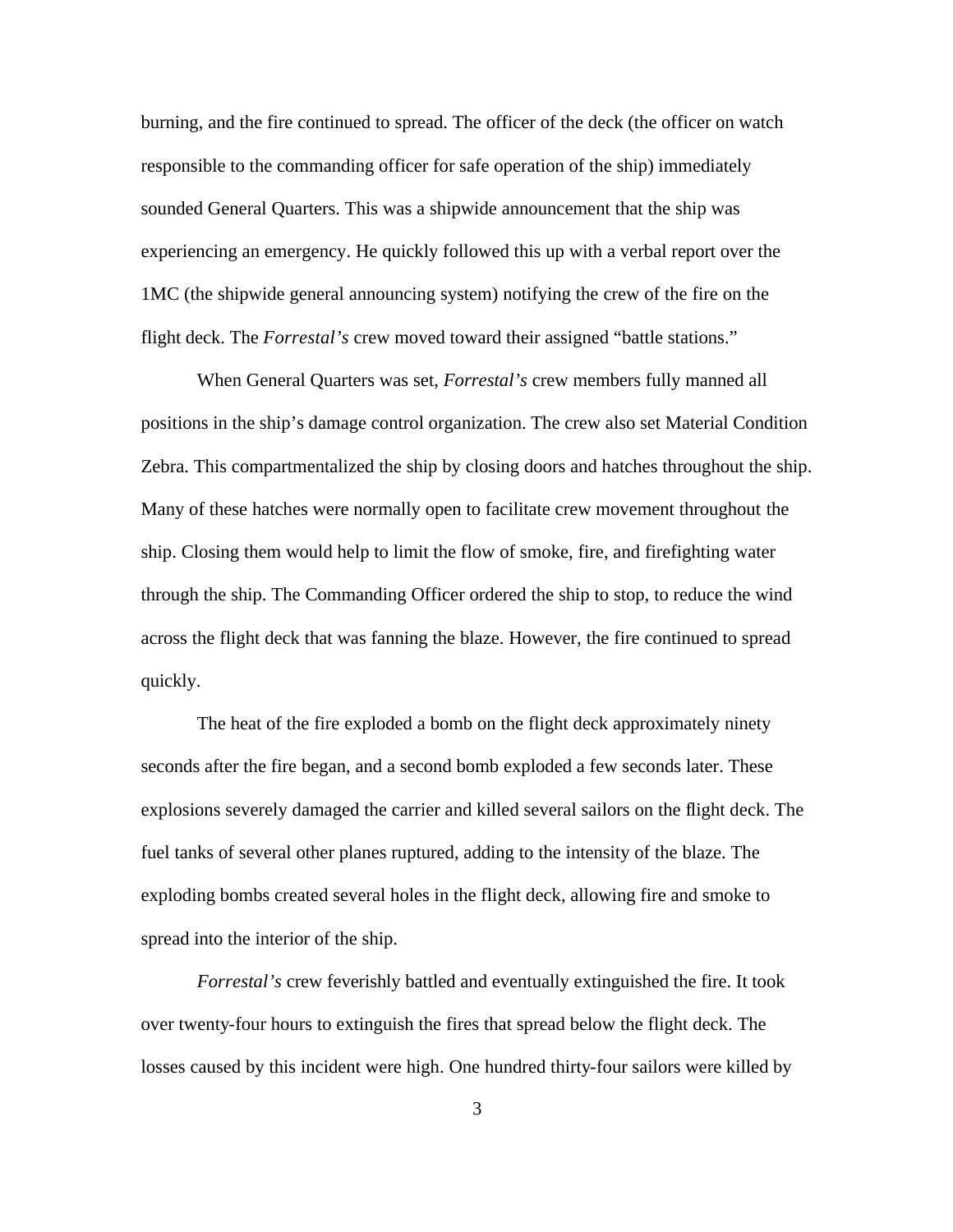burning, and the fire continued to spread. The officer of the deck (the officer on watch responsible to the commanding officer for safe operation of the ship) immediately sounded General Quarters. This was a shipwide announcement that the ship was experiencing an emergency. He quickly followed this up with a verbal report over the 1MC (the shipwide general announcing system) notifying the crew of the fire on the flight deck. The *Forrestal's* crew moved toward their assigned "battle stations."

When General Quarters was set, *Forrestal's* crew members fully manned all positions in the ship's damage control organization. The crew also set Material Condition Zebra. This compartmentalized the ship by closing doors and hatches throughout the ship. Many of these hatches were normally open to facilitate crew movement throughout the ship. Closing them would help to limit the flow of smoke, fire, and firefighting water through the ship. The Commanding Officer ordered the ship to stop, to reduce the wind across the flight deck that was fanning the blaze. However, the fire continued to spread quickly.

The heat of the fire exploded a bomb on the flight deck approximately ninety seconds after the fire began, and a second bomb exploded a few seconds later. These explosions severely damaged the carrier and killed several sailors on the flight deck. The fuel tanks of several other planes ruptured, adding to the intensity of the blaze. The exploding bombs created several holes in the flight deck, allowing fire and smoke to spread into the interior of the ship.

*Forrestal's* crew feverishly battled and eventually extinguished the fire. It took over twenty-four hours to extinguish the fires that spread below the flight deck. The losses caused by this incident were high. One hundred thirty-four sailors were killed by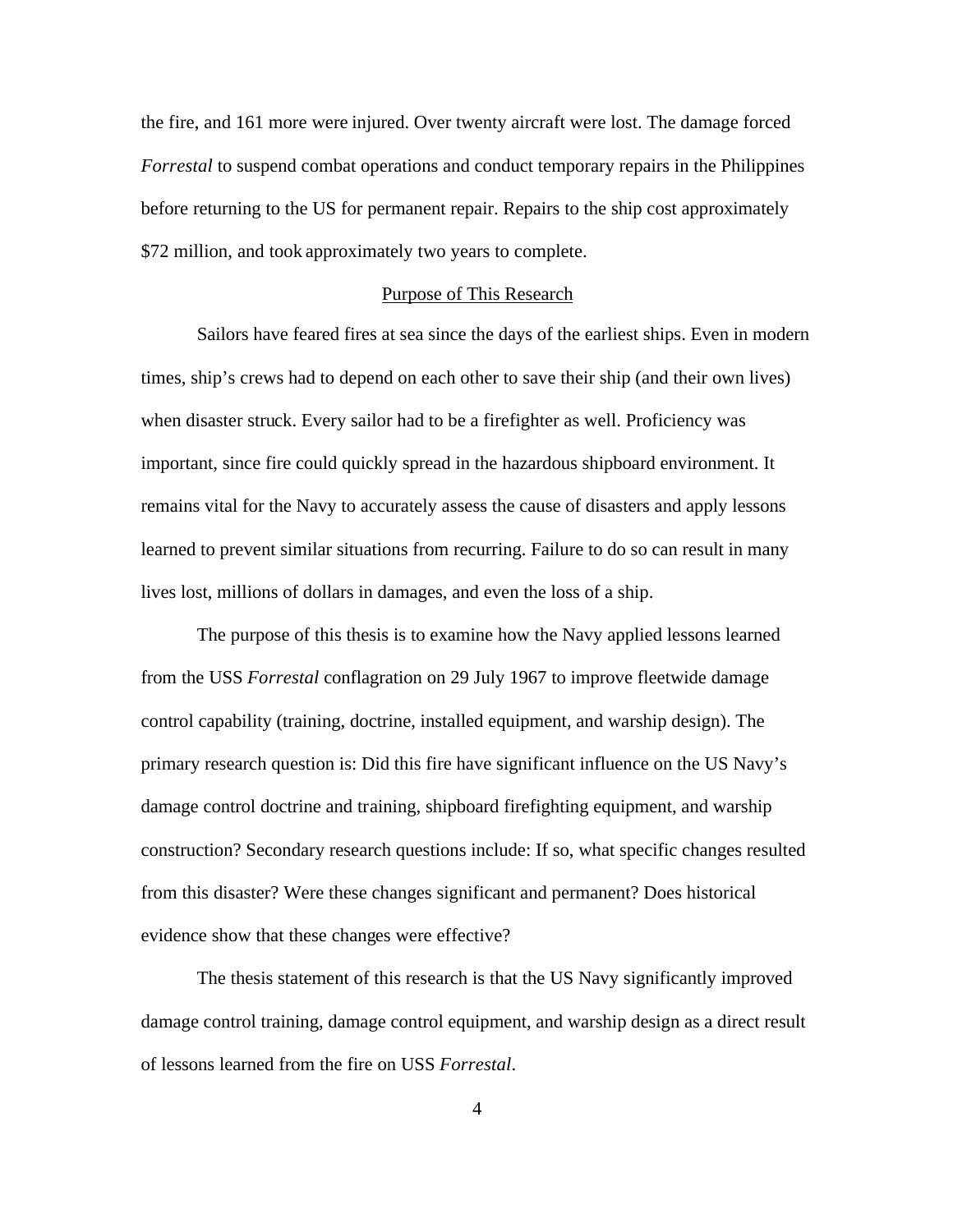the fire, and 161 more were injured. Over twenty aircraft were lost. The damage forced *Forrestal* to suspend combat operations and conduct temporary repairs in the Philippines before returning to the US for permanent repair. Repairs to the ship cost approximately $72 million, and took approximately two years to complete.

## Purpose of This Research

Sailors have feared fires at sea since the days of the earliest ships. Even in modern times, ship's crews had to depend on each other to save their ship (and their own lives) when disaster struck. Every sailor had to be a firefighter as well. Proficiency was important, since fire could quickly spread in the hazardous shipboard environment. It remains vital for the Navy to accurately assess the cause of disasters and apply lessons learned to prevent similar situations from recurring. Failure to do so can result in many lives lost, millions of dollars in damages, and even the loss of a ship.

The purpose of this thesis is to examine how the Navy applied lessons learned from the USS *Forrestal* conflagration on 29 July 1967 to improve fleetwide damage control capability (training, doctrine, installed equipment, and warship design). The primary research question is: Did this fire have significant influence on the US Navy's damage control doctrine and training, shipboard firefighting equipment, and warship construction? Secondary research questions include: If so, what specific changes resulted from this disaster? Were these changes significant and permanent? Does historical evidence show that these changes were effective?

The thesis statement of this research is that the US Navy significantly improved damage control training, damage control equipment, and warship design as a direct result of lessons learned from the fire on USS *Forrestal*.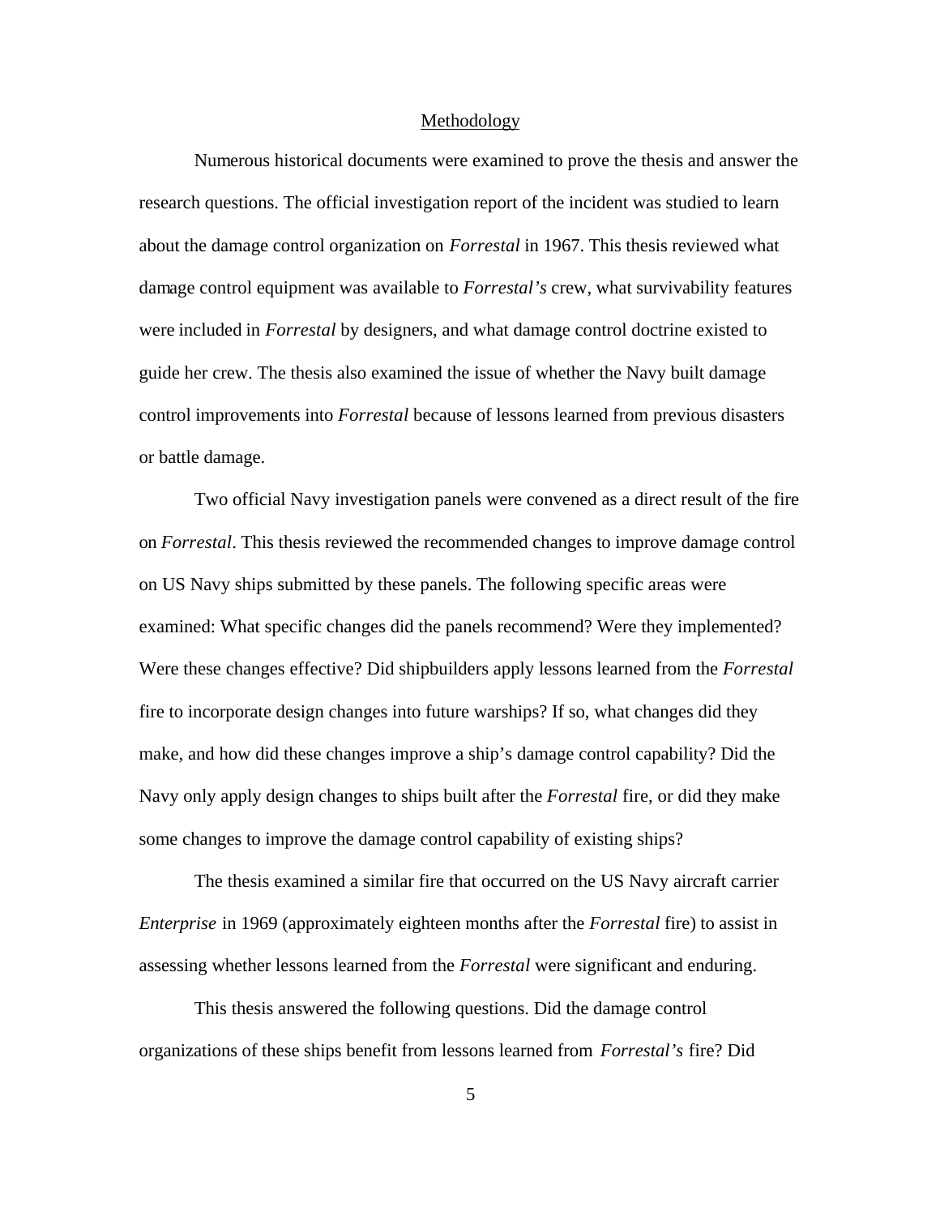## Methodology

Numerous historical documents were examined to prove the thesis and answer the research questions. The official investigation report of the incident was studied to learn about the damage control organization on *Forrestal* in 1967. This thesis reviewed what damage control equipment was available to *Forrestal's* crew, what survivability features were included in *Forrestal* by designers, and what damage control doctrine existed to guide her crew. The thesis also examined the issue of whether the Navy built damage control improvements into *Forrestal* because of lessons learned from previous disasters or battle damage.

Two official Navy investigation panels were convened as a direct result of the fire on *Forrestal*. This thesis reviewed the recommended changes to improve damage control on US Navy ships submitted by these panels. The following specific areas were examined: What specific changes did the panels recommend? Were they implemented? Were these changes effective? Did shipbuilders apply lessons learned from the *Forrestal* fire to incorporate design changes into future warships? If so, what changes did they make, and how did these changes improve a ship's damage control capability? Did the Navy only apply design changes to ships built after the *Forrestal* fire, or did they make some changes to improve the damage control capability of existing ships?

The thesis examined a similar fire that occurred on the US Navy aircraft carrier *Enterprise* in 1969 (approximately eighteen months after the *Forrestal* fire) to assist in assessing whether lessons learned from the *Forrestal* were significant and enduring.

This thesis answered the following questions. Did the damage control organizations of these ships benefit from lessons learned from *Forrestal's* fire? Did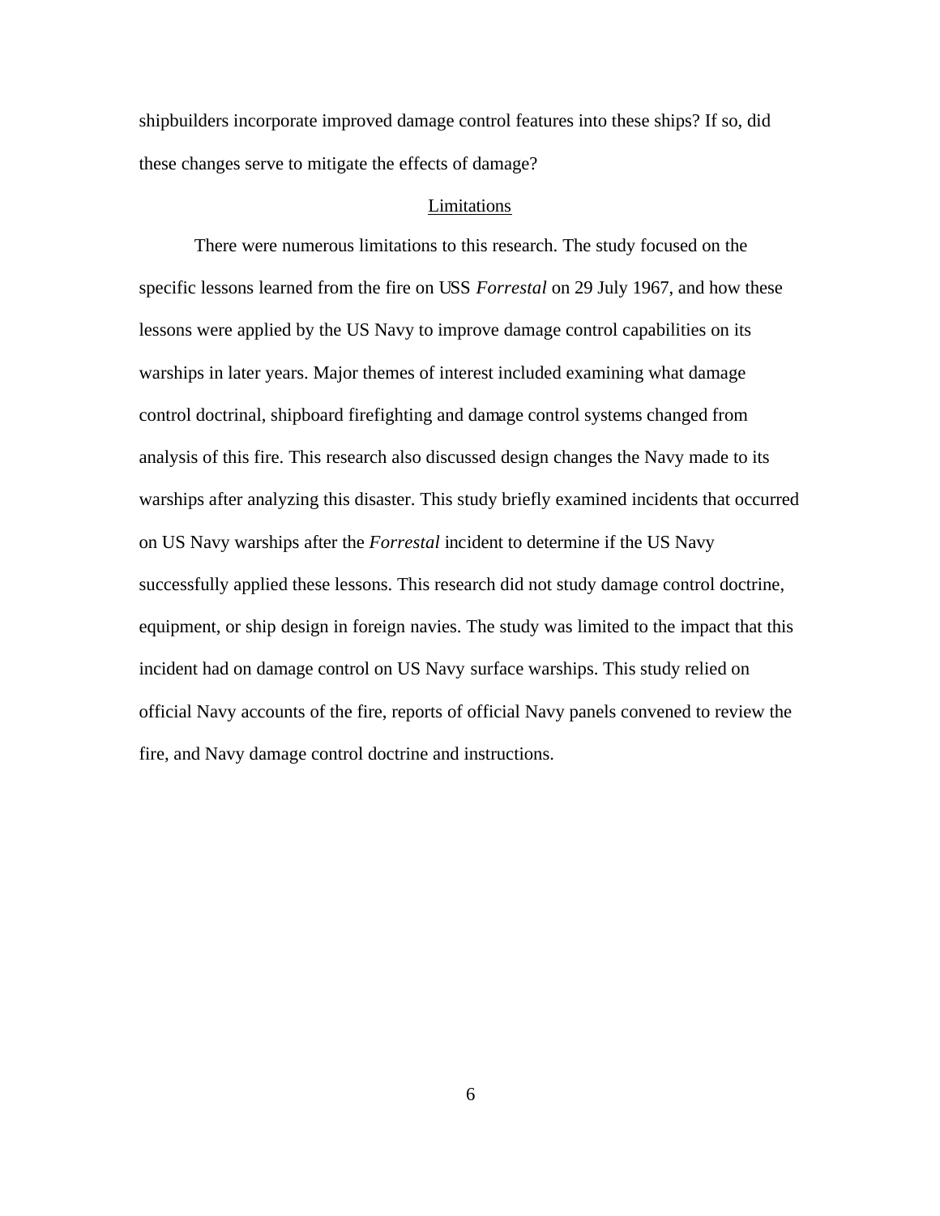shipbuilders incorporate improved damage control features into these ships? If so, did these changes serve to mitigate the effects of damage?

## Limitations

There were numerous limitations to this research. The study focused on the specific lessons learned from the fire on USS *Forrestal* on 29 July 1967, and how these lessons were applied by the US Navy to improve damage control capabilities on its warships in later years. Major themes of interest included examining what damage control doctrinal, shipboard firefighting and damage control systems changed from analysis of this fire. This research also discussed design changes the Navy made to its warships after analyzing this disaster. This study briefly examined incidents that occurred on US Navy warships after the *Forrestal* incident to determine if the US Navy successfully applied these lessons. This research did not study damage control doctrine, equipment, or ship design in foreign navies. The study was limited to the impact that this incident had on damage control on US Navy surface warships. This study relied on official Navy accounts of the fire, reports of official Navy panels convened to review the fire, and Navy damage control doctrine and instructions.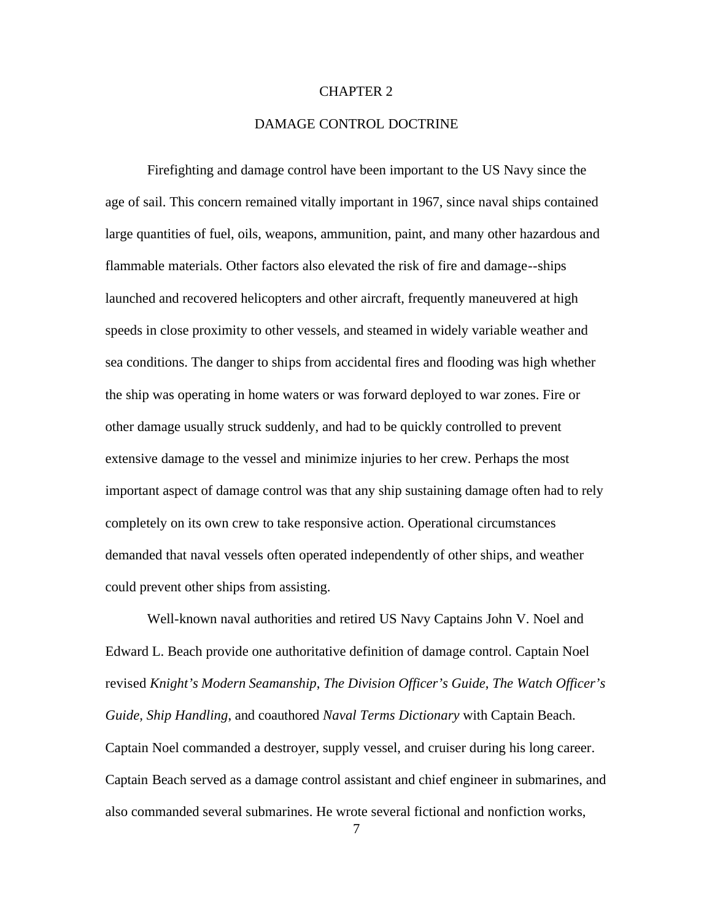# CHAPTER 2

## DAMAGE CONTROL DOCTRINE

Firefighting and damage control have been important to the US Navy since the age of sail. This concern remained vitally important in 1967, since naval ships contained large quantities of fuel, oils, weapons, ammunition, paint, and many other hazardous and flammable materials. Other factors also elevated the risk of fire and damage--ships launched and recovered helicopters and other aircraft, frequently maneuvered at high speeds in close proximity to other vessels, and steamed in widely variable weather and sea conditions. The danger to ships from accidental fires and flooding was high whether the ship was operating in home waters or was forward deployed to war zones. Fire or other damage usually struck suddenly, and had to be quickly controlled to prevent extensive damage to the vessel and minimize injuries to her crew. Perhaps the most important aspect of damage control was that any ship sustaining damage often had to rely completely on its own crew to take responsive action. Operational circumstances demanded that naval vessels often operated independently of other ships, and weather could prevent other ships from assisting.

Well-known naval authorities and retired US Navy Captains John V. Noel and Edward L. Beach provide one authoritative definition of damage control. Captain Noel revised *Knight's Modern Seamanship, The Division Officer's Guide, The Watch Officer's Guide, Ship Handling,* and coauthored *Naval Terms Dictionary* with Captain Beach. Captain Noel commanded a destroyer, supply vessel, and cruiser during his long career. Captain Beach served as a damage control assistant and chief engineer in submarines, and also commanded several submarines. He wrote several fictional and nonfiction works,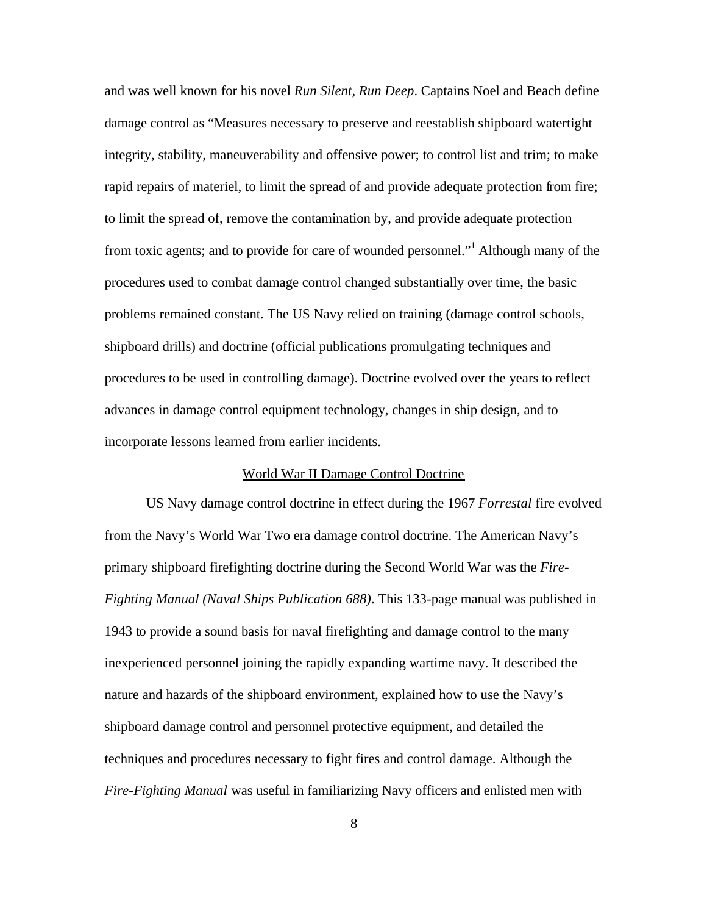and was well known for his novel *Run Silent, Run Deep*. Captains Noel and Beach define damage control as "Measures necessary to preserve and reestablish shipboard watertight integrity, stability, maneuverability and offensive power; to control list and trim; to make rapid repairs of materiel, to limit the spread of and provide adequate protection from fire; to limit the spread of, remove the contamination by, and provide adequate protection from toxic agents; and to provide for care of wounded personnel."[1] Although many of the procedures used to combat damage control changed substantially over time, the basic problems remained constant. The US Navy relied on training (damage control schools, shipboard drills) and doctrine (official publications promulgating techniques and procedures to be used in controlling damage). Doctrine evolved over the years to reflect advances in damage control equipment technology, changes in ship design, and to incorporate lessons learned from earlier incidents.

## World War II Damage Control Doctrine

US Navy damage control doctrine in effect during the 1967 *Forrestal* fire evolved from the Navy's World War Two era damage control doctrine. The American Navy's primary shipboard firefighting doctrine during the Second World War was the *Fire-Fighting Manual (Naval Ships Publication 688)*. This 133-page manual was published in 1943 to provide a sound basis for naval firefighting and damage control to the many inexperienced personnel joining the rapidly expanding wartime navy. It described the nature and hazards of the shipboard environment, explained how to use the Navy's shipboard damage control and personnel protective equipment, and detailed the techniques and procedures necessary to fight fires and control damage. Although the *Fire-Fighting Manual* was useful in familiarizing Navy officers and enlisted men with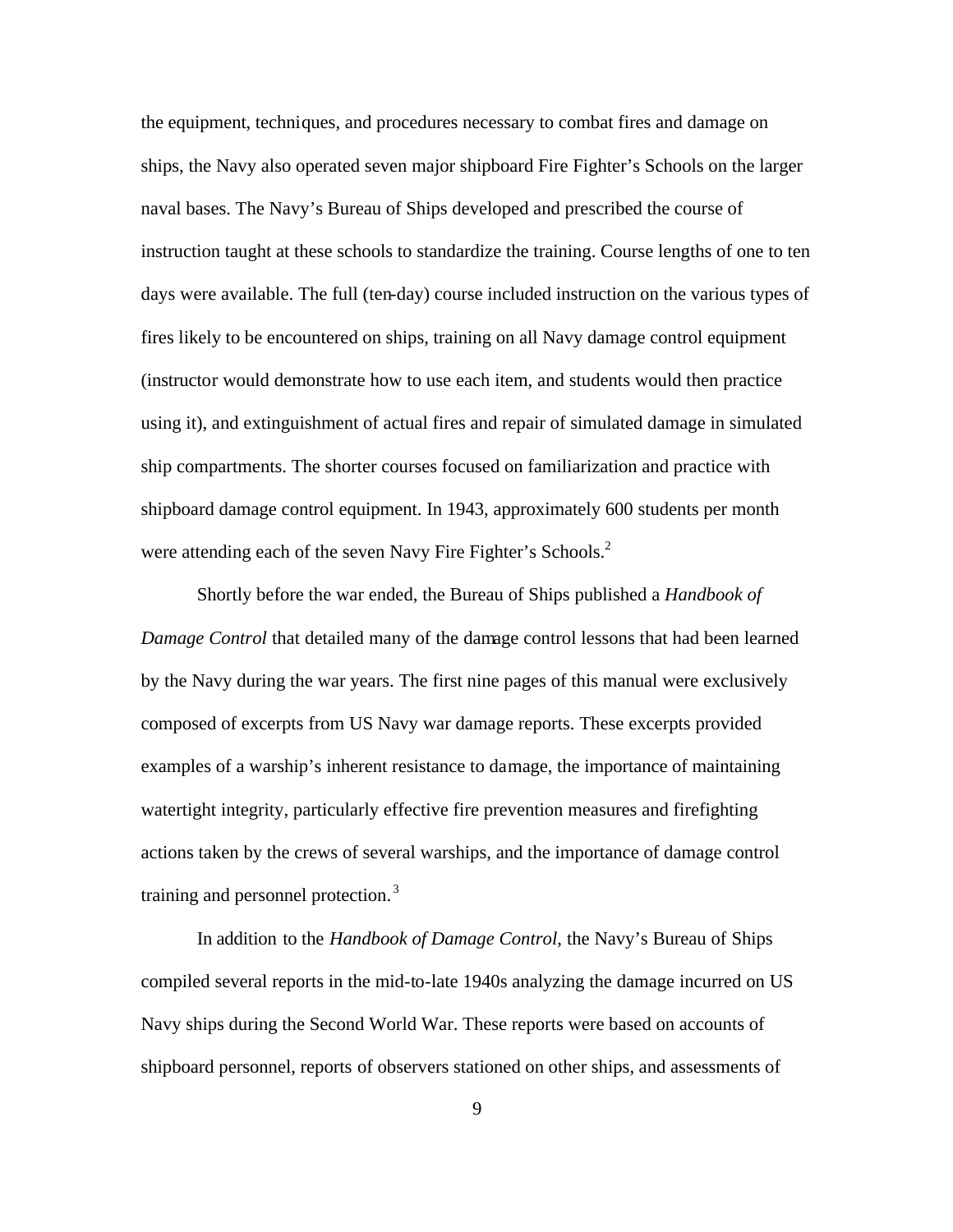the equipment, techniques, and procedures necessary to combat fires and damage on ships, the Navy also operated seven major shipboard Fire Fighter's Schools on the larger naval bases. The Navy's Bureau of Ships developed and prescribed the course of instruction taught at these schools to standardize the training. Course lengths of one to ten days were available. The full (ten-day) course included instruction on the various types of fires likely to be encountered on ships, training on all Navy damage control equipment (instructor would demonstrate how to use each item, and students would then practice using it), and extinguishment of actual fires and repair of simulated damage in simulated ship compartments. The shorter courses focused on familiarization and practice with shipboard damage control equipment. In 1943, approximately 600 students per month were attending each of the seven Navy Fire Fighter's Schools.[2]

Shortly before the war ended, the Bureau of Ships published a *Handbook of Damage Control* that detailed many of the damage control lessons that had been learned by the Navy during the war years. The first nine pages of this manual were exclusively composed of excerpts from US Navy war damage reports. These excerpts provided examples of a warship's inherent resistance to damage, the importance of maintaining watertight integrity, particularly effective fire prevention measures and firefighting actions taken by the crews of several warships, and the importance of damage control training and personnel protection.[3]

In addition to the *Handbook of Damage Control*, the Navy's Bureau of Ships compiled several reports in the mid-to-late 1940s analyzing the damage incurred on US Navy ships during the Second World War. These reports were based on accounts of shipboard personnel, reports of observers stationed on other ships, and assessments of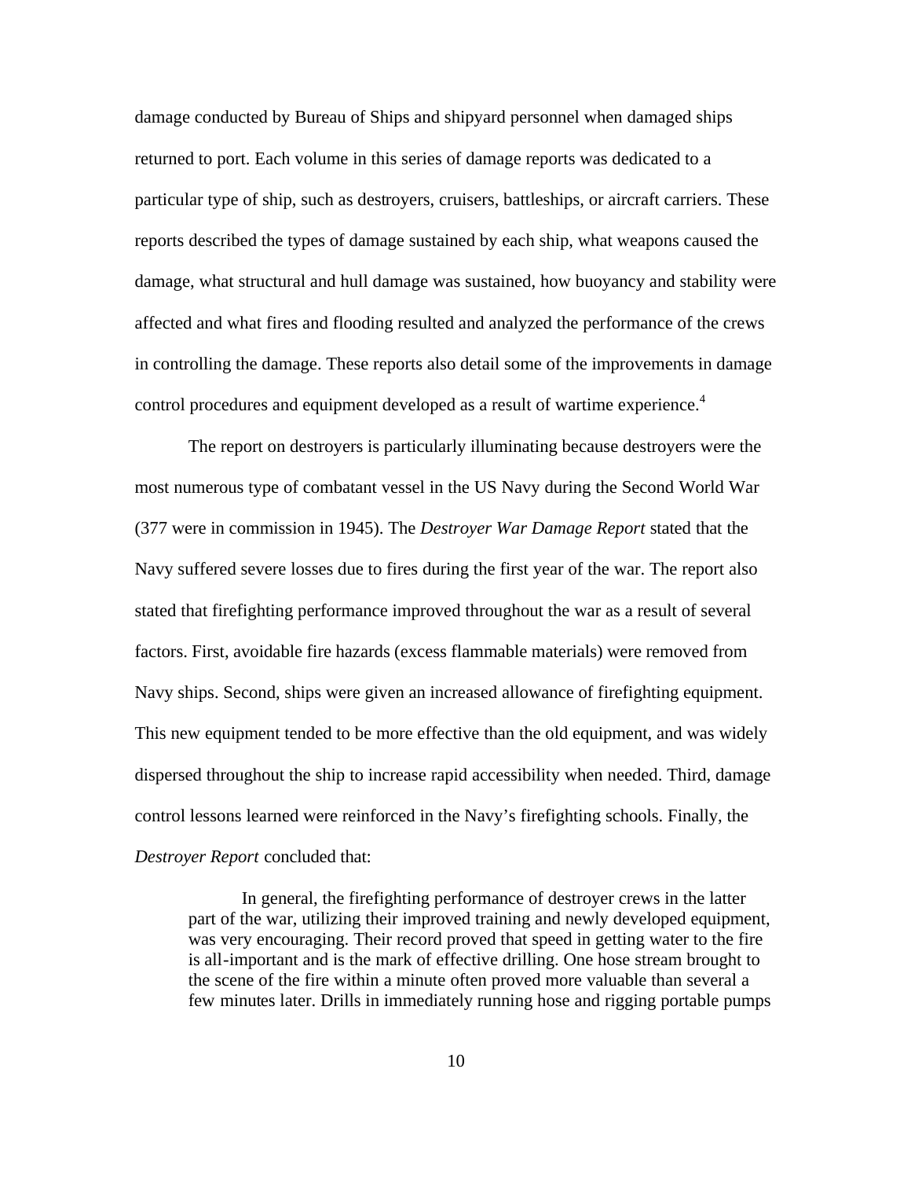damage conducted by Bureau of Ships and shipyard personnel when damaged ships returned to port. Each volume in this series of damage reports was dedicated to a particular type of ship, such as destroyers, cruisers, battleships, or aircraft carriers. These reports described the types of damage sustained by each ship, what weapons caused the damage, what structural and hull damage was sustained, how buoyancy and stability were affected and what fires and flooding resulted and analyzed the performance of the crews in controlling the damage. These reports also detail some of the improvements in damage control procedures and equipment developed as a result of wartime experience.[4]

The report on destroyers is particularly illuminating because destroyers were the most numerous type of combatant vessel in the US Navy during the Second World War (377 were in commission in 1945). The *Destroyer War Damage Report* stated that the Navy suffered severe losses due to fires during the first year of the war. The report also stated that firefighting performance improved throughout the war as a result of several factors. First, avoidable fire hazards (excess flammable materials) were removed from Navy ships. Second, ships were given an increased allowance of firefighting equipment. This new equipment tended to be more effective than the old equipment, and was widely dispersed throughout the ship to increase rapid accessibility when needed. Third, damage control lessons learned were reinforced in the Navy's firefighting schools. Finally, the *Destroyer Report* concluded that:

> In general, the firefighting performance of destroyer crews in the latter part of the war, utilizing their improved training and newly developed equipment, was very encouraging. Their record proved that speed in getting water to the fire is all-important and is the mark of effective drilling. One hose stream brought to the scene of the fire within a minute often proved more valuable than several a few minutes later. Drills in immediately running hose and rigging portable pumps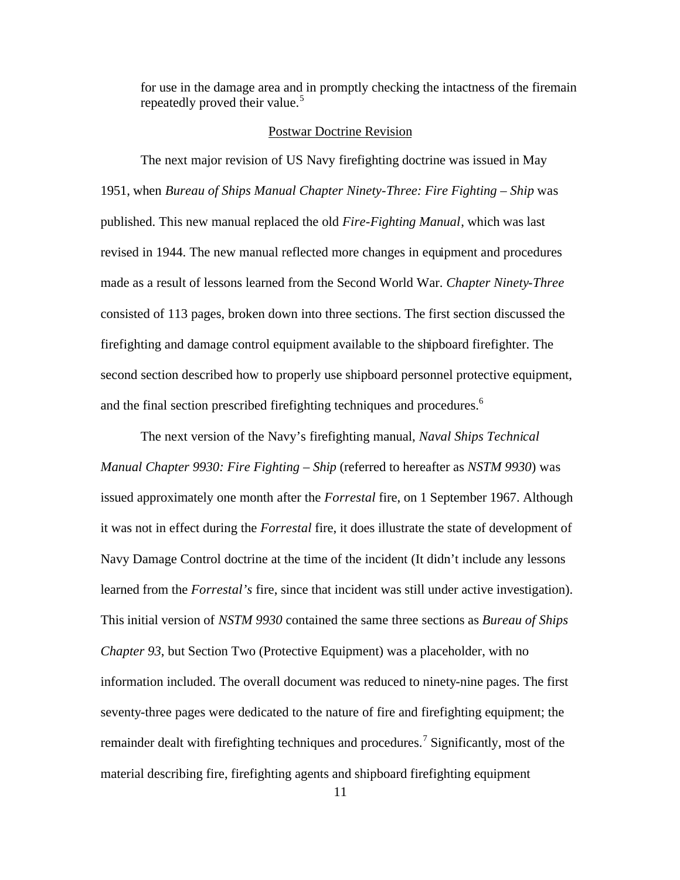for use in the damage area and in promptly checking the intactness of the firemain repeatedly proved their value.[5]

## Postwar Doctrine Revision

The next major revision of US Navy firefighting doctrine was issued in May 1951, when *Bureau of Ships Manual Chapter Ninety-Three: Fire Fighting – Ship* was published. This new manual replaced the old *Fire-Fighting Manual*, which was last revised in 1944. The new manual reflected more changes in equipment and procedures made as a result of lessons learned from the Second World War. *Chapter Ninety-Three* consisted of 113 pages, broken down into three sections. The first section discussed the firefighting and damage control equipment available to the shipboard firefighter. The second section described how to properly use shipboard personnel protective equipment, and the final section prescribed firefighting techniques and procedures.[6]

The next version of the Navy's firefighting manual, *Naval Ships Technical Manual Chapter 9930: Fire Fighting – Ship* (referred to hereafter as *NSTM 9930*) was issued approximately one month after the *Forrestal* fire, on 1 September 1967. Although it was not in effect during the *Forrestal* fire, it does illustrate the state of development of Navy Damage Control doctrine at the time of the incident (It didn't include any lessons learned from the *Forrestal's* fire, since that incident was still under active investigation). This initial version of *NSTM 9930* contained the same three sections as *Bureau of Ships Chapter 93*, but Section Two (Protective Equipment) was a placeholder, with no information included. The overall document was reduced to ninety-nine pages. The first seventy-three pages were dedicated to the nature of fire and firefighting equipment; the remainder dealt with firefighting techniques and procedures.[7] Significantly, most of the material describing fire, firefighting agents and shipboard firefighting equipment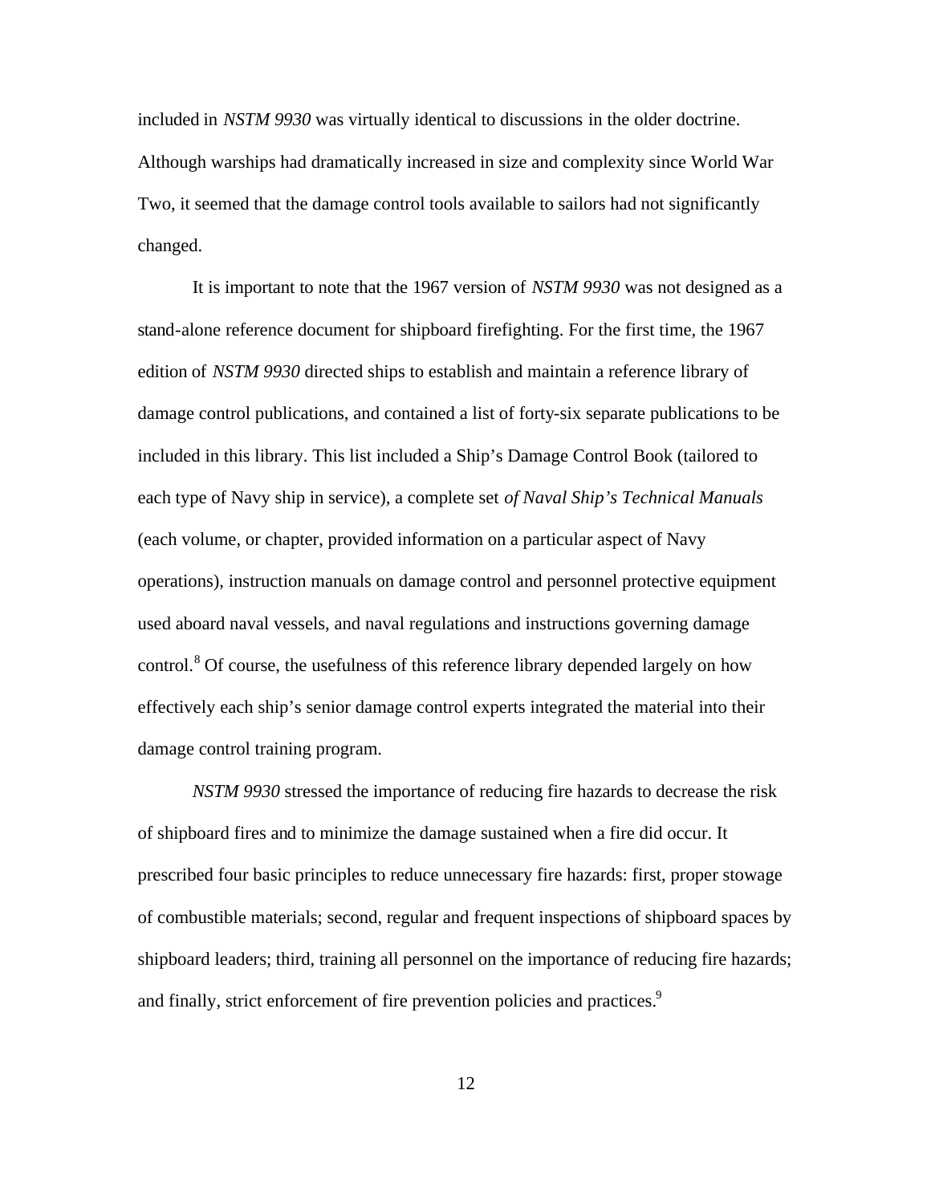included in *NSTM 9930* was virtually identical to discussions in the older doctrine. Although warships had dramatically increased in size and complexity since World War Two, it seemed that the damage control tools available to sailors had not significantly changed.

It is important to note that the 1967 version of *NSTM 9930* was not designed as a stand-alone reference document for shipboard firefighting. For the first time, the 1967 edition of *NSTM 9930* directed ships to establish and maintain a reference library of damage control publications, and contained a list of forty-six separate publications to be included in this library. This list included a Ship's Damage Control Book (tailored to each type of Navy ship in service), a complete set *of Naval Ship's Technical Manuals* (each volume, or chapter, provided information on a particular aspect of Navy operations), instruction manuals on damage control and personnel protective equipment used aboard naval vessels, and naval regulations and instructions governing damage control.[8] Of course, the usefulness of this reference library depended largely on how effectively each ship's senior damage control experts integrated the material into their damage control training program.

*NSTM 9930* stressed the importance of reducing fire hazards to decrease the risk of shipboard fires and to minimize the damage sustained when a fire did occur. It prescribed four basic principles to reduce unnecessary fire hazards: first, proper stowage of combustible materials; second, regular and frequent inspections of shipboard spaces by shipboard leaders; third, training all personnel on the importance of reducing fire hazards; and finally, strict enforcement of fire prevention policies and practices.[9]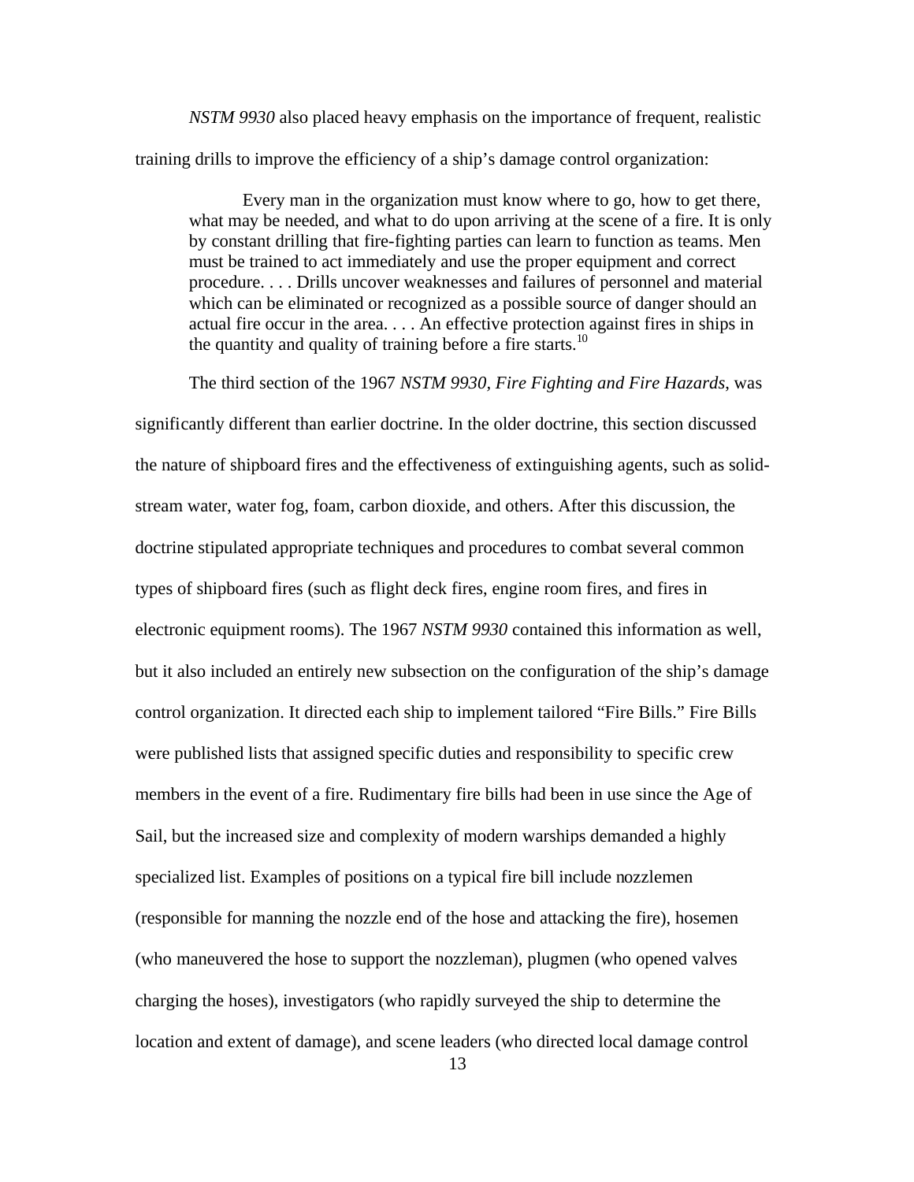*NSTM 9930* also placed heavy emphasis on the importance of frequent, realistic training drills to improve the efficiency of a ship's damage control organization:

> Every man in the organization must know where to go, how to get there, what may be needed, and what to do upon arriving at the scene of a fire. It is only by constant drilling that fire-fighting parties can learn to function as teams. Men must be trained to act immediately and use the proper equipment and correct procedure. . . . Drills uncover weaknesses and failures of personnel and material which can be eliminated or recognized as a possible source of danger should an actual fire occur in the area. . . . An effective protection against fires in ships in the quantity and quality of training before a fire starts.[10]

The third section of the 1967 *NSTM 9930, Fire Fighting and Fire Hazards*, was significantly different than earlier doctrine. In the older doctrine, this section discussed the nature of shipboard fires and the effectiveness of extinguishing agents, such as solid-stream water, water fog, foam, carbon dioxide, and others. After this discussion, the doctrine stipulated appropriate techniques and procedures to combat several common types of shipboard fires (such as flight deck fires, engine room fires, and fires in electronic equipment rooms). The 1967 *NSTM 9930* contained this information as well, but it also included an entirely new subsection on the configuration of the ship's damage control organization. It directed each ship to implement tailored "Fire Bills." Fire Bills were published lists that assigned specific duties and responsibility to specific crew members in the event of a fire. Rudimentary fire bills had been in use since the Age of Sail, but the increased size and complexity of modern warships demanded a highly specialized list. Examples of positions on a typical fire bill include nozzlemen (responsible for manning the nozzle end of the hose and attacking the fire), hosemen (who maneuvered the hose to support the nozzleman), plugmen (who opened valves charging the hoses), investigators (who rapidly surveyed the ship to determine the location and extent of damage), and scene leaders (who directed local damage control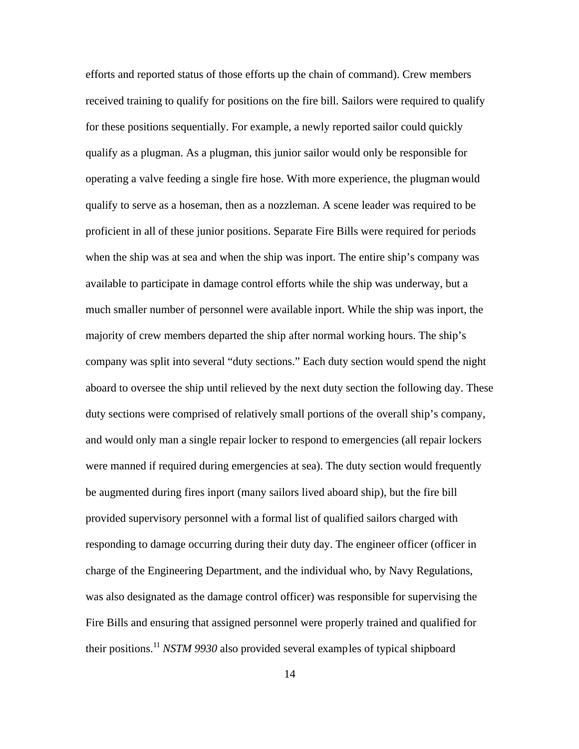efforts and reported status of those efforts up the chain of command). Crew members received training to qualify for positions on the fire bill. Sailors were required to qualify for these positions sequentially. For example, a newly reported sailor could quickly qualify as a plugman. As a plugman, this junior sailor would only be responsible for operating a valve feeding a single fire hose. With more experience, the plugman would qualify to serve as a hoseman, then as a nozzleman. A scene leader was required to be proficient in all of these junior positions. Separate Fire Bills were required for periods when the ship was at sea and when the ship was inport. The entire ship's company was available to participate in damage control efforts while the ship was underway, but a much smaller number of personnel were available inport. While the ship was inport, the majority of crew members departed the ship after normal working hours. The ship's company was split into several "duty sections." Each duty section would spend the night aboard to oversee the ship until relieved by the next duty section the following day. These duty sections were comprised of relatively small portions of the overall ship's company, and would only man a single repair locker to respond to emergencies (all repair lockers were manned if required during emergencies at sea). The duty section would frequently be augmented during fires inport (many sailors lived aboard ship), but the fire bill provided supervisory personnel with a formal list of qualified sailors charged with responding to damage occurring during their duty day. The engineer officer (officer in charge of the Engineering Department, and the individual who, by Navy Regulations, was also designated as the damage control officer) was responsible for supervising the Fire Bills and ensuring that assigned personnel were properly trained and qualified for their positions.[11] *NSTM 9930* also provided several examples of typical shipboard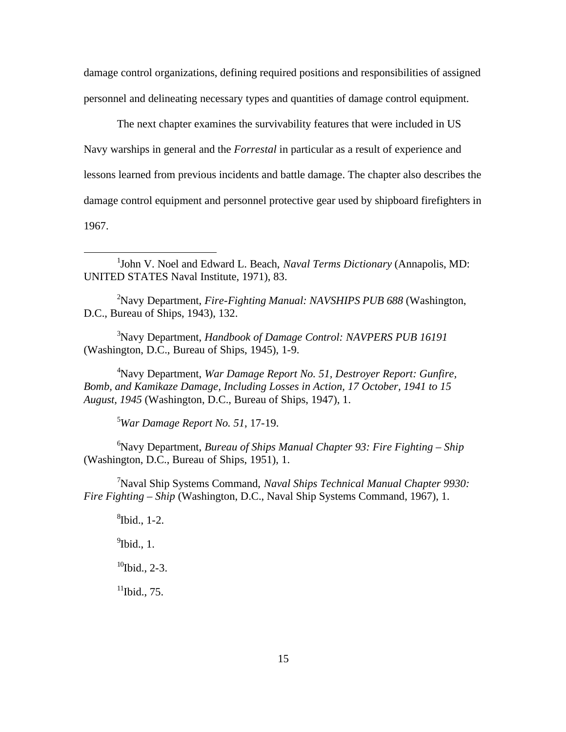damage control organizations, defining required positions and responsibilities of assigned personnel and delineating necessary types and quantities of damage control equipment.

The next chapter examines the survivability features that were included in US Navy warships in general and the *Forrestal* in particular as a result of experience and lessons learned from previous incidents and battle damage. The chapter also describes the damage control equipment and personnel protective gear used by shipboard firefighters in 1967.

---

[1]John V. Noel and Edward L. Beach, *Naval Terms Dictionary* (Annapolis, MD: UNITED STATES Naval Institute, 1971), 83.

[2]Navy Department, *Fire-Fighting Manual: NAVSHIPS PUB 688* (Washington, D.C., Bureau of Ships, 1943), 132.

[3]Navy Department, *Handbook of Damage Control: NAVPERS PUB 16191* (Washington, D.C., Bureau of Ships, 1945), 1-9.

[4]Navy Department, *War Damage Report No. 51, Destroyer Report: Gunfire, Bomb, and Kamikaze Damage, Including Losses in Action, 17 October, 1941 to 15 August, 1945* (Washington, D.C., Bureau of Ships, 1947), 1.

[5]*War Damage Report No. 51*, 17-19.

[6]Navy Department, *Bureau of Ships Manual Chapter 93: Fire Fighting – Ship* (Washington, D.C., Bureau of Ships, 1951), 1.

[7]Naval Ship Systems Command, *Naval Ships Technical Manual Chapter 9930: Fire Fighting – Ship* (Washington, D.C., Naval Ship Systems Command, 1967), 1.

[8]Ibid., 1-2.

[9]Ibid., 1.

[10]Ibid., 2-3.

[11]Ibid., 75.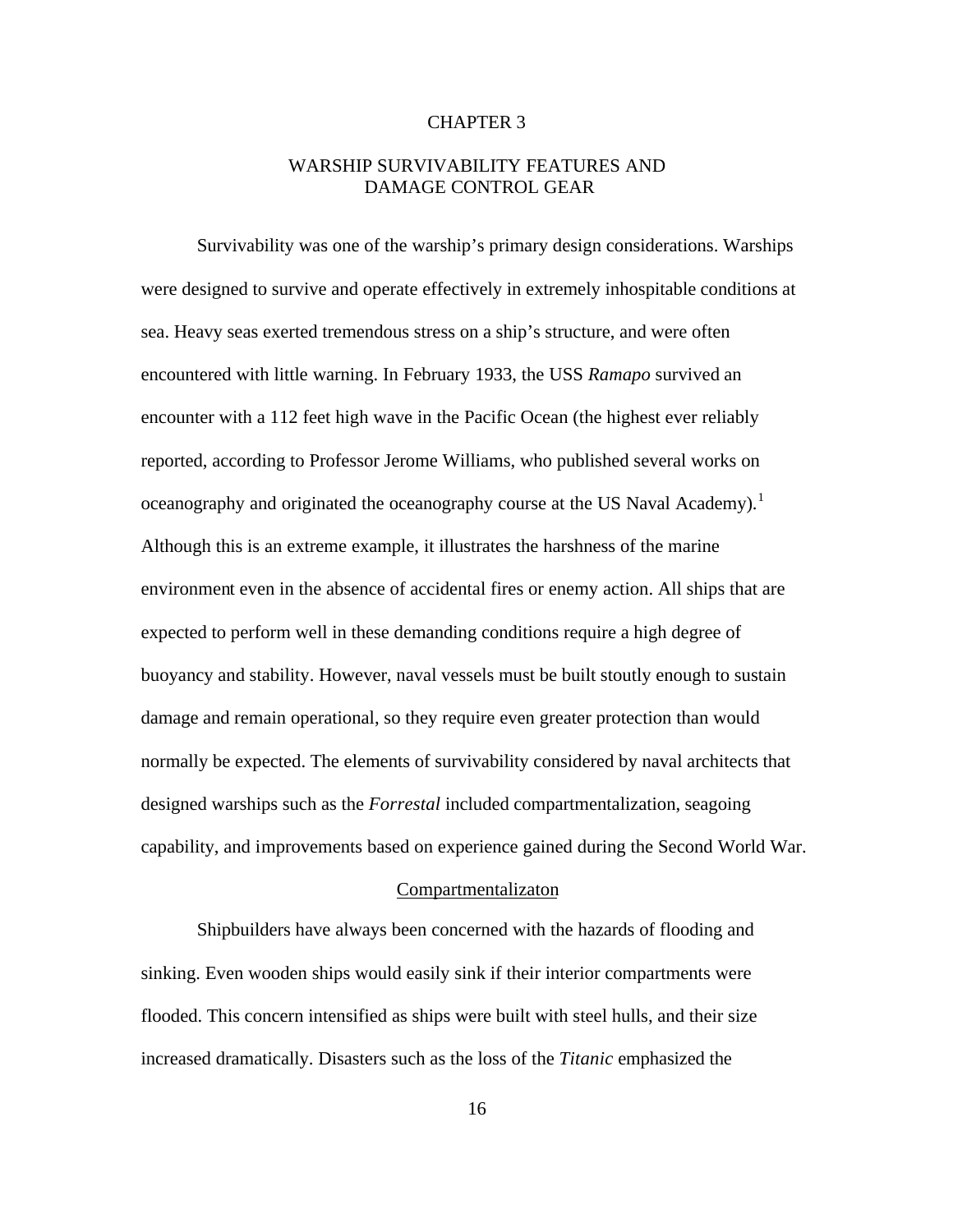# CHAPTER 3

# WARSHIP SURVIVABILITY FEATURES AND DAMAGE CONTROL GEAR

Survivability was one of the warship's primary design considerations. Warships were designed to survive and operate effectively in extremely inhospitable conditions at sea. Heavy seas exerted tremendous stress on a ship's structure, and were often encountered with little warning. In February 1933, the USS *Ramapo* survived an encounter with a 112 feet high wave in the Pacific Ocean (the highest ever reliably reported, according to Professor Jerome Williams, who published several works on oceanography and originated the oceanography course at the US Naval Academy).[1] Although this is an extreme example, it illustrates the harshness of the marine environment even in the absence of accidental fires or enemy action. All ships that are expected to perform well in these demanding conditions require a high degree of buoyancy and stability. However, naval vessels must be built stoutly enough to sustain damage and remain operational, so they require even greater protection than would normally be expected. The elements of survivability considered by naval architects that designed warships such as the *Forrestal* included compartmentalization, seagoing capability, and improvements based on experience gained during the Second World War.

## Compartmentalizaton

Shipbuilders have always been concerned with the hazards of flooding and sinking. Even wooden ships would easily sink if their interior compartments were flooded. This concern intensified as ships were built with steel hulls, and their size increased dramatically. Disasters such as the loss of the *Titanic* emphasized the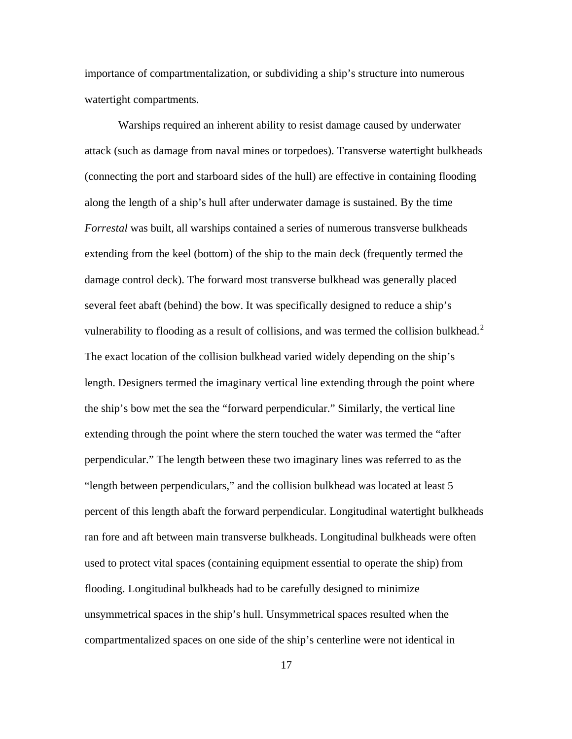importance of compartmentalization, or subdividing a ship's structure into numerous watertight compartments.

Warships required an inherent ability to resist damage caused by underwater attack (such as damage from naval mines or torpedoes). Transverse watertight bulkheads (connecting the port and starboard sides of the hull) are effective in containing flooding along the length of a ship's hull after underwater damage is sustained. By the time *Forrestal* was built, all warships contained a series of numerous transverse bulkheads extending from the keel (bottom) of the ship to the main deck (frequently termed the damage control deck). The forward most transverse bulkhead was generally placed several feet abaft (behind) the bow. It was specifically designed to reduce a ship's vulnerability to flooding as a result of collisions, and was termed the collision bulkhead.[2] The exact location of the collision bulkhead varied widely depending on the ship's length. Designers termed the imaginary vertical line extending through the point where the ship's bow met the sea the "forward perpendicular." Similarly, the vertical line extending through the point where the stern touched the water was termed the "after perpendicular." The length between these two imaginary lines was referred to as the "length between perpendiculars," and the collision bulkhead was located at least 5 percent of this length abaft the forward perpendicular. Longitudinal watertight bulkheads ran fore and aft between main transverse bulkheads. Longitudinal bulkheads were often used to protect vital spaces (containing equipment essential to operate the ship) from flooding. Longitudinal bulkheads had to be carefully designed to minimize unsymmetrical spaces in the ship's hull. Unsymmetrical spaces resulted when the compartmentalized spaces on one side of the ship's centerline were not identical in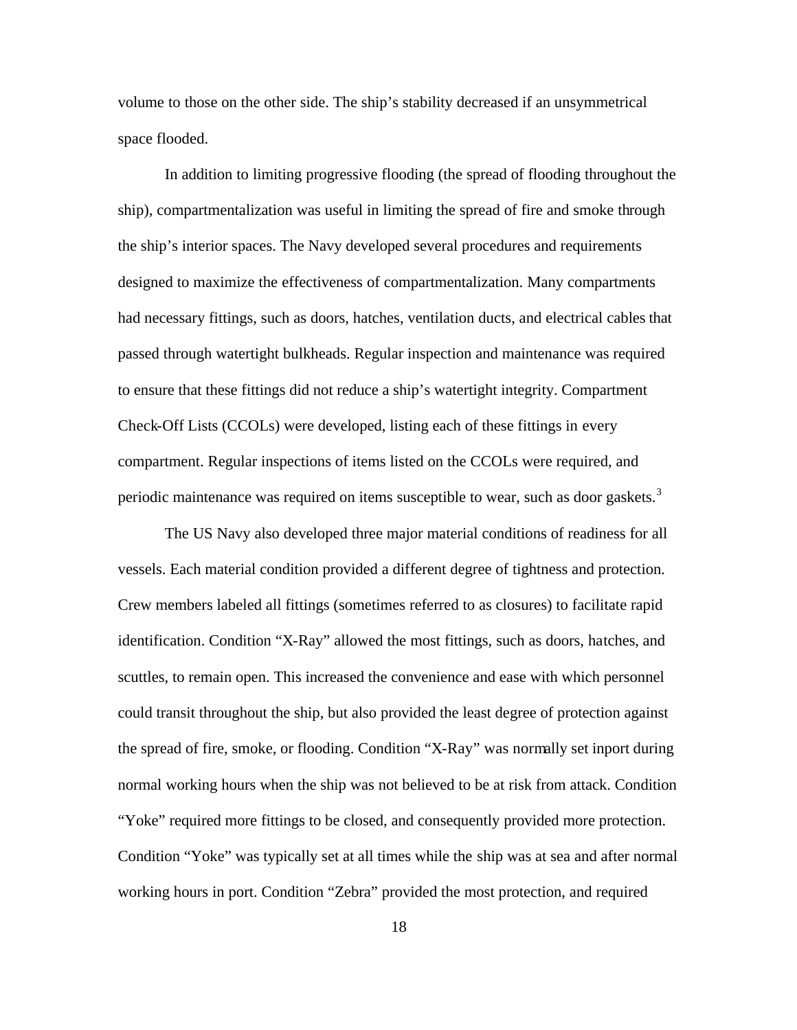volume to those on the other side. The ship's stability decreased if an unsymmetrical space flooded.

In addition to limiting progressive flooding (the spread of flooding throughout the ship), compartmentalization was useful in limiting the spread of fire and smoke through the ship's interior spaces. The Navy developed several procedures and requirements designed to maximize the effectiveness of compartmentalization. Many compartments had necessary fittings, such as doors, hatches, ventilation ducts, and electrical cables that passed through watertight bulkheads. Regular inspection and maintenance was required to ensure that these fittings did not reduce a ship's watertight integrity. Compartment Check-Off Lists (CCOLs) were developed, listing each of these fittings in every compartment. Regular inspections of items listed on the CCOLs were required, and periodic maintenance was required on items susceptible to wear, such as door gaskets.[3]

The US Navy also developed three major material conditions of readiness for all vessels. Each material condition provided a different degree of tightness and protection. Crew members labeled all fittings (sometimes referred to as closures) to facilitate rapid identification. Condition "X-Ray" allowed the most fittings, such as doors, hatches, and scuttles, to remain open. This increased the convenience and ease with which personnel could transit throughout the ship, but also provided the least degree of protection against the spread of fire, smoke, or flooding. Condition "X-Ray" was normally set inport during normal working hours when the ship was not believed to be at risk from attack. Condition "Yoke" required more fittings to be closed, and consequently provided more protection. Condition "Yoke" was typically set at all times while the ship was at sea and after normal working hours in port. Condition "Zebra" provided the most protection, and required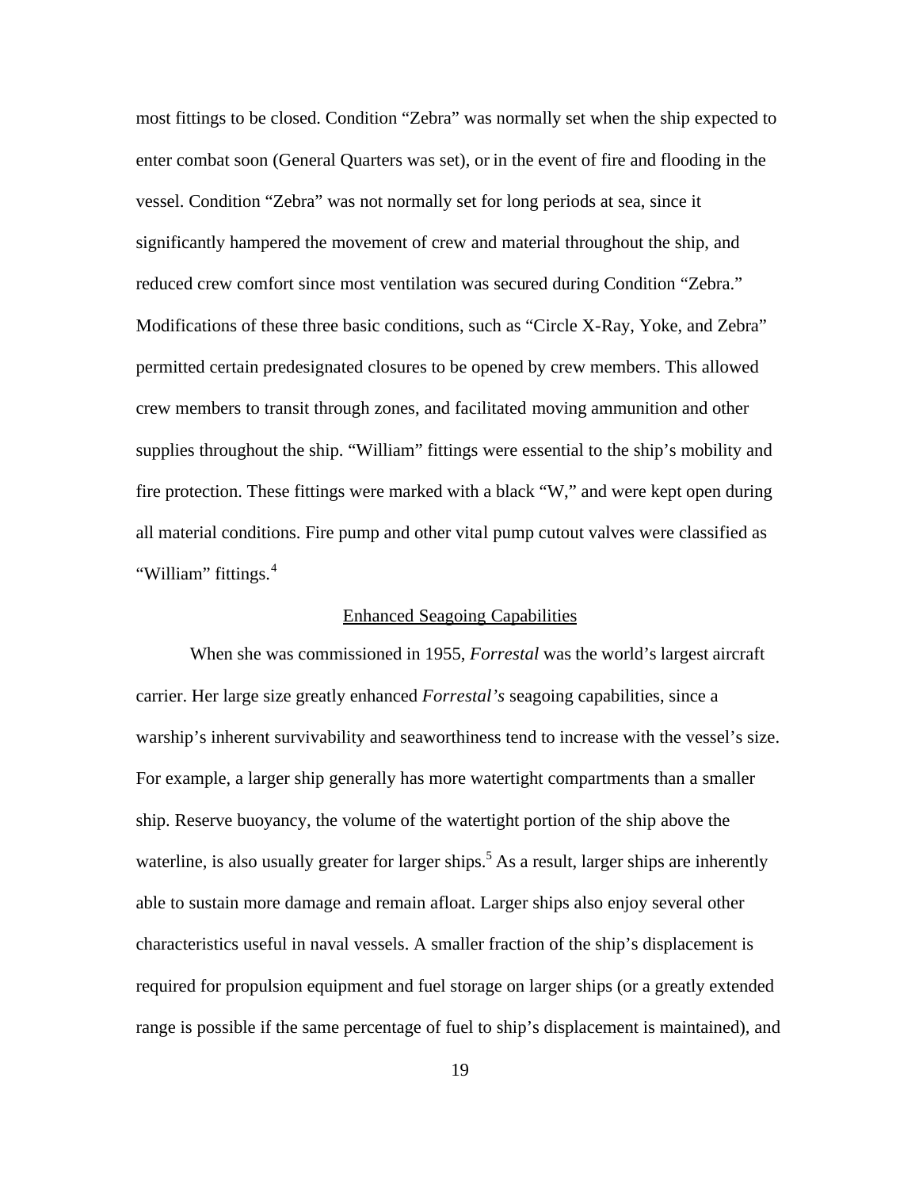most fittings to be closed. Condition "Zebra" was normally set when the ship expected to enter combat soon (General Quarters was set), or in the event of fire and flooding in the vessel. Condition "Zebra" was not normally set for long periods at sea, since it significantly hampered the movement of crew and material throughout the ship, and reduced crew comfort since most ventilation was secured during Condition "Zebra." Modifications of these three basic conditions, such as "Circle X-Ray, Yoke, and Zebra" permitted certain predesignated closures to be opened by crew members. This allowed crew members to transit through zones, and facilitated moving ammunition and other supplies throughout the ship. "William" fittings were essential to the ship's mobility and fire protection. These fittings were marked with a black "W," and were kept open during all material conditions. Fire pump and other vital pump cutout valves were classified as "William" fittings.[4]

## Enhanced Seagoing Capabilities

When she was commissioned in 1955, *Forrestal* was the world's largest aircraft carrier. Her large size greatly enhanced *Forrestal's* seagoing capabilities, since a warship's inherent survivability and seaworthiness tend to increase with the vessel's size. For example, a larger ship generally has more watertight compartments than a smaller ship. Reserve buoyancy, the volume of the watertight portion of the ship above the waterline, is also usually greater for larger ships.[5] As a result, larger ships are inherently able to sustain more damage and remain afloat. Larger ships also enjoy several other characteristics useful in naval vessels. A smaller fraction of the ship's displacement is required for propulsion equipment and fuel storage on larger ships (or a greatly extended range is possible if the same percentage of fuel to ship's displacement is maintained), and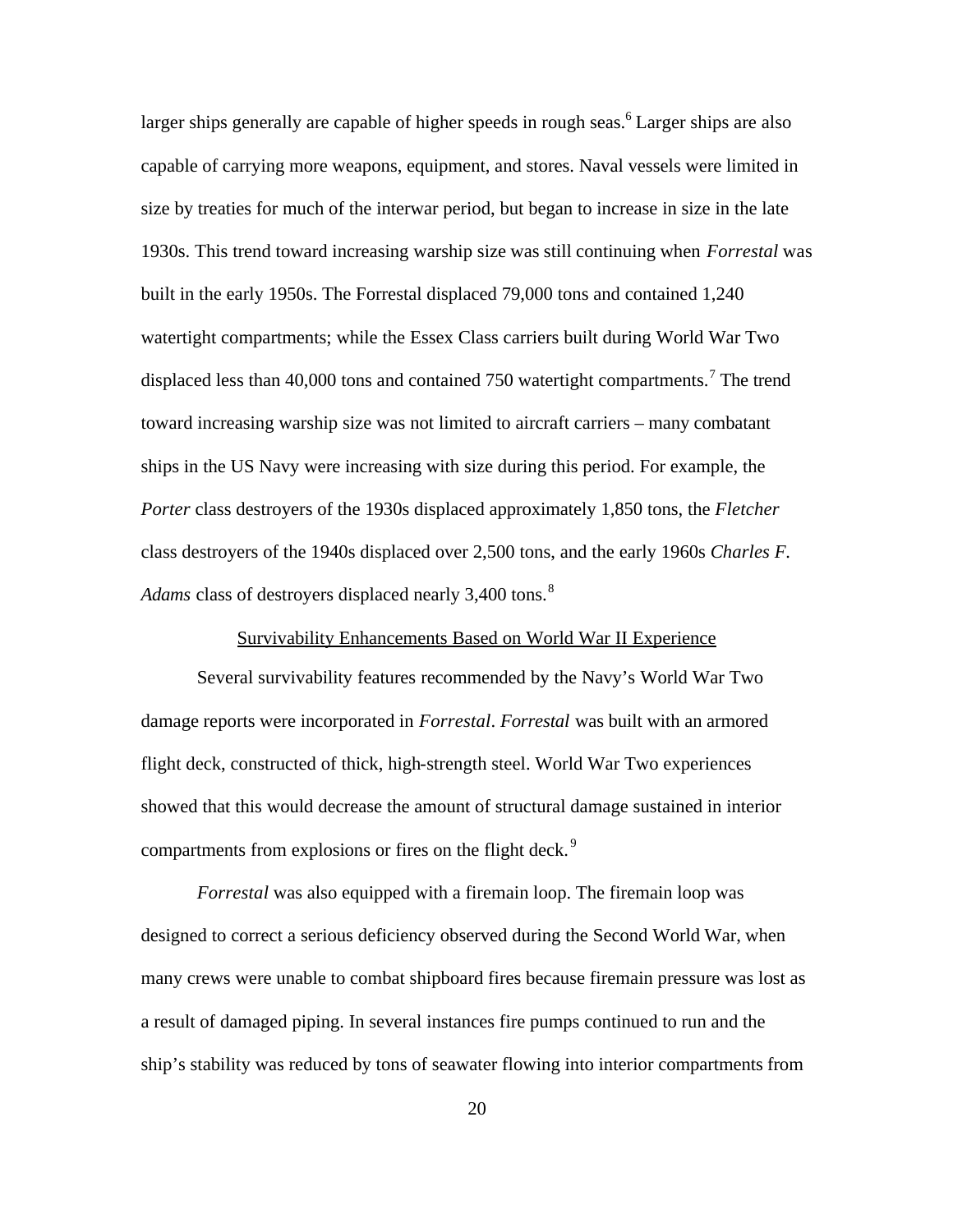larger ships generally are capable of higher speeds in rough seas.[6] Larger ships are also capable of carrying more weapons, equipment, and stores. Naval vessels were limited in size by treaties for much of the interwar period, but began to increase in size in the late 1930s. This trend toward increasing warship size was still continuing when *Forrestal* was built in the early 1950s. The Forrestal displaced 79,000 tons and contained 1,240 watertight compartments; while the Essex Class carriers built during World War Two displaced less than 40,000 tons and contained 750 watertight compartments.[7] The trend toward increasing warship size was not limited to aircraft carriers – many combatant ships in the US Navy were increasing with size during this period. For example, the *Porter* class destroyers of the 1930s displaced approximately 1,850 tons, the *Fletcher* class destroyers of the 1940s displaced over 2,500 tons, and the early 1960s *Charles F. Adams* class of destroyers displaced nearly 3,400 tons.[8]

## Survivability Enhancements Based on World War II Experience

Several survivability features recommended by the Navy's World War Two damage reports were incorporated in *Forrestal*. *Forrestal* was built with an armored flight deck, constructed of thick, high-strength steel. World War Two experiences showed that this would decrease the amount of structural damage sustained in interior compartments from explosions or fires on the flight deck.[9]

*Forrestal* was also equipped with a firemain loop. The firemain loop was designed to correct a serious deficiency observed during the Second World War, when many crews were unable to combat shipboard fires because firemain pressure was lost as a result of damaged piping. In several instances fire pumps continued to run and the ship's stability was reduced by tons of seawater flowing into interior compartments from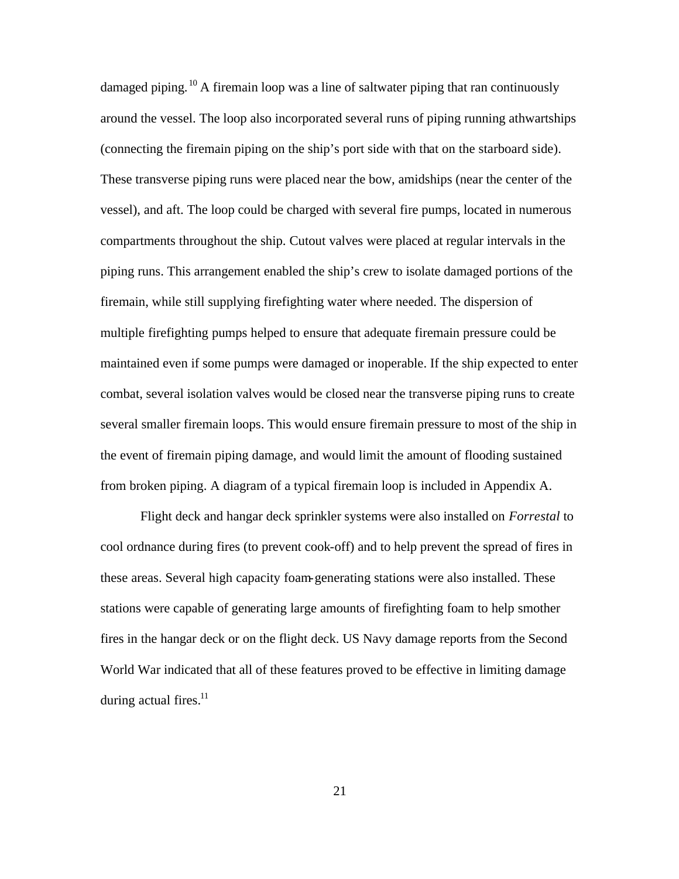damaged piping.[10] A firemain loop was a line of saltwater piping that ran continuously around the vessel. The loop also incorporated several runs of piping running athwartships (connecting the firemain piping on the ship's port side with that on the starboard side). These transverse piping runs were placed near the bow, amidships (near the center of the vessel), and aft. The loop could be charged with several fire pumps, located in numerous compartments throughout the ship. Cutout valves were placed at regular intervals in the piping runs. This arrangement enabled the ship's crew to isolate damaged portions of the firemain, while still supplying firefighting water where needed. The dispersion of multiple firefighting pumps helped to ensure that adequate firemain pressure could be maintained even if some pumps were damaged or inoperable. If the ship expected to enter combat, several isolation valves would be closed near the transverse piping runs to create several smaller firemain loops. This would ensure firemain pressure to most of the ship in the event of firemain piping damage, and would limit the amount of flooding sustained from broken piping. A diagram of a typical firemain loop is included in Appendix A.

Flight deck and hangar deck sprinkler systems were also installed on *Forrestal* to cool ordnance during fires (to prevent cook-off) and to help prevent the spread of fires in these areas. Several high capacity foam-generating stations were also installed. These stations were capable of generating large amounts of firefighting foam to help smother fires in the hangar deck or on the flight deck. US Navy damage reports from the Second World War indicated that all of these features proved to be effective in limiting damage during actual fires.[11]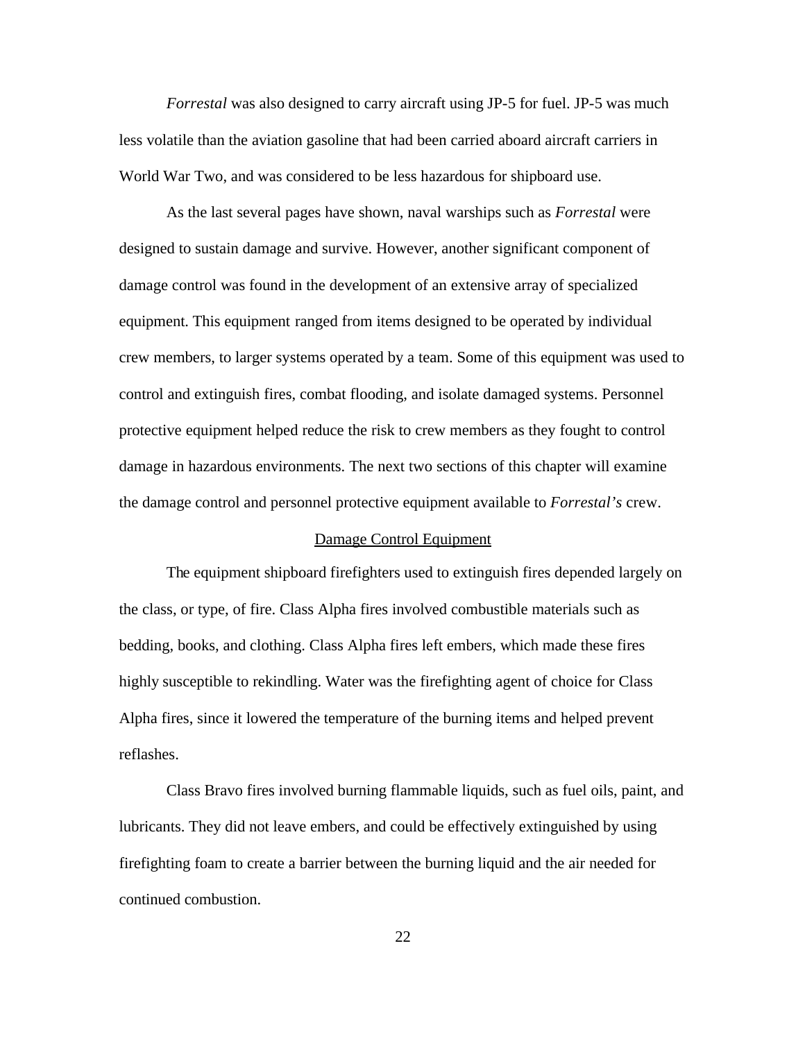*Forrestal* was also designed to carry aircraft using JP-5 for fuel. JP-5 was much less volatile than the aviation gasoline that had been carried aboard aircraft carriers in World War Two, and was considered to be less hazardous for shipboard use.

As the last several pages have shown, naval warships such as *Forrestal* were designed to sustain damage and survive. However, another significant component of damage control was found in the development of an extensive array of specialized equipment. This equipment ranged from items designed to be operated by individual crew members, to larger systems operated by a team. Some of this equipment was used to control and extinguish fires, combat flooding, and isolate damaged systems. Personnel protective equipment helped reduce the risk to crew members as they fought to control damage in hazardous environments. The next two sections of this chapter will examine the damage control and personnel protective equipment available to *Forrestal's* crew.

## Damage Control Equipment

The equipment shipboard firefighters used to extinguish fires depended largely on the class, or type, of fire. Class Alpha fires involved combustible materials such as bedding, books, and clothing. Class Alpha fires left embers, which made these fires highly susceptible to rekindling. Water was the firefighting agent of choice for Class Alpha fires, since it lowered the temperature of the burning items and helped prevent reflashes.

Class Bravo fires involved burning flammable liquids, such as fuel oils, paint, and lubricants. They did not leave embers, and could be effectively extinguished by using firefighting foam to create a barrier between the burning liquid and the air needed for continued combustion.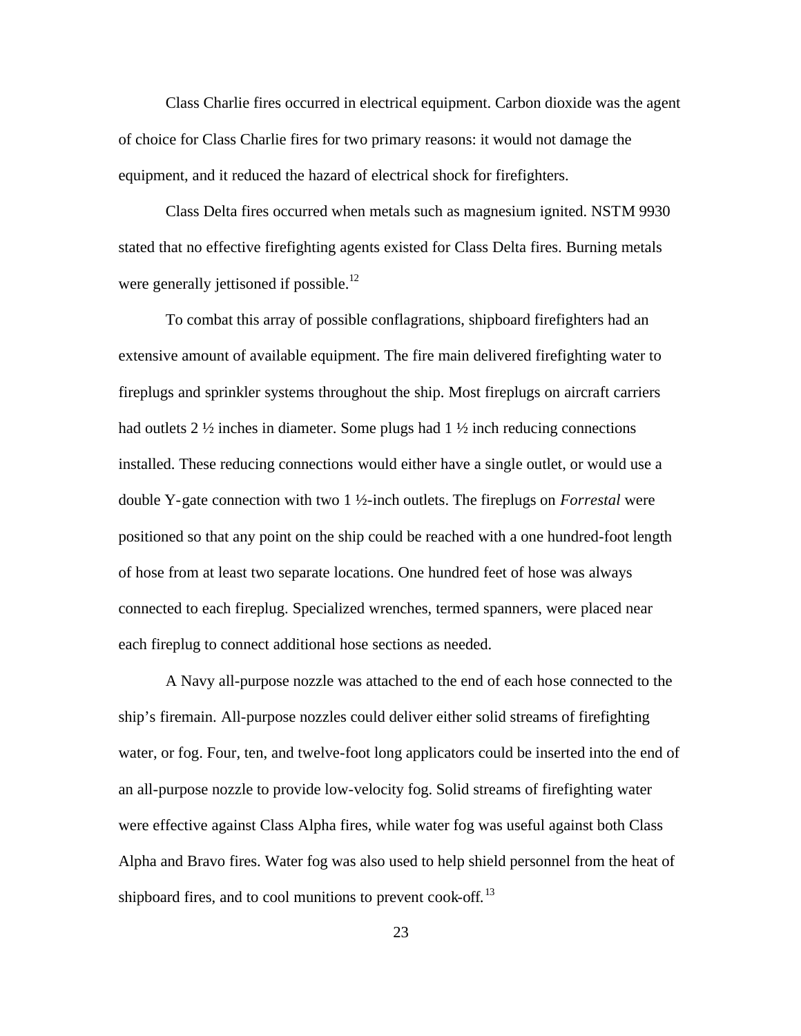Class Charlie fires occurred in electrical equipment. Carbon dioxide was the agent of choice for Class Charlie fires for two primary reasons: it would not damage the equipment, and it reduced the hazard of electrical shock for firefighters.

Class Delta fires occurred when metals such as magnesium ignited. NSTM 9930 stated that no effective firefighting agents existed for Class Delta fires. Burning metals were generally jettisoned if possible.[12]

To combat this array of possible conflagrations, shipboard firefighters had an extensive amount of available equipment. The fire main delivered firefighting water to fireplugs and sprinkler systems throughout the ship. Most fireplugs on aircraft carriers had outlets 2 ½ inches in diameter. Some plugs had 1 ½ inch reducing connections installed. These reducing connections would either have a single outlet, or would use a double Y-gate connection with two 1 ½-inch outlets. The fireplugs on *Forrestal* were positioned so that any point on the ship could be reached with a one hundred-foot length of hose from at least two separate locations. One hundred feet of hose was always connected to each fireplug. Specialized wrenches, termed spanners, were placed near each fireplug to connect additional hose sections as needed.

A Navy all-purpose nozzle was attached to the end of each hose connected to the ship's firemain. All-purpose nozzles could deliver either solid streams of firefighting water, or fog. Four, ten, and twelve-foot long applicators could be inserted into the end of an all-purpose nozzle to provide low-velocity fog. Solid streams of firefighting water were effective against Class Alpha fires, while water fog was useful against both Class Alpha and Bravo fires. Water fog was also used to help shield personnel from the heat of shipboard fires, and to cool munitions to prevent cook-off.[13]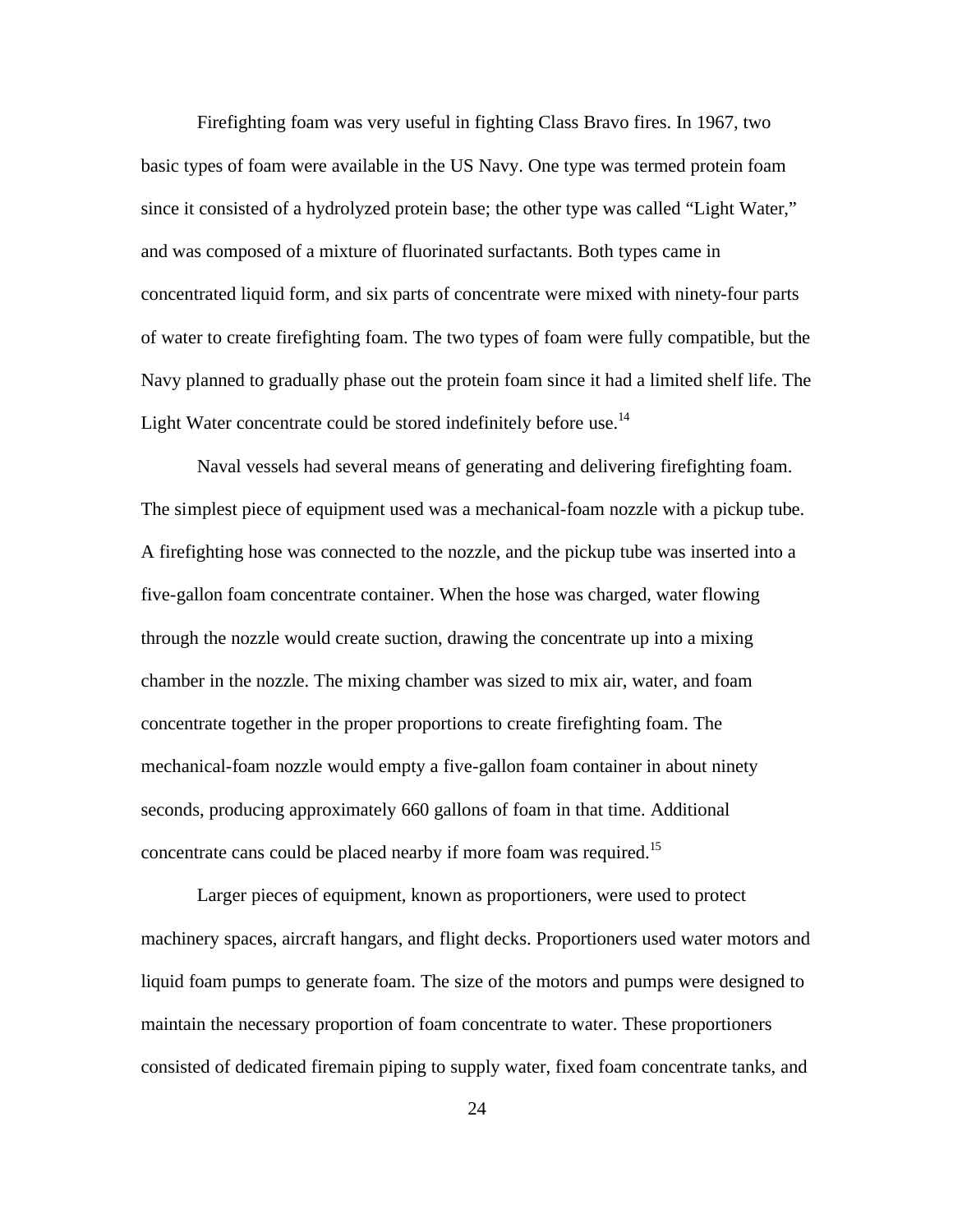Firefighting foam was very useful in fighting Class Bravo fires. In 1967, two basic types of foam were available in the US Navy. One type was termed protein foam since it consisted of a hydrolyzed protein base; the other type was called "Light Water," and was composed of a mixture of fluorinated surfactants. Both types came in concentrated liquid form, and six parts of concentrate were mixed with ninety-four parts of water to create firefighting foam. The two types of foam were fully compatible, but the Navy planned to gradually phase out the protein foam since it had a limited shelf life. The Light Water concentrate could be stored indefinitely before use.[14]

Naval vessels had several means of generating and delivering firefighting foam. The simplest piece of equipment used was a mechanical-foam nozzle with a pickup tube. A firefighting hose was connected to the nozzle, and the pickup tube was inserted into a five-gallon foam concentrate container. When the hose was charged, water flowing through the nozzle would create suction, drawing the concentrate up into a mixing chamber in the nozzle. The mixing chamber was sized to mix air, water, and foam concentrate together in the proper proportions to create firefighting foam. The mechanical-foam nozzle would empty a five-gallon foam container in about ninety seconds, producing approximately 660 gallons of foam in that time. Additional concentrate cans could be placed nearby if more foam was required.[15]

Larger pieces of equipment, known as proportioners, were used to protect machinery spaces, aircraft hangars, and flight decks. Proportioners used water motors and liquid foam pumps to generate foam. The size of the motors and pumps were designed to maintain the necessary proportion of foam concentrate to water. These proportioners consisted of dedicated firemain piping to supply water, fixed foam concentrate tanks, and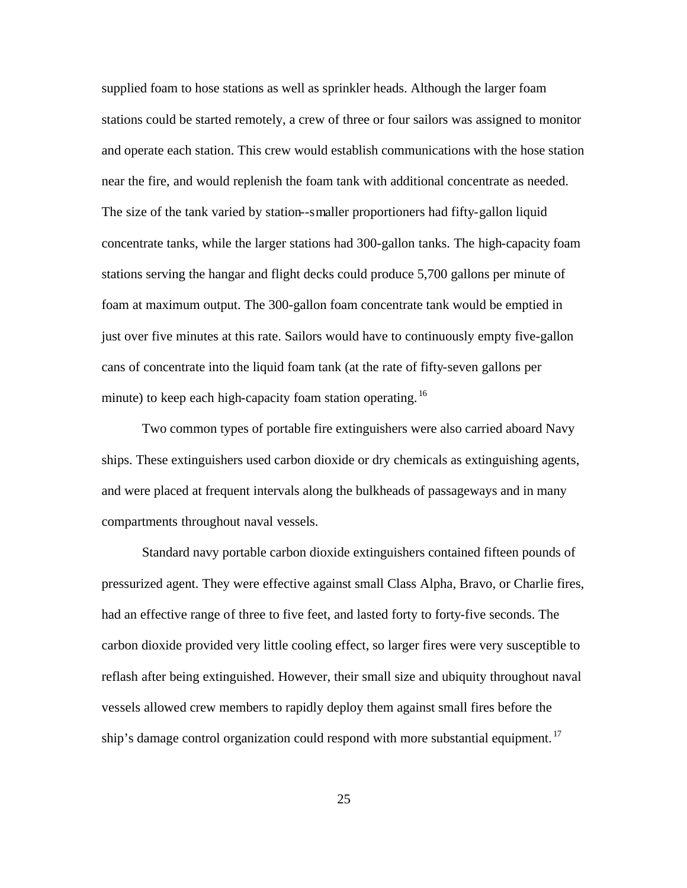supplied foam to hose stations as well as sprinkler heads. Although the larger foam stations could be started remotely, a crew of three or four sailors was assigned to monitor and operate each station. This crew would establish communications with the hose station near the fire, and would replenish the foam tank with additional concentrate as needed. The size of the tank varied by station--smaller proportioners had fifty-gallon liquid concentrate tanks, while the larger stations had 300-gallon tanks. The high-capacity foam stations serving the hangar and flight decks could produce 5,700 gallons per minute of foam at maximum output. The 300-gallon foam concentrate tank would be emptied in just over five minutes at this rate. Sailors would have to continuously empty five-gallon cans of concentrate into the liquid foam tank (at the rate of fifty-seven gallons per minute) to keep each high-capacity foam station operating.[16]

Two common types of portable fire extinguishers were also carried aboard Navy ships. These extinguishers used carbon dioxide or dry chemicals as extinguishing agents, and were placed at frequent intervals along the bulkheads of passageways and in many compartments throughout naval vessels.

Standard navy portable carbon dioxide extinguishers contained fifteen pounds of pressurized agent. They were effective against small Class Alpha, Bravo, or Charlie fires, had an effective range of three to five feet, and lasted forty to forty-five seconds. The carbon dioxide provided very little cooling effect, so larger fires were very susceptible to reflash after being extinguished. However, their small size and ubiquity throughout naval vessels allowed crew members to rapidly deploy them against small fires before the ship's damage control organization could respond with more substantial equipment.[17]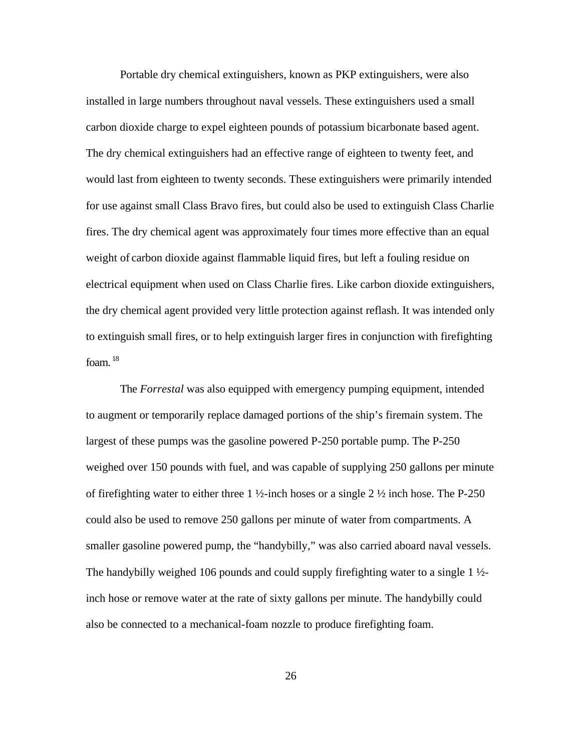Portable dry chemical extinguishers, known as PKP extinguishers, were also installed in large numbers throughout naval vessels. These extinguishers used a small carbon dioxide charge to expel eighteen pounds of potassium bicarbonate based agent. The dry chemical extinguishers had an effective range of eighteen to twenty feet, and would last from eighteen to twenty seconds. These extinguishers were primarily intended for use against small Class Bravo fires, but could also be used to extinguish Class Charlie fires. The dry chemical agent was approximately four times more effective than an equal weight of carbon dioxide against flammable liquid fires, but left a fouling residue on electrical equipment when used on Class Charlie fires. Like carbon dioxide extinguishers, the dry chemical agent provided very little protection against reflash. It was intended only to extinguish small fires, or to help extinguish larger fires in conjunction with firefighting foam.[18]

The *Forrestal* was also equipped with emergency pumping equipment, intended to augment or temporarily replace damaged portions of the ship's firemain system. The largest of these pumps was the gasoline powered P-250 portable pump. The P-250 weighed over 150 pounds with fuel, and was capable of supplying 250 gallons per minute of firefighting water to either three 1 ½-inch hoses or a single 2 ½ inch hose. The P-250 could also be used to remove 250 gallons per minute of water from compartments. A smaller gasoline powered pump, the "handybilly," was also carried aboard naval vessels. The handybilly weighed 106 pounds and could supply firefighting water to a single 1 ½-inch hose or remove water at the rate of sixty gallons per minute. The handybilly could also be connected to a mechanical-foam nozzle to produce firefighting foam.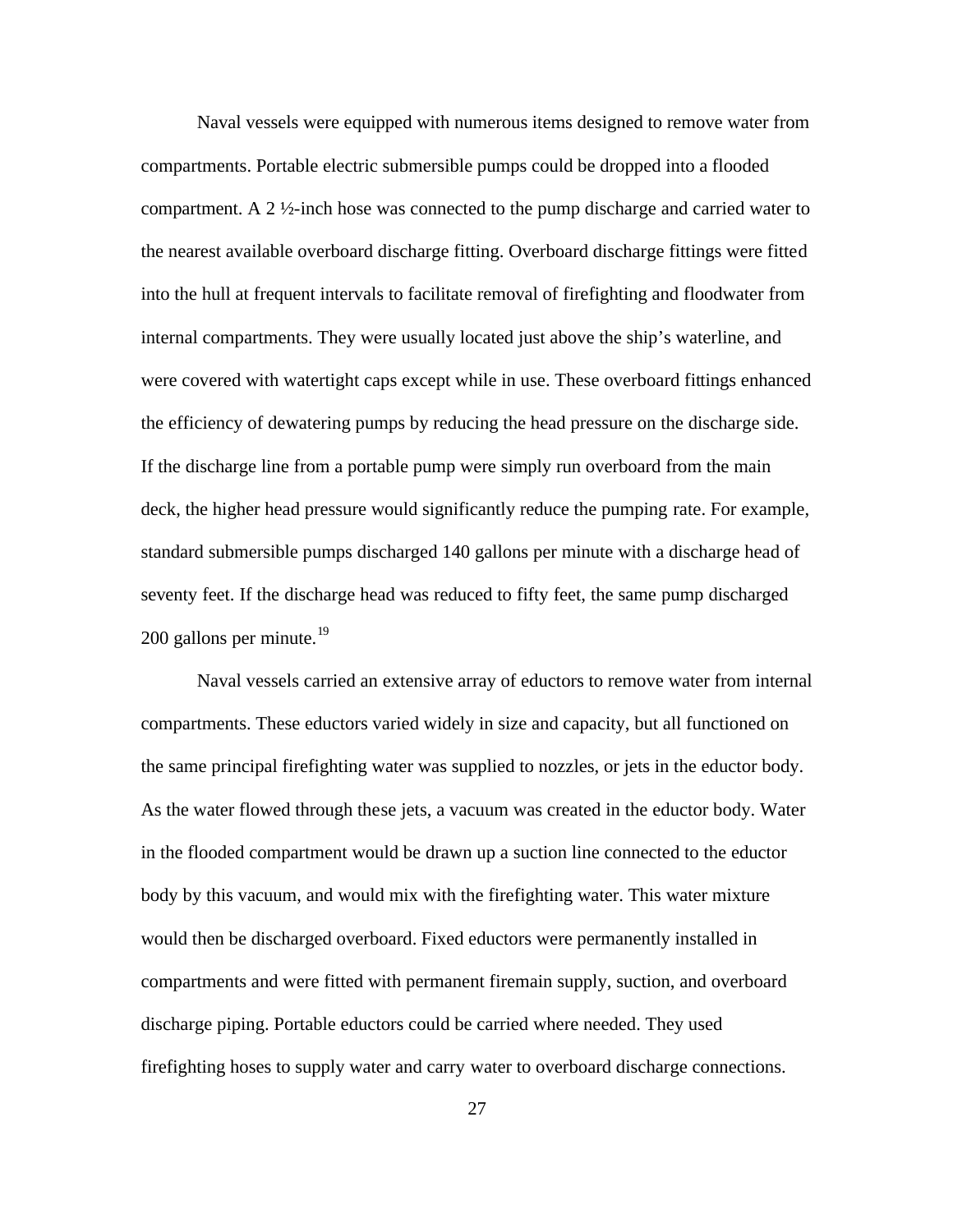Naval vessels were equipped with numerous items designed to remove water from compartments. Portable electric submersible pumps could be dropped into a flooded compartment. A 2 ½-inch hose was connected to the pump discharge and carried water to the nearest available overboard discharge fitting. Overboard discharge fittings were fitted into the hull at frequent intervals to facilitate removal of firefighting and floodwater from internal compartments. They were usually located just above the ship's waterline, and were covered with watertight caps except while in use. These overboard fittings enhanced the efficiency of dewatering pumps by reducing the head pressure on the discharge side. If the discharge line from a portable pump were simply run overboard from the main deck, the higher head pressure would significantly reduce the pumping rate. For example, standard submersible pumps discharged 140 gallons per minute with a discharge head of seventy feet. If the discharge head was reduced to fifty feet, the same pump discharged 200 gallons per minute.[19]

Naval vessels carried an extensive array of eductors to remove water from internal compartments. These eductors varied widely in size and capacity, but all functioned on the same principal firefighting water was supplied to nozzles, or jets in the eductor body. As the water flowed through these jets, a vacuum was created in the eductor body. Water in the flooded compartment would be drawn up a suction line connected to the eductor body by this vacuum, and would mix with the firefighting water. This water mixture would then be discharged overboard. Fixed eductors were permanently installed in compartments and were fitted with permanent firemain supply, suction, and overboard discharge piping. Portable eductors could be carried where needed. They used firefighting hoses to supply water and carry water to overboard discharge connections.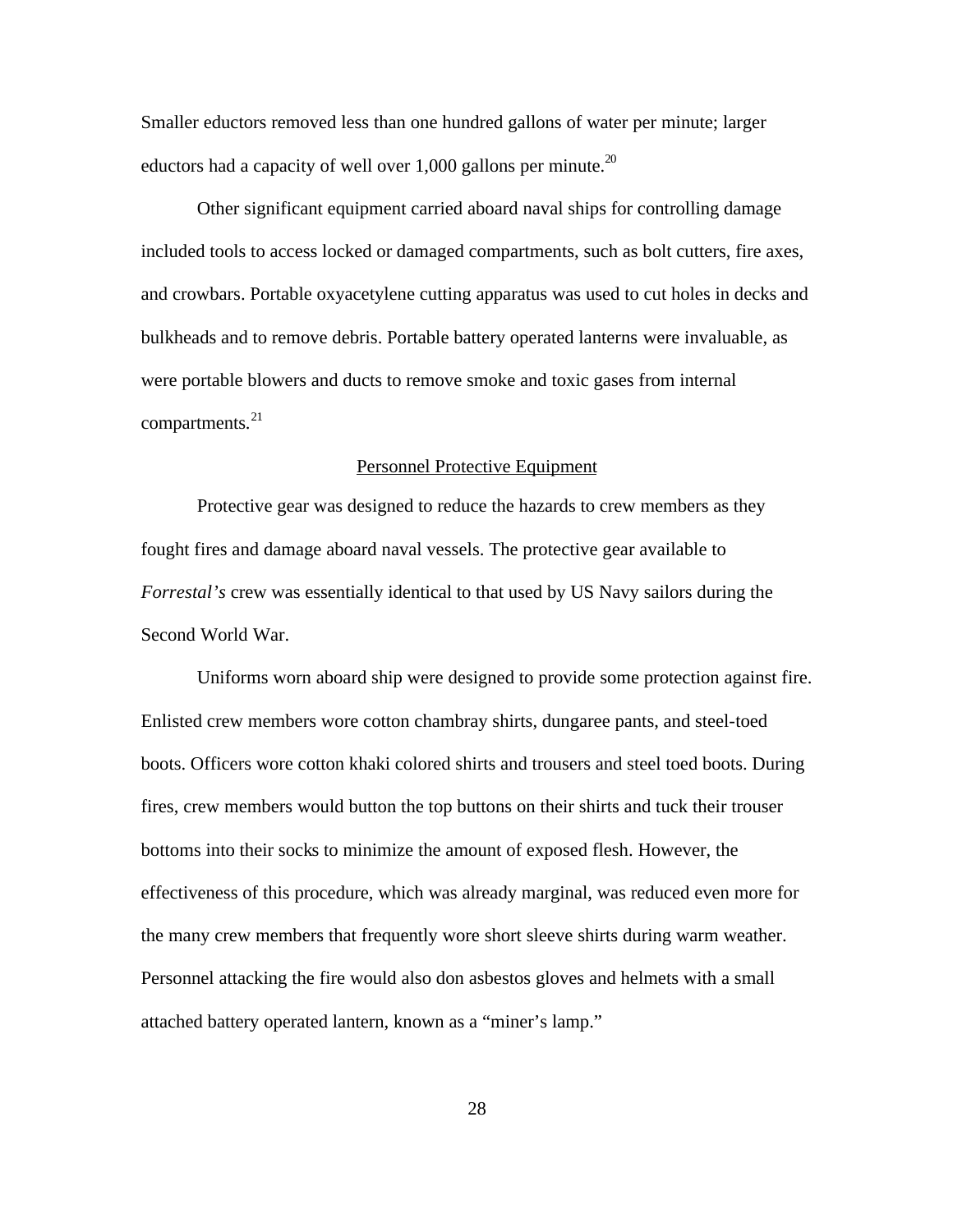Smaller eductors removed less than one hundred gallons of water per minute; larger eductors had a capacity of well over 1,000 gallons per minute.[20]

Other significant equipment carried aboard naval ships for controlling damage included tools to access locked or damaged compartments, such as bolt cutters, fire axes, and crowbars. Portable oxyacetylene cutting apparatus was used to cut holes in decks and bulkheads and to remove debris. Portable battery operated lanterns were invaluable, as were portable blowers and ducts to remove smoke and toxic gases from internal compartments.[21]

## Personnel Protective Equipment

Protective gear was designed to reduce the hazards to crew members as they fought fires and damage aboard naval vessels. The protective gear available to *Forrestal's* crew was essentially identical to that used by US Navy sailors during the Second World War.

Uniforms worn aboard ship were designed to provide some protection against fire. Enlisted crew members wore cotton chambray shirts, dungaree pants, and steel-toed boots. Officers wore cotton khaki colored shirts and trousers and steel toed boots. During fires, crew members would button the top buttons on their shirts and tuck their trouser bottoms into their socks to minimize the amount of exposed flesh. However, the effectiveness of this procedure, which was already marginal, was reduced even more for the many crew members that frequently wore short sleeve shirts during warm weather. Personnel attacking the fire would also don asbestos gloves and helmets with a small attached battery operated lantern, known as a "miner's lamp."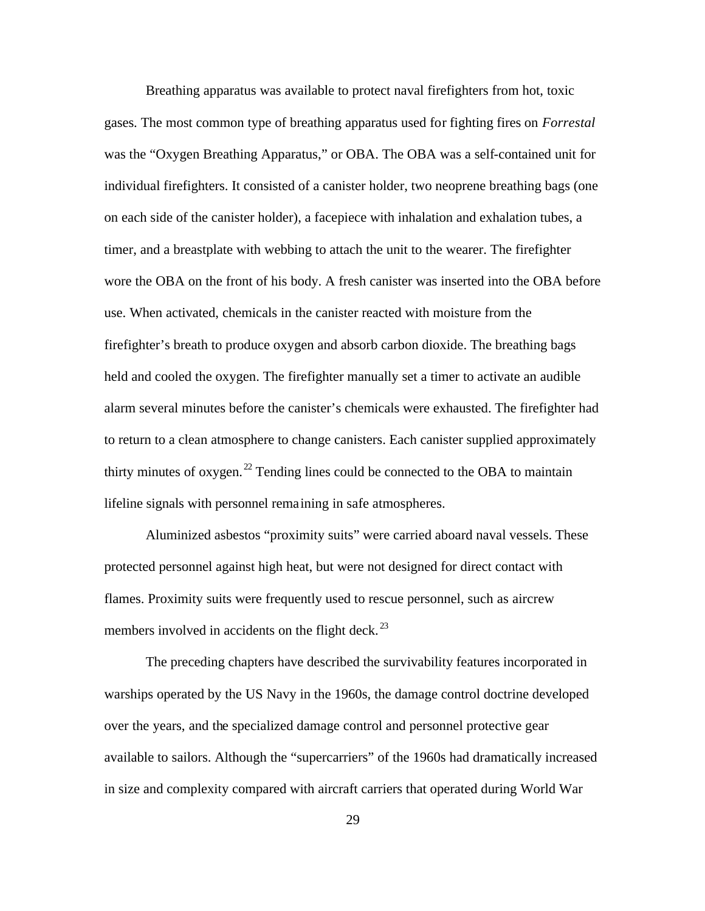Breathing apparatus was available to protect naval firefighters from hot, toxic gases. The most common type of breathing apparatus used for fighting fires on *Forrestal* was the “Oxygen Breathing Apparatus,” or OBA. The OBA was a self-contained unit for individual firefighters. It consisted of a canister holder, two neoprene breathing bags (one on each side of the canister holder), a facepiece with inhalation and exhalation tubes, a timer, and a breastplate with webbing to attach the unit to the wearer. The firefighter wore the OBA on the front of his body. A fresh canister was inserted into the OBA before use. When activated, chemicals in the canister reacted with moisture from the firefighter’s breath to produce oxygen and absorb carbon dioxide. The breathing bags held and cooled the oxygen. The firefighter manually set a timer to activate an audible alarm several minutes before the canister’s chemicals were exhausted. The firefighter had to return to a clean atmosphere to change canisters. Each canister supplied approximately thirty minutes of oxygen.[22] Tending lines could be connected to the OBA to maintain lifeline signals with personnel remaining in safe atmospheres.

Aluminized asbestos “proximity suits” were carried aboard naval vessels. These protected personnel against high heat, but were not designed for direct contact with flames. Proximity suits were frequently used to rescue personnel, such as aircrew members involved in accidents on the flight deck.[23]

The preceding chapters have described the survivability features incorporated in warships operated by the US Navy in the 1960s, the damage control doctrine developed over the years, and the specialized damage control and personnel protective gear available to sailors. Although the “supercarriers” of the 1960s had dramatically increased in size and complexity compared with aircraft carriers that operated during World War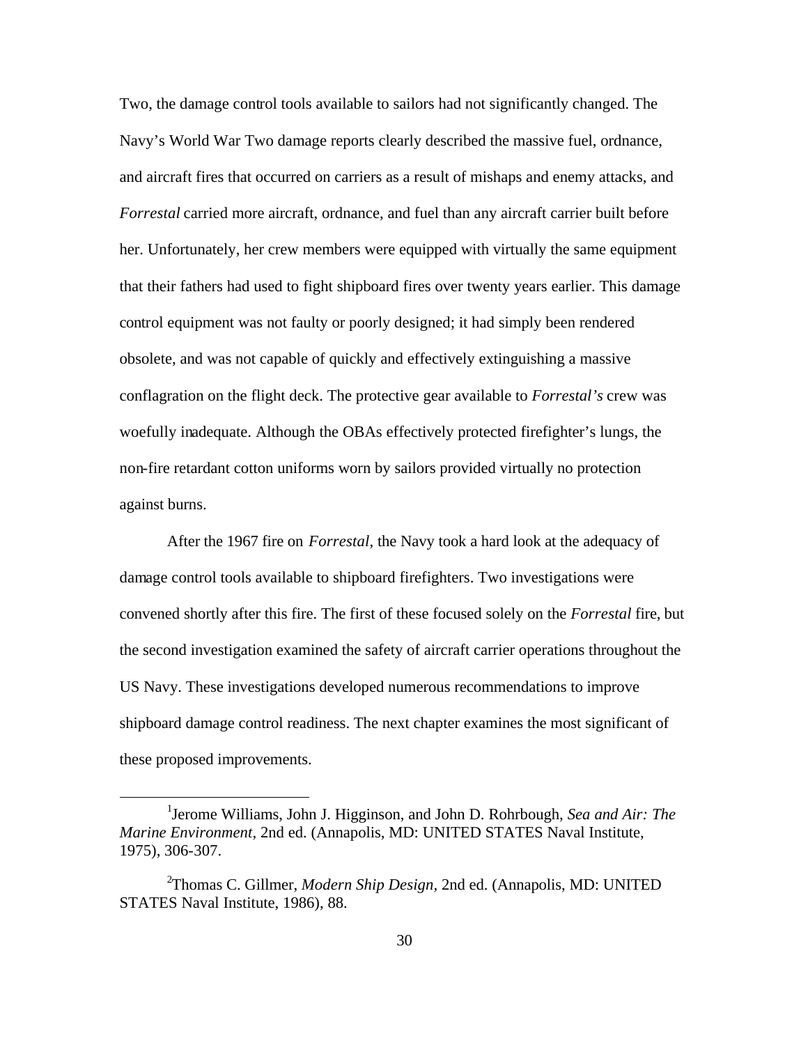Two, the damage control tools available to sailors had not significantly changed. The Navy's World War Two damage reports clearly described the massive fuel, ordnance, and aircraft fires that occurred on carriers as a result of mishaps and enemy attacks, and *Forrestal* carried more aircraft, ordnance, and fuel than any aircraft carrier built before her. Unfortunately, her crew members were equipped with virtually the same equipment that their fathers had used to fight shipboard fires over twenty years earlier. This damage control equipment was not faulty or poorly designed; it had simply been rendered obsolete, and was not capable of quickly and effectively extinguishing a massive conflagration on the flight deck. The protective gear available to *Forrestal's* crew was woefully inadequate. Although the OBAs effectively protected firefighter's lungs, the non-fire retardant cotton uniforms worn by sailors provided virtually no protection against burns.

After the 1967 fire on *Forrestal*, the Navy took a hard look at the adequacy of damage control tools available to shipboard firefighters. Two investigations were convened shortly after this fire. The first of these focused solely on the *Forrestal* fire, but the second investigation examined the safety of aircraft carrier operations throughout the US Navy. These investigations developed numerous recommendations to improve shipboard damage control readiness. The next chapter examines the most significant of these proposed improvements.

---

[1]Jerome Williams, John J. Higginson, and John D. Rohrbough, *Sea and Air: The Marine Environment*, 2nd ed. (Annapolis, MD: UNITED STATES Naval Institute, 1975), 306-307.

[2]Thomas C. Gillmer, *Modern Ship Design*, 2nd ed. (Annapolis, MD: UNITED STATES Naval Institute, 1986), 88.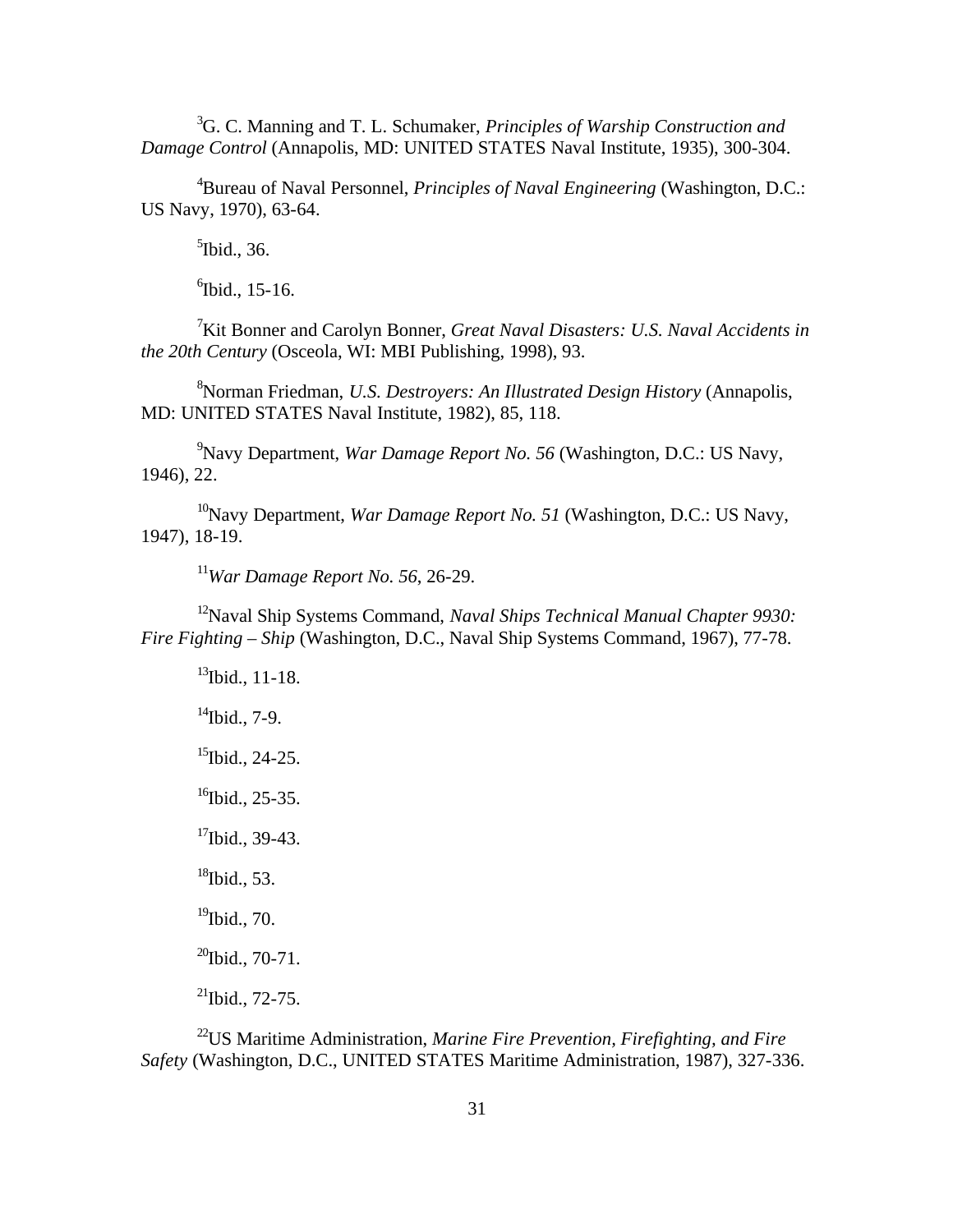[3]G. C. Manning and T. L. Schumaker, *Principles of Warship Construction and Damage Control* (Annapolis, MD: UNITED STATES Naval Institute, 1935), 300-304.

[4]Bureau of Naval Personnel, *Principles of Naval Engineering* (Washington, D.C.: US Navy, 1970), 63-64.

[5]Ibid., 36.

[6]Ibid., 15-16.

[7]Kit Bonner and Carolyn Bonner, *Great Naval Disasters: U.S. Naval Accidents in the 20th Century* (Osceola, WI: MBI Publishing, 1998), 93.

[8]Norman Friedman, *U.S. Destroyers: An Illustrated Design History* (Annapolis, MD: UNITED STATES Naval Institute, 1982), 85, 118.

[9]Navy Department, *War Damage Report No. 56* (Washington, D.C.: US Navy, 1946), 22.

[10]Navy Department, *War Damage Report No. 51* (Washington, D.C.: US Navy, 1947), 18-19.

[11]*War Damage Report No. 56*, 26-29.

[12]Naval Ship Systems Command, *Naval Ships Technical Manual Chapter 9930: Fire Fighting – Ship* (Washington, D.C., Naval Ship Systems Command, 1967), 77-78.

[13]Ibid., 11-18.

[14]Ibid., 7-9.

[15]Ibid., 24-25.

[16]Ibid., 25-35.

[17]Ibid., 39-43.

[18]Ibid., 53.

[19]Ibid., 70.

[20]Ibid., 70-71.

[21]Ibid., 72-75.

[22]US Maritime Administration, *Marine Fire Prevention, Firefighting, and Fire Safety* (Washington, D.C., UNITED STATES Maritime Administration, 1987), 327-336.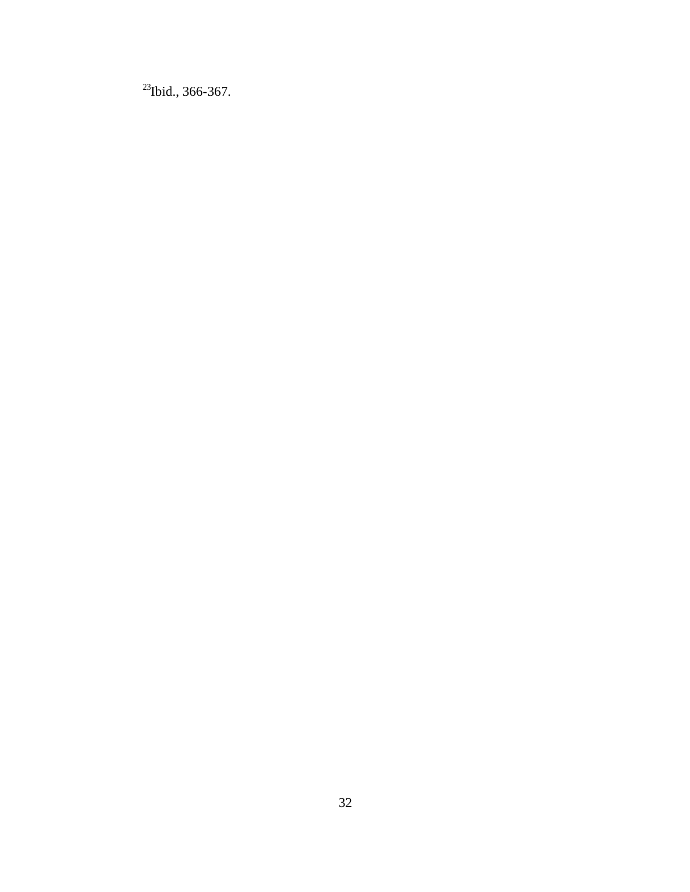[23]Ibid., 366-367.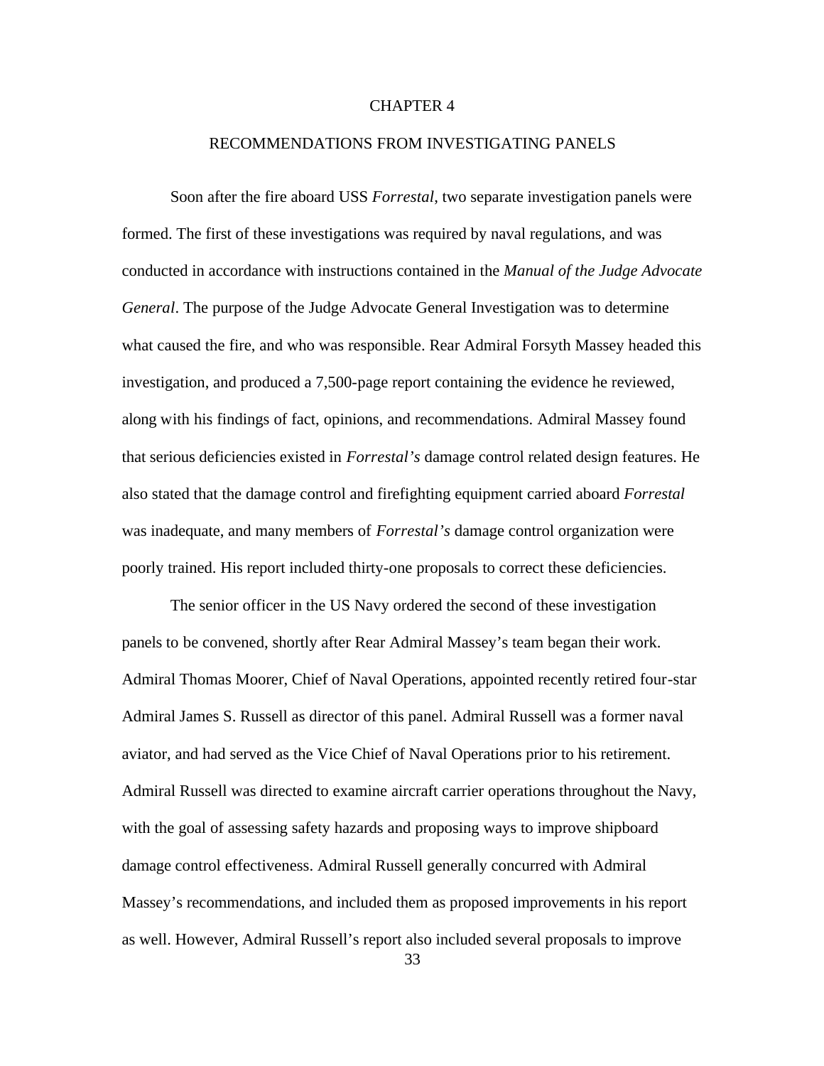# CHAPTER 4

## RECOMMENDATIONS FROM INVESTIGATING PANELS

Soon after the fire aboard USS *Forrestal*, two separate investigation panels were formed. The first of these investigations was required by naval regulations, and was conducted in accordance with instructions contained in the *Manual of the Judge Advocate General*. The purpose of the Judge Advocate General Investigation was to determine what caused the fire, and who was responsible. Rear Admiral Forsyth Massey headed this investigation, and produced a 7,500-page report containing the evidence he reviewed, along with his findings of fact, opinions, and recommendations. Admiral Massey found that serious deficiencies existed in *Forrestal's* damage control related design features. He also stated that the damage control and firefighting equipment carried aboard *Forrestal* was inadequate, and many members of *Forrestal's* damage control organization were poorly trained. His report included thirty-one proposals to correct these deficiencies.

The senior officer in the US Navy ordered the second of these investigation panels to be convened, shortly after Rear Admiral Massey's team began their work. Admiral Thomas Moorer, Chief of Naval Operations, appointed recently retired four-star Admiral James S. Russell as director of this panel. Admiral Russell was a former naval aviator, and had served as the Vice Chief of Naval Operations prior to his retirement. Admiral Russell was directed to examine aircraft carrier operations throughout the Navy, with the goal of assessing safety hazards and proposing ways to improve shipboard damage control effectiveness. Admiral Russell generally concurred with Admiral Massey's recommendations, and included them as proposed improvements in his report as well. However, Admiral Russell's report also included several proposals to improve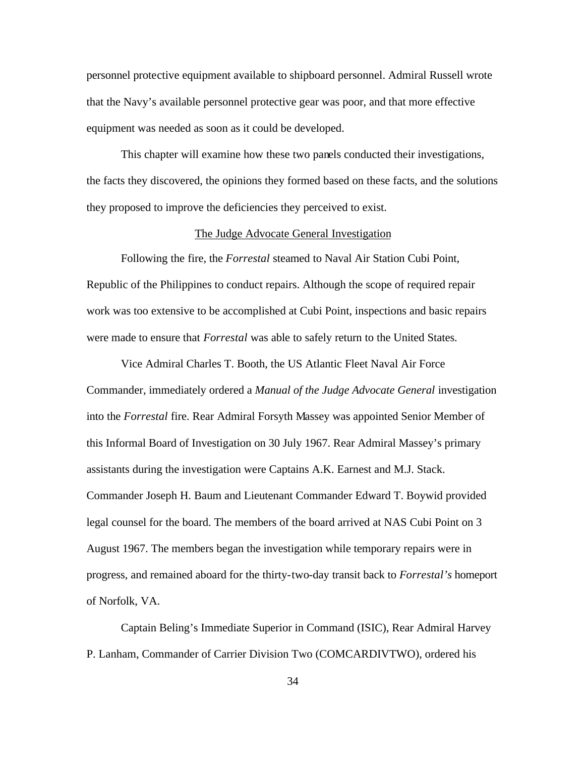personnel protective equipment available to shipboard personnel. Admiral Russell wrote that the Navy's available personnel protective gear was poor, and that more effective equipment was needed as soon as it could be developed.

This chapter will examine how these two panels conducted their investigations, the facts they discovered, the opinions they formed based on these facts, and the solutions they proposed to improve the deficiencies they perceived to exist.

## The Judge Advocate General Investigation

Following the fire, the *Forrestal* steamed to Naval Air Station Cubi Point, Republic of the Philippines to conduct repairs. Although the scope of required repair work was too extensive to be accomplished at Cubi Point, inspections and basic repairs were made to ensure that *Forrestal* was able to safely return to the United States.

Vice Admiral Charles T. Booth, the US Atlantic Fleet Naval Air Force Commander, immediately ordered a *Manual of the Judge Advocate General* investigation into the *Forrestal* fire. Rear Admiral Forsyth Massey was appointed Senior Member of this Informal Board of Investigation on 30 July 1967. Rear Admiral Massey's primary assistants during the investigation were Captains A.K. Earnest and M.J. Stack. Commander Joseph H. Baum and Lieutenant Commander Edward T. Boywid provided legal counsel for the board. The members of the board arrived at NAS Cubi Point on 3 August 1967. The members began the investigation while temporary repairs were in progress, and remained aboard for the thirty-two-day transit back to *Forrestal's* homeport of Norfolk, VA.

Captain Beling's Immediate Superior in Command (ISIC), Rear Admiral Harvey P. Lanham, Commander of Carrier Division Two (COMCARDIVTWO), ordered his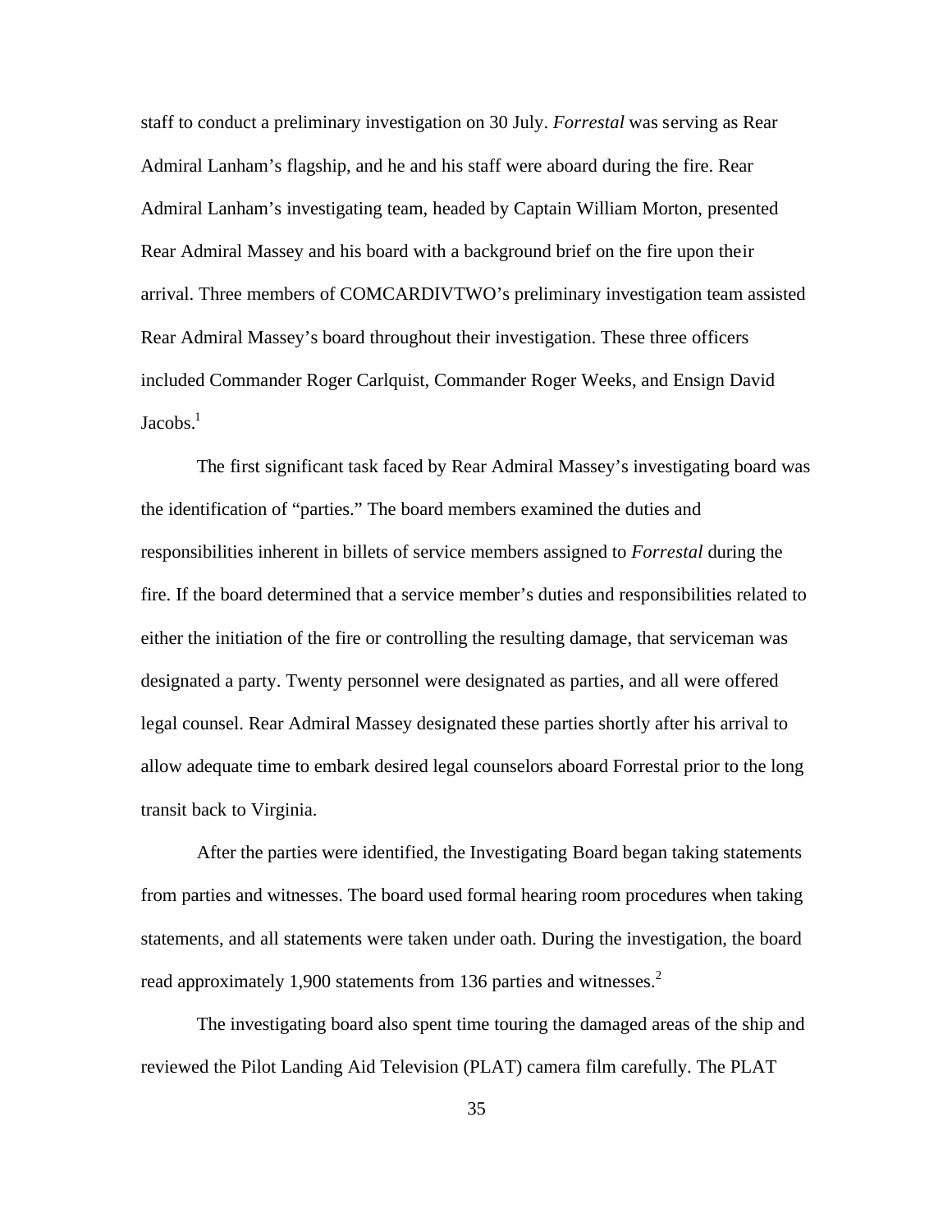staff to conduct a preliminary investigation on 30 July. *Forrestal* was serving as Rear Admiral Lanham's flagship, and he and his staff were aboard during the fire. Rear Admiral Lanham's investigating team, headed by Captain William Morton, presented Rear Admiral Massey and his board with a background brief on the fire upon their arrival. Three members of COMCARDIVTWO's preliminary investigation team assisted Rear Admiral Massey's board throughout their investigation. These three officers included Commander Roger Carlquist, Commander Roger Weeks, and Ensign David Jacobs.[1]

The first significant task faced by Rear Admiral Massey's investigating board was the identification of "parties." The board members examined the duties and responsibilities inherent in billets of service members assigned to *Forrestal* during the fire. If the board determined that a service member's duties and responsibilities related to either the initiation of the fire or controlling the resulting damage, that serviceman was designated a party. Twenty personnel were designated as parties, and all were offered legal counsel. Rear Admiral Massey designated these parties shortly after his arrival to allow adequate time to embark desired legal counselors aboard Forrestal prior to the long transit back to Virginia.

After the parties were identified, the Investigating Board began taking statements from parties and witnesses. The board used formal hearing room procedures when taking statements, and all statements were taken under oath. During the investigation, the board read approximately 1,900 statements from 136 parties and witnesses.[2]

The investigating board also spent time touring the damaged areas of the ship and reviewed the Pilot Landing Aid Television (PLAT) camera film carefully. The PLAT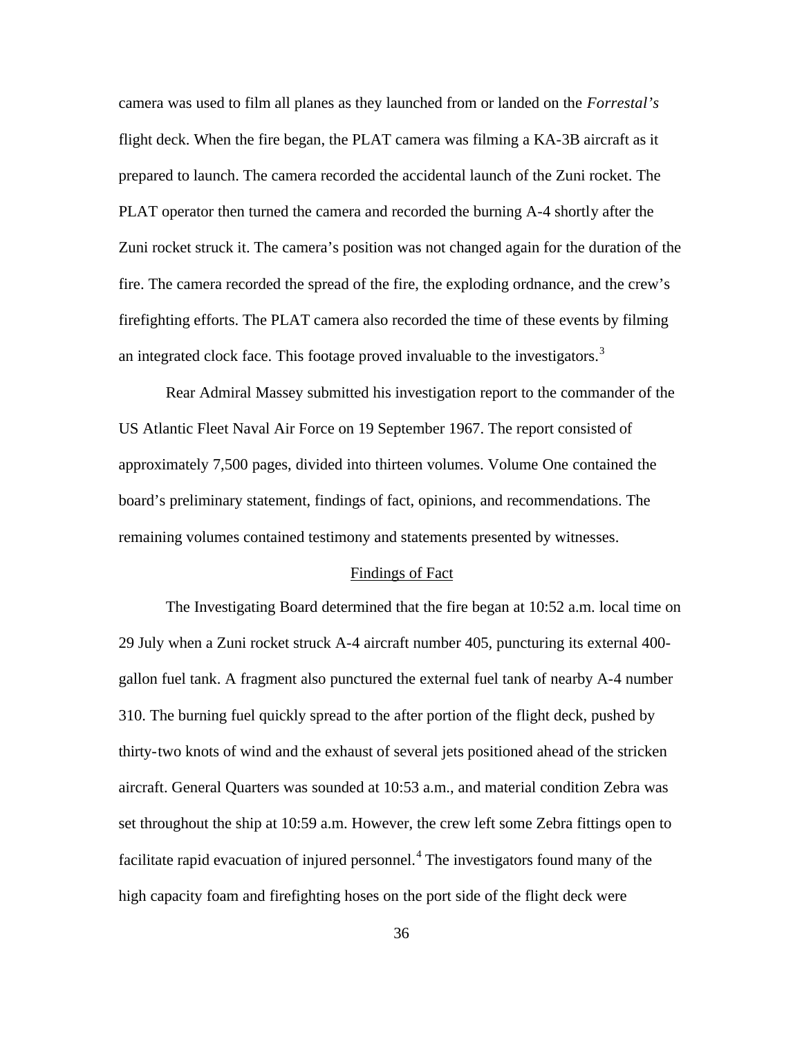camera was used to film all planes as they launched from or landed on the *Forrestal's* flight deck. When the fire began, the PLAT camera was filming a KA-3B aircraft as it prepared to launch. The camera recorded the accidental launch of the Zuni rocket. The PLAT operator then turned the camera and recorded the burning A-4 shortly after the Zuni rocket struck it. The camera's position was not changed again for the duration of the fire. The camera recorded the spread of the fire, the exploding ordnance, and the crew's firefighting efforts. The PLAT camera also recorded the time of these events by filming an integrated clock face. This footage proved invaluable to the investigators.[3]

Rear Admiral Massey submitted his investigation report to the commander of the US Atlantic Fleet Naval Air Force on 19 September 1967. The report consisted of approximately 7,500 pages, divided into thirteen volumes. Volume One contained the board's preliminary statement, findings of fact, opinions, and recommendations. The remaining volumes contained testimony and statements presented by witnesses.

## Findings of Fact

The Investigating Board determined that the fire began at 10:52 a.m. local time on 29 July when a Zuni rocket struck A-4 aircraft number 405, puncturing its external 400-gallon fuel tank. A fragment also punctured the external fuel tank of nearby A-4 number 310. The burning fuel quickly spread to the after portion of the flight deck, pushed by thirty-two knots of wind and the exhaust of several jets positioned ahead of the stricken aircraft. General Quarters was sounded at 10:53 a.m., and material condition Zebra was set throughout the ship at 10:59 a.m. However, the crew left some Zebra fittings open to facilitate rapid evacuation of injured personnel.[4] The investigators found many of the high capacity foam and firefighting hoses on the port side of the flight deck were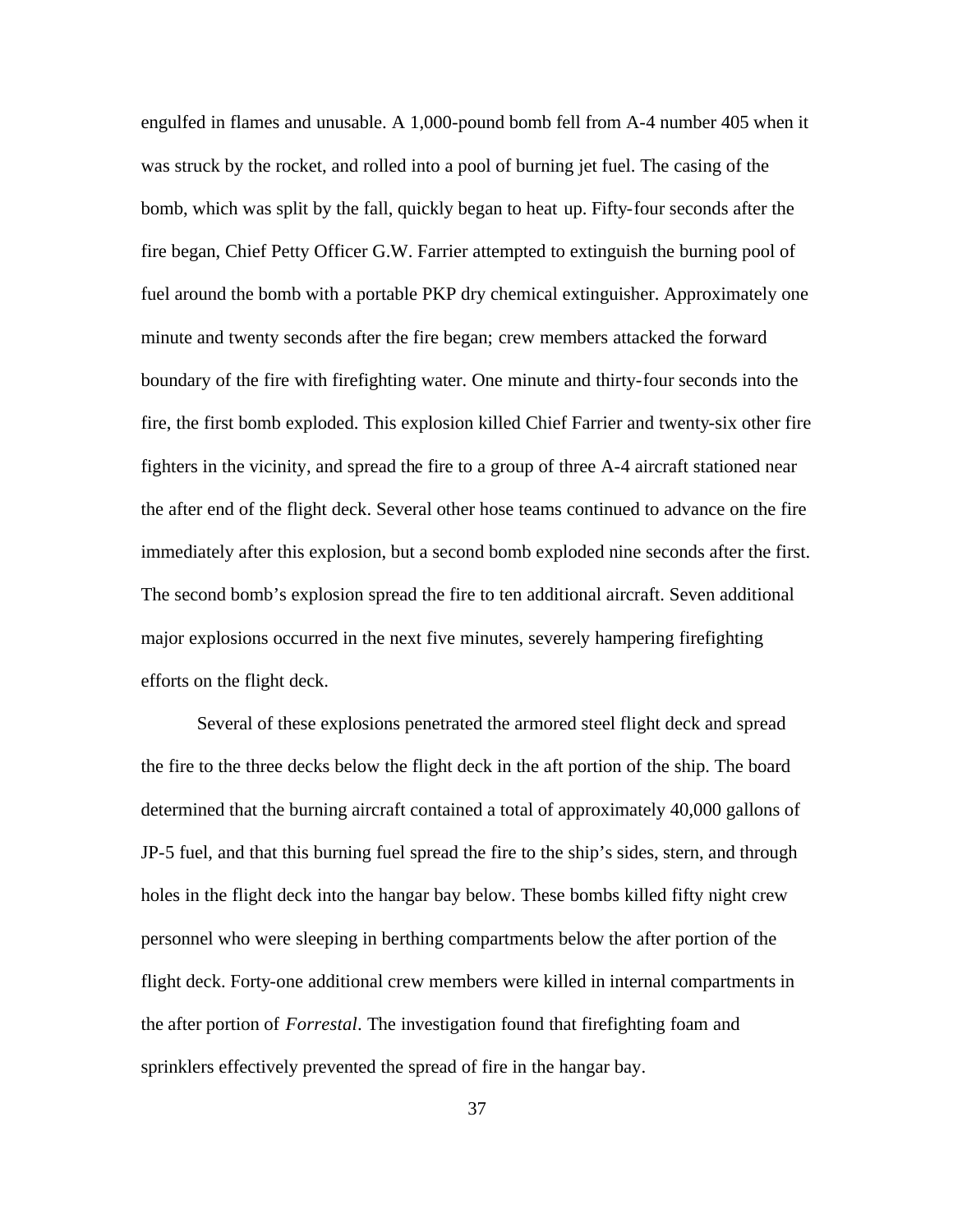engulfed in flames and unusable. A 1,000-pound bomb fell from A-4 number 405 when it was struck by the rocket, and rolled into a pool of burning jet fuel. The casing of the bomb, which was split by the fall, quickly began to heat up. Fifty-four seconds after the fire began, Chief Petty Officer G.W. Farrier attempted to extinguish the burning pool of fuel around the bomb with a portable PKP dry chemical extinguisher. Approximately one minute and twenty seconds after the fire began; crew members attacked the forward boundary of the fire with firefighting water. One minute and thirty-four seconds into the fire, the first bomb exploded. This explosion killed Chief Farrier and twenty-six other fire fighters in the vicinity, and spread the fire to a group of three A-4 aircraft stationed near the after end of the flight deck. Several other hose teams continued to advance on the fire immediately after this explosion, but a second bomb exploded nine seconds after the first. The second bomb's explosion spread the fire to ten additional aircraft. Seven additional major explosions occurred in the next five minutes, severely hampering firefighting efforts on the flight deck.

Several of these explosions penetrated the armored steel flight deck and spread the fire to the three decks below the flight deck in the aft portion of the ship. The board determined that the burning aircraft contained a total of approximately 40,000 gallons of JP-5 fuel, and that this burning fuel spread the fire to the ship's sides, stern, and through holes in the flight deck into the hangar bay below. These bombs killed fifty night crew personnel who were sleeping in berthing compartments below the after portion of the flight deck. Forty-one additional crew members were killed in internal compartments in the after portion of *Forrestal*. The investigation found that firefighting foam and sprinklers effectively prevented the spread of fire in the hangar bay.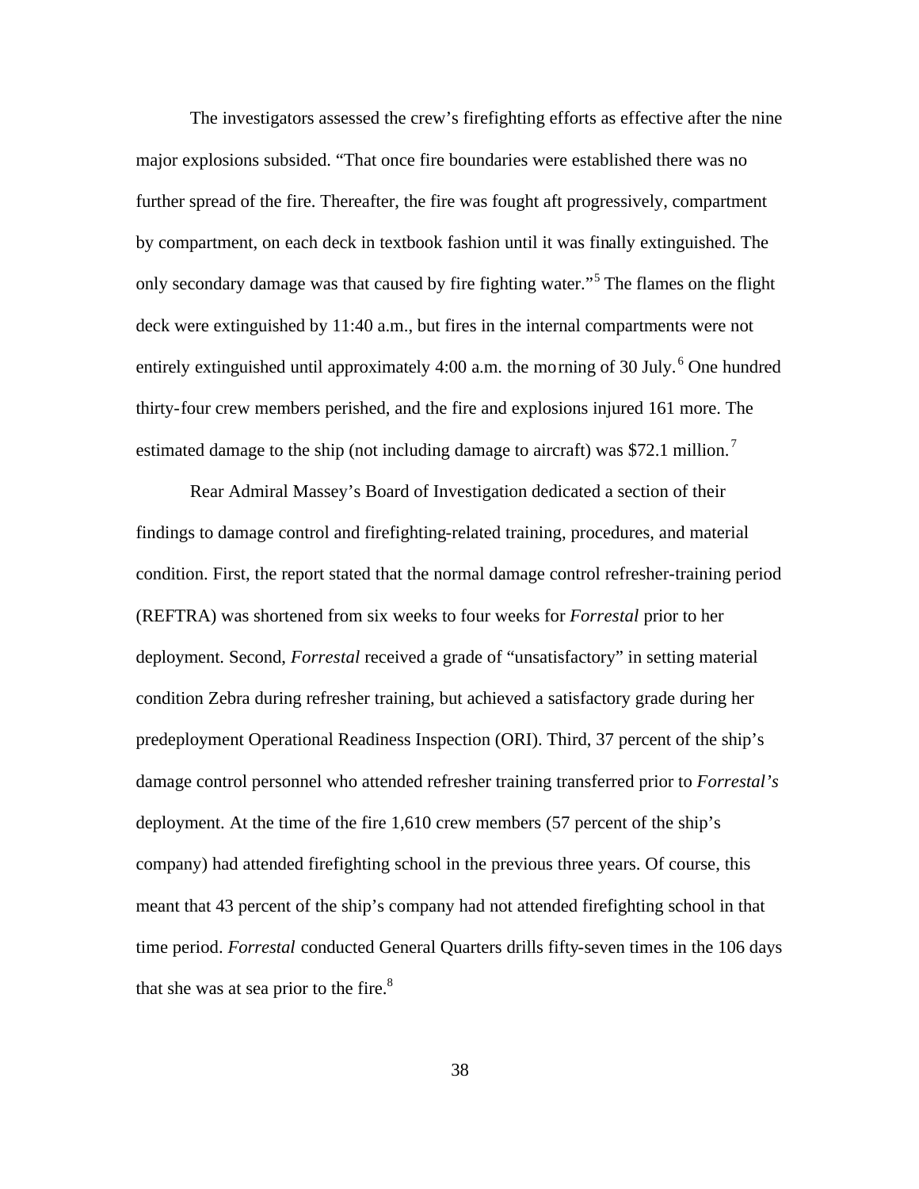The investigators assessed the crew's firefighting efforts as effective after the nine major explosions subsided. "That once fire boundaries were established there was no further spread of the fire. Thereafter, the fire was fought aft progressively, compartment by compartment, on each deck in textbook fashion until it was finally extinguished. The only secondary damage was that caused by fire fighting water."[5] The flames on the flight deck were extinguished by 11:40 a.m., but fires in the internal compartments were not entirely extinguished until approximately 4:00 a.m. the morning of 30 July.[6] One hundred thirty-four crew members perished, and the fire and explosions injured 161 more. The estimated damage to the ship (not including damage to aircraft) was $72.1 million.[7]

Rear Admiral Massey's Board of Investigation dedicated a section of their findings to damage control and firefighting-related training, procedures, and material condition. First, the report stated that the normal damage control refresher-training period (REFTRA) was shortened from six weeks to four weeks for *Forrestal* prior to her deployment. Second, *Forrestal* received a grade of "unsatisfactory" in setting material condition Zebra during refresher training, but achieved a satisfactory grade during her predeployment Operational Readiness Inspection (ORI). Third, 37 percent of the ship's damage control personnel who attended refresher training transferred prior to *Forrestal's* deployment. At the time of the fire 1,610 crew members (57 percent of the ship's company) had attended firefighting school in the previous three years. Of course, this meant that 43 percent of the ship's company had not attended firefighting school in that time period. *Forrestal* conducted General Quarters drills fifty-seven times in the 106 days that she was at sea prior to the fire.[8]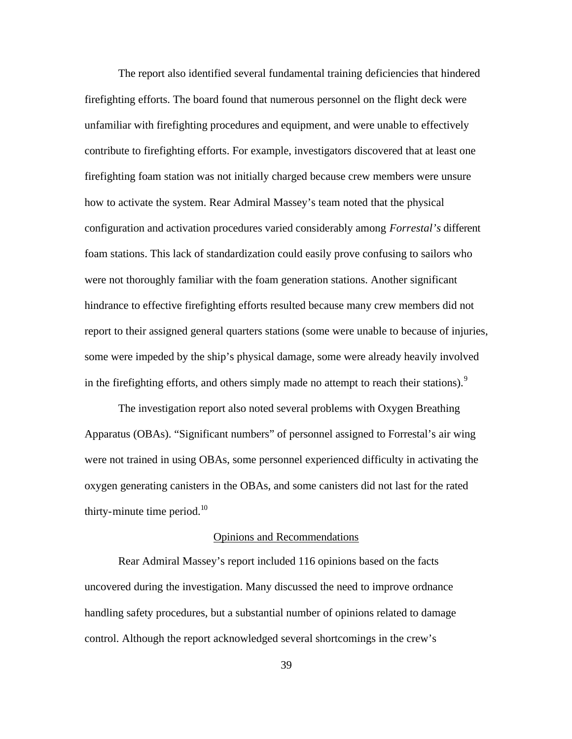The report also identified several fundamental training deficiencies that hindered firefighting efforts. The board found that numerous personnel on the flight deck were unfamiliar with firefighting procedures and equipment, and were unable to effectively contribute to firefighting efforts. For example, investigators discovered that at least one firefighting foam station was not initially charged because crew members were unsure how to activate the system. Rear Admiral Massey's team noted that the physical configuration and activation procedures varied considerably among *Forrestal's* different foam stations. This lack of standardization could easily prove confusing to sailors who were not thoroughly familiar with the foam generation stations. Another significant hindrance to effective firefighting efforts resulted because many crew members did not report to their assigned general quarters stations (some were unable to because of injuries, some were impeded by the ship's physical damage, some were already heavily involved in the firefighting efforts, and others simply made no attempt to reach their stations).[9]

The investigation report also noted several problems with Oxygen Breathing Apparatus (OBAs). "Significant numbers" of personnel assigned to Forrestal's air wing were not trained in using OBAs, some personnel experienced difficulty in activating the oxygen generating canisters in the OBAs, and some canisters did not last for the rated thirty-minute time period.[10]

## Opinions and Recommendations

Rear Admiral Massey's report included 116 opinions based on the facts uncovered during the investigation. Many discussed the need to improve ordnance handling safety procedures, but a substantial number of opinions related to damage control. Although the report acknowledged several shortcomings in the crew's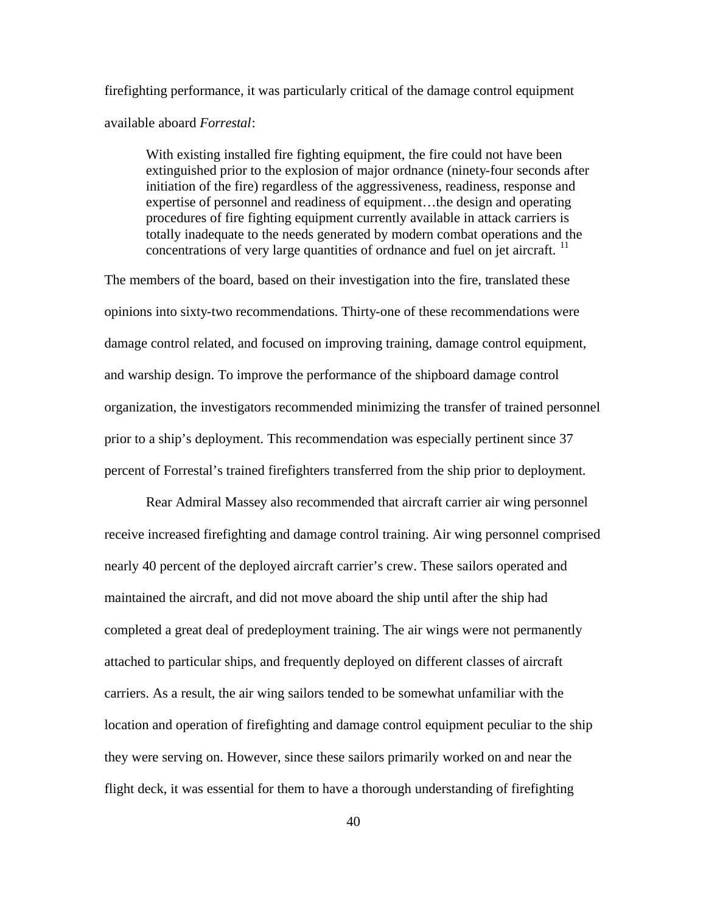firefighting performance, it was particularly critical of the damage control equipment available aboard *Forrestal*:

> With existing installed fire fighting equipment, the fire could not have been extinguished prior to the explosion of major ordnance (ninety-four seconds after initiation of the fire) regardless of the aggressiveness, readiness, response and expertise of personnel and readiness of equipment…the design and operating procedures of fire fighting equipment currently available in attack carriers is totally inadequate to the needs generated by modern combat operations and the concentrations of very large quantities of ordnance and fuel on jet aircraft. [11]

The members of the board, based on their investigation into the fire, translated these opinions into sixty-two recommendations. Thirty-one of these recommendations were damage control related, and focused on improving training, damage control equipment, and warship design. To improve the performance of the shipboard damage control organization, the investigators recommended minimizing the transfer of trained personnel prior to a ship's deployment. This recommendation was especially pertinent since 37 percent of Forrestal's trained firefighters transferred from the ship prior to deployment.

Rear Admiral Massey also recommended that aircraft carrier air wing personnel receive increased firefighting and damage control training. Air wing personnel comprised nearly 40 percent of the deployed aircraft carrier's crew. These sailors operated and maintained the aircraft, and did not move aboard the ship until after the ship had completed a great deal of predeployment training. The air wings were not permanently attached to particular ships, and frequently deployed on different classes of aircraft carriers. As a result, the air wing sailors tended to be somewhat unfamiliar with the location and operation of firefighting and damage control equipment peculiar to the ship they were serving on. However, since these sailors primarily worked on and near the flight deck, it was essential for them to have a thorough understanding of firefighting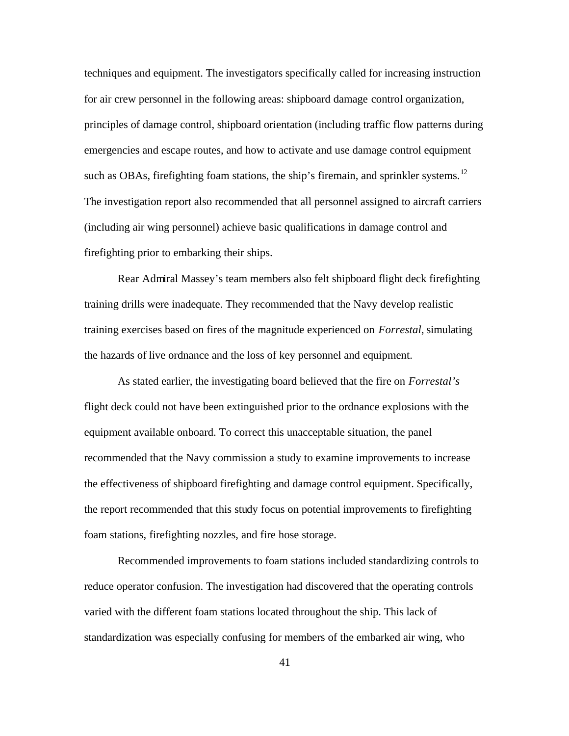techniques and equipment. The investigators specifically called for increasing instruction for air crew personnel in the following areas: shipboard damage control organization, principles of damage control, shipboard orientation (including traffic flow patterns during emergencies and escape routes, and how to activate and use damage control equipment such as OBAs, firefighting foam stations, the ship's firemain, and sprinkler systems.[12] The investigation report also recommended that all personnel assigned to aircraft carriers (including air wing personnel) achieve basic qualifications in damage control and firefighting prior to embarking their ships.

Rear Admiral Massey's team members also felt shipboard flight deck firefighting training drills were inadequate. They recommended that the Navy develop realistic training exercises based on fires of the magnitude experienced on *Forrestal*, simulating the hazards of live ordnance and the loss of key personnel and equipment.

As stated earlier, the investigating board believed that the fire on *Forrestal's* flight deck could not have been extinguished prior to the ordnance explosions with the equipment available onboard. To correct this unacceptable situation, the panel recommended that the Navy commission a study to examine improvements to increase the effectiveness of shipboard firefighting and damage control equipment. Specifically, the report recommended that this study focus on potential improvements to firefighting foam stations, firefighting nozzles, and fire hose storage.

Recommended improvements to foam stations included standardizing controls to reduce operator confusion. The investigation had discovered that the operating controls varied with the different foam stations located throughout the ship. This lack of standardization was especially confusing for members of the embarked air wing, who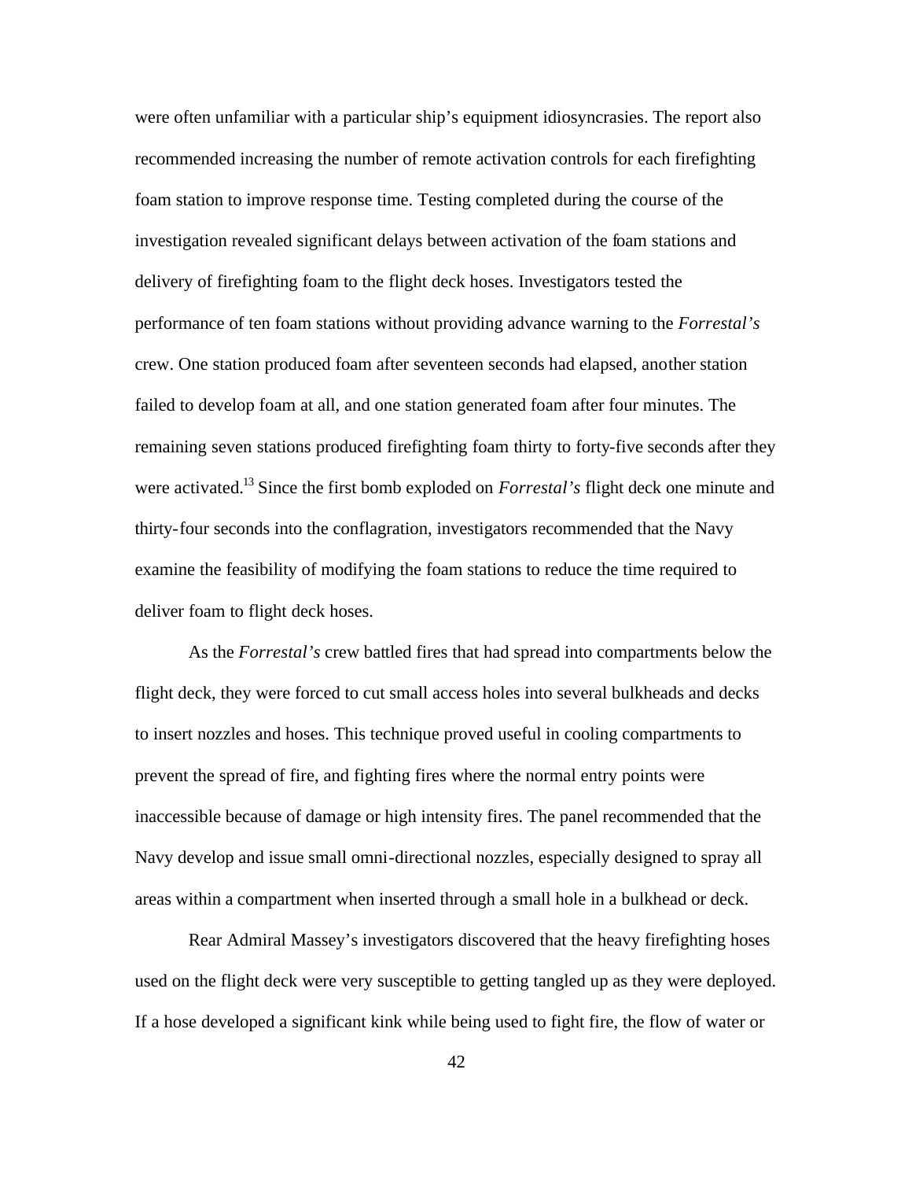were often unfamiliar with a particular ship's equipment idiosyncrasies. The report also recommended increasing the number of remote activation controls for each firefighting foam station to improve response time. Testing completed during the course of the investigation revealed significant delays between activation of the foam stations and delivery of firefighting foam to the flight deck hoses. Investigators tested the performance of ten foam stations without providing advance warning to the *Forrestal's* crew. One station produced foam after seventeen seconds had elapsed, another station failed to develop foam at all, and one station generated foam after four minutes. The remaining seven stations produced firefighting foam thirty to forty-five seconds after they were activated.[13] Since the first bomb exploded on *Forrestal's* flight deck one minute and thirty-four seconds into the conflagration, investigators recommended that the Navy examine the feasibility of modifying the foam stations to reduce the time required to deliver foam to flight deck hoses.

As the *Forrestal's* crew battled fires that had spread into compartments below the flight deck, they were forced to cut small access holes into several bulkheads and decks to insert nozzles and hoses. This technique proved useful in cooling compartments to prevent the spread of fire, and fighting fires where the normal entry points were inaccessible because of damage or high intensity fires. The panel recommended that the Navy develop and issue small omni-directional nozzles, especially designed to spray all areas within a compartment when inserted through a small hole in a bulkhead or deck.

Rear Admiral Massey's investigators discovered that the heavy firefighting hoses used on the flight deck were very susceptible to getting tangled up as they were deployed. If a hose developed a significant kink while being used to fight fire, the flow of water or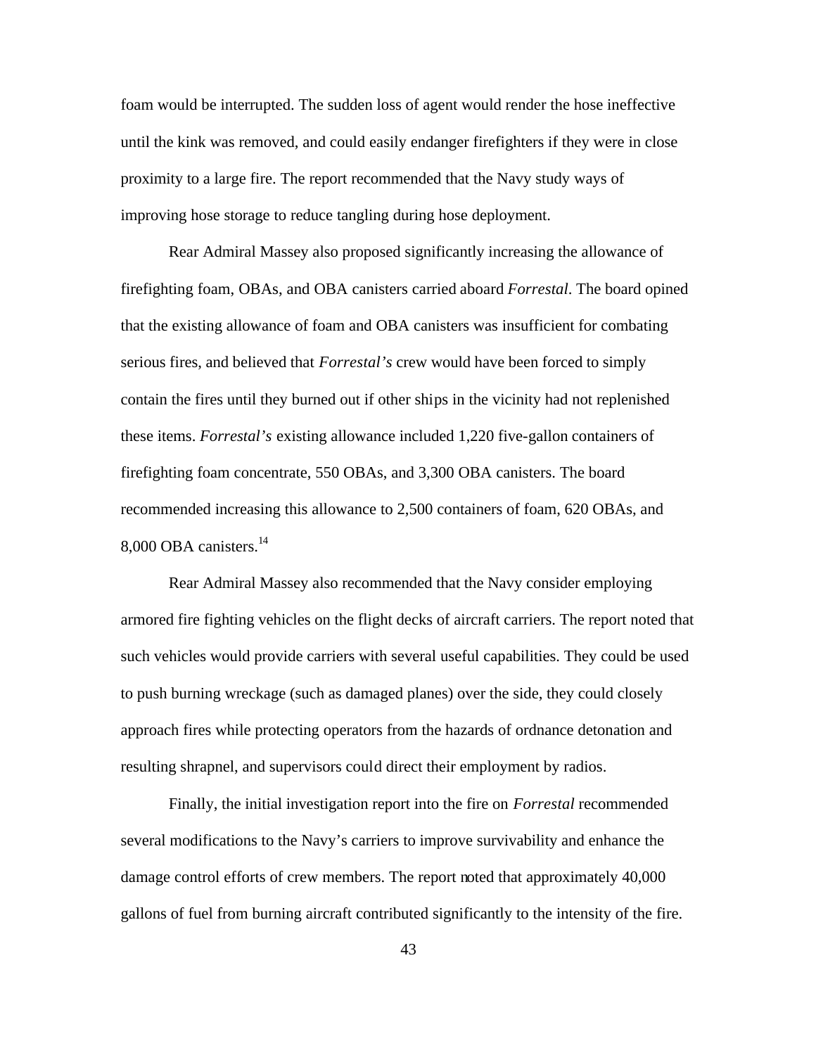foam would be interrupted. The sudden loss of agent would render the hose ineffective until the kink was removed, and could easily endanger firefighters if they were in close proximity to a large fire. The report recommended that the Navy study ways of improving hose storage to reduce tangling during hose deployment.

Rear Admiral Massey also proposed significantly increasing the allowance of firefighting foam, OBAs, and OBA canisters carried aboard *Forrestal*. The board opined that the existing allowance of foam and OBA canisters was insufficient for combating serious fires, and believed that *Forrestal's* crew would have been forced to simply contain the fires until they burned out if other ships in the vicinity had not replenished these items. *Forrestal's* existing allowance included 1,220 five-gallon containers of firefighting foam concentrate, 550 OBAs, and 3,300 OBA canisters. The board recommended increasing this allowance to 2,500 containers of foam, 620 OBAs, and 8,000 OBA canisters.[14]

Rear Admiral Massey also recommended that the Navy consider employing armored fire fighting vehicles on the flight decks of aircraft carriers. The report noted that such vehicles would provide carriers with several useful capabilities. They could be used to push burning wreckage (such as damaged planes) over the side, they could closely approach fires while protecting operators from the hazards of ordnance detonation and resulting shrapnel, and supervisors could direct their employment by radios.

Finally, the initial investigation report into the fire on *Forrestal* recommended several modifications to the Navy's carriers to improve survivability and enhance the damage control efforts of crew members. The report noted that approximately 40,000 gallons of fuel from burning aircraft contributed significantly to the intensity of the fire.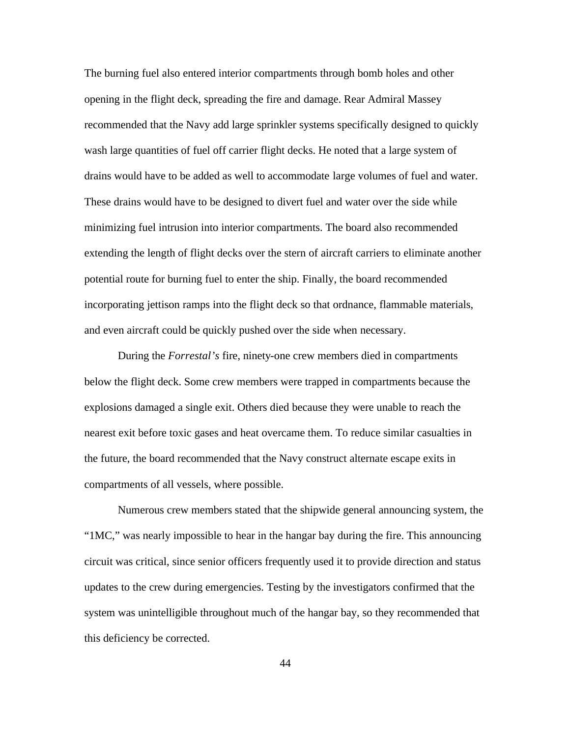The burning fuel also entered interior compartments through bomb holes and other opening in the flight deck, spreading the fire and damage. Rear Admiral Massey recommended that the Navy add large sprinkler systems specifically designed to quickly wash large quantities of fuel off carrier flight decks. He noted that a large system of drains would have to be added as well to accommodate large volumes of fuel and water. These drains would have to be designed to divert fuel and water over the side while minimizing fuel intrusion into interior compartments. The board also recommended extending the length of flight decks over the stern of aircraft carriers to eliminate another potential route for burning fuel to enter the ship. Finally, the board recommended incorporating jettison ramps into the flight deck so that ordnance, flammable materials, and even aircraft could be quickly pushed over the side when necessary.

During the *Forrestal's* fire, ninety-one crew members died in compartments below the flight deck. Some crew members were trapped in compartments because the explosions damaged a single exit. Others died because they were unable to reach the nearest exit before toxic gases and heat overcame them. To reduce similar casualties in the future, the board recommended that the Navy construct alternate escape exits in compartments of all vessels, where possible.

Numerous crew members stated that the shipwide general announcing system, the "1MC," was nearly impossible to hear in the hangar bay during the fire. This announcing circuit was critical, since senior officers frequently used it to provide direction and status updates to the crew during emergencies. Testing by the investigators confirmed that the system was unintelligible throughout much of the hangar bay, so they recommended that this deficiency be corrected.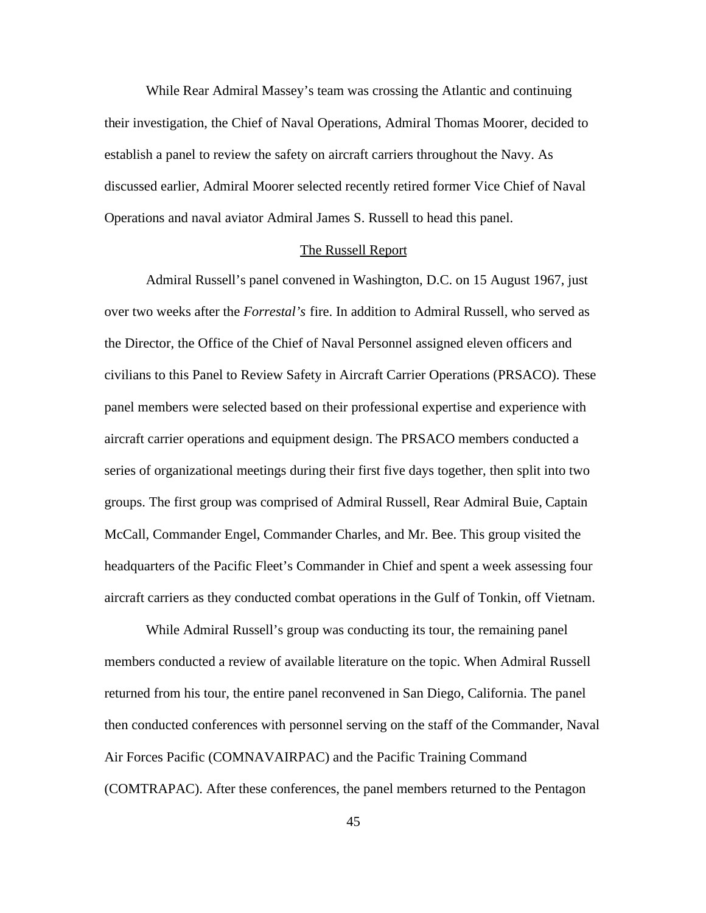While Rear Admiral Massey's team was crossing the Atlantic and continuing their investigation, the Chief of Naval Operations, Admiral Thomas Moorer, decided to establish a panel to review the safety on aircraft carriers throughout the Navy. As discussed earlier, Admiral Moorer selected recently retired former Vice Chief of Naval Operations and naval aviator Admiral James S. Russell to head this panel.

## The Russell Report

Admiral Russell's panel convened in Washington, D.C. on 15 August 1967, just over two weeks after the *Forrestal's* fire. In addition to Admiral Russell, who served as the Director, the Office of the Chief of Naval Personnel assigned eleven officers and civilians to this Panel to Review Safety in Aircraft Carrier Operations (PRSACO). These panel members were selected based on their professional expertise and experience with aircraft carrier operations and equipment design. The PRSACO members conducted a series of organizational meetings during their first five days together, then split into two groups. The first group was comprised of Admiral Russell, Rear Admiral Buie, Captain McCall, Commander Engel, Commander Charles, and Mr. Bee. This group visited the headquarters of the Pacific Fleet's Commander in Chief and spent a week assessing four aircraft carriers as they conducted combat operations in the Gulf of Tonkin, off Vietnam.

While Admiral Russell's group was conducting its tour, the remaining panel members conducted a review of available literature on the topic. When Admiral Russell returned from his tour, the entire panel reconvened in San Diego, California. The panel then conducted conferences with personnel serving on the staff of the Commander, Naval Air Forces Pacific (COMNAVAIRPAC) and the Pacific Training Command (COMTRAPAC). After these conferences, the panel members returned to the Pentagon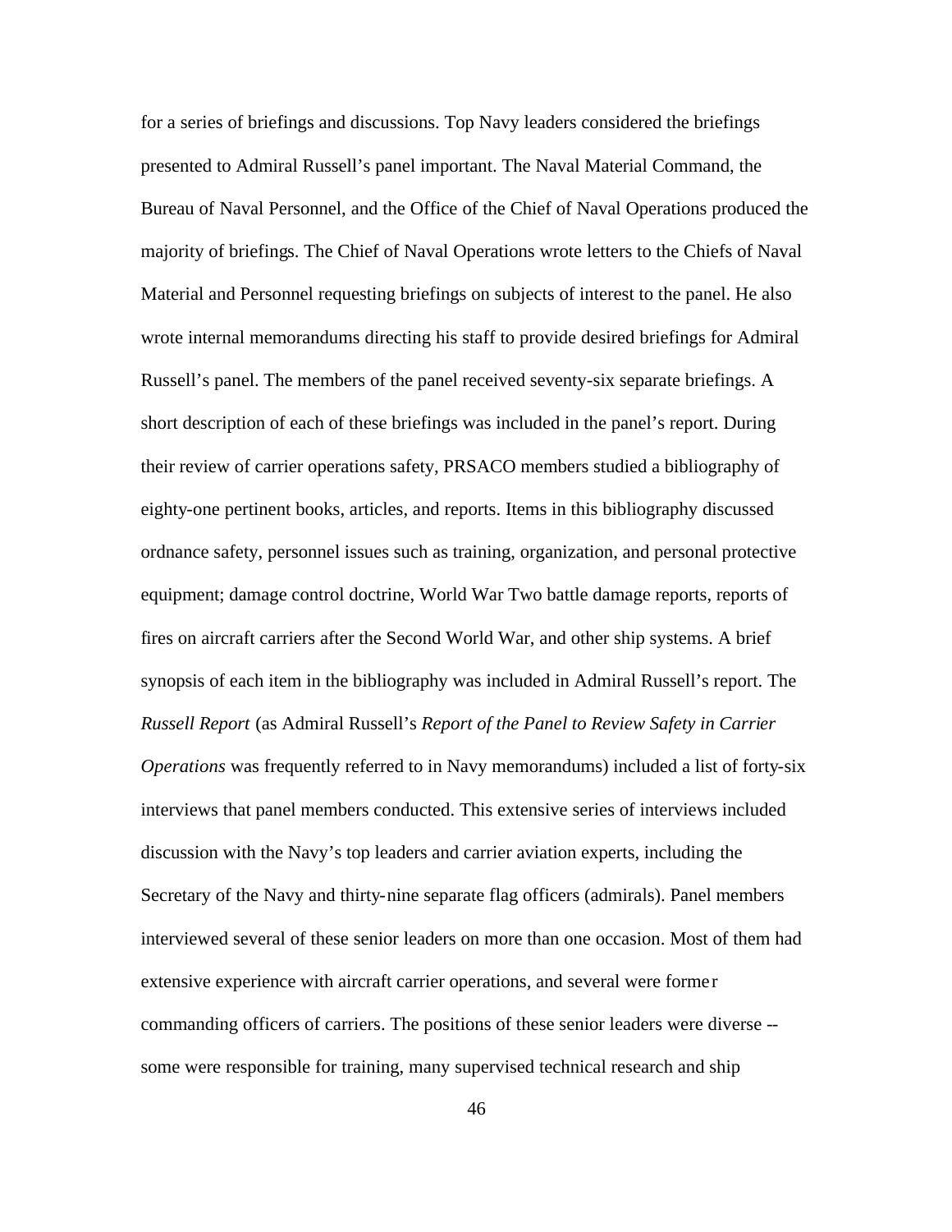for a series of briefings and discussions. Top Navy leaders considered the briefings presented to Admiral Russell's panel important. The Naval Material Command, the Bureau of Naval Personnel, and the Office of the Chief of Naval Operations produced the majority of briefings. The Chief of Naval Operations wrote letters to the Chiefs of Naval Material and Personnel requesting briefings on subjects of interest to the panel. He also wrote internal memorandums directing his staff to provide desired briefings for Admiral Russell's panel. The members of the panel received seventy-six separate briefings. A short description of each of these briefings was included in the panel's report. During their review of carrier operations safety, PRSACO members studied a bibliography of eighty-one pertinent books, articles, and reports. Items in this bibliography discussed ordnance safety, personnel issues such as training, organization, and personal protective equipment; damage control doctrine, World War Two battle damage reports, reports of fires on aircraft carriers after the Second World War, and other ship systems. A brief synopsis of each item in the bibliography was included in Admiral Russell's report. The *Russell Report* (as Admiral Russell's *Report of the Panel to Review Safety in Carrier Operations* was frequently referred to in Navy memorandums) included a list of forty-six interviews that panel members conducted. This extensive series of interviews included discussion with the Navy's top leaders and carrier aviation experts, including the Secretary of the Navy and thirty-nine separate flag officers (admirals). Panel members interviewed several of these senior leaders on more than one occasion. Most of them had extensive experience with aircraft carrier operations, and several were former commanding officers of carriers. The positions of these senior leaders were diverse -- some were responsible for training, many supervised technical research and ship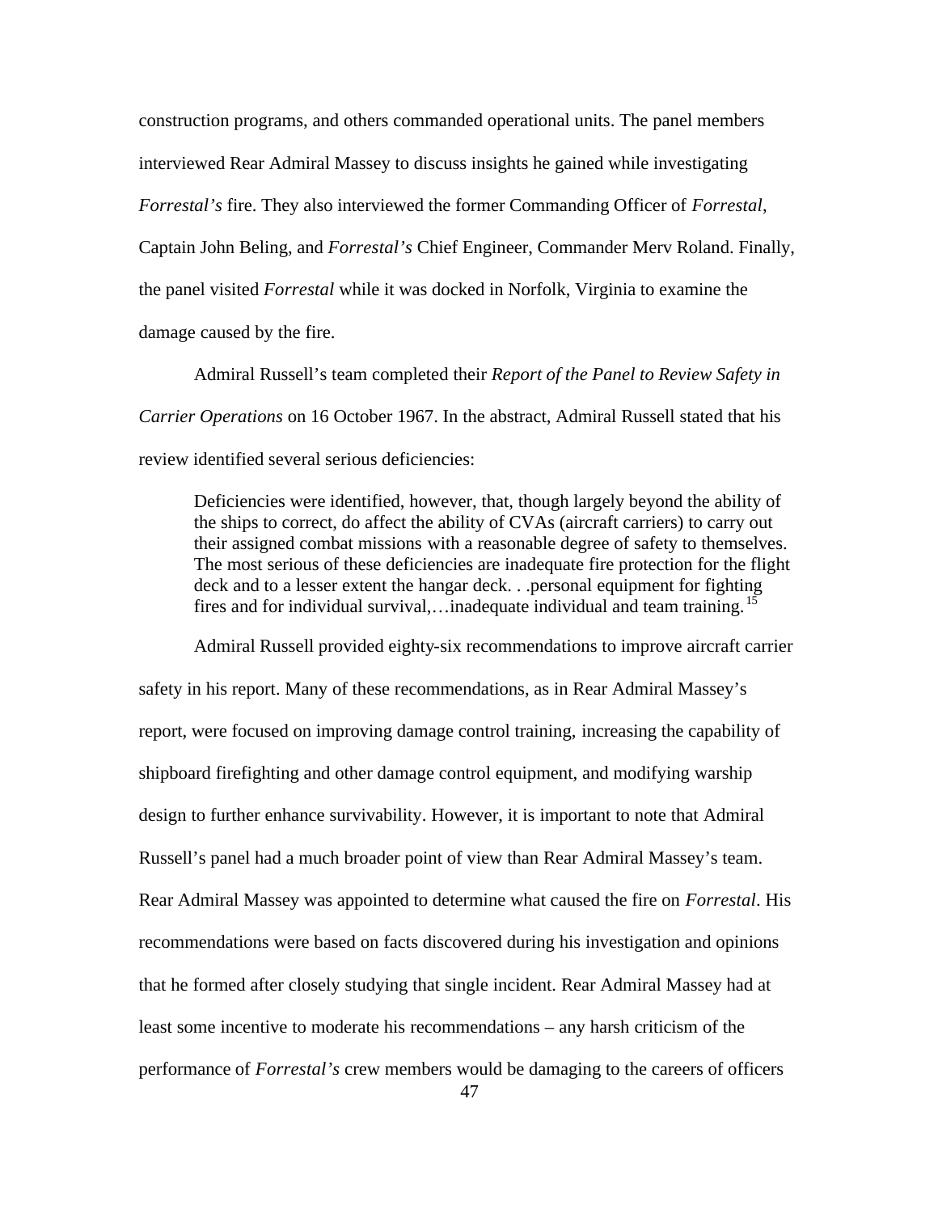construction programs, and others commanded operational units. The panel members interviewed Rear Admiral Massey to discuss insights he gained while investigating *Forrestal's* fire. They also interviewed the former Commanding Officer of *Forrestal*, Captain John Beling, and *Forrestal's* Chief Engineer, Commander Merv Roland. Finally, the panel visited *Forrestal* while it was docked in Norfolk, Virginia to examine the damage caused by the fire.

Admiral Russell's team completed their *Report of the Panel to Review Safety in Carrier Operations* on 16 October 1967. In the abstract, Admiral Russell stated that his review identified several serious deficiencies:

> Deficiencies were identified, however, that, though largely beyond the ability of the ships to correct, do affect the ability of CVAs (aircraft carriers) to carry out their assigned combat missions with a reasonable degree of safety to themselves. The most serious of these deficiencies are inadequate fire protection for the flight deck and to a lesser extent the hangar deck. . .personal equipment for fighting fires and for individual survival,…inadequate individual and team training.[15]

Admiral Russell provided eighty-six recommendations to improve aircraft carrier safety in his report. Many of these recommendations, as in Rear Admiral Massey's report, were focused on improving damage control training, increasing the capability of shipboard firefighting and other damage control equipment, and modifying warship design to further enhance survivability. However, it is important to note that Admiral Russell's panel had a much broader point of view than Rear Admiral Massey's team. Rear Admiral Massey was appointed to determine what caused the fire on *Forrestal*. His recommendations were based on facts discovered during his investigation and opinions that he formed after closely studying that single incident. Rear Admiral Massey had at least some incentive to moderate his recommendations – any harsh criticism of the performance of *Forrestal's* crew members would be damaging to the careers of officers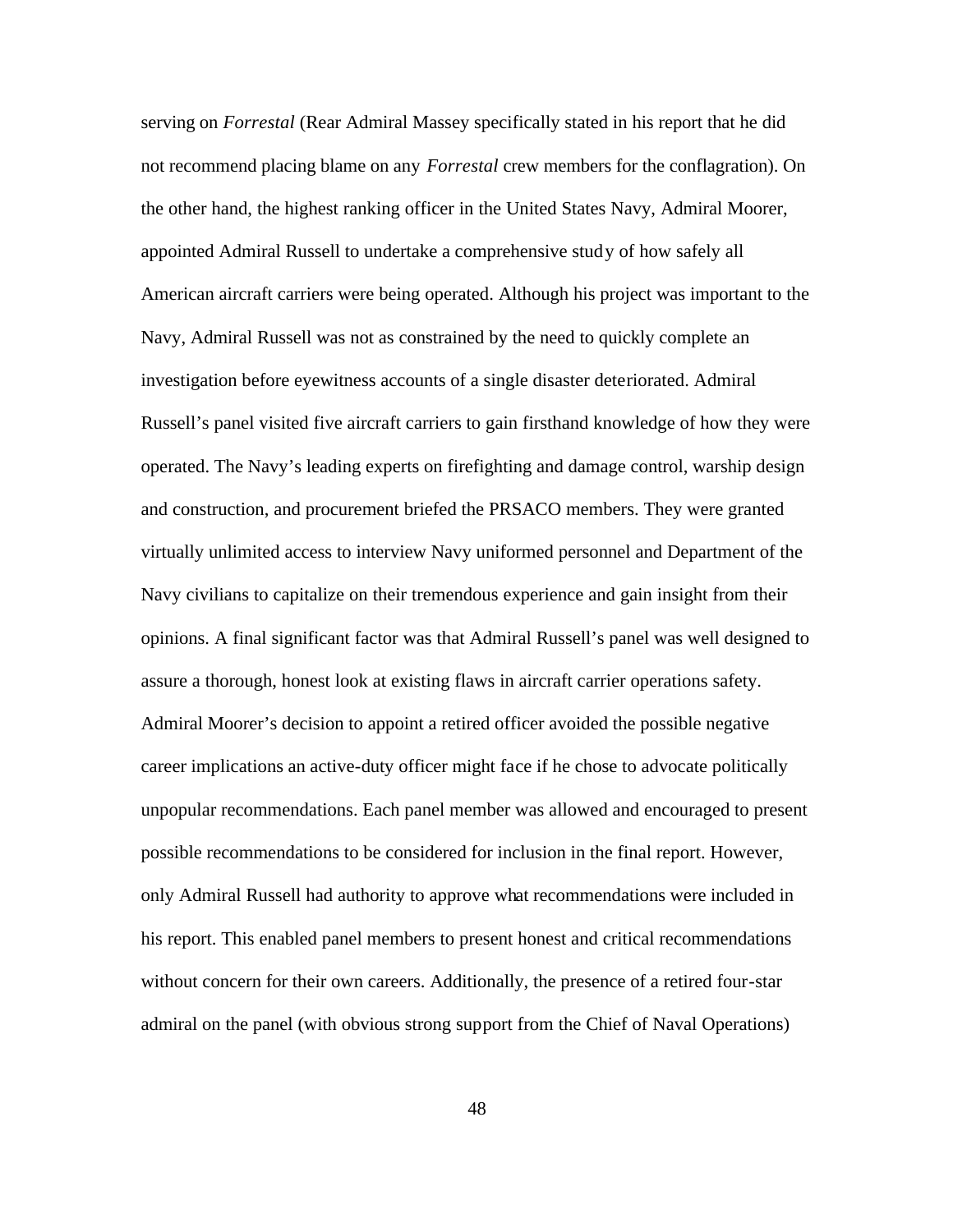serving on *Forrestal* (Rear Admiral Massey specifically stated in his report that he did not recommend placing blame on any *Forrestal* crew members for the conflagration). On the other hand, the highest ranking officer in the United States Navy, Admiral Moorer, appointed Admiral Russell to undertake a comprehensive study of how safely all American aircraft carriers were being operated. Although his project was important to the Navy, Admiral Russell was not as constrained by the need to quickly complete an investigation before eyewitness accounts of a single disaster deteriorated. Admiral Russell's panel visited five aircraft carriers to gain firsthand knowledge of how they were operated. The Navy's leading experts on firefighting and damage control, warship design and construction, and procurement briefed the PRSACO members. They were granted virtually unlimited access to interview Navy uniformed personnel and Department of the Navy civilians to capitalize on their tremendous experience and gain insight from their opinions. A final significant factor was that Admiral Russell's panel was well designed to assure a thorough, honest look at existing flaws in aircraft carrier operations safety. Admiral Moorer's decision to appoint a retired officer avoided the possible negative career implications an active-duty officer might face if he chose to advocate politically unpopular recommendations. Each panel member was allowed and encouraged to present possible recommendations to be considered for inclusion in the final report. However, only Admiral Russell had authority to approve what recommendations were included in his report. This enabled panel members to present honest and critical recommendations without concern for their own careers. Additionally, the presence of a retired four-star admiral on the panel (with obvious strong support from the Chief of Naval Operations)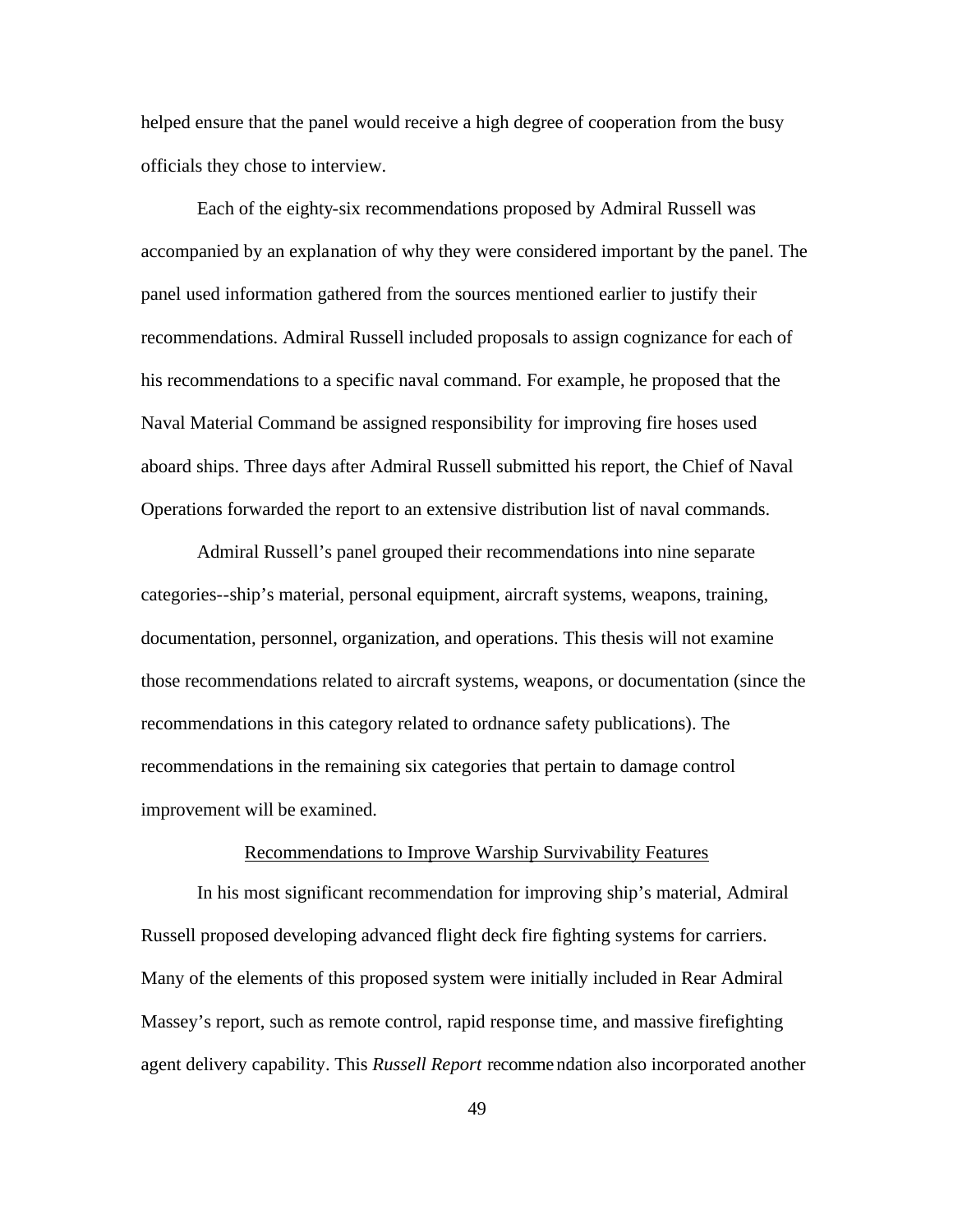helped ensure that the panel would receive a high degree of cooperation from the busy officials they chose to interview.

Each of the eighty-six recommendations proposed by Admiral Russell was accompanied by an explanation of why they were considered important by the panel. The panel used information gathered from the sources mentioned earlier to justify their recommendations. Admiral Russell included proposals to assign cognizance for each of his recommendations to a specific naval command. For example, he proposed that the Naval Material Command be assigned responsibility for improving fire hoses used aboard ships. Three days after Admiral Russell submitted his report, the Chief of Naval Operations forwarded the report to an extensive distribution list of naval commands.

Admiral Russell's panel grouped their recommendations into nine separate categories--ship's material, personal equipment, aircraft systems, weapons, training, documentation, personnel, organization, and operations. This thesis will not examine those recommendations related to aircraft systems, weapons, or documentation (since the recommendations in this category related to ordnance safety publications). The recommendations in the remaining six categories that pertain to damage control improvement will be examined.

## Recommendations to Improve Warship Survivability Features

In his most significant recommendation for improving ship's material, Admiral Russell proposed developing advanced flight deck fire fighting systems for carriers. Many of the elements of this proposed system were initially included in Rear Admiral Massey's report, such as remote control, rapid response time, and massive firefighting agent delivery capability. This *Russell Report* recommendation also incorporated another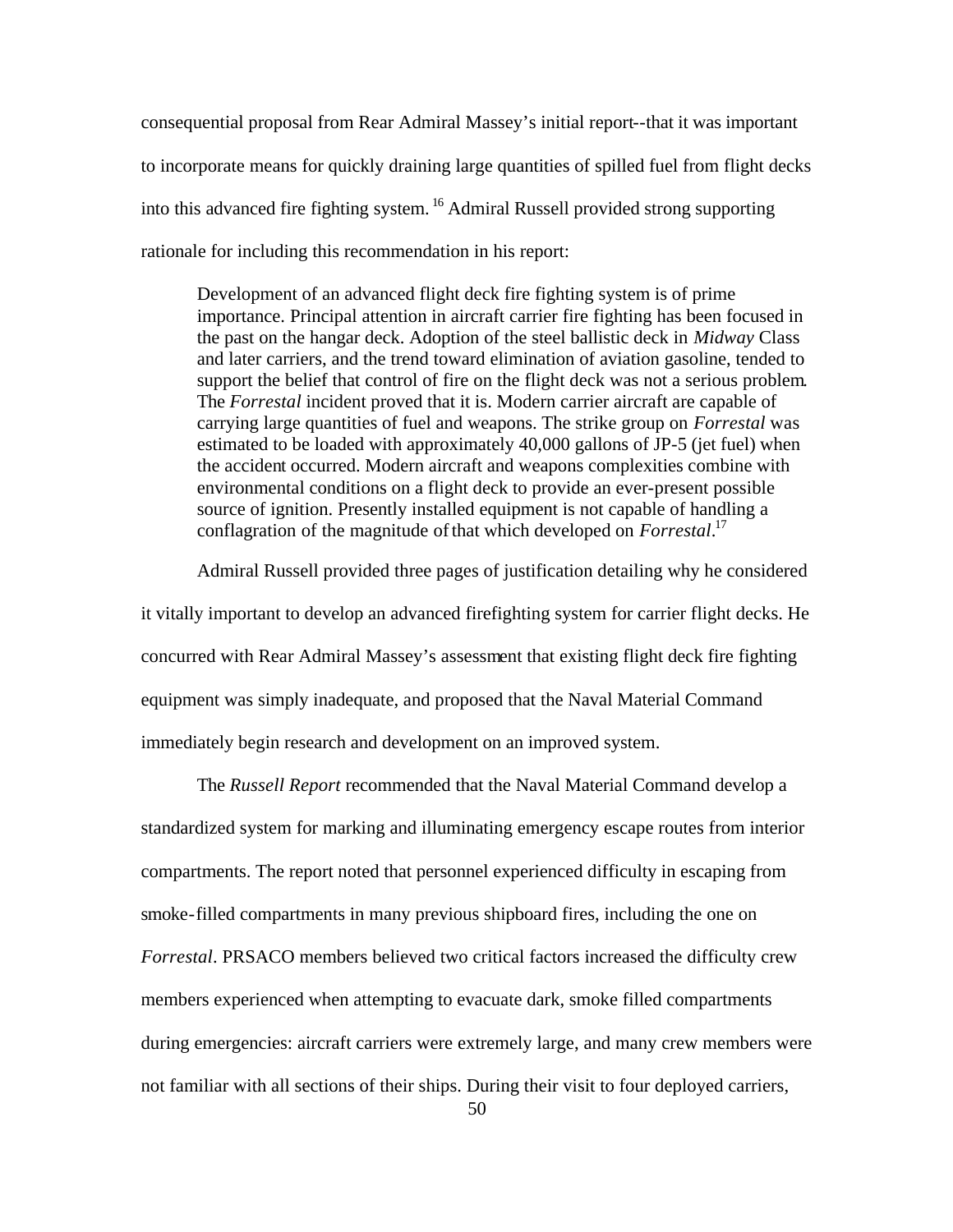consequential proposal from Rear Admiral Massey's initial report--that it was important to incorporate means for quickly draining large quantities of spilled fuel from flight decks into this advanced fire fighting system.[16] Admiral Russell provided strong supporting rationale for including this recommendation in his report:

> Development of an advanced flight deck fire fighting system is of prime importance. Principal attention in aircraft carrier fire fighting has been focused in the past on the hangar deck. Adoption of the steel ballistic deck in *Midway* Class and later carriers, and the trend toward elimination of aviation gasoline, tended to support the belief that control of fire on the flight deck was not a serious problem. The *Forrestal* incident proved that it is. Modern carrier aircraft are capable of carrying large quantities of fuel and weapons. The strike group on *Forrestal* was estimated to be loaded with approximately 40,000 gallons of JP-5 (jet fuel) when the accident occurred. Modern aircraft and weapons complexities combine with environmental conditions on a flight deck to provide an ever-present possible source of ignition. Presently installed equipment is not capable of handling a conflagration of the magnitude of that which developed on *Forrestal*.[17]

Admiral Russell provided three pages of justification detailing why he considered it vitally important to develop an advanced firefighting system for carrier flight decks. He concurred with Rear Admiral Massey's assessment that existing flight deck fire fighting equipment was simply inadequate, and proposed that the Naval Material Command immediately begin research and development on an improved system.

The *Russell Report* recommended that the Naval Material Command develop a standardized system for marking and illuminating emergency escape routes from interior compartments. The report noted that personnel experienced difficulty in escaping from smoke-filled compartments in many previous shipboard fires, including the one on *Forrestal*. PRSACO members believed two critical factors increased the difficulty crew members experienced when attempting to evacuate dark, smoke filled compartments during emergencies: aircraft carriers were extremely large, and many crew members were not familiar with all sections of their ships. During their visit to four deployed carriers,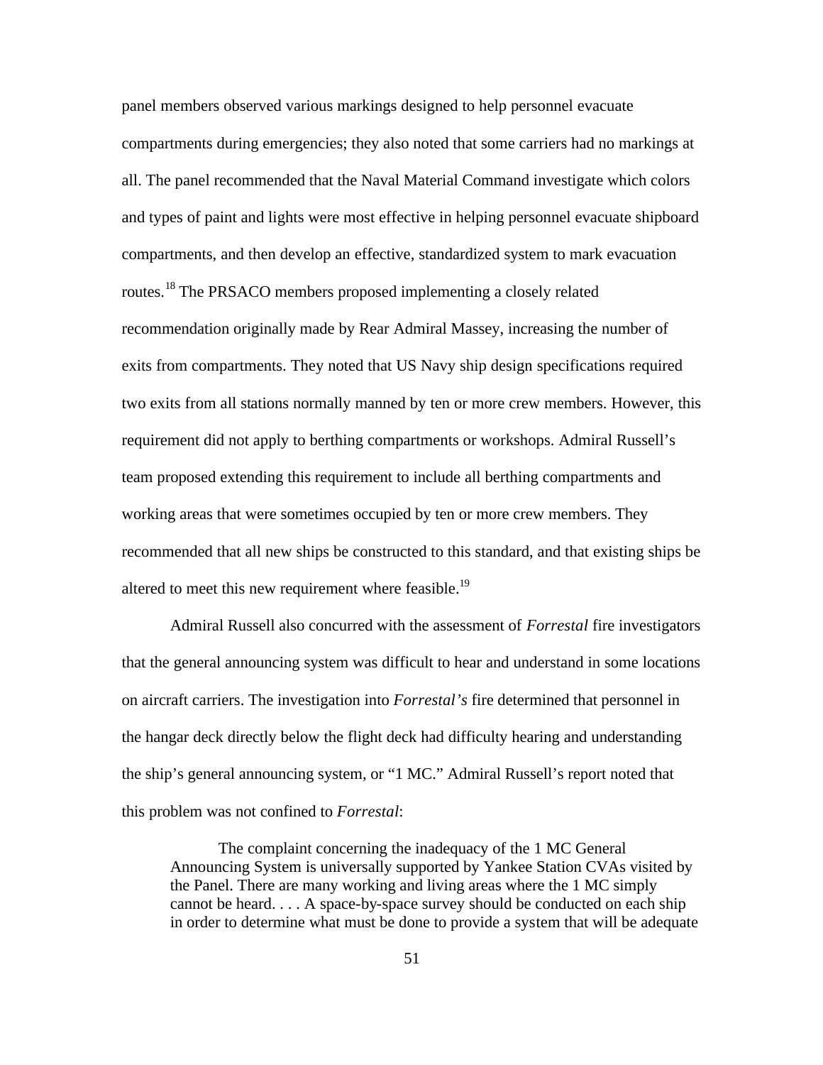panel members observed various markings designed to help personnel evacuate compartments during emergencies; they also noted that some carriers had no markings at all. The panel recommended that the Naval Material Command investigate which colors and types of paint and lights were most effective in helping personnel evacuate shipboard compartments, and then develop an effective, standardized system to mark evacuation routes.[18] The PRSACO members proposed implementing a closely related recommendation originally made by Rear Admiral Massey, increasing the number of exits from compartments. They noted that US Navy ship design specifications required two exits from all stations normally manned by ten or more crew members. However, this requirement did not apply to berthing compartments or workshops. Admiral Russell's team proposed extending this requirement to include all berthing compartments and working areas that were sometimes occupied by ten or more crew members. They recommended that all new ships be constructed to this standard, and that existing ships be altered to meet this new requirement where feasible.[19]

Admiral Russell also concurred with the assessment of *Forrestal* fire investigators that the general announcing system was difficult to hear and understand in some locations on aircraft carriers. The investigation into *Forrestal's* fire determined that personnel in the hangar deck directly below the flight deck had difficulty hearing and understanding the ship's general announcing system, or "1 MC." Admiral Russell's report noted that this problem was not confined to *Forrestal*:

> The complaint concerning the inadequacy of the 1 MC General Announcing System is universally supported by Yankee Station CVAs visited by the Panel. There are many working and living areas where the 1 MC simply cannot be heard. . . . A space-by-space survey should be conducted on each ship in order to determine what must be done to provide a system that will be adequate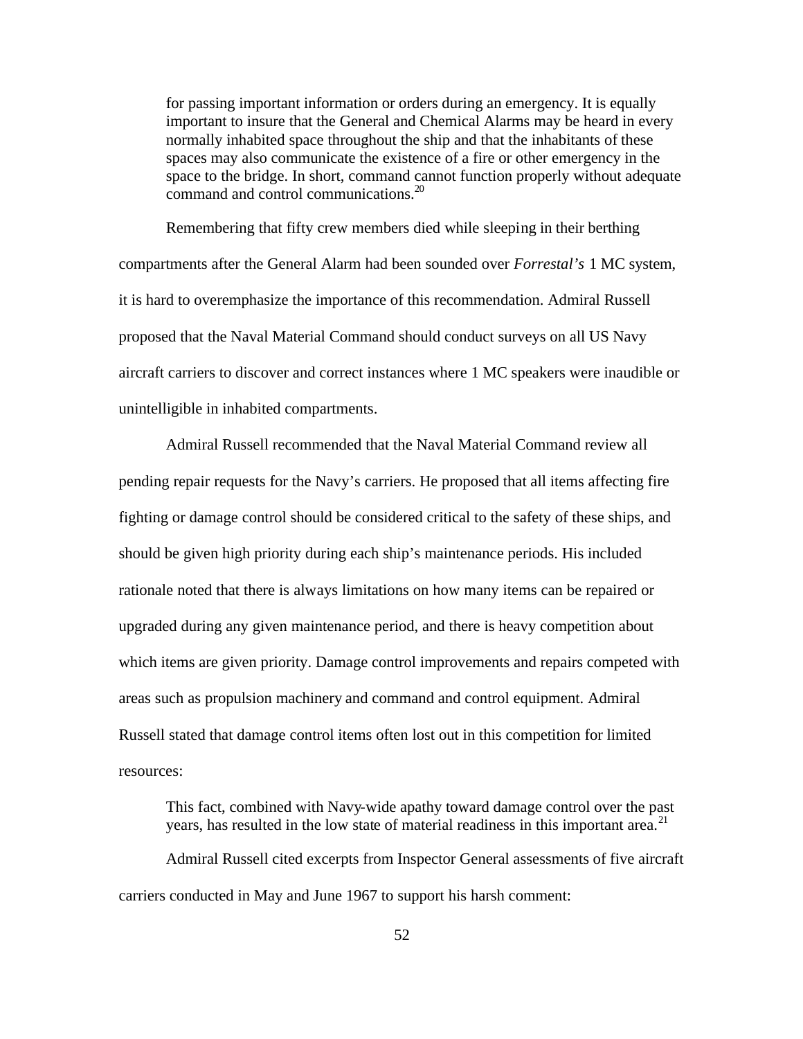> for passing important information or orders during an emergency. It is equally important to insure that the General and Chemical Alarms may be heard in every normally inhabited space throughout the ship and that the inhabitants of these spaces may also communicate the existence of a fire or other emergency in the space to the bridge. In short, command cannot function properly without adequate command and control communications.[20]

Remembering that fifty crew members died while sleeping in their berthing compartments after the General Alarm had been sounded over *Forrestal's* 1 MC system, it is hard to overemphasize the importance of this recommendation. Admiral Russell proposed that the Naval Material Command should conduct surveys on all US Navy aircraft carriers to discover and correct instances where 1 MC speakers were inaudible or unintelligible in inhabited compartments.

Admiral Russell recommended that the Naval Material Command review all pending repair requests for the Navy's carriers. He proposed that all items affecting fire fighting or damage control should be considered critical to the safety of these ships, and should be given high priority during each ship's maintenance periods. His included rationale noted that there is always limitations on how many items can be repaired or upgraded during any given maintenance period, and there is heavy competition about which items are given priority. Damage control improvements and repairs competed with areas such as propulsion machinery and command and control equipment. Admiral Russell stated that damage control items often lost out in this competition for limited resources:

> This fact, combined with Navy-wide apathy toward damage control over the past years, has resulted in the low state of material readiness in this important area.[21]

Admiral Russell cited excerpts from Inspector General assessments of five aircraft carriers conducted in May and June 1967 to support his harsh comment: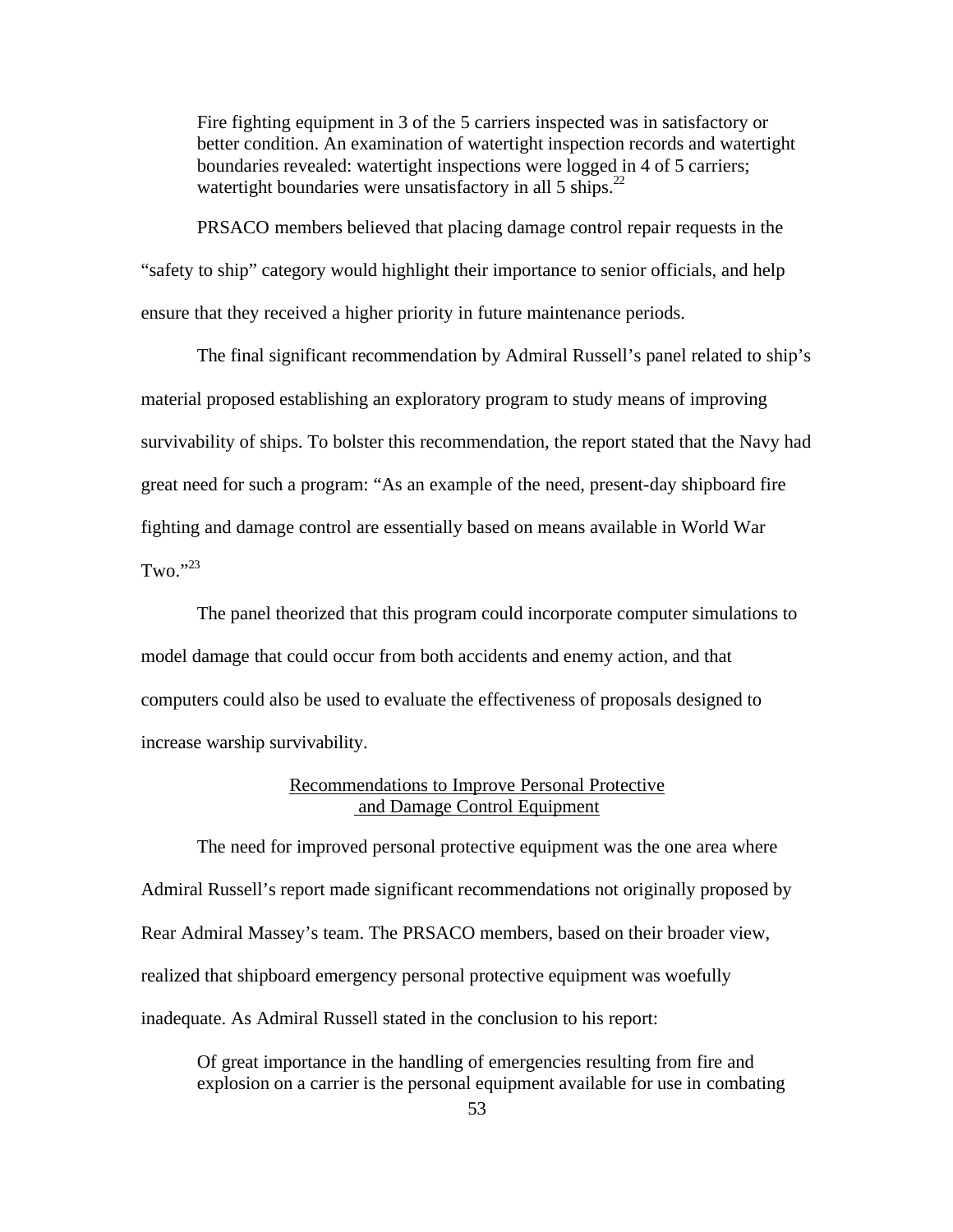> Fire fighting equipment in 3 of the 5 carriers inspected was in satisfactory or better condition. An examination of watertight inspection records and watertight boundaries revealed: watertight inspections were logged in 4 of 5 carriers; watertight boundaries were unsatisfactory in all 5 ships.[22]

PRSACO members believed that placing damage control repair requests in the "safety to ship" category would highlight their importance to senior officials, and help ensure that they received a higher priority in future maintenance periods.

The final significant recommendation by Admiral Russell's panel related to ship's material proposed establishing an exploratory program to study means of improving survivability of ships. To bolster this recommendation, the report stated that the Navy had great need for such a program: "As an example of the need, present-day shipboard fire fighting and damage control are essentially based on means available in World War Two."[23]

The panel theorized that this program could incorporate computer simulations to model damage that could occur from both accidents and enemy action, and that computers could also be used to evaluate the effectiveness of proposals designed to increase warship survivability.

## Recommendations to Improve Personal Protective and Damage Control Equipment

The need for improved personal protective equipment was the one area where Admiral Russell's report made significant recommendations not originally proposed by Rear Admiral Massey's team. The PRSACO members, based on their broader view, realized that shipboard emergency personal protective equipment was woefully inadequate. As Admiral Russell stated in the conclusion to his report:

> Of great importance in the handling of emergencies resulting from fire and explosion on a carrier is the personal equipment available for use in combating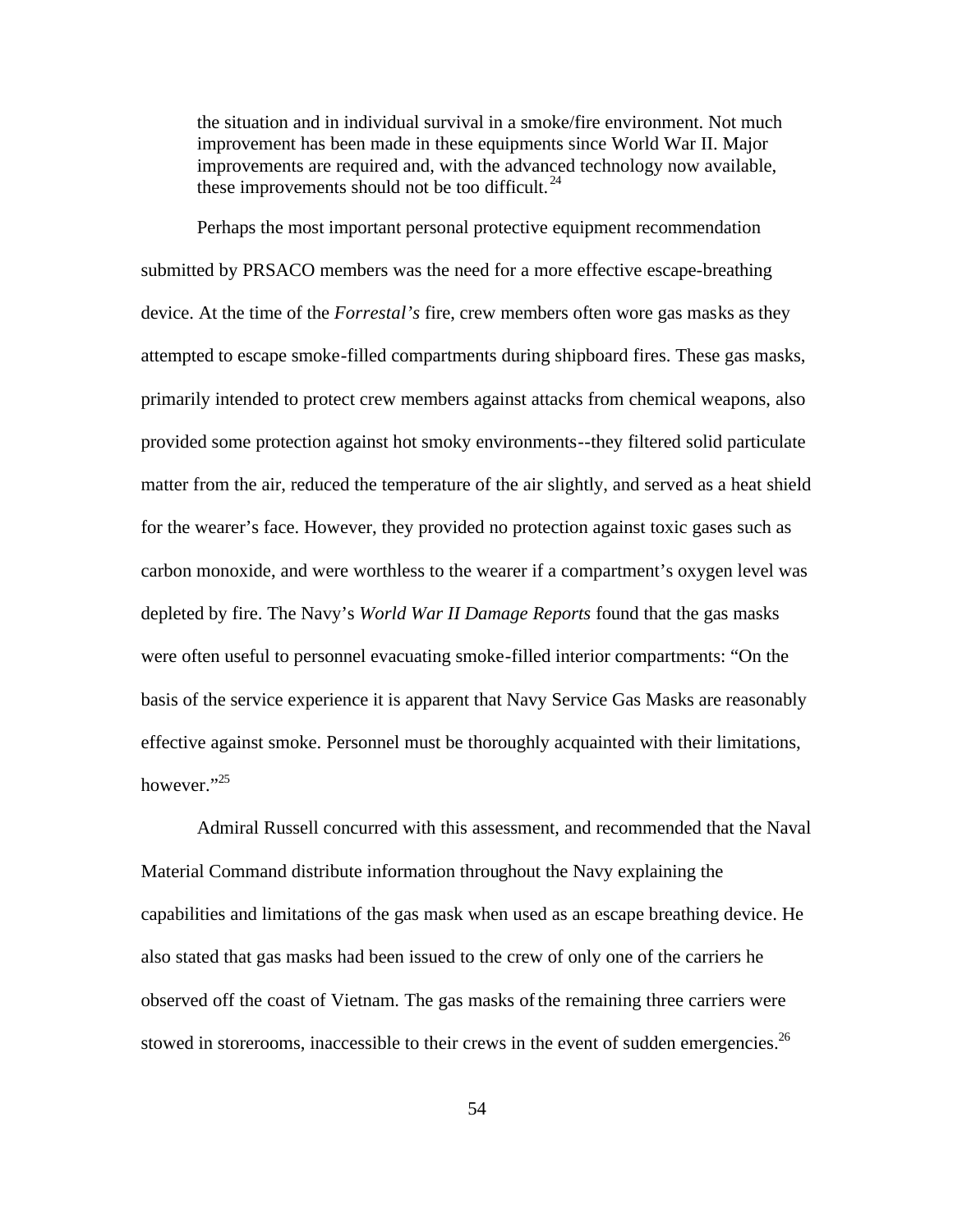> the situation and in individual survival in a smoke/fire environment. Not much improvement has been made in these equipments since World War II. Major improvements are required and, with the advanced technology now available, these improvements should not be too difficult.[24]

Perhaps the most important personal protective equipment recommendation submitted by PRSACO members was the need for a more effective escape-breathing device. At the time of the *Forrestal's* fire, crew members often wore gas masks as they attempted to escape smoke-filled compartments during shipboard fires. These gas masks, primarily intended to protect crew members against attacks from chemical weapons, also provided some protection against hot smoky environments--they filtered solid particulate matter from the air, reduced the temperature of the air slightly, and served as a heat shield for the wearer's face. However, they provided no protection against toxic gases such as carbon monoxide, and were worthless to the wearer if a compartment's oxygen level was depleted by fire. The Navy's *World War II Damage Reports* found that the gas masks were often useful to personnel evacuating smoke-filled interior compartments: "On the basis of the service experience it is apparent that Navy Service Gas Masks are reasonably effective against smoke. Personnel must be thoroughly acquainted with their limitations, however."[25]

Admiral Russell concurred with this assessment, and recommended that the Naval Material Command distribute information throughout the Navy explaining the capabilities and limitations of the gas mask when used as an escape breathing device. He also stated that gas masks had been issued to the crew of only one of the carriers he observed off the coast of Vietnam. The gas masks of the remaining three carriers were stowed in storerooms, inaccessible to their crews in the event of sudden emergencies.[26]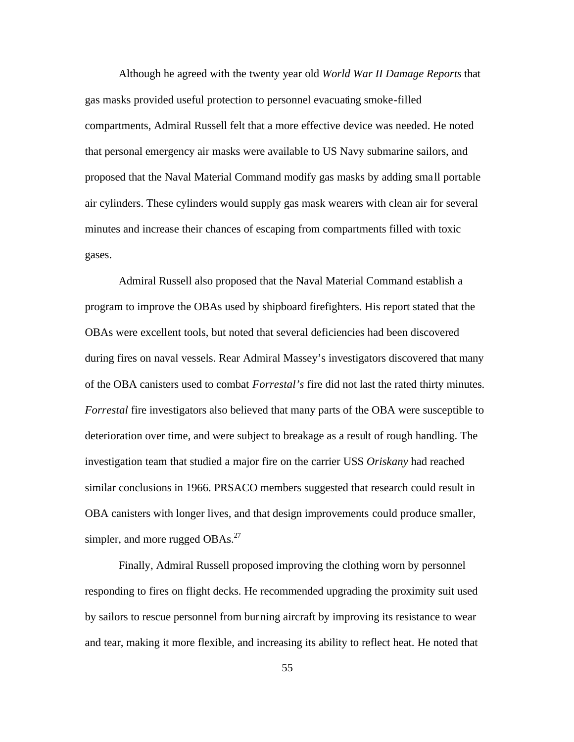Although he agreed with the twenty year old *World War II Damage Reports* that gas masks provided useful protection to personnel evacuating smoke-filled compartments, Admiral Russell felt that a more effective device was needed. He noted that personal emergency air masks were available to US Navy submarine sailors, and proposed that the Naval Material Command modify gas masks by adding small portable air cylinders. These cylinders would supply gas mask wearers with clean air for several minutes and increase their chances of escaping from compartments filled with toxic gases.

Admiral Russell also proposed that the Naval Material Command establish a program to improve the OBAs used by shipboard firefighters. His report stated that the OBAs were excellent tools, but noted that several deficiencies had been discovered during fires on naval vessels. Rear Admiral Massey's investigators discovered that many of the OBA canisters used to combat *Forrestal's* fire did not last the rated thirty minutes. *Forrestal* fire investigators also believed that many parts of the OBA were susceptible to deterioration over time, and were subject to breakage as a result of rough handling. The investigation team that studied a major fire on the carrier USS *Oriskany* had reached similar conclusions in 1966. PRSACO members suggested that research could result in OBA canisters with longer lives, and that design improvements could produce smaller, simpler, and more rugged OBAs.[27]

Finally, Admiral Russell proposed improving the clothing worn by personnel responding to fires on flight decks. He recommended upgrading the proximity suit used by sailors to rescue personnel from burning aircraft by improving its resistance to wear and tear, making it more flexible, and increasing its ability to reflect heat. He noted that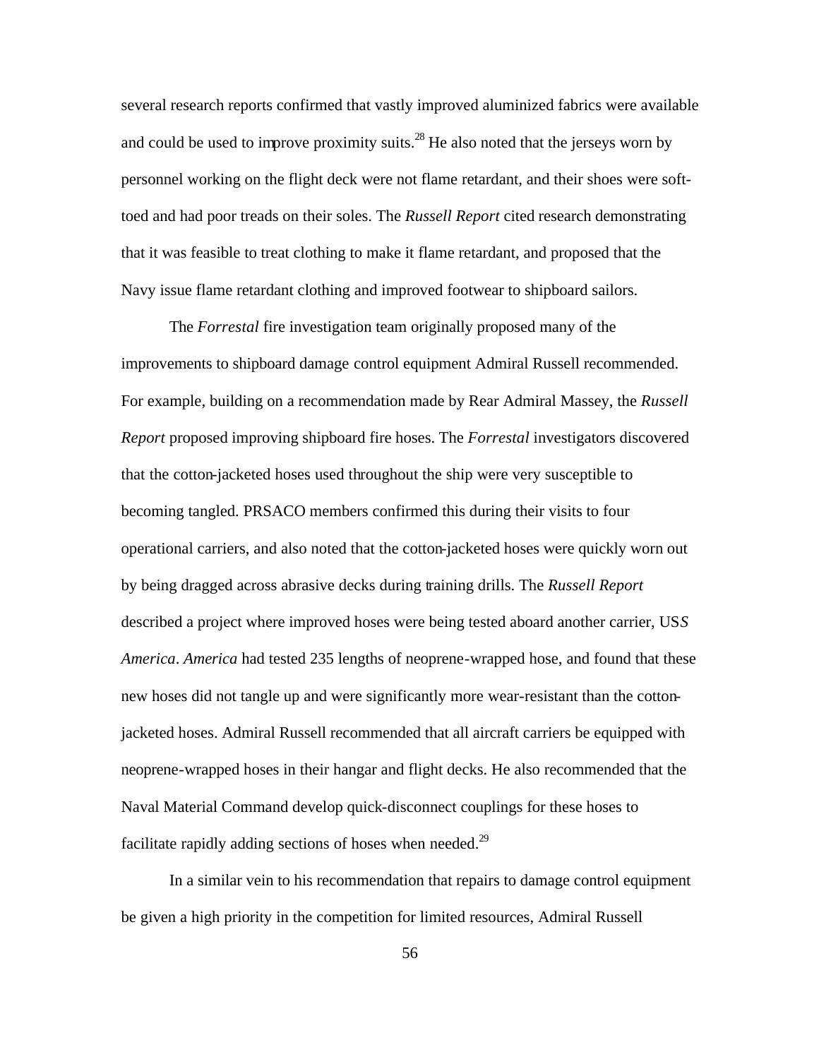several research reports confirmed that vastly improved aluminized fabrics were available and could be used to improve proximity suits.[28] He also noted that the jerseys worn by personnel working on the flight deck were not flame retardant, and their shoes were soft-toed and had poor treads on their soles. The *Russell Report* cited research demonstrating that it was feasible to treat clothing to make it flame retardant, and proposed that the Navy issue flame retardant clothing and improved footwear to shipboard sailors.

The *Forrestal* fire investigation team originally proposed many of the improvements to shipboard damage control equipment Admiral Russell recommended. For example, building on a recommendation made by Rear Admiral Massey, the *Russell Report* proposed improving shipboard fire hoses. The *Forrestal* investigators discovered that the cotton-jacketed hoses used throughout the ship were very susceptible to becoming tangled. PRSACO members confirmed this during their visits to four operational carriers, and also noted that the cotton-jacketed hoses were quickly worn out by being dragged across abrasive decks during training drills. The *Russell Report* described a project where improved hoses were being tested aboard another carrier, USS *America*. *America* had tested 235 lengths of neoprene-wrapped hose, and found that these new hoses did not tangle up and were significantly more wear-resistant than the cotton-jacketed hoses. Admiral Russell recommended that all aircraft carriers be equipped with neoprene-wrapped hoses in their hangar and flight decks. He also recommended that the Naval Material Command develop quick-disconnect couplings for these hoses to facilitate rapidly adding sections of hoses when needed.[29]

In a similar vein to his recommendation that repairs to damage control equipment be given a high priority in the competition for limited resources, Admiral Russell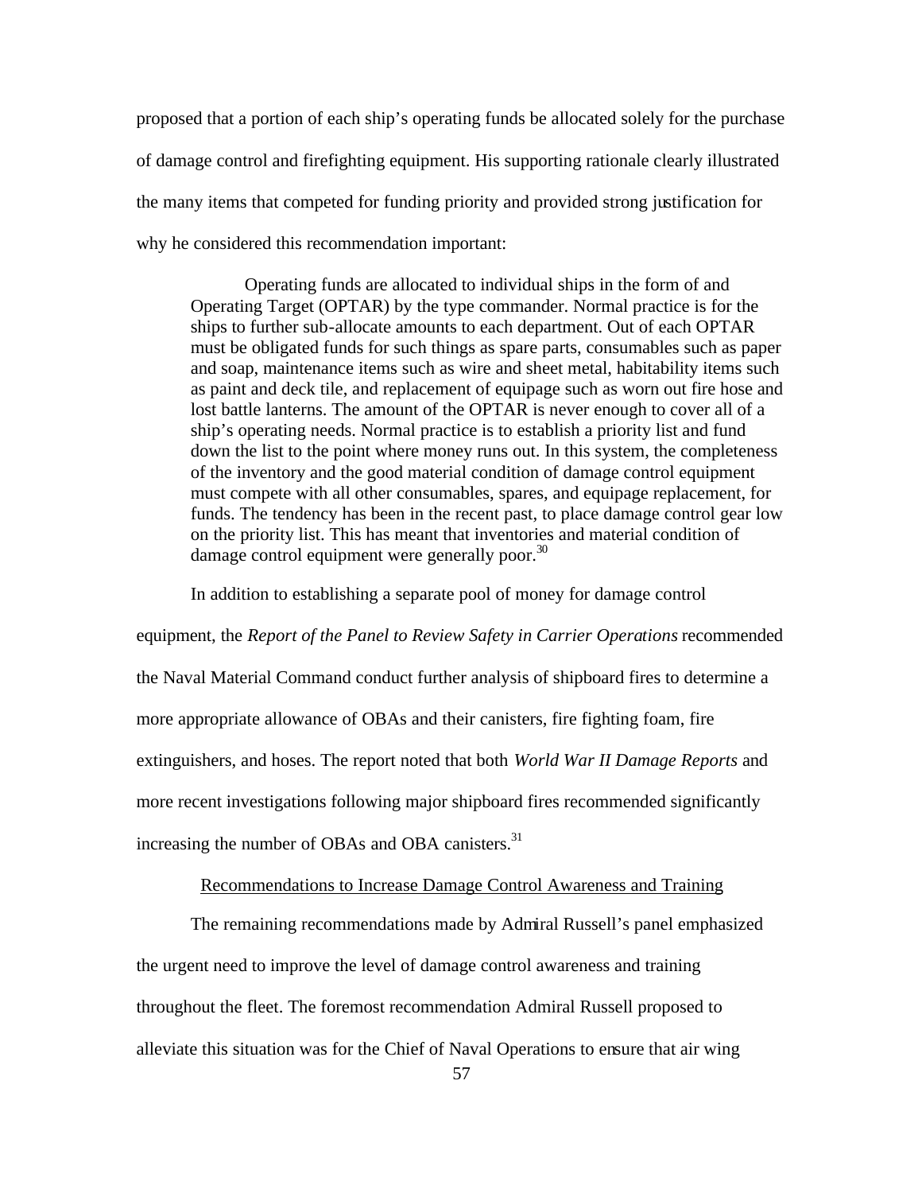proposed that a portion of each ship's operating funds be allocated solely for the purchase of damage control and firefighting equipment. His supporting rationale clearly illustrated the many items that competed for funding priority and provided strong justification for why he considered this recommendation important:

> Operating funds are allocated to individual ships in the form of and Operating Target (OPTAR) by the type commander. Normal practice is for the ships to further sub-allocate amounts to each department. Out of each OPTAR must be obligated funds for such things as spare parts, consumables such as paper and soap, maintenance items such as wire and sheet metal, habitability items such as paint and deck tile, and replacement of equipage such as worn out fire hose and lost battle lanterns. The amount of the OPTAR is never enough to cover all of a ship's operating needs. Normal practice is to establish a priority list and fund down the list to the point where money runs out. In this system, the completeness of the inventory and the good material condition of damage control equipment must compete with all other consumables, spares, and equipage replacement, for funds. The tendency has been in the recent past, to place damage control gear low on the priority list. This has meant that inventories and material condition of damage control equipment were generally poor.[30]

In addition to establishing a separate pool of money for damage control equipment, the *Report of the Panel to Review Safety in Carrier Operations* recommended the Naval Material Command conduct further analysis of shipboard fires to determine a more appropriate allowance of OBAs and their canisters, fire fighting foam, fire extinguishers, and hoses. The report noted that both *World War II Damage Reports* and more recent investigations following major shipboard fires recommended significantly increasing the number of OBAs and OBA canisters.[31]

<u>Recommendations to Increase Damage Control Awareness and Training</u>

The remaining recommendations made by Admiral Russell's panel emphasized the urgent need to improve the level of damage control awareness and training throughout the fleet. The foremost recommendation Admiral Russell proposed to alleviate this situation was for the Chief of Naval Operations to ensure that air wing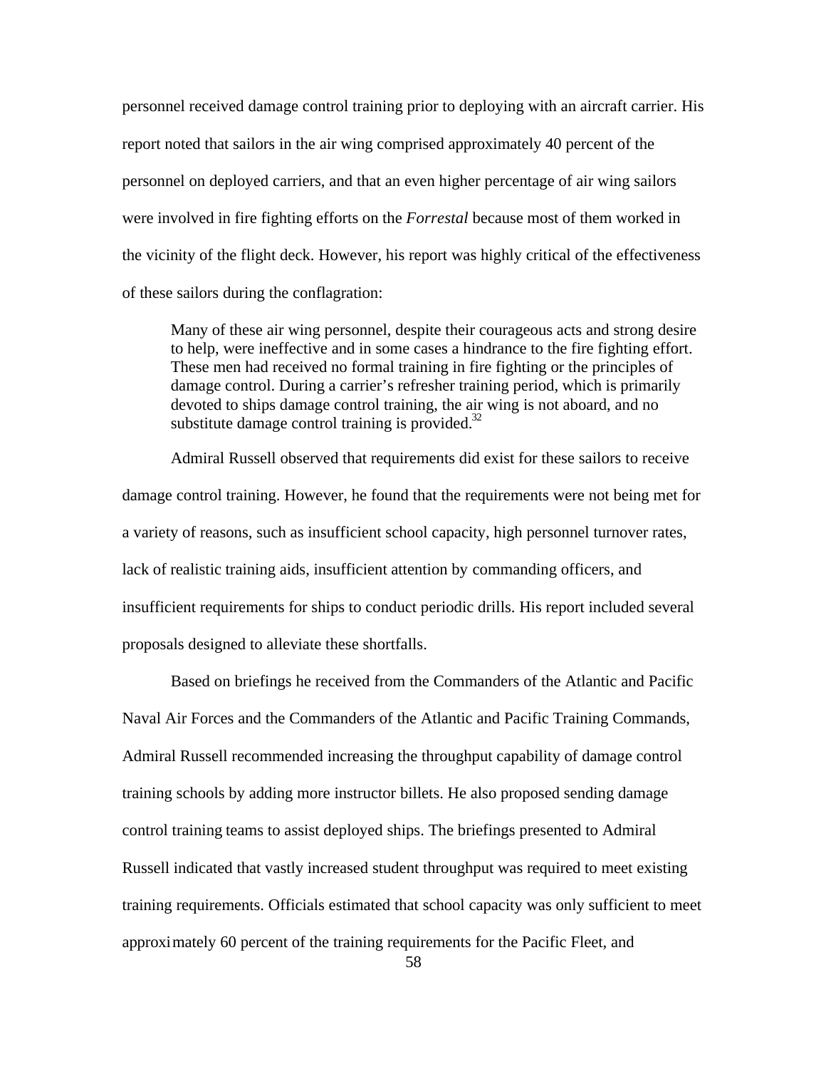personnel received damage control training prior to deploying with an aircraft carrier. His report noted that sailors in the air wing comprised approximately 40 percent of the personnel on deployed carriers, and that an even higher percentage of air wing sailors were involved in fire fighting efforts on the *Forrestal* because most of them worked in the vicinity of the flight deck. However, his report was highly critical of the effectiveness of these sailors during the conflagration:

> Many of these air wing personnel, despite their courageous acts and strong desire to help, were ineffective and in some cases a hindrance to the fire fighting effort. These men had received no formal training in fire fighting or the principles of damage control. During a carrier's refresher training period, which is primarily devoted to ships damage control training, the air wing is not aboard, and no substitute damage control training is provided.[32]

Admiral Russell observed that requirements did exist for these sailors to receive damage control training. However, he found that the requirements were not being met for a variety of reasons, such as insufficient school capacity, high personnel turnover rates, lack of realistic training aids, insufficient attention by commanding officers, and insufficient requirements for ships to conduct periodic drills. His report included several proposals designed to alleviate these shortfalls.

Based on briefings he received from the Commanders of the Atlantic and Pacific Naval Air Forces and the Commanders of the Atlantic and Pacific Training Commands, Admiral Russell recommended increasing the throughput capability of damage control training schools by adding more instructor billets. He also proposed sending damage control training teams to assist deployed ships. The briefings presented to Admiral Russell indicated that vastly increased student throughput was required to meet existing training requirements. Officials estimated that school capacity was only sufficient to meet approximately 60 percent of the training requirements for the Pacific Fleet, and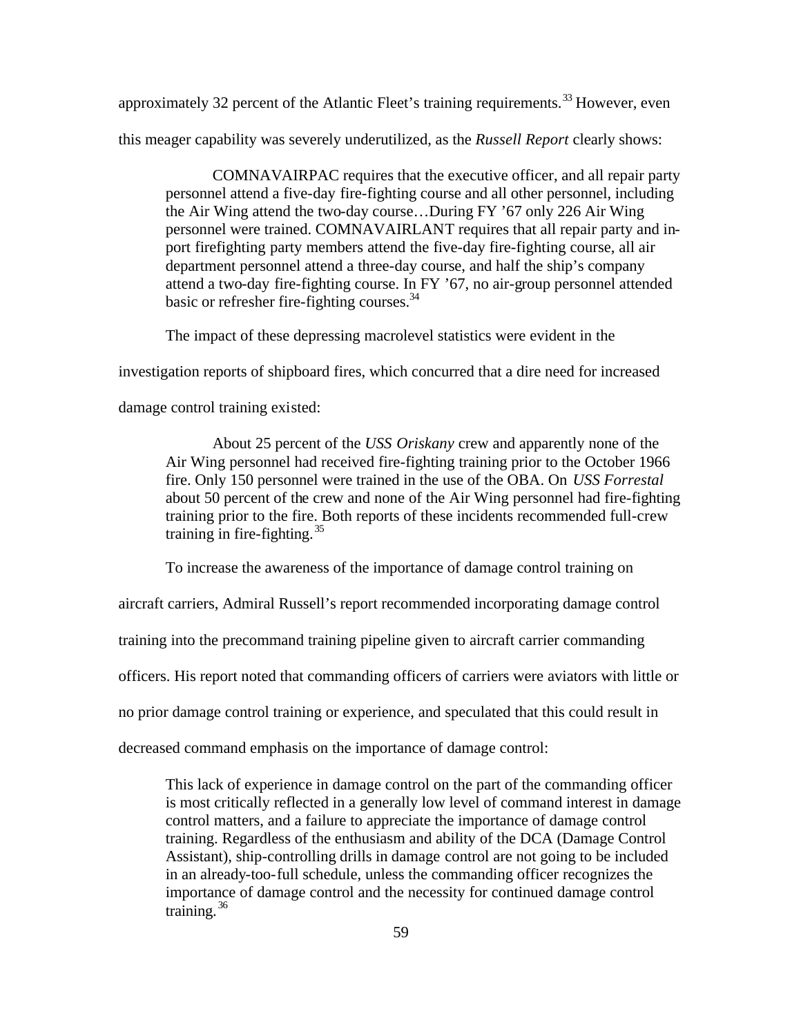approximately 32 percent of the Atlantic Fleet's training requirements.[33] However, even this meager capability was severely underutilized, as the *Russell Report* clearly shows:

> COMNAVAIRPAC requires that the executive officer, and all repair party personnel attend a five-day fire-fighting course and all other personnel, including the Air Wing attend the two-day course…During FY '67 only 226 Air Wing personnel were trained. COMNAVAIRLANT requires that all repair party and in-port firefighting party members attend the five-day fire-fighting course, all air department personnel attend a three-day course, and half the ship's company attend a two-day fire-fighting course. In FY '67, no air-group personnel attended basic or refresher fire-fighting courses.[34]

The impact of these depressing macrolevel statistics were evident in the investigation reports of shipboard fires, which concurred that a dire need for increased damage control training existed:

> About 25 percent of the *USS Oriskany* crew and apparently none of the Air Wing personnel had received fire-fighting training prior to the October 1966 fire. Only 150 personnel were trained in the use of the OBA. On *USS Forrestal* about 50 percent of the crew and none of the Air Wing personnel had fire-fighting training prior to the fire. Both reports of these incidents recommended full-crew training in fire-fighting.[35]

To increase the awareness of the importance of damage control training on aircraft carriers, Admiral Russell's report recommended incorporating damage control training into the precommand training pipeline given to aircraft carrier commanding officers. His report noted that commanding officers of carriers were aviators with little or no prior damage control training or experience, and speculated that this could result in decreased command emphasis on the importance of damage control:

> This lack of experience in damage control on the part of the commanding officer is most critically reflected in a generally low level of command interest in damage control matters, and a failure to appreciate the importance of damage control training. Regardless of the enthusiasm and ability of the DCA (Damage Control Assistant), ship-controlling drills in damage control are not going to be included in an already-too-full schedule, unless the commanding officer recognizes the importance of damage control and the necessity for continued damage control training.[36]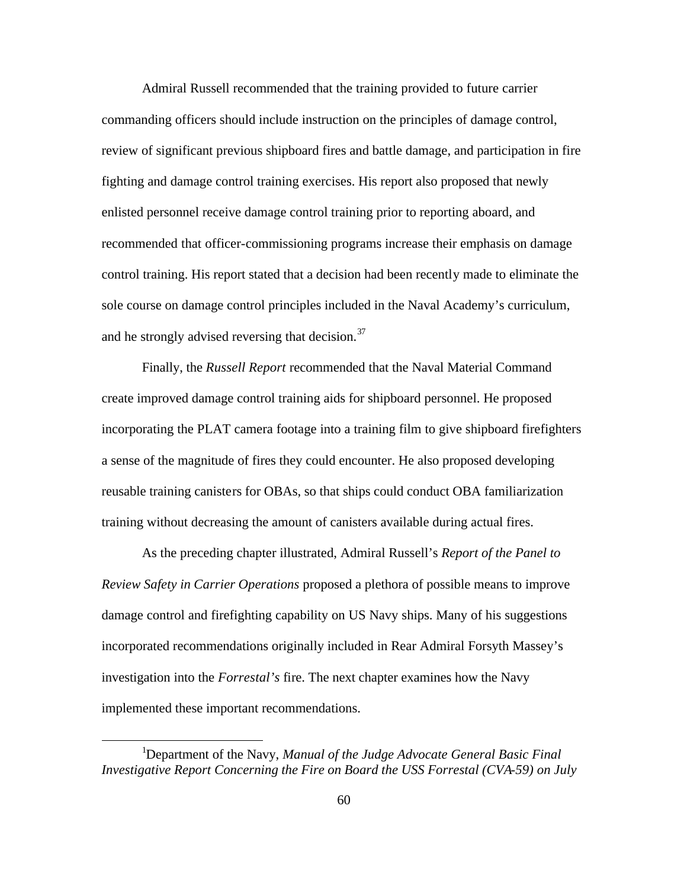Admiral Russell recommended that the training provided to future carrier commanding officers should include instruction on the principles of damage control, review of significant previous shipboard fires and battle damage, and participation in fire fighting and damage control training exercises. His report also proposed that newly enlisted personnel receive damage control training prior to reporting aboard, and recommended that officer-commissioning programs increase their emphasis on damage control training. His report stated that a decision had been recently made to eliminate the sole course on damage control principles included in the Naval Academy's curriculum, and he strongly advised reversing that decision.[37]

Finally, the *Russell Report* recommended that the Naval Material Command create improved damage control training aids for shipboard personnel. He proposed incorporating the PLAT camera footage into a training film to give shipboard firefighters a sense of the magnitude of fires they could encounter. He also proposed developing reusable training canisters for OBAs, so that ships could conduct OBA familiarization training without decreasing the amount of canisters available during actual fires.

As the preceding chapter illustrated, Admiral Russell's *Report of the Panel to Review Safety in Carrier Operations* proposed a plethora of possible means to improve damage control and firefighting capability on US Navy ships. Many of his suggestions incorporated recommendations originally included in Rear Admiral Forsyth Massey's investigation into the *Forrestal's* fire. The next chapter examines how the Navy implemented these important recommendations.

---

[1]Department of the Navy, *Manual of the Judge Advocate General Basic Final Investigative Report Concerning the Fire on Board the USS Forrestal (CVA-59) on July*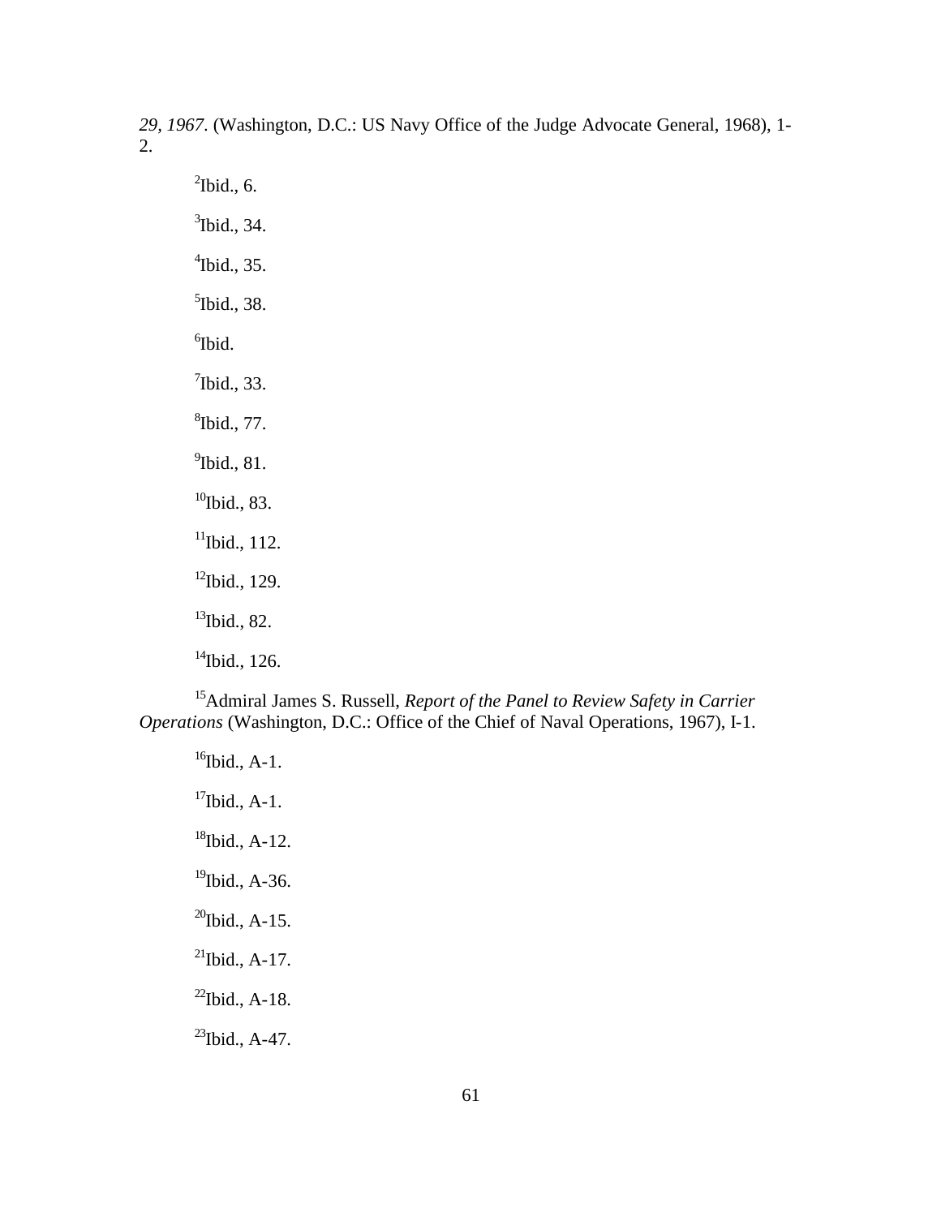*29, 1967*. (Washington, D.C.: US Navy Office of the Judge Advocate General, 1968), 1-2.

[2]Ibid., 6.

[3]Ibid., 34.

[4]Ibid., 35.

[5]Ibid., 38.

[6]Ibid.

[7]Ibid., 33.

[8]Ibid., 77.

[9]Ibid., 81.

[10]Ibid., 83.

[11]Ibid., 112.

[12]Ibid., 129.

[13]Ibid., 82.

[14]Ibid., 126.

[15]Admiral James S. Russell, *Report of the Panel to Review Safety in Carrier Operations* (Washington, D.C.: Office of the Chief of Naval Operations, 1967), I-1.

[16]Ibid., A-1.

[17]Ibid., A-1.

[18]Ibid., A-12.

[19]Ibid., A-36.

[20]Ibid., A-15.

[21]Ibid., A-17.

[22]Ibid., A-18.

[23]Ibid., A-47.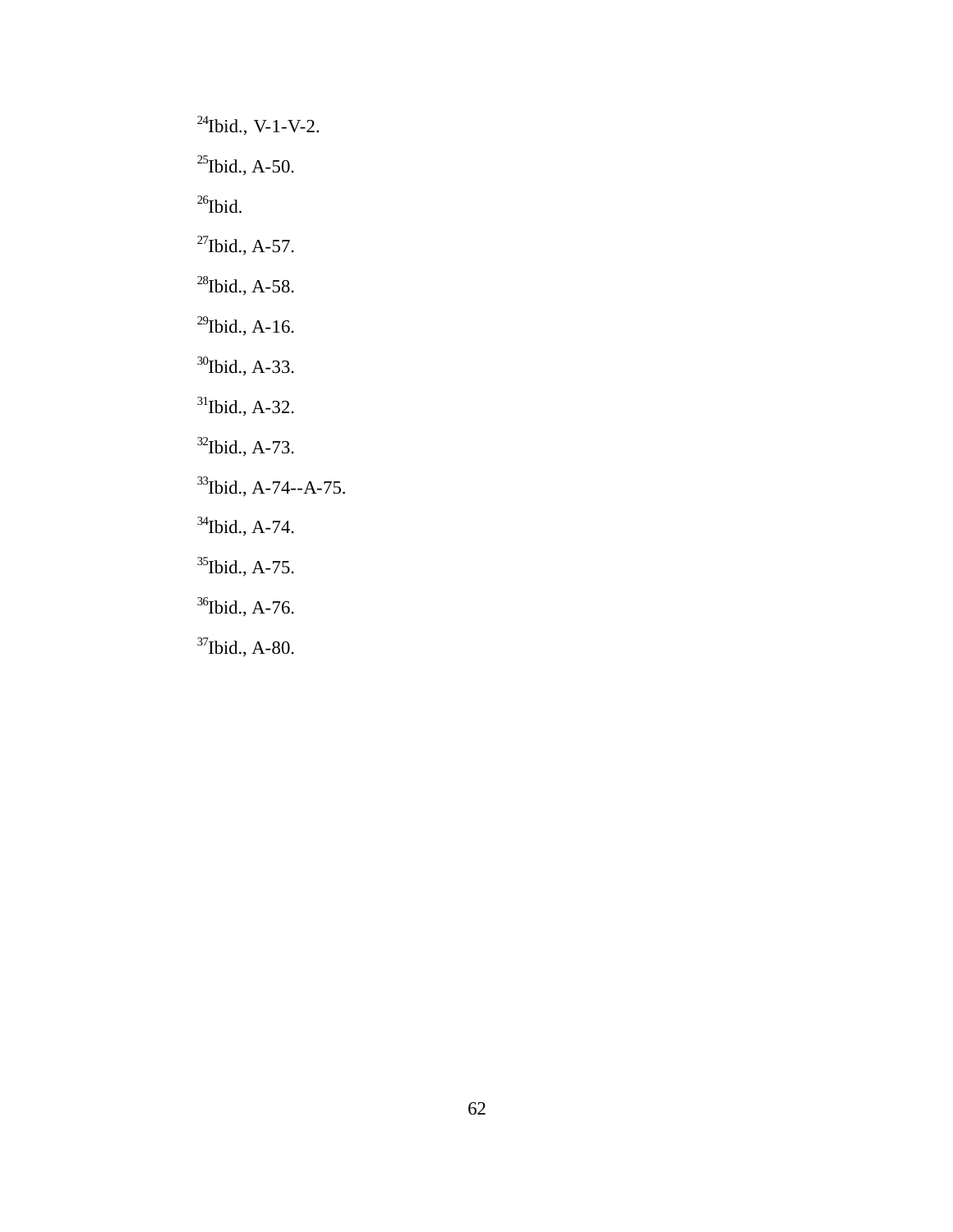[24]Ibid., V-1-V-2.

[25]Ibid., A-50.

[26]Ibid.

[27]Ibid., A-57.

[28]Ibid., A-58.

[29]Ibid., A-16.

[30]Ibid., A-33.

[31]Ibid., A-32.

[32]Ibid., A-73.

[33]Ibid., A-74--A-75.

[34]Ibid., A-74.

[35]Ibid., A-75.

[36]Ibid., A-76.

[37]Ibid., A-80.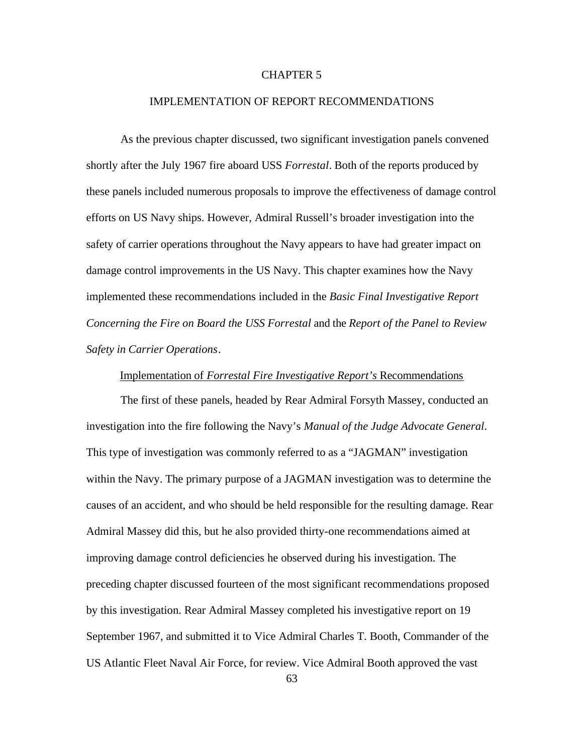# CHAPTER 5

## IMPLEMENTATION OF REPORT RECOMMENDATIONS

As the previous chapter discussed, two significant investigation panels convened shortly after the July 1967 fire aboard USS *Forrestal*. Both of the reports produced by these panels included numerous proposals to improve the effectiveness of damage control efforts on US Navy ships. However, Admiral Russell's broader investigation into the safety of carrier operations throughout the Navy appears to have had greater impact on damage control improvements in the US Navy. This chapter examines how the Navy implemented these recommendations included in the *Basic Final Investigative Report Concerning the Fire on Board the USS Forrestal* and the *Report of the Panel to Review Safety in Carrier Operations*.

### Implementation of *Forrestal Fire Investigative Report's* Recommendations

The first of these panels, headed by Rear Admiral Forsyth Massey, conducted an investigation into the fire following the Navy's *Manual of the Judge Advocate General*. This type of investigation was commonly referred to as a "JAGMAN" investigation within the Navy. The primary purpose of a JAGMAN investigation was to determine the causes of an accident, and who should be held responsible for the resulting damage. Rear Admiral Massey did this, but he also provided thirty-one recommendations aimed at improving damage control deficiencies he observed during his investigation. The preceding chapter discussed fourteen of the most significant recommendations proposed by this investigation. Rear Admiral Massey completed his investigative report on 19 September 1967, and submitted it to Vice Admiral Charles T. Booth, Commander of the US Atlantic Fleet Naval Air Force, for review. Vice Admiral Booth approved the vast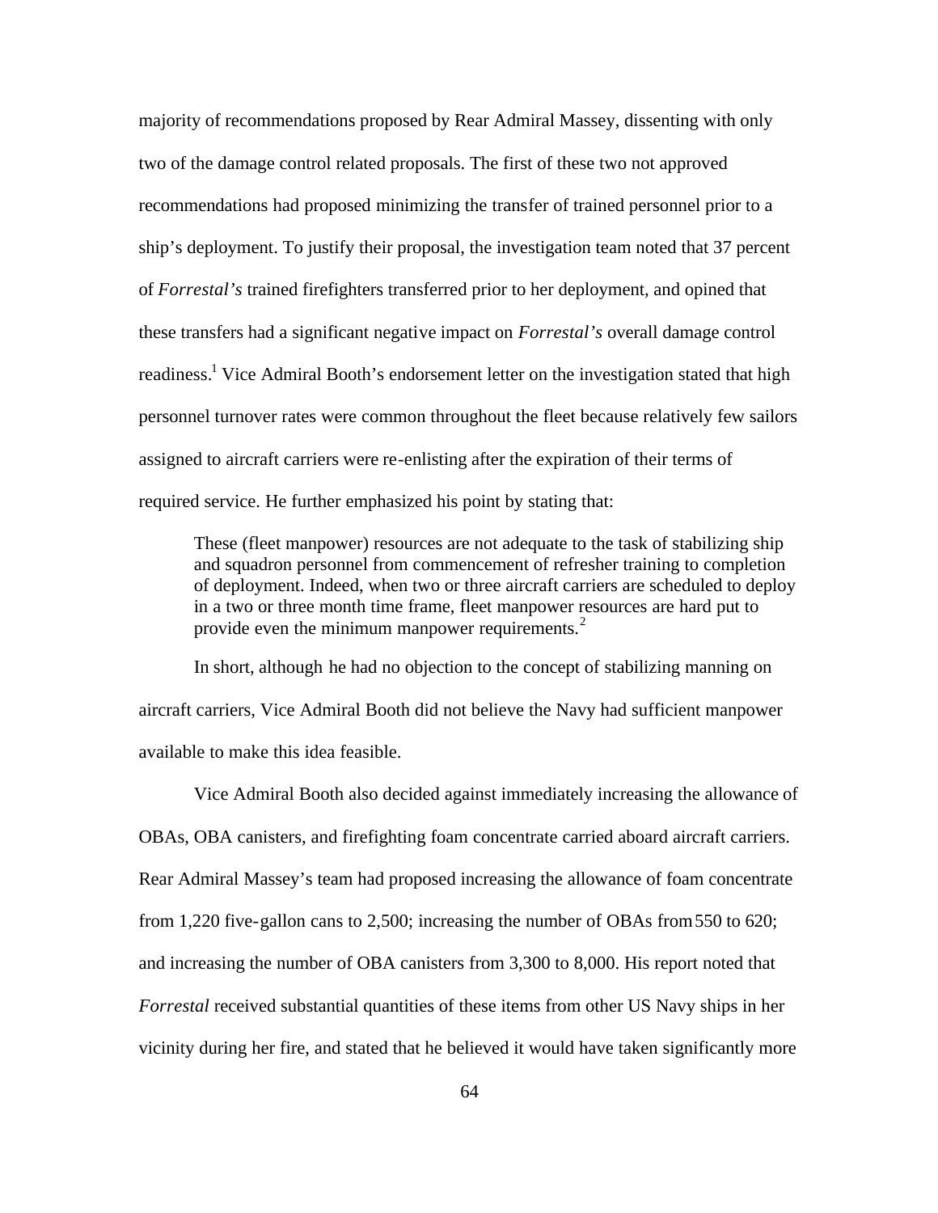majority of recommendations proposed by Rear Admiral Massey, dissenting with only two of the damage control related proposals. The first of these two not approved recommendations had proposed minimizing the transfer of trained personnel prior to a ship's deployment. To justify their proposal, the investigation team noted that 37 percent of *Forrestal's* trained firefighters transferred prior to her deployment, and opined that these transfers had a significant negative impact on *Forrestal's* overall damage control readiness.[1] Vice Admiral Booth's endorsement letter on the investigation stated that high personnel turnover rates were common throughout the fleet because relatively few sailors assigned to aircraft carriers were re-enlisting after the expiration of their terms of required service. He further emphasized his point by stating that:

> These (fleet manpower) resources are not adequate to the task of stabilizing ship and squadron personnel from commencement of refresher training to completion of deployment. Indeed, when two or three aircraft carriers are scheduled to deploy in a two or three month time frame, fleet manpower resources are hard put to provide even the minimum manpower requirements.[2]

In short, although he had no objection to the concept of stabilizing manning on aircraft carriers, Vice Admiral Booth did not believe the Navy had sufficient manpower available to make this idea feasible.

Vice Admiral Booth also decided against immediately increasing the allowance of OBAs, OBA canisters, and firefighting foam concentrate carried aboard aircraft carriers. Rear Admiral Massey's team had proposed increasing the allowance of foam concentrate from 1,220 five-gallon cans to 2,500; increasing the number of OBAs from 550 to 620; and increasing the number of OBA canisters from 3,300 to 8,000. His report noted that *Forrestal* received substantial quantities of these items from other US Navy ships in her vicinity during her fire, and stated that he believed it would have taken significantly more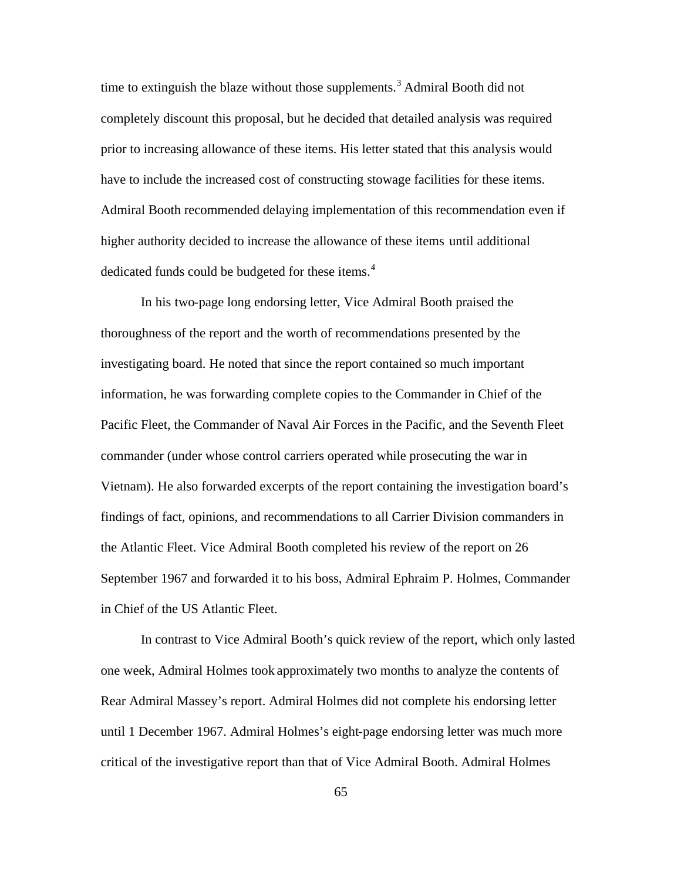time to extinguish the blaze without those supplements.[3] Admiral Booth did not completely discount this proposal, but he decided that detailed analysis was required prior to increasing allowance of these items. His letter stated that this analysis would have to include the increased cost of constructing stowage facilities for these items. Admiral Booth recommended delaying implementation of this recommendation even if higher authority decided to increase the allowance of these items until additional dedicated funds could be budgeted for these items.[4]

In his two-page long endorsing letter, Vice Admiral Booth praised the thoroughness of the report and the worth of recommendations presented by the investigating board. He noted that since the report contained so much important information, he was forwarding complete copies to the Commander in Chief of the Pacific Fleet, the Commander of Naval Air Forces in the Pacific, and the Seventh Fleet commander (under whose control carriers operated while prosecuting the war in Vietnam). He also forwarded excerpts of the report containing the investigation board's findings of fact, opinions, and recommendations to all Carrier Division commanders in the Atlantic Fleet. Vice Admiral Booth completed his review of the report on 26 September 1967 and forwarded it to his boss, Admiral Ephraim P. Holmes, Commander in Chief of the US Atlantic Fleet.

In contrast to Vice Admiral Booth's quick review of the report, which only lasted one week, Admiral Holmes took approximately two months to analyze the contents of Rear Admiral Massey's report. Admiral Holmes did not complete his endorsing letter until 1 December 1967. Admiral Holmes's eight-page endorsing letter was much more critical of the investigative report than that of Vice Admiral Booth. Admiral Holmes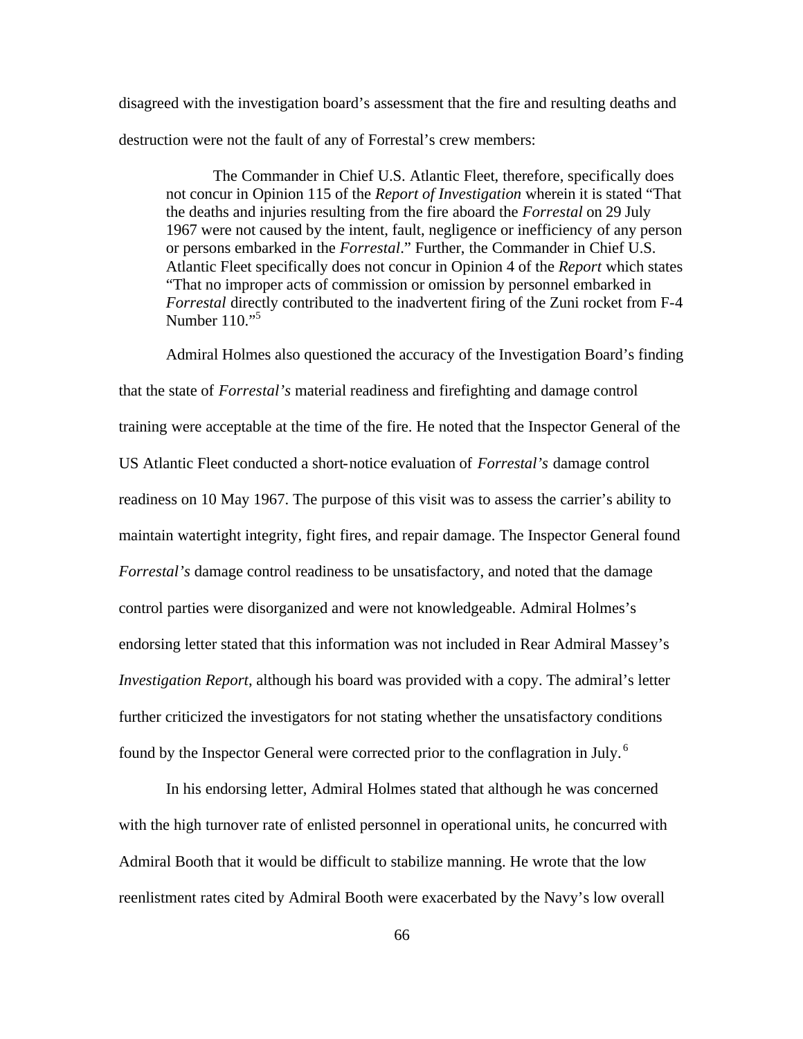disagreed with the investigation board's assessment that the fire and resulting deaths and destruction were not the fault of any of Forrestal's crew members:

> The Commander in Chief U.S. Atlantic Fleet, therefore, specifically does not concur in Opinion 115 of the *Report of Investigation* wherein it is stated "That the deaths and injuries resulting from the fire aboard the *Forrestal* on 29 July 1967 were not caused by the intent, fault, negligence or inefficiency of any person or persons embarked in the *Forrestal*." Further, the Commander in Chief U.S. Atlantic Fleet specifically does not concur in Opinion 4 of the *Report* which states "That no improper acts of commission or omission by personnel embarked in *Forrestal* directly contributed to the inadvertent firing of the Zuni rocket from F-4 Number 110."[5]

Admiral Holmes also questioned the accuracy of the Investigation Board's finding that the state of *Forrestal's* material readiness and firefighting and damage control training were acceptable at the time of the fire. He noted that the Inspector General of the US Atlantic Fleet conducted a short-notice evaluation of *Forrestal's* damage control readiness on 10 May 1967. The purpose of this visit was to assess the carrier's ability to maintain watertight integrity, fight fires, and repair damage. The Inspector General found *Forrestal's* damage control readiness to be unsatisfactory, and noted that the damage control parties were disorganized and were not knowledgeable. Admiral Holmes's endorsing letter stated that this information was not included in Rear Admiral Massey's *Investigation Report*, although his board was provided with a copy. The admiral's letter further criticized the investigators for not stating whether the unsatisfactory conditions found by the Inspector General were corrected prior to the conflagration in July.[6]

In his endorsing letter, Admiral Holmes stated that although he was concerned with the high turnover rate of enlisted personnel in operational units, he concurred with Admiral Booth that it would be difficult to stabilize manning. He wrote that the low reenlistment rates cited by Admiral Booth were exacerbated by the Navy's low overall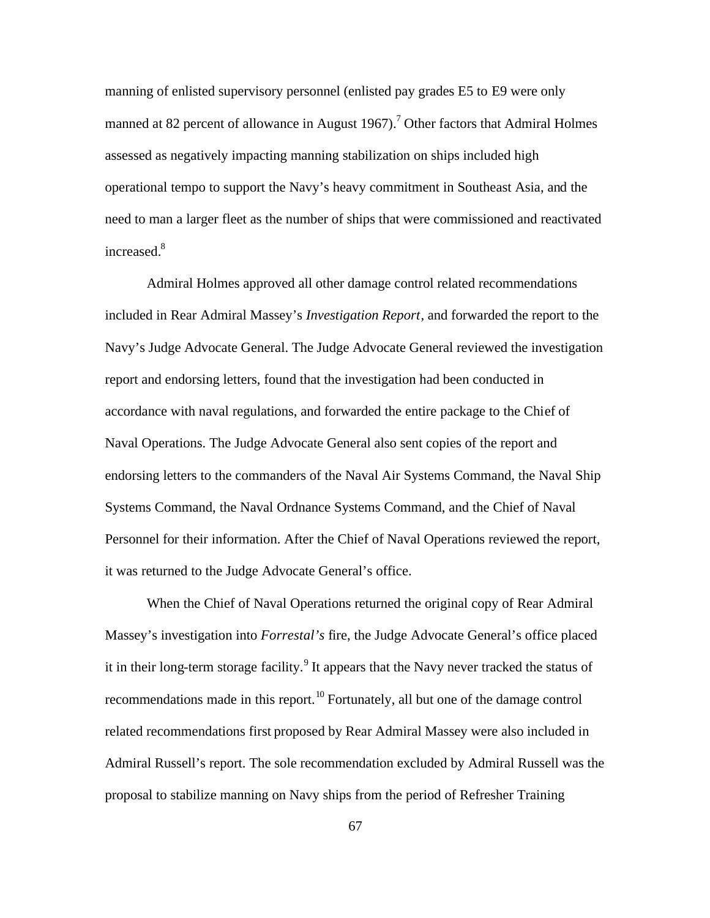manning of enlisted supervisory personnel (enlisted pay grades E5 to E9 were only manned at 82 percent of allowance in August 1967).[7] Other factors that Admiral Holmes assessed as negatively impacting manning stabilization on ships included high operational tempo to support the Navy's heavy commitment in Southeast Asia, and the need to man a larger fleet as the number of ships that were commissioned and reactivated increased.[8]

Admiral Holmes approved all other damage control related recommendations included in Rear Admiral Massey's *Investigation Report*, and forwarded the report to the Navy's Judge Advocate General. The Judge Advocate General reviewed the investigation report and endorsing letters, found that the investigation had been conducted in accordance with naval regulations, and forwarded the entire package to the Chief of Naval Operations. The Judge Advocate General also sent copies of the report and endorsing letters to the commanders of the Naval Air Systems Command, the Naval Ship Systems Command, the Naval Ordnance Systems Command, and the Chief of Naval Personnel for their information. After the Chief of Naval Operations reviewed the report, it was returned to the Judge Advocate General's office.

When the Chief of Naval Operations returned the original copy of Rear Admiral Massey's investigation into *Forrestal's* fire, the Judge Advocate General's office placed it in their long-term storage facility.[9] It appears that the Navy never tracked the status of recommendations made in this report.[10] Fortunately, all but one of the damage control related recommendations first proposed by Rear Admiral Massey were also included in Admiral Russell's report. The sole recommendation excluded by Admiral Russell was the proposal to stabilize manning on Navy ships from the period of Refresher Training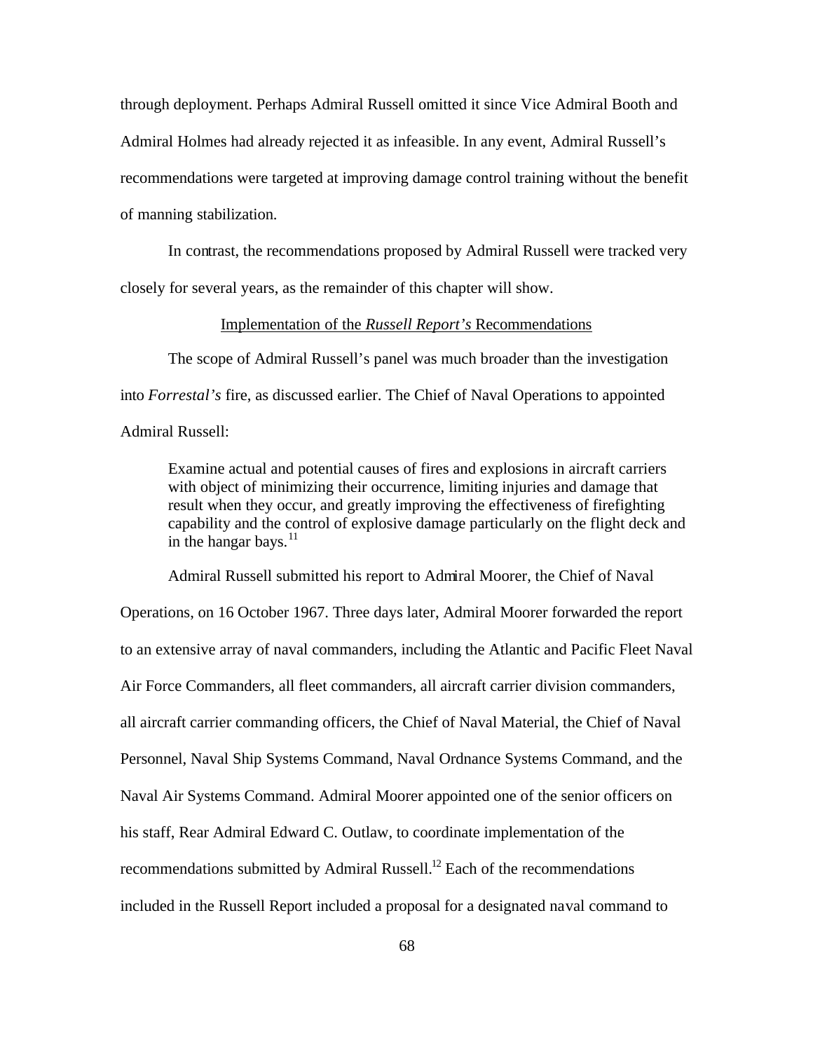through deployment. Perhaps Admiral Russell omitted it since Vice Admiral Booth and Admiral Holmes had already rejected it as infeasible. In any event, Admiral Russell's recommendations were targeted at improving damage control training without the benefit of manning stabilization.

In contrast, the recommendations proposed by Admiral Russell were tracked very closely for several years, as the remainder of this chapter will show.

## Implementation of the *Russell Report's* Recommendations

The scope of Admiral Russell's panel was much broader than the investigation into *Forrestal's* fire, as discussed earlier. The Chief of Naval Operations to appointed Admiral Russell:

> Examine actual and potential causes of fires and explosions in aircraft carriers with object of minimizing their occurrence, limiting injuries and damage that result when they occur, and greatly improving the effectiveness of firefighting capability and the control of explosive damage particularly on the flight deck and in the hangar bays.[11]

Admiral Russell submitted his report to Admiral Moorer, the Chief of Naval Operations, on 16 October 1967. Three days later, Admiral Moorer forwarded the report to an extensive array of naval commanders, including the Atlantic and Pacific Fleet Naval Air Force Commanders, all fleet commanders, all aircraft carrier division commanders, all aircraft carrier commanding officers, the Chief of Naval Material, the Chief of Naval Personnel, Naval Ship Systems Command, Naval Ordnance Systems Command, and the Naval Air Systems Command. Admiral Moorer appointed one of the senior officers on his staff, Rear Admiral Edward C. Outlaw, to coordinate implementation of the recommendations submitted by Admiral Russell.[12] Each of the recommendations included in the Russell Report included a proposal for a designated naval command to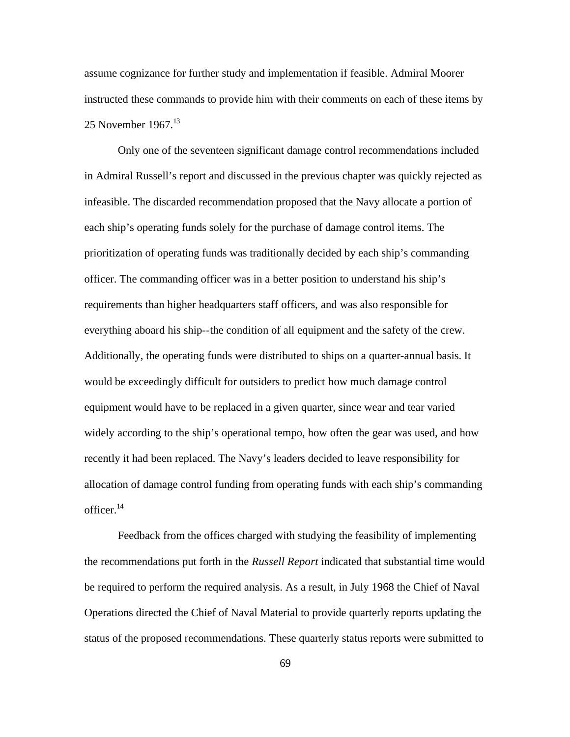assume cognizance for further study and implementation if feasible. Admiral Moorer instructed these commands to provide him with their comments on each of these items by 25 November 1967.[13]

Only one of the seventeen significant damage control recommendations included in Admiral Russell's report and discussed in the previous chapter was quickly rejected as infeasible. The discarded recommendation proposed that the Navy allocate a portion of each ship's operating funds solely for the purchase of damage control items. The prioritization of operating funds was traditionally decided by each ship's commanding officer. The commanding officer was in a better position to understand his ship's requirements than higher headquarters staff officers, and was also responsible for everything aboard his ship--the condition of all equipment and the safety of the crew. Additionally, the operating funds were distributed to ships on a quarter-annual basis. It would be exceedingly difficult for outsiders to predict how much damage control equipment would have to be replaced in a given quarter, since wear and tear varied widely according to the ship's operational tempo, how often the gear was used, and how recently it had been replaced. The Navy's leaders decided to leave responsibility for allocation of damage control funding from operating funds with each ship's commanding officer.[14]

Feedback from the offices charged with studying the feasibility of implementing the recommendations put forth in the *Russell Report* indicated that substantial time would be required to perform the required analysis. As a result, in July 1968 the Chief of Naval Operations directed the Chief of Naval Material to provide quarterly reports updating the status of the proposed recommendations. These quarterly status reports were submitted to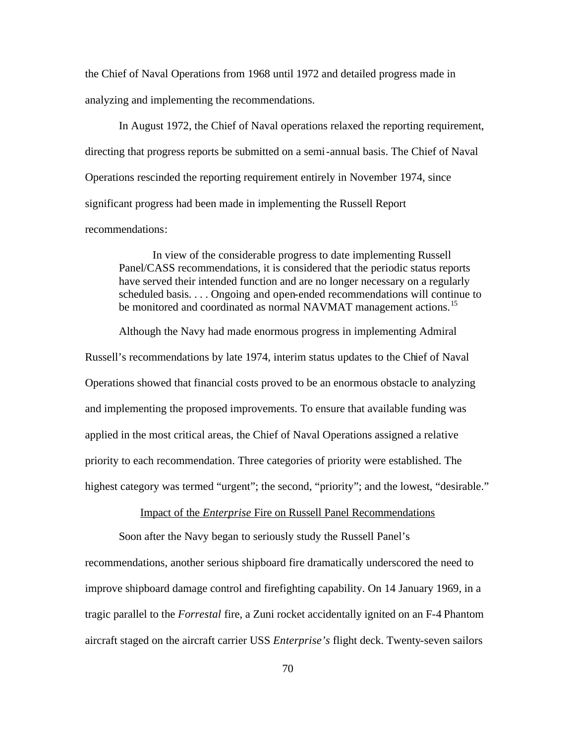the Chief of Naval Operations from 1968 until 1972 and detailed progress made in analyzing and implementing the recommendations.

In August 1972, the Chief of Naval operations relaxed the reporting requirement, directing that progress reports be submitted on a semi-annual basis. The Chief of Naval Operations rescinded the reporting requirement entirely in November 1974, since significant progress had been made in implementing the Russell Report recommendations:

> In view of the considerable progress to date implementing Russell Panel/CASS recommendations, it is considered that the periodic status reports have served their intended function and are no longer necessary on a regularly scheduled basis. . . . Ongoing and open-ended recommendations will continue to be monitored and coordinated as normal NAVMAT management actions.[15]

Although the Navy had made enormous progress in implementing Admiral Russell's recommendations by late 1974, interim status updates to the Chief of Naval Operations showed that financial costs proved to be an enormous obstacle to analyzing and implementing the proposed improvements. To ensure that available funding was applied in the most critical areas, the Chief of Naval Operations assigned a relative priority to each recommendation. Three categories of priority were established. The highest category was termed "urgent"; the second, "priority"; and the lowest, "desirable."

## Impact of the *Enterprise* Fire on Russell Panel Recommendations

Soon after the Navy began to seriously study the Russell Panel's recommendations, another serious shipboard fire dramatically underscored the need to improve shipboard damage control and firefighting capability. On 14 January 1969, in a tragic parallel to the *Forrestal* fire, a Zuni rocket accidentally ignited on an F-4 Phantom aircraft staged on the aircraft carrier USS *Enterprise's* flight deck. Twenty-seven sailors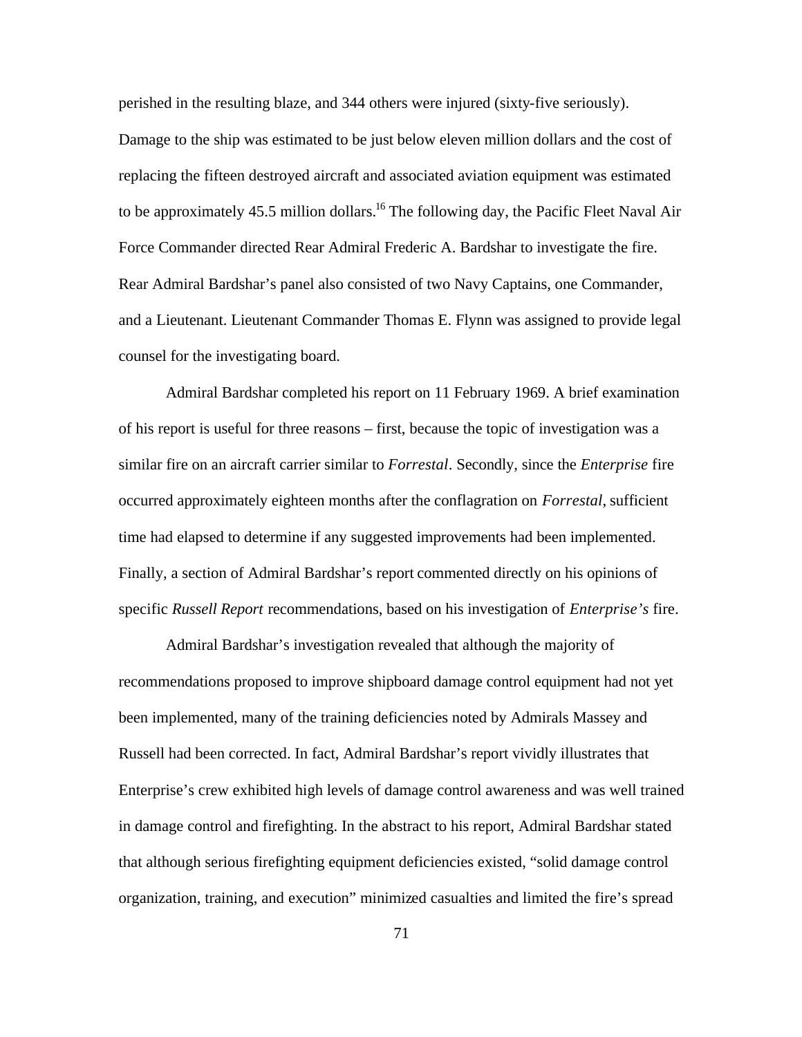perished in the resulting blaze, and 344 others were injured (sixty-five seriously). Damage to the ship was estimated to be just below eleven million dollars and the cost of replacing the fifteen destroyed aircraft and associated aviation equipment was estimated to be approximately 45.5 million dollars.[16] The following day, the Pacific Fleet Naval Air Force Commander directed Rear Admiral Frederic A. Bardshar to investigate the fire. Rear Admiral Bardshar's panel also consisted of two Navy Captains, one Commander, and a Lieutenant. Lieutenant Commander Thomas E. Flynn was assigned to provide legal counsel for the investigating board.

Admiral Bardshar completed his report on 11 February 1969. A brief examination of his report is useful for three reasons – first, because the topic of investigation was a similar fire on an aircraft carrier similar to *Forrestal*. Secondly, since the *Enterprise* fire occurred approximately eighteen months after the conflagration on *Forrestal*, sufficient time had elapsed to determine if any suggested improvements had been implemented. Finally, a section of Admiral Bardshar's report commented directly on his opinions of specific *Russell Report* recommendations, based on his investigation of *Enterprise's* fire.

Admiral Bardshar's investigation revealed that although the majority of recommendations proposed to improve shipboard damage control equipment had not yet been implemented, many of the training deficiencies noted by Admirals Massey and Russell had been corrected. In fact, Admiral Bardshar's report vividly illustrates that Enterprise's crew exhibited high levels of damage control awareness and was well trained in damage control and firefighting. In the abstract to his report, Admiral Bardshar stated that although serious firefighting equipment deficiencies existed, "solid damage control organization, training, and execution" minimized casualties and limited the fire's spread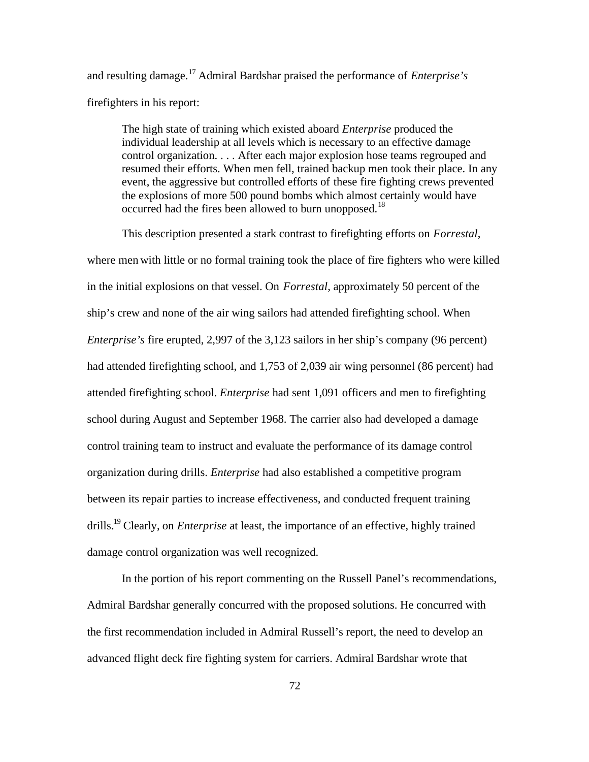and resulting damage.[17] Admiral Bardshar praised the performance of *Enterprise's* firefighters in his report:

> The high state of training which existed aboard *Enterprise* produced the individual leadership at all levels which is necessary to an effective damage control organization. . . . After each major explosion hose teams regrouped and resumed their efforts. When men fell, trained backup men took their place. In any event, the aggressive but controlled efforts of these fire fighting crews prevented the explosions of more 500 pound bombs which almost certainly would have occurred had the fires been allowed to burn unopposed.[18]

This description presented a stark contrast to firefighting efforts on *Forrestal*, where men with little or no formal training took the place of fire fighters who were killed in the initial explosions on that vessel. On *Forrestal*, approximately 50 percent of the ship's crew and none of the air wing sailors had attended firefighting school. When *Enterprise's* fire erupted, 2,997 of the 3,123 sailors in her ship's company (96 percent) had attended firefighting school, and 1,753 of 2,039 air wing personnel (86 percent) had attended firefighting school. *Enterprise* had sent 1,091 officers and men to firefighting school during August and September 1968. The carrier also had developed a damage control training team to instruct and evaluate the performance of its damage control organization during drills. *Enterprise* had also established a competitive program between its repair parties to increase effectiveness, and conducted frequent training drills.[19] Clearly, on *Enterprise* at least, the importance of an effective, highly trained damage control organization was well recognized.

In the portion of his report commenting on the Russell Panel's recommendations, Admiral Bardshar generally concurred with the proposed solutions. He concurred with the first recommendation included in Admiral Russell's report, the need to develop an advanced flight deck fire fighting system for carriers. Admiral Bardshar wrote that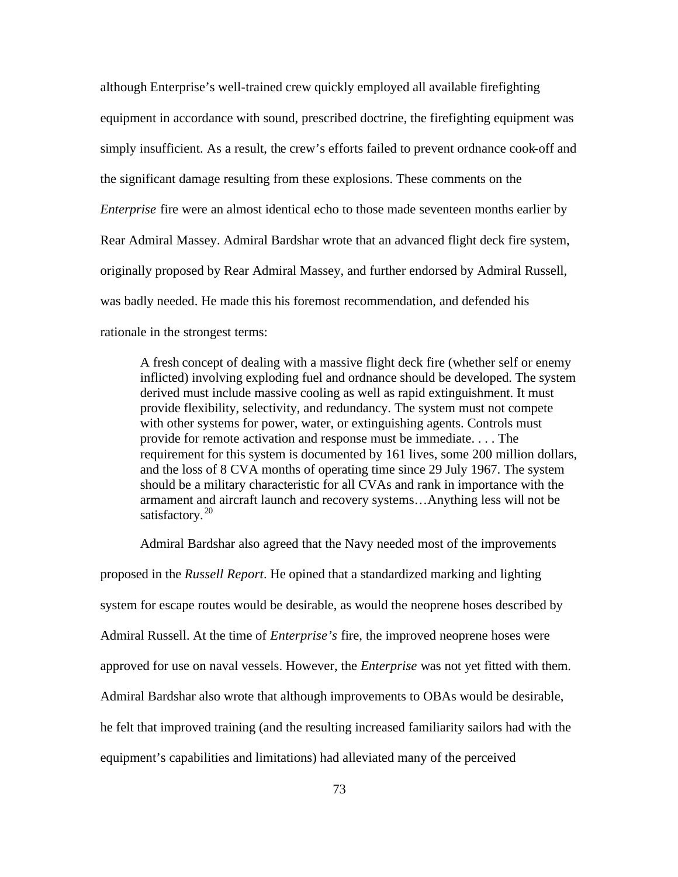although Enterprise's well-trained crew quickly employed all available firefighting equipment in accordance with sound, prescribed doctrine, the firefighting equipment was simply insufficient. As a result, the crew's efforts failed to prevent ordnance cook-off and the significant damage resulting from these explosions. These comments on the *Enterprise* fire were an almost identical echo to those made seventeen months earlier by Rear Admiral Massey. Admiral Bardshar wrote that an advanced flight deck fire system, originally proposed by Rear Admiral Massey, and further endorsed by Admiral Russell, was badly needed. He made this his foremost recommendation, and defended his rationale in the strongest terms:

> A fresh concept of dealing with a massive flight deck fire (whether self or enemy inflicted) involving exploding fuel and ordnance should be developed. The system derived must include massive cooling as well as rapid extinguishment. It must provide flexibility, selectivity, and redundancy. The system must not compete with other systems for power, water, or extinguishing agents. Controls must provide for remote activation and response must be immediate. . . . The requirement for this system is documented by 161 lives, some 200 million dollars, and the loss of 8 CVA months of operating time since 29 July 1967. The system should be a military characteristic for all CVAs and rank in importance with the armament and aircraft launch and recovery systems…Anything less will not be satisfactory.[20]

Admiral Bardshar also agreed that the Navy needed most of the improvements proposed in the *Russell Report*. He opined that a standardized marking and lighting system for escape routes would be desirable, as would the neoprene hoses described by Admiral Russell. At the time of *Enterprise's* fire, the improved neoprene hoses were approved for use on naval vessels. However, the *Enterprise* was not yet fitted with them. Admiral Bardshar also wrote that although improvements to OBAs would be desirable, he felt that improved training (and the resulting increased familiarity sailors had with the equipment's capabilities and limitations) had alleviated many of the perceived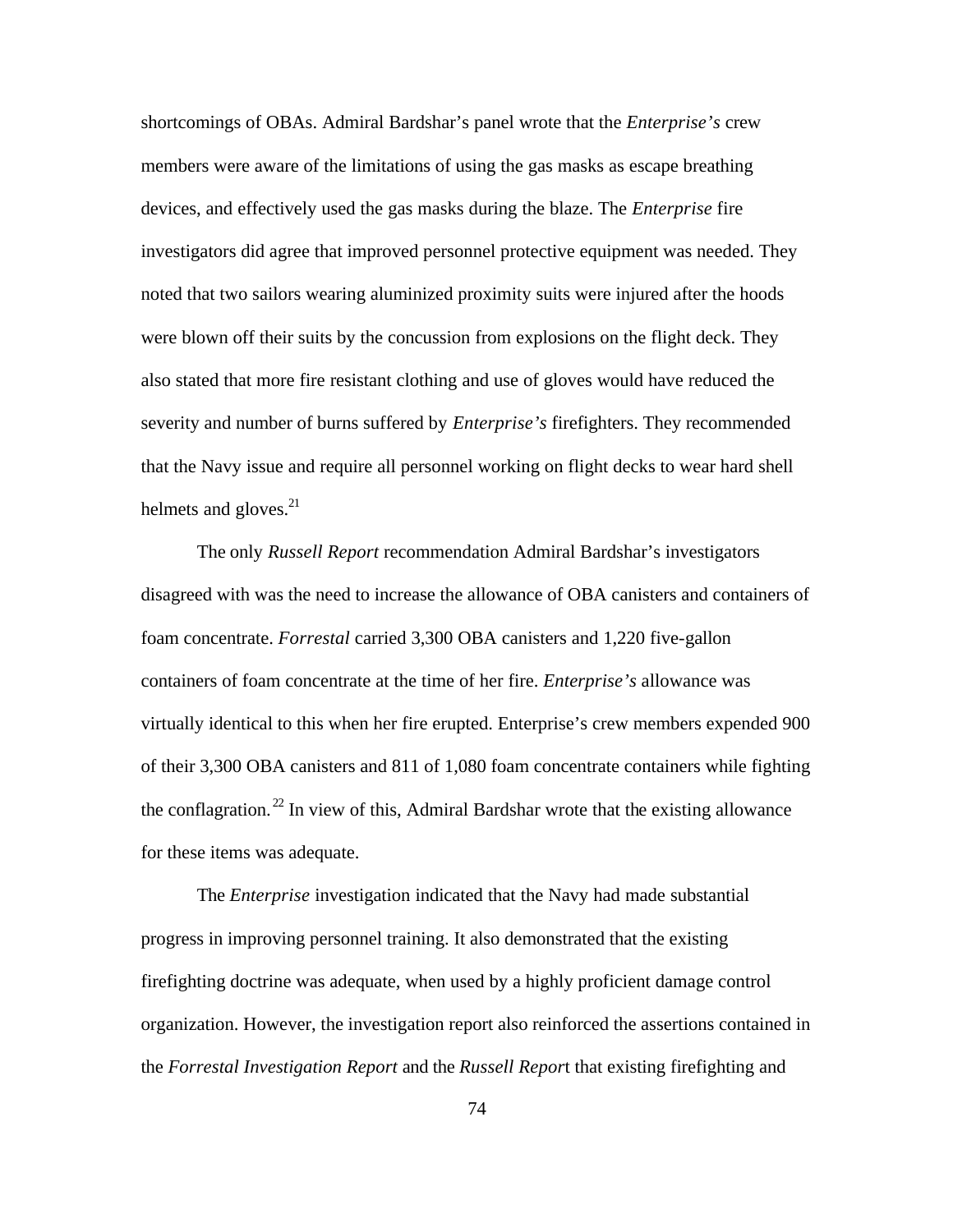shortcomings of OBAs. Admiral Bardshar's panel wrote that the *Enterprise's* crew members were aware of the limitations of using the gas masks as escape breathing devices, and effectively used the gas masks during the blaze. The *Enterprise* fire investigators did agree that improved personnel protective equipment was needed. They noted that two sailors wearing aluminized proximity suits were injured after the hoods were blown off their suits by the concussion from explosions on the flight deck. They also stated that more fire resistant clothing and use of gloves would have reduced the severity and number of burns suffered by *Enterprise's* firefighters. They recommended that the Navy issue and require all personnel working on flight decks to wear hard shell helmets and gloves.[21]

The only *Russell Report* recommendation Admiral Bardshar's investigators disagreed with was the need to increase the allowance of OBA canisters and containers of foam concentrate. *Forrestal* carried 3,300 OBA canisters and 1,220 five-gallon containers of foam concentrate at the time of her fire. *Enterprise's* allowance was virtually identical to this when her fire erupted. Enterprise's crew members expended 900 of their 3,300 OBA canisters and 811 of 1,080 foam concentrate containers while fighting the conflagration.[22] In view of this, Admiral Bardshar wrote that the existing allowance for these items was adequate.

The *Enterprise* investigation indicated that the Navy had made substantial progress in improving personnel training. It also demonstrated that the existing firefighting doctrine was adequate, when used by a highly proficient damage control organization. However, the investigation report also reinforced the assertions contained in the *Forrestal Investigation Report* and the *Russell Report* that existing firefighting and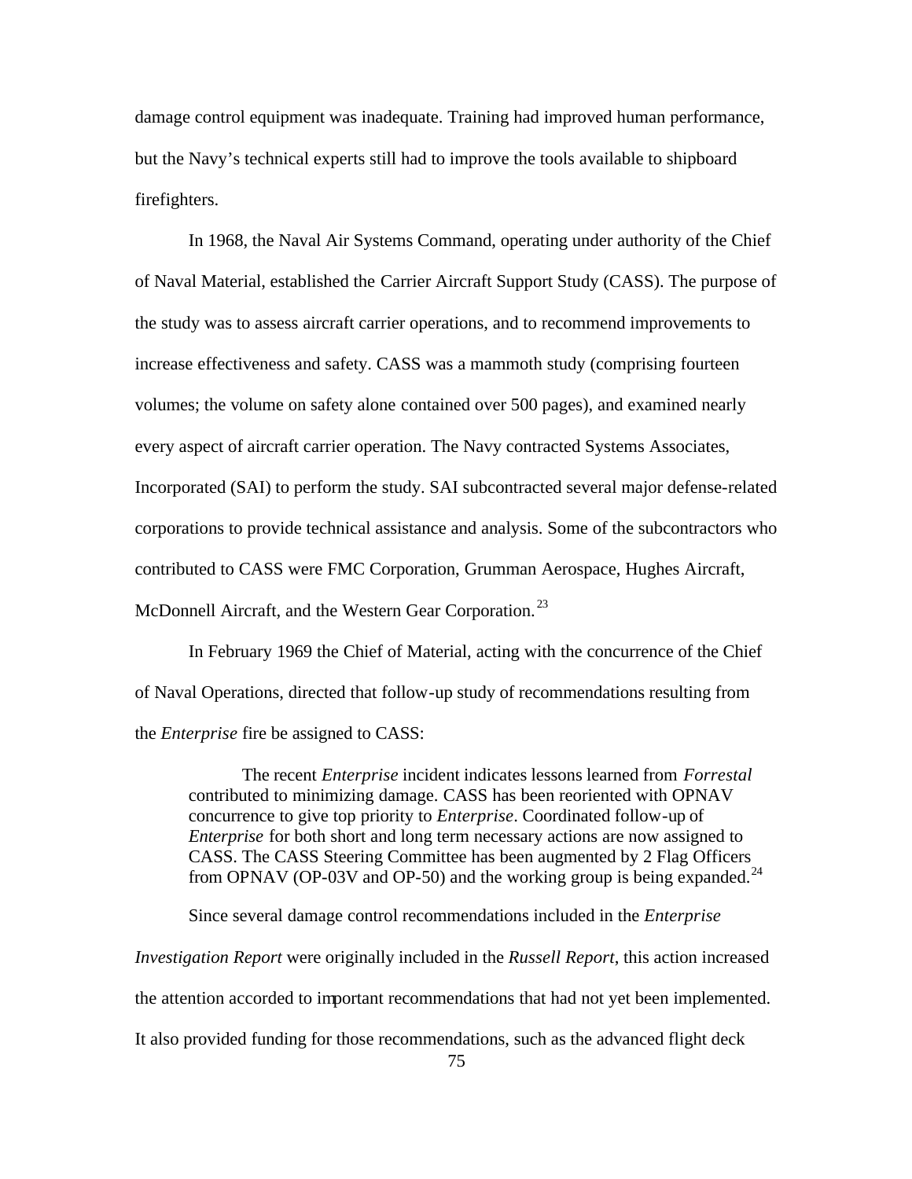damage control equipment was inadequate. Training had improved human performance, but the Navy's technical experts still had to improve the tools available to shipboard firefighters.

In 1968, the Naval Air Systems Command, operating under authority of the Chief of Naval Material, established the Carrier Aircraft Support Study (CASS). The purpose of the study was to assess aircraft carrier operations, and to recommend improvements to increase effectiveness and safety. CASS was a mammoth study (comprising fourteen volumes; the volume on safety alone contained over 500 pages), and examined nearly every aspect of aircraft carrier operation. The Navy contracted Systems Associates, Incorporated (SAI) to perform the study. SAI subcontracted several major defense-related corporations to provide technical assistance and analysis. Some of the subcontractors who contributed to CASS were FMC Corporation, Grumman Aerospace, Hughes Aircraft, McDonnell Aircraft, and the Western Gear Corporation.[23]

In February 1969 the Chief of Material, acting with the concurrence of the Chief of Naval Operations, directed that follow-up study of recommendations resulting from the *Enterprise* fire be assigned to CASS:

> The recent *Enterprise* incident indicates lessons learned from *Forrestal* contributed to minimizing damage. CASS has been reoriented with OPNAV concurrence to give top priority to *Enterprise*. Coordinated follow-up of *Enterprise* for both short and long term necessary actions are now assigned to CASS. The CASS Steering Committee has been augmented by 2 Flag Officers from OPNAV (OP-03V and OP-50) and the working group is being expanded.[24]

Since several damage control recommendations included in the *Enterprise Investigation Report* were originally included in the *Russell Report*, this action increased the attention accorded to important recommendations that had not yet been implemented. It also provided funding for those recommendations, such as the advanced flight deck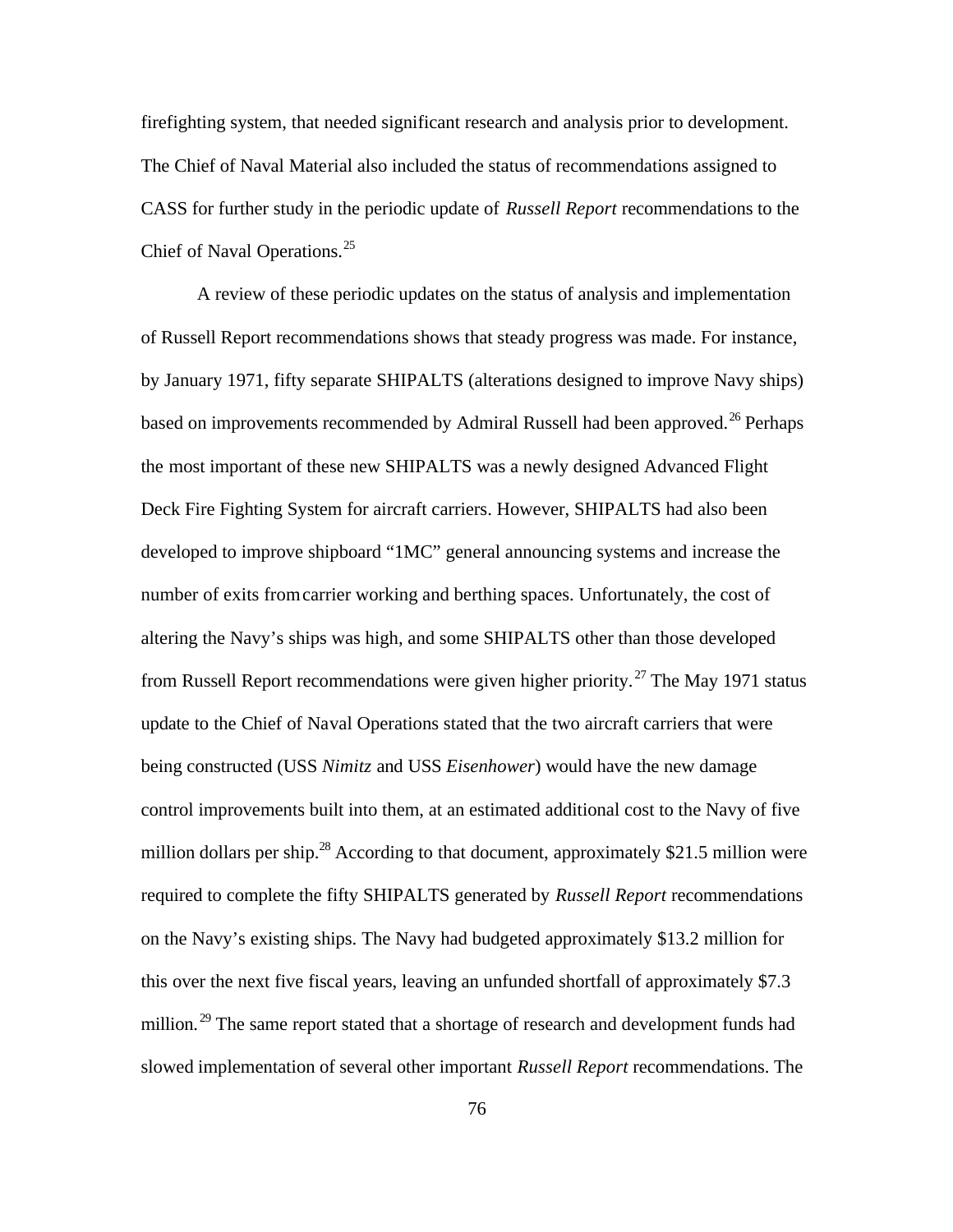firefighting system, that needed significant research and analysis prior to development. The Chief of Naval Material also included the status of recommendations assigned to CASS for further study in the periodic update of *Russell Report* recommendations to the Chief of Naval Operations.[25]

A review of these periodic updates on the status of analysis and implementation of Russell Report recommendations shows that steady progress was made. For instance, by January 1971, fifty separate SHIPALTS (alterations designed to improve Navy ships) based on improvements recommended by Admiral Russell had been approved.[26] Perhaps the most important of these new SHIPALTS was a newly designed Advanced Flight Deck Fire Fighting System for aircraft carriers. However, SHIPALTS had also been developed to improve shipboard "1MC" general announcing systems and increase the number of exits from carrier working and berthing spaces. Unfortunately, the cost of altering the Navy's ships was high, and some SHIPALTS other than those developed from Russell Report recommendations were given higher priority.[27] The May 1971 status update to the Chief of Naval Operations stated that the two aircraft carriers that were being constructed (USS *Nimitz* and USS *Eisenhower*) would have the new damage control improvements built into them, at an estimated additional cost to the Navy of five million dollars per ship.[28] According to that document, approximately $21.5 million were required to complete the fifty SHIPALTS generated by *Russell Report* recommendations on the Navy's existing ships. The Navy had budgeted approximately $13.2 million for this over the next five fiscal years, leaving an unfunded shortfall of approximately $7.3 million.[29] The same report stated that a shortage of research and development funds had slowed implementation of several other important *Russell Report* recommendations. The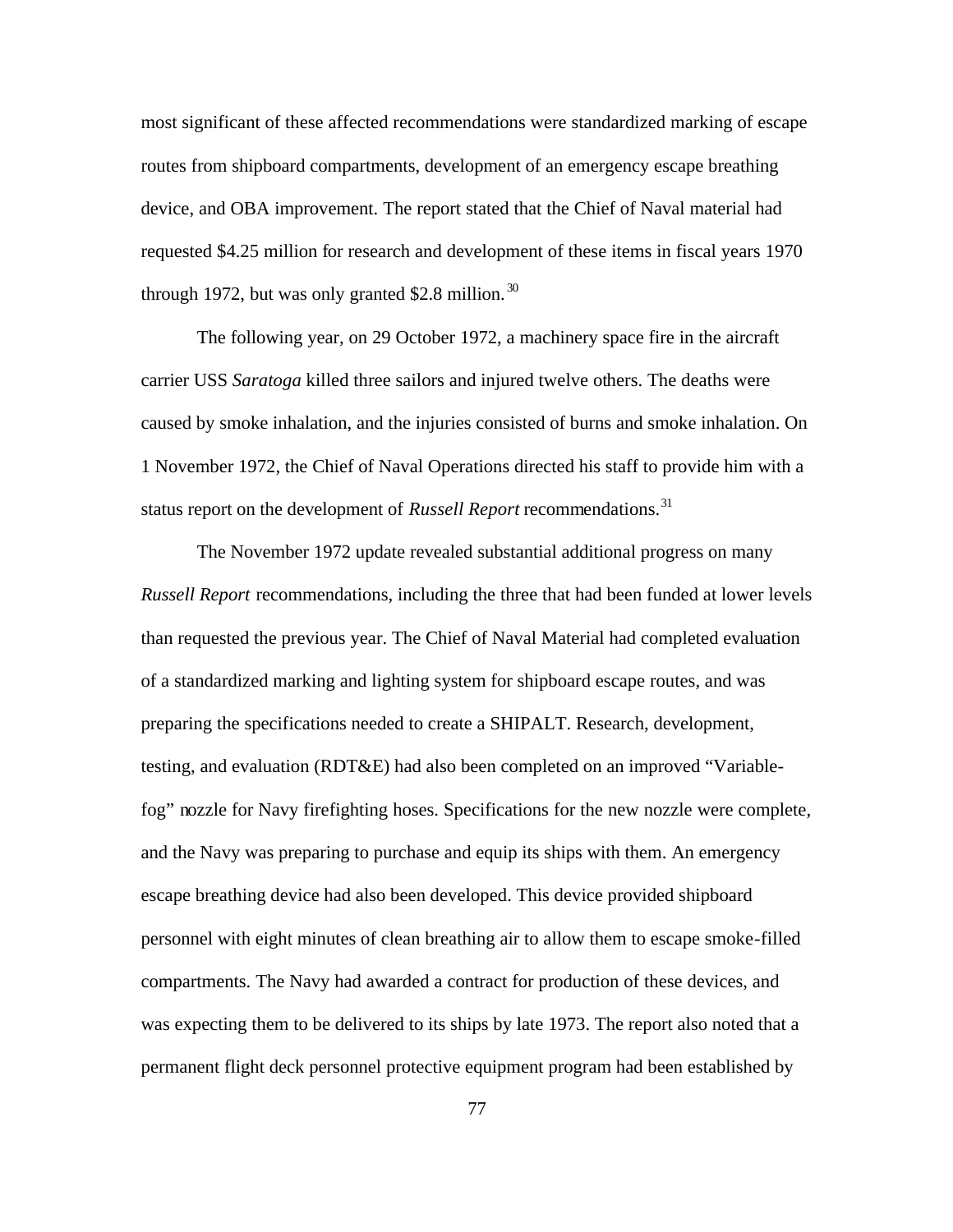most significant of these affected recommendations were standardized marking of escape routes from shipboard compartments, development of an emergency escape breathing device, and OBA improvement. The report stated that the Chief of Naval material had requested $4.25 million for research and development of these items in fiscal years 1970 through 1972, but was only granted $2.8 million.[30]

The following year, on 29 October 1972, a machinery space fire in the aircraft carrier USS *Saratoga* killed three sailors and injured twelve others. The deaths were caused by smoke inhalation, and the injuries consisted of burns and smoke inhalation. On 1 November 1972, the Chief of Naval Operations directed his staff to provide him with a status report on the development of *Russell Report* recommendations.[31]

The November 1972 update revealed substantial additional progress on many *Russell Report* recommendations, including the three that had been funded at lower levels than requested the previous year. The Chief of Naval Material had completed evaluation of a standardized marking and lighting system for shipboard escape routes, and was preparing the specifications needed to create a SHIPALT. Research, development, testing, and evaluation (RDT&E) had also been completed on an improved "Variable-fog" nozzle for Navy firefighting hoses. Specifications for the new nozzle were complete, and the Navy was preparing to purchase and equip its ships with them. An emergency escape breathing device had also been developed. This device provided shipboard personnel with eight minutes of clean breathing air to allow them to escape smoke-filled compartments. The Navy had awarded a contract for production of these devices, and was expecting them to be delivered to its ships by late 1973. The report also noted that a permanent flight deck personnel protective equipment program had been established by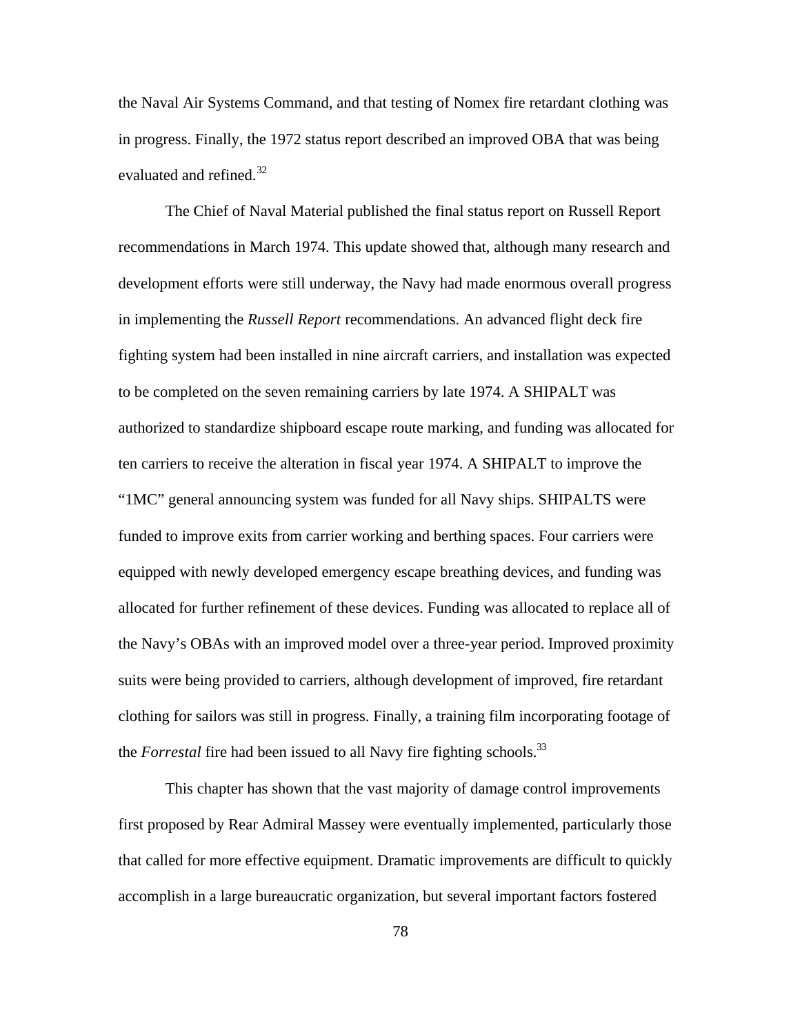the Naval Air Systems Command, and that testing of Nomex fire retardant clothing was in progress. Finally, the 1972 status report described an improved OBA that was being evaluated and refined.[32]

The Chief of Naval Material published the final status report on Russell Report recommendations in March 1974. This update showed that, although many research and development efforts were still underway, the Navy had made enormous overall progress in implementing the *Russell Report* recommendations. An advanced flight deck fire fighting system had been installed in nine aircraft carriers, and installation was expected to be completed on the seven remaining carriers by late 1974. A SHIPALT was authorized to standardize shipboard escape route marking, and funding was allocated for ten carriers to receive the alteration in fiscal year 1974. A SHIPALT to improve the "1MC" general announcing system was funded for all Navy ships. SHIPALTS were funded to improve exits from carrier working and berthing spaces. Four carriers were equipped with newly developed emergency escape breathing devices, and funding was allocated for further refinement of these devices. Funding was allocated to replace all of the Navy's OBAs with an improved model over a three-year period. Improved proximity suits were being provided to carriers, although development of improved, fire retardant clothing for sailors was still in progress. Finally, a training film incorporating footage of the *Forrestal* fire had been issued to all Navy fire fighting schools.[33]

This chapter has shown that the vast majority of damage control improvements first proposed by Rear Admiral Massey were eventually implemented, particularly those that called for more effective equipment. Dramatic improvements are difficult to quickly accomplish in a large bureaucratic organization, but several important factors fostered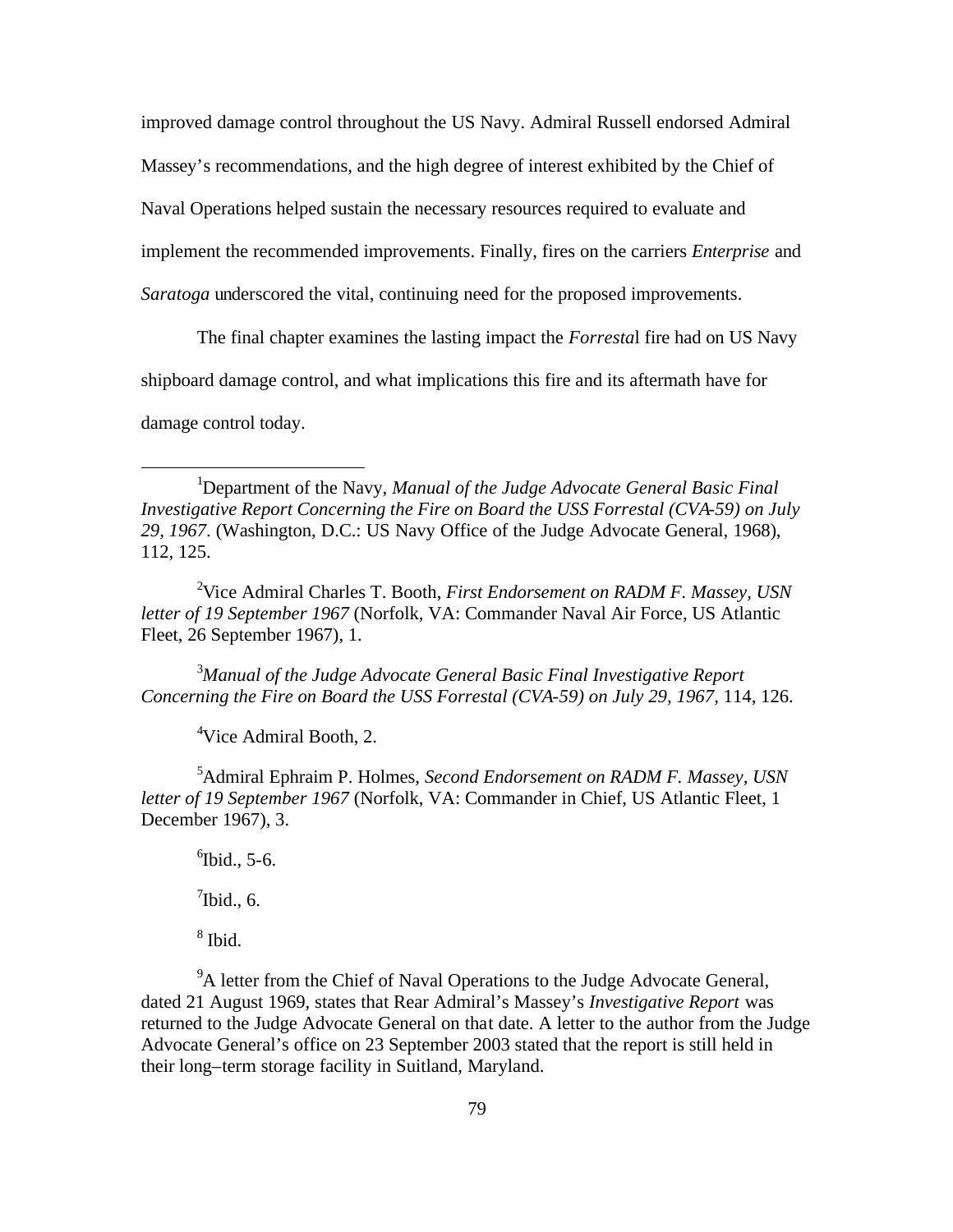improved damage control throughout the US Navy. Admiral Russell endorsed Admiral Massey's recommendations, and the high degree of interest exhibited by the Chief of Naval Operations helped sustain the necessary resources required to evaluate and implement the recommended improvements. Finally, fires on the carriers *Enterprise* and *Saratoga* underscored the vital, continuing need for the proposed improvements.

The final chapter examines the lasting impact the *Forrestal* fire had on US Navy shipboard damage control, and what implications this fire and its aftermath have for damage control today.

---

[1]Department of the Navy, *Manual of the Judge Advocate General Basic Final Investigative Report Concerning the Fire on Board the USS Forrestal (CVA-59) on July 29, 1967*. (Washington, D.C.: US Navy Office of the Judge Advocate General, 1968), 112, 125.

[2]Vice Admiral Charles T. Booth, *First Endorsement on RADM F. Massey, USN letter of 19 September 1967* (Norfolk, VA: Commander Naval Air Force, US Atlantic Fleet, 26 September 1967), 1.

[3]*Manual of the Judge Advocate General Basic Final Investigative Report Concerning the Fire on Board the USS Forrestal (CVA-59) on July 29, 1967*, 114, 126.

[4]Vice Admiral Booth, 2.

[5]Admiral Ephraim P. Holmes, *Second Endorsement on RADM F. Massey, USN letter of 19 September 1967* (Norfolk, VA: Commander in Chief, US Atlantic Fleet, 1 December 1967), 3.

[6]Ibid., 5-6.

[7]Ibid., 6.

[8] Ibid.

[9]A letter from the Chief of Naval Operations to the Judge Advocate General, dated 21 August 1969, states that Rear Admiral's Massey's *Investigative Report* was returned to the Judge Advocate General on that date. A letter to the author from the Judge Advocate General's office on 23 September 2003 stated that the report is still held in their long–term storage facility in Suitland, Maryland.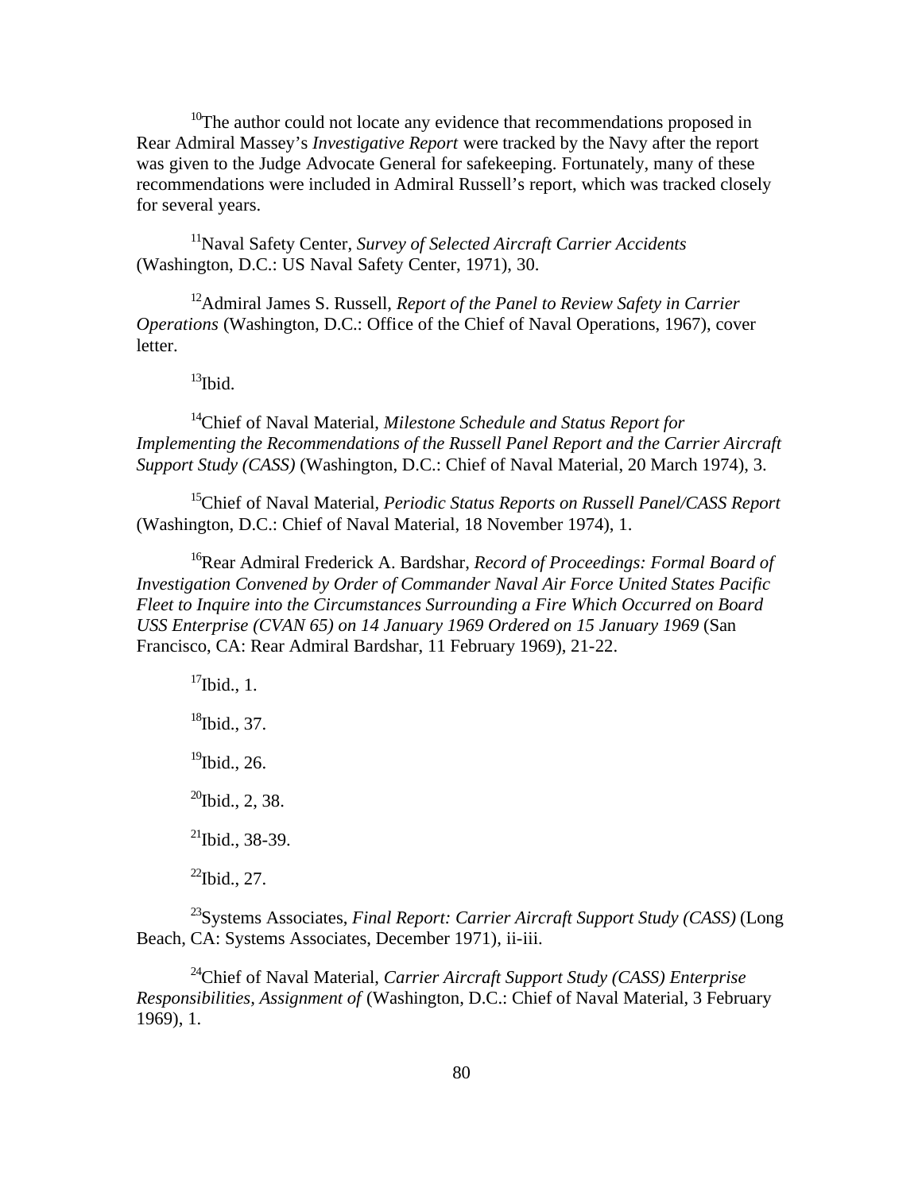[10]The author could not locate any evidence that recommendations proposed in Rear Admiral Massey's *Investigative Report* were tracked by the Navy after the report was given to the Judge Advocate General for safekeeping. Fortunately, many of these recommendations were included in Admiral Russell's report, which was tracked closely for several years.

[11]Naval Safety Center, *Survey of Selected Aircraft Carrier Accidents* (Washington, D.C.: US Naval Safety Center, 1971), 30.

[12]Admiral James S. Russell, *Report of the Panel to Review Safety in Carrier Operations* (Washington, D.C.: Office of the Chief of Naval Operations, 1967), cover letter.

[13]Ibid.

[14]Chief of Naval Material, *Milestone Schedule and Status Report for Implementing the Recommendations of the Russell Panel Report and the Carrier Aircraft Support Study (CASS)* (Washington, D.C.: Chief of Naval Material, 20 March 1974), 3.

[15]Chief of Naval Material, *Periodic Status Reports on Russell Panel/CASS Report* (Washington, D.C.: Chief of Naval Material, 18 November 1974), 1.

[16]Rear Admiral Frederick A. Bardshar, *Record of Proceedings: Formal Board of Investigation Convened by Order of Commander Naval Air Force United States Pacific Fleet to Inquire into the Circumstances Surrounding a Fire Which Occurred on Board USS Enterprise (CVAN 65) on 14 January 1969 Ordered on 15 January 1969* (San Francisco, CA: Rear Admiral Bardshar, 11 February 1969), 21-22.

[17]Ibid., 1.

[18]Ibid., 37.

[19]Ibid., 26.

[20]Ibid., 2, 38.

[21]Ibid., 38-39.

[22]Ibid., 27.

[23]Systems Associates, *Final Report: Carrier Aircraft Support Study (CASS)* (Long Beach, CA: Systems Associates, December 1971), ii-iii.

[24]Chief of Naval Material, *Carrier Aircraft Support Study (CASS) Enterprise Responsibilities, Assignment of* (Washington, D.C.: Chief of Naval Material, 3 February 1969), 1.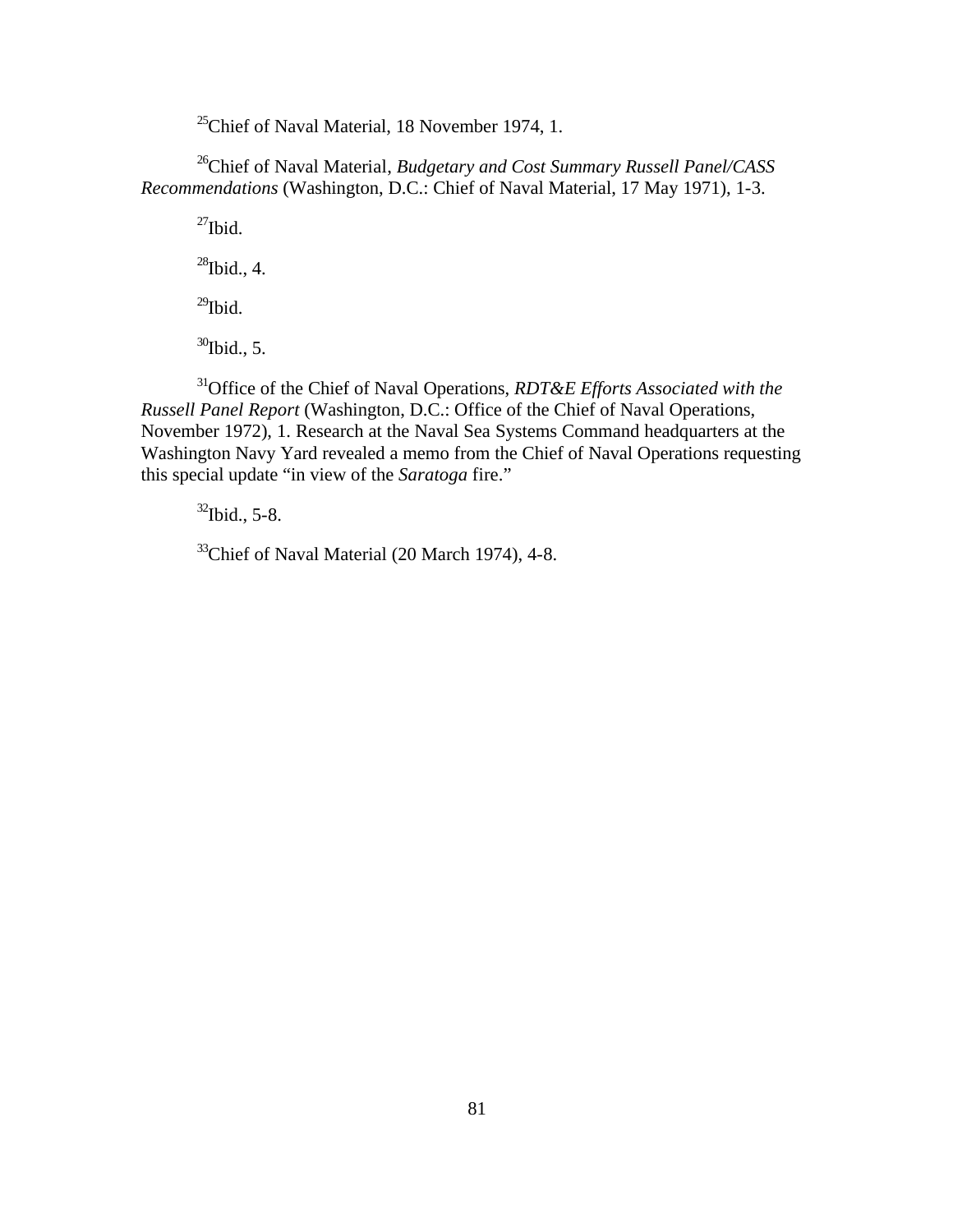[25]Chief of Naval Material, 18 November 1974, 1.

[26]Chief of Naval Material, *Budgetary and Cost Summary Russell Panel/CASS Recommendations* (Washington, D.C.: Chief of Naval Material, 17 May 1971), 1-3.

[27]Ibid.

[28]Ibid., 4.

[29]Ibid.

[30]Ibid., 5.

[31]Office of the Chief of Naval Operations, *RDT&E Efforts Associated with the Russell Panel Report* (Washington, D.C.: Office of the Chief of Naval Operations, November 1972), 1. Research at the Naval Sea Systems Command headquarters at the Washington Navy Yard revealed a memo from the Chief of Naval Operations requesting this special update "in view of the *Saratoga* fire."

[32]Ibid., 5-8.

[33]Chief of Naval Material (20 March 1974), 4-8.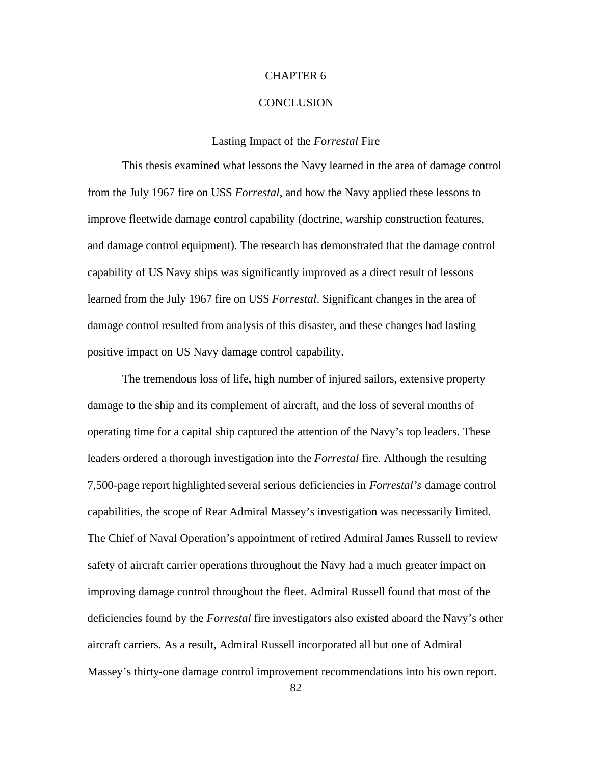# CHAPTER 6

# CONCLUSION

## Lasting Impact of the *Forrestal* Fire

This thesis examined what lessons the Navy learned in the area of damage control from the July 1967 fire on USS *Forrestal*, and how the Navy applied these lessons to improve fleetwide damage control capability (doctrine, warship construction features, and damage control equipment). The research has demonstrated that the damage control capability of US Navy ships was significantly improved as a direct result of lessons learned from the July 1967 fire on USS *Forrestal*. Significant changes in the area of damage control resulted from analysis of this disaster, and these changes had lasting positive impact on US Navy damage control capability.

The tremendous loss of life, high number of injured sailors, extensive property damage to the ship and its complement of aircraft, and the loss of several months of operating time for a capital ship captured the attention of the Navy's top leaders. These leaders ordered a thorough investigation into the *Forrestal* fire. Although the resulting 7,500-page report highlighted several serious deficiencies in *Forrestal's* damage control capabilities, the scope of Rear Admiral Massey's investigation was necessarily limited. The Chief of Naval Operation's appointment of retired Admiral James Russell to review safety of aircraft carrier operations throughout the Navy had a much greater impact on improving damage control throughout the fleet. Admiral Russell found that most of the deficiencies found by the *Forrestal* fire investigators also existed aboard the Navy's other aircraft carriers. As a result, Admiral Russell incorporated all but one of Admiral Massey's thirty-one damage control improvement recommendations into his own report.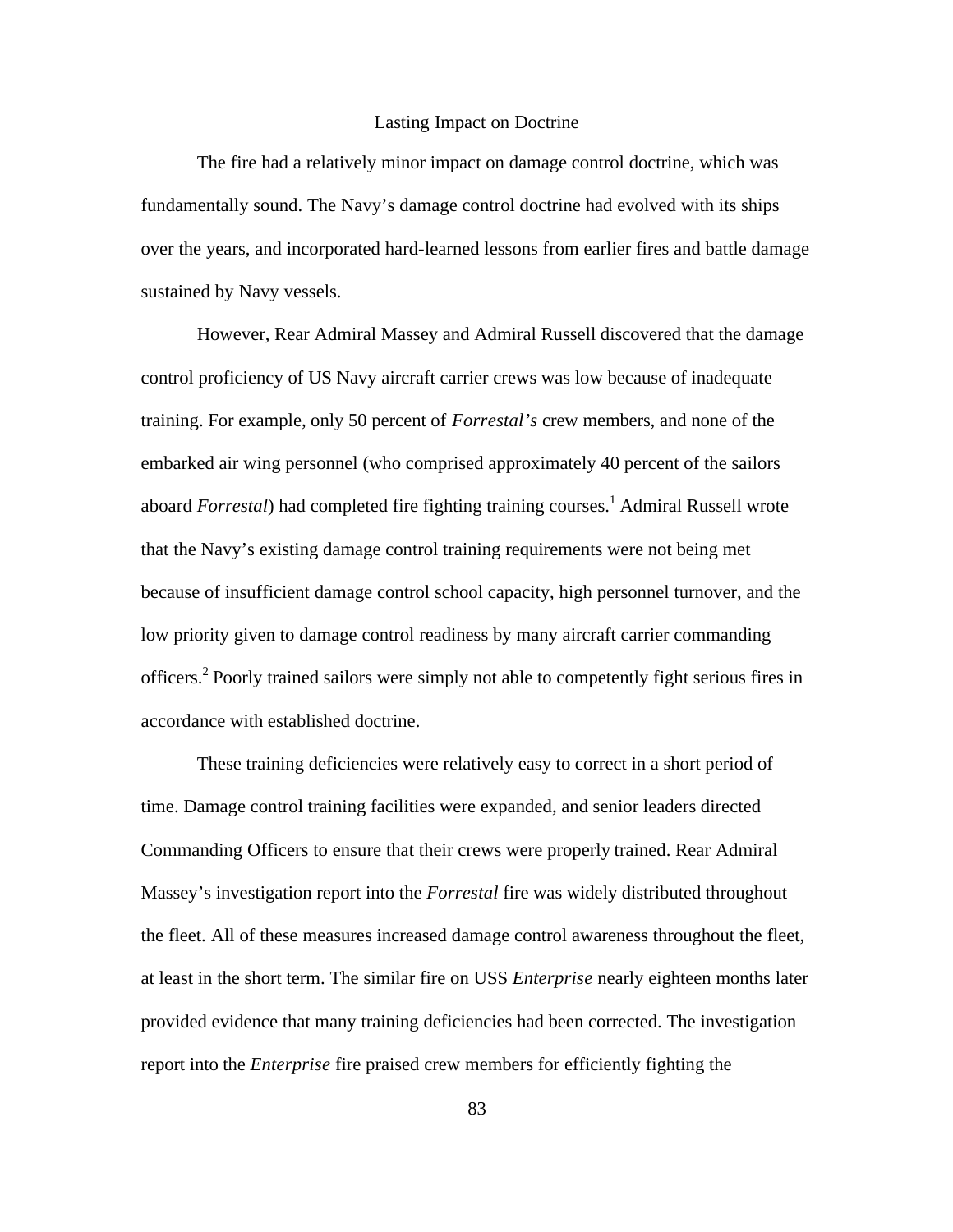## Lasting Impact on Doctrine

The fire had a relatively minor impact on damage control doctrine, which was fundamentally sound. The Navy's damage control doctrine had evolved with its ships over the years, and incorporated hard-learned lessons from earlier fires and battle damage sustained by Navy vessels.

However, Rear Admiral Massey and Admiral Russell discovered that the damage control proficiency of US Navy aircraft carrier crews was low because of inadequate training. For example, only 50 percent of *Forrestal's* crew members, and none of the embarked air wing personnel (who comprised approximately 40 percent of the sailors aboard *Forrestal*) had completed fire fighting training courses.[1] Admiral Russell wrote that the Navy's existing damage control training requirements were not being met because of insufficient damage control school capacity, high personnel turnover, and the low priority given to damage control readiness by many aircraft carrier commanding officers.[2] Poorly trained sailors were simply not able to competently fight serious fires in accordance with established doctrine.

These training deficiencies were relatively easy to correct in a short period of time. Damage control training facilities were expanded, and senior leaders directed Commanding Officers to ensure that their crews were properly trained. Rear Admiral Massey's investigation report into the *Forrestal* fire was widely distributed throughout the fleet. All of these measures increased damage control awareness throughout the fleet, at least in the short term. The similar fire on USS *Enterprise* nearly eighteen months later provided evidence that many training deficiencies had been corrected. The investigation report into the *Enterprise* fire praised crew members for efficiently fighting the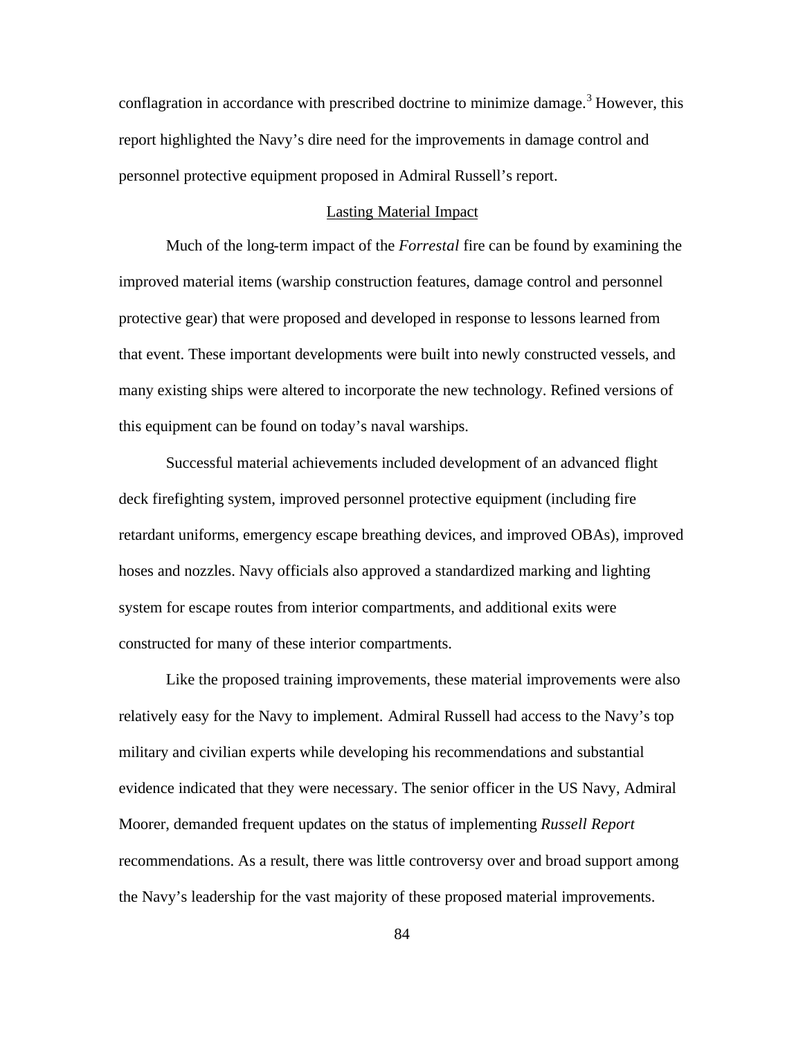conflagration in accordance with prescribed doctrine to minimize damage.[3] However, this report highlighted the Navy's dire need for the improvements in damage control and personnel protective equipment proposed in Admiral Russell's report.

## Lasting Material Impact

Much of the long-term impact of the *Forrestal* fire can be found by examining the improved material items (warship construction features, damage control and personnel protective gear) that were proposed and developed in response to lessons learned from that event. These important developments were built into newly constructed vessels, and many existing ships were altered to incorporate the new technology. Refined versions of this equipment can be found on today's naval warships.

Successful material achievements included development of an advanced flight deck firefighting system, improved personnel protective equipment (including fire retardant uniforms, emergency escape breathing devices, and improved OBAs), improved hoses and nozzles. Navy officials also approved a standardized marking and lighting system for escape routes from interior compartments, and additional exits were constructed for many of these interior compartments.

Like the proposed training improvements, these material improvements were also relatively easy for the Navy to implement. Admiral Russell had access to the Navy's top military and civilian experts while developing his recommendations and substantial evidence indicated that they were necessary. The senior officer in the US Navy, Admiral Moorer, demanded frequent updates on the status of implementing *Russell Report* recommendations. As a result, there was little controversy over and broad support among the Navy's leadership for the vast majority of these proposed material improvements.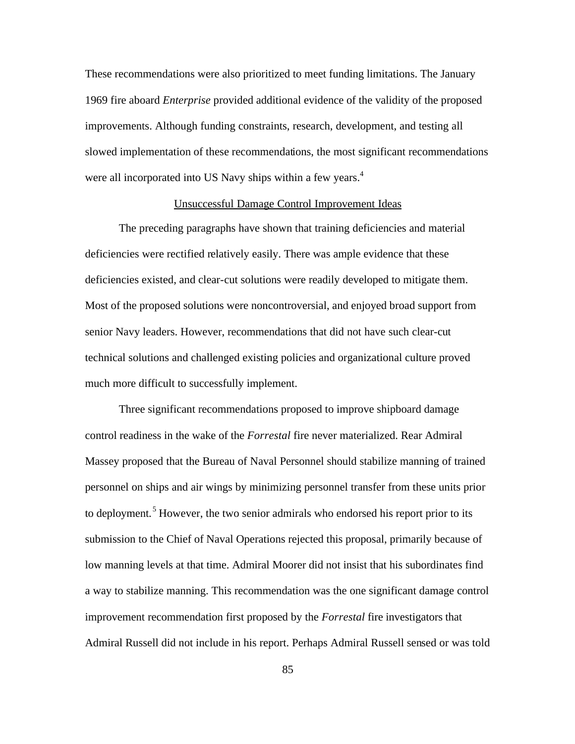These recommendations were also prioritized to meet funding limitations. The January 1969 fire aboard *Enterprise* provided additional evidence of the validity of the proposed improvements. Although funding constraints, research, development, and testing all slowed implementation of these recommendations, the most significant recommendations were all incorporated into US Navy ships within a few years.[4]

## Unsuccessful Damage Control Improvement Ideas

The preceding paragraphs have shown that training deficiencies and material deficiencies were rectified relatively easily. There was ample evidence that these deficiencies existed, and clear-cut solutions were readily developed to mitigate them. Most of the proposed solutions were noncontroversial, and enjoyed broad support from senior Navy leaders. However, recommendations that did not have such clear-cut technical solutions and challenged existing policies and organizational culture proved much more difficult to successfully implement.

Three significant recommendations proposed to improve shipboard damage control readiness in the wake of the *Forrestal* fire never materialized. Rear Admiral Massey proposed that the Bureau of Naval Personnel should stabilize manning of trained personnel on ships and air wings by minimizing personnel transfer from these units prior to deployment.[5] However, the two senior admirals who endorsed his report prior to its submission to the Chief of Naval Operations rejected this proposal, primarily because of low manning levels at that time. Admiral Moorer did not insist that his subordinates find a way to stabilize manning. This recommendation was the one significant damage control improvement recommendation first proposed by the *Forrestal* fire investigators that Admiral Russell did not include in his report. Perhaps Admiral Russell sensed or was told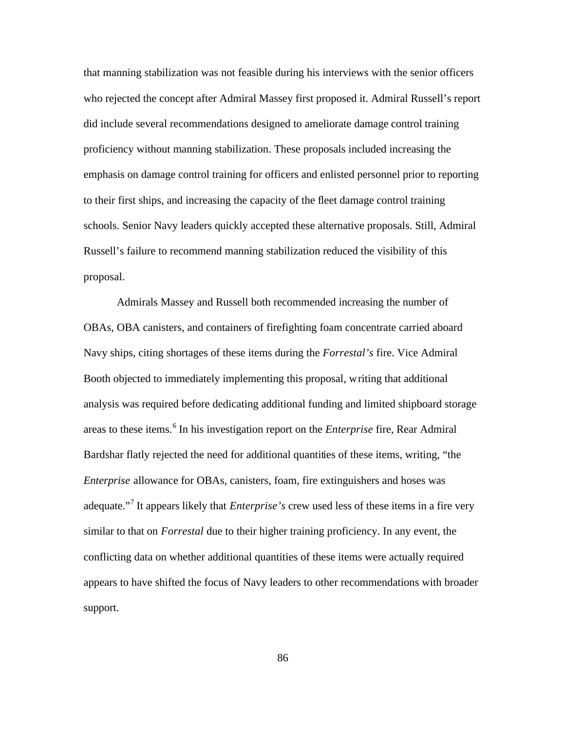that manning stabilization was not feasible during his interviews with the senior officers who rejected the concept after Admiral Massey first proposed it. Admiral Russell's report did include several recommendations designed to ameliorate damage control training proficiency without manning stabilization. These proposals included increasing the emphasis on damage control training for officers and enlisted personnel prior to reporting to their first ships, and increasing the capacity of the fleet damage control training schools. Senior Navy leaders quickly accepted these alternative proposals. Still, Admiral Russell's failure to recommend manning stabilization reduced the visibility of this proposal.

Admirals Massey and Russell both recommended increasing the number of OBAs, OBA canisters, and containers of firefighting foam concentrate carried aboard Navy ships, citing shortages of these items during the *Forrestal's* fire. Vice Admiral Booth objected to immediately implementing this proposal, writing that additional analysis was required before dedicating additional funding and limited shipboard storage areas to these items.[6] In his investigation report on the *Enterprise* fire, Rear Admiral Bardshar flatly rejected the need for additional quantities of these items, writing, "the *Enterprise* allowance for OBAs, canisters, foam, fire extinguishers and hoses was adequate."[7] It appears likely that *Enterprise's* crew used less of these items in a fire very similar to that on *Forrestal* due to their higher training proficiency. In any event, the conflicting data on whether additional quantities of these items were actually required appears to have shifted the focus of Navy leaders to other recommendations with broader support.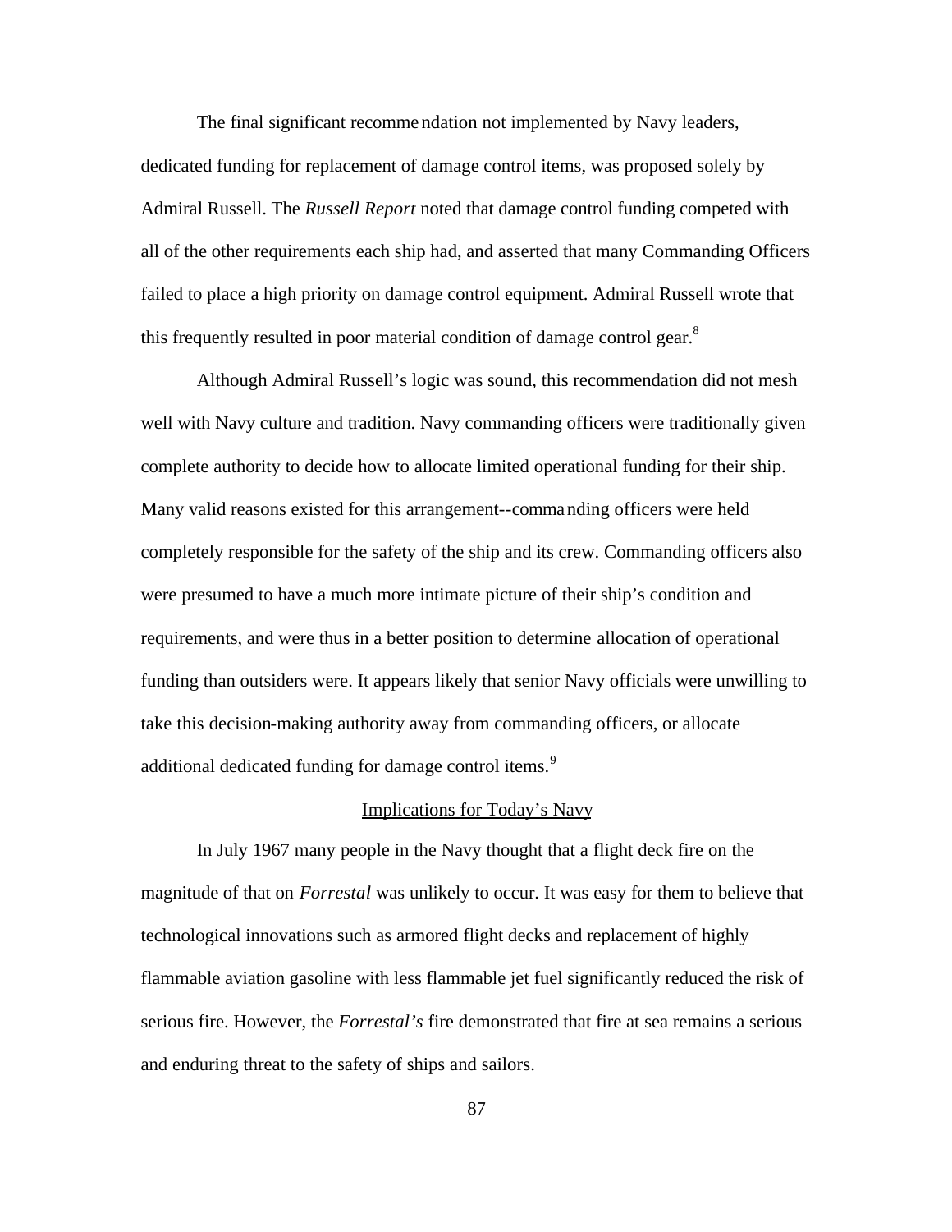The final significant recommendation not implemented by Navy leaders, dedicated funding for replacement of damage control items, was proposed solely by Admiral Russell. The *Russell Report* noted that damage control funding competed with all of the other requirements each ship had, and asserted that many Commanding Officers failed to place a high priority on damage control equipment. Admiral Russell wrote that this frequently resulted in poor material condition of damage control gear.[8]

Although Admiral Russell's logic was sound, this recommendation did not mesh well with Navy culture and tradition. Navy commanding officers were traditionally given complete authority to decide how to allocate limited operational funding for their ship. Many valid reasons existed for this arrangement--commanding officers were held completely responsible for the safety of the ship and its crew. Commanding officers also were presumed to have a much more intimate picture of their ship's condition and requirements, and were thus in a better position to determine allocation of operational funding than outsiders were. It appears likely that senior Navy officials were unwilling to take this decision-making authority away from commanding officers, or allocate additional dedicated funding for damage control items.[9]

## Implications for Today's Navy

In July 1967 many people in the Navy thought that a flight deck fire on the magnitude of that on *Forrestal* was unlikely to occur. It was easy for them to believe that technological innovations such as armored flight decks and replacement of highly flammable aviation gasoline with less flammable jet fuel significantly reduced the risk of serious fire. However, the *Forrestal's* fire demonstrated that fire at sea remains a serious and enduring threat to the safety of ships and sailors.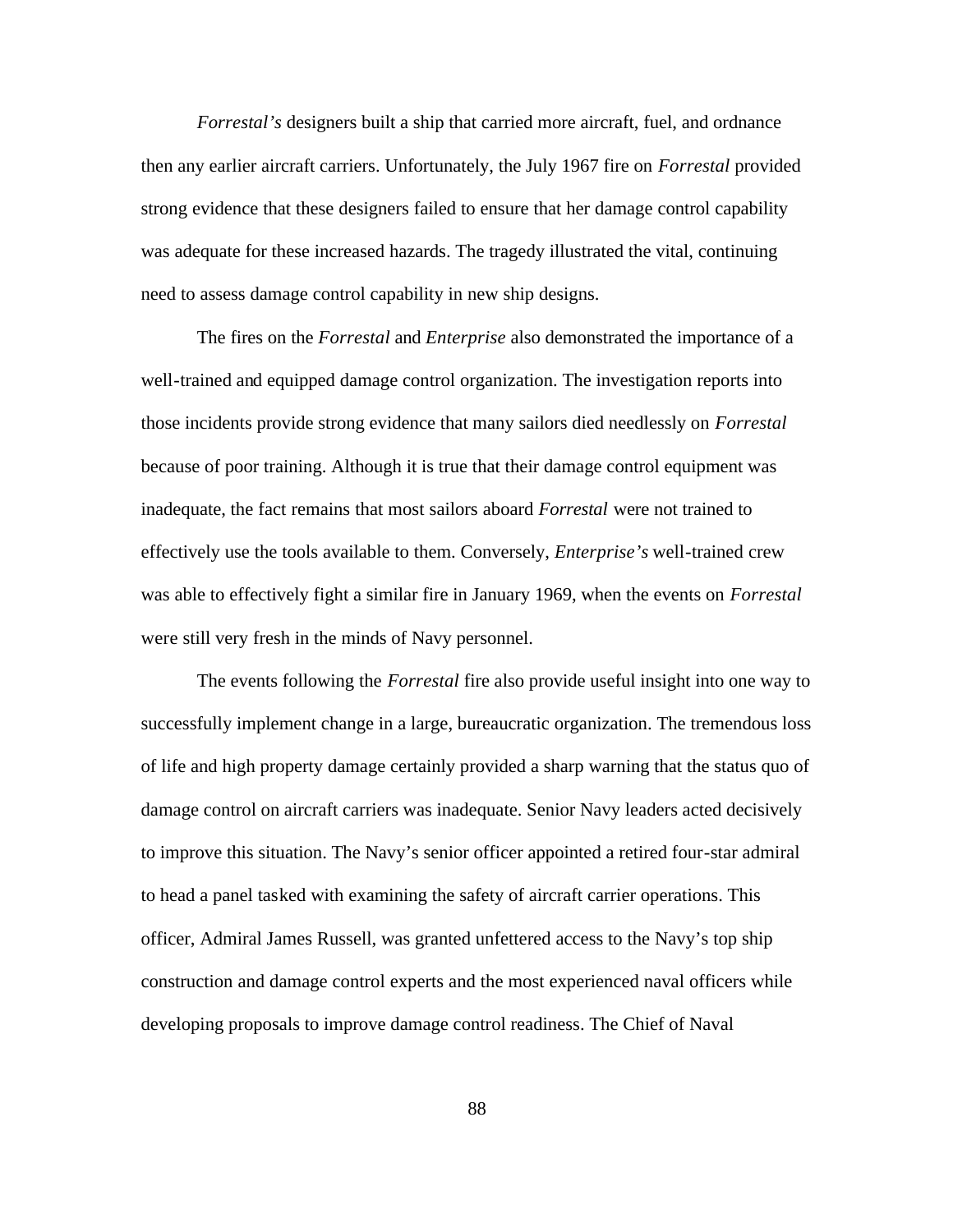*Forrestal's* designers built a ship that carried more aircraft, fuel, and ordnance then any earlier aircraft carriers. Unfortunately, the July 1967 fire on *Forrestal* provided strong evidence that these designers failed to ensure that her damage control capability was adequate for these increased hazards. The tragedy illustrated the vital, continuing need to assess damage control capability in new ship designs.

The fires on the *Forrestal* and *Enterprise* also demonstrated the importance of a well-trained and equipped damage control organization. The investigation reports into those incidents provide strong evidence that many sailors died needlessly on *Forrestal* because of poor training. Although it is true that their damage control equipment was inadequate, the fact remains that most sailors aboard *Forrestal* were not trained to effectively use the tools available to them. Conversely, *Enterprise's* well-trained crew was able to effectively fight a similar fire in January 1969, when the events on *Forrestal* were still very fresh in the minds of Navy personnel.

The events following the *Forrestal* fire also provide useful insight into one way to successfully implement change in a large, bureaucratic organization. The tremendous loss of life and high property damage certainly provided a sharp warning that the status quo of damage control on aircraft carriers was inadequate. Senior Navy leaders acted decisively to improve this situation. The Navy's senior officer appointed a retired four-star admiral to head a panel tasked with examining the safety of aircraft carrier operations. This officer, Admiral James Russell, was granted unfettered access to the Navy's top ship construction and damage control experts and the most experienced naval officers while developing proposals to improve damage control readiness. The Chief of Naval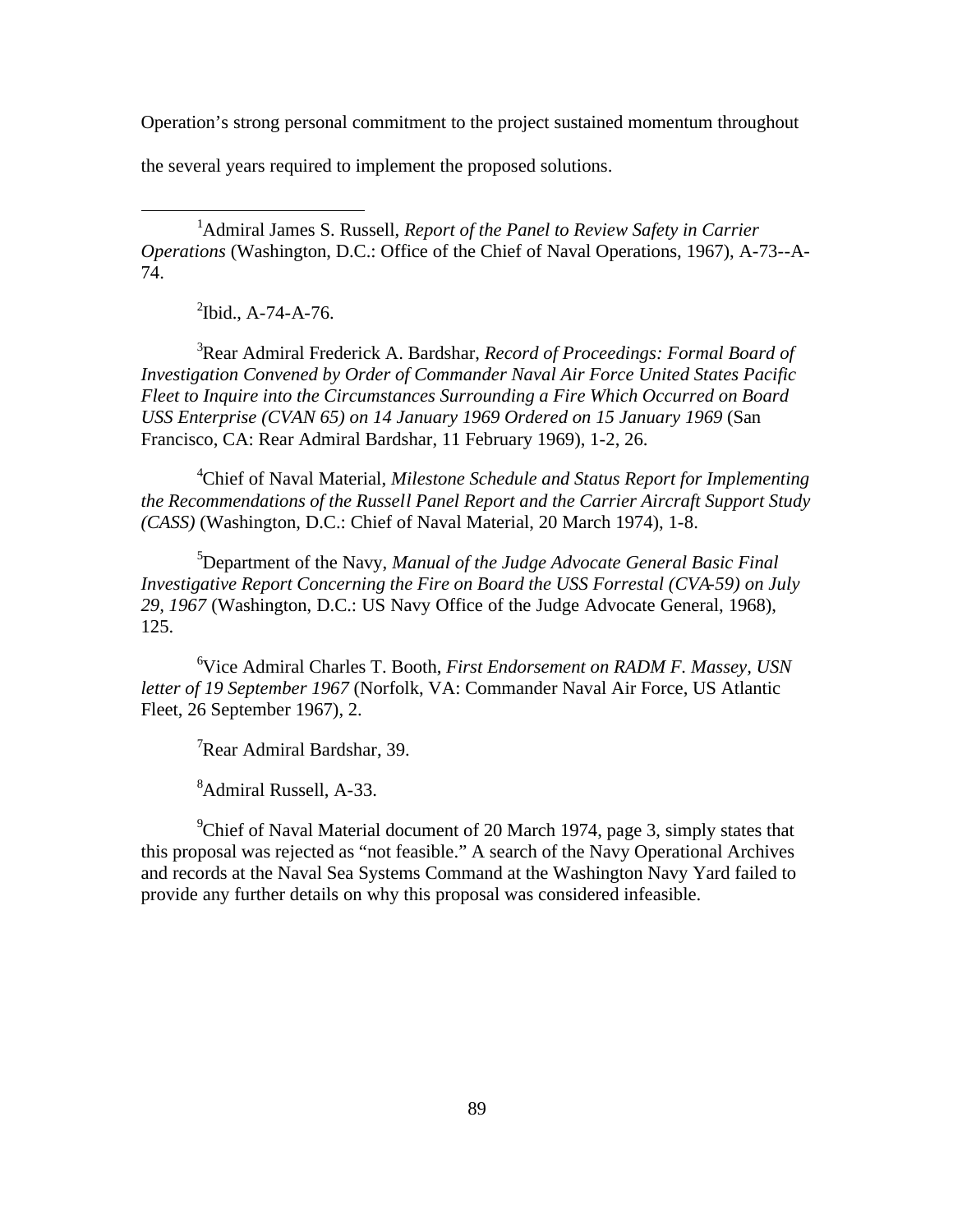Operation's strong personal commitment to the project sustained momentum throughout the several years required to implement the proposed solutions.

---

[1]Admiral James S. Russell, *Report of the Panel to Review Safety in Carrier Operations* (Washington, D.C.: Office of the Chief of Naval Operations, 1967), A-73--A-74.

[2]Ibid., A-74-A-76.

[3]Rear Admiral Frederick A. Bardshar, *Record of Proceedings: Formal Board of Investigation Convened by Order of Commander Naval Air Force United States Pacific Fleet to Inquire into the Circumstances Surrounding a Fire Which Occurred on Board USS Enterprise (CVAN 65) on 14 January 1969 Ordered on 15 January 1969* (San Francisco, CA: Rear Admiral Bardshar, 11 February 1969), 1-2, 26.

[4]Chief of Naval Material, *Milestone Schedule and Status Report for Implementing the Recommendations of the Russell Panel Report and the Carrier Aircraft Support Study (CASS)* (Washington, D.C.: Chief of Naval Material, 20 March 1974), 1-8.

[5]Department of the Navy, *Manual of the Judge Advocate General Basic Final Investigative Report Concerning the Fire on Board the USS Forrestal (CVA-59) on July 29, 1967* (Washington, D.C.: US Navy Office of the Judge Advocate General, 1968), 125.

[6]Vice Admiral Charles T. Booth, *First Endorsement on RADM F. Massey, USN letter of 19 September 1967* (Norfolk, VA: Commander Naval Air Force, US Atlantic Fleet, 26 September 1967), 2.

[7]Rear Admiral Bardshar, 39.

[8]Admiral Russell, A-33.

[9]Chief of Naval Material document of 20 March 1974, page 3, simply states that this proposal was rejected as "not feasible." A search of the Navy Operational Archives and records at the Naval Sea Systems Command at the Washington Navy Yard failed to provide any further details on why this proposal was considered infeasible.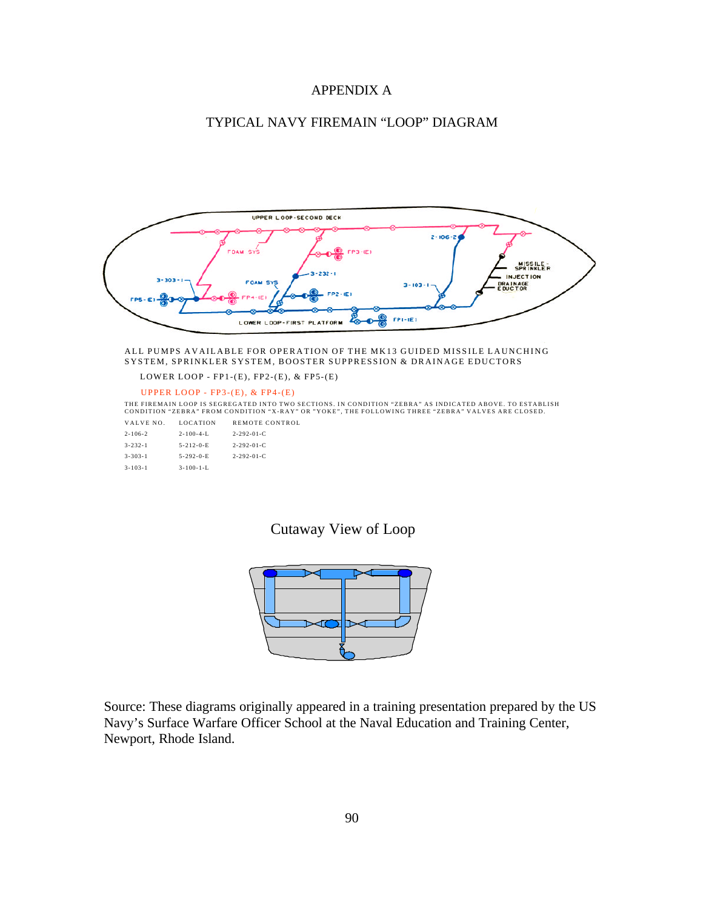# APPENDIX A

## TYPICAL NAVY FIREMAIN "LOOP" DIAGRAM

ALL PUMPS AVAILABLE FOR OPERATION OF THE MK13 GUIDED MISSILE LAUNCHING SYSTEM, SPRINKLER SYSTEM, BOOSTER SUPPRESSION & DRAINAGE EDUCTORS

LOWER LOOP - FP1-(E), FP2-(E), & FP5-(E)

UPPER LOOP - FP3-(E), & FP4-(E)

THE FIREMAIN LOOP IS SEGREGATED INTO TWO SECTIONS. IN CONDITION "ZEBRA" AS INDICATED ABOVE. TO ESTABLISH CONDITION "ZEBRA" FROM CONDITION "X-RAY" OR "YOKE", THE FOLLOWING THREE "ZEBRA" VALVES ARE CLOSED.

| VALVE NO. | LOCATION | REMOTE CONTROL |
|---|---|---|
| 2-106-2 | 2-100-4-L | 2-292-01-C |
| 3-232-1 | 5-212-0-E | 2-292-01-C |
| 3-303-1 | 5-292-0-E | 2-292-01-C |
| 3-103-1 | 3-100-1-L | |

Cutaway View of Loop

Source: These diagrams originally appeared in a training presentation prepared by the US Navy's Surface Warfare Officer School at the Naval Education and Training Center, Newport, Rhode Island.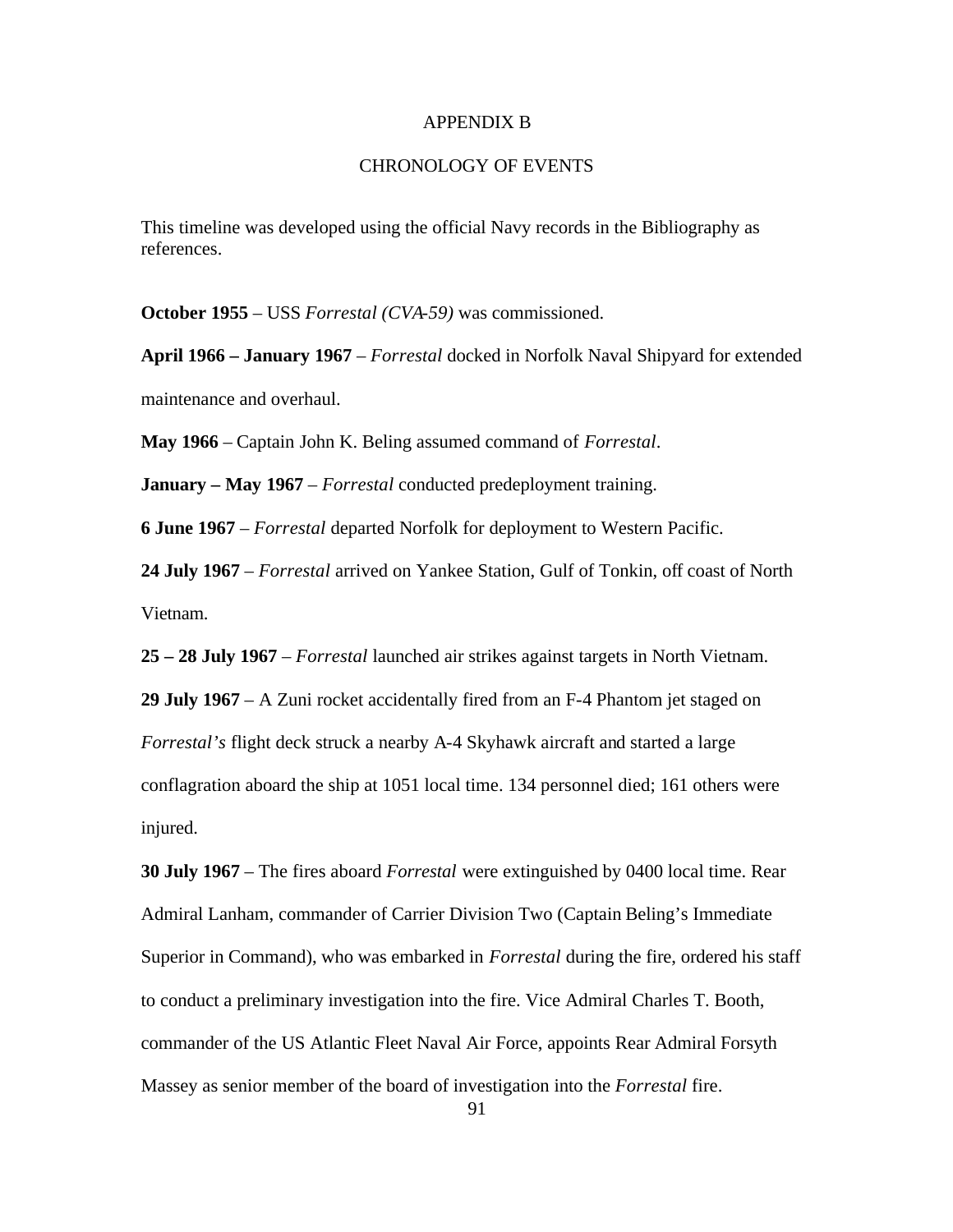# APPENDIX B

## CHRONOLOGY OF EVENTS

This timeline was developed using the official Navy records in the Bibliography as references.

**October 1955** – USS *Forrestal (CVA-59)* was commissioned.

**April 1966 – January 1967** – *Forrestal* docked in Norfolk Naval Shipyard for extended maintenance and overhaul.

**May 1966** – Captain John K. Beling assumed command of *Forrestal*.

**January – May 1967** – *Forrestal* conducted predeployment training.

**6 June 1967** – *Forrestal* departed Norfolk for deployment to Western Pacific.

**24 July 1967** – *Forrestal* arrived on Yankee Station, Gulf of Tonkin, off coast of North Vietnam.

**25 – 28 July 1967** – *Forrestal* launched air strikes against targets in North Vietnam.

**29 July 1967** – A Zuni rocket accidentally fired from an F-4 Phantom jet staged on *Forrestal's* flight deck struck a nearby A-4 Skyhawk aircraft and started a large conflagration aboard the ship at 1051 local time. 134 personnel died; 161 others were injured.

**30 July 1967** – The fires aboard *Forrestal* were extinguished by 0400 local time. Rear Admiral Lanham, commander of Carrier Division Two (Captain Beling's Immediate Superior in Command), who was embarked in *Forrestal* during the fire, ordered his staff to conduct a preliminary investigation into the fire. Vice Admiral Charles T. Booth, commander of the US Atlantic Fleet Naval Air Force, appoints Rear Admiral Forsyth Massey as senior member of the board of investigation into the *Forrestal* fire.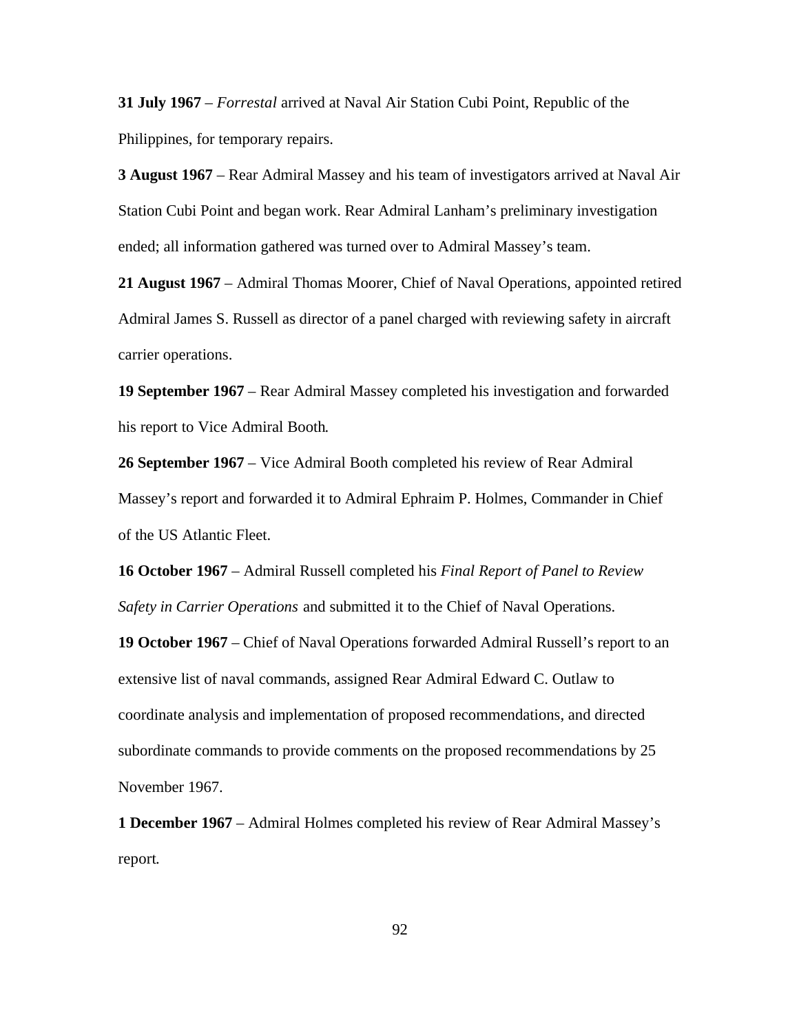**31 July 1967** – *Forrestal* arrived at Naval Air Station Cubi Point, Republic of the Philippines, for temporary repairs.

**3 August 1967** – Rear Admiral Massey and his team of investigators arrived at Naval Air Station Cubi Point and began work. Rear Admiral Lanham's preliminary investigation ended; all information gathered was turned over to Admiral Massey's team.

**21 August 1967** – Admiral Thomas Moorer, Chief of Naval Operations, appointed retired Admiral James S. Russell as director of a panel charged with reviewing safety in aircraft carrier operations.

**19 September 1967** – Rear Admiral Massey completed his investigation and forwarded his report to Vice Admiral Booth.

**26 September 1967** – Vice Admiral Booth completed his review of Rear Admiral Massey's report and forwarded it to Admiral Ephraim P. Holmes, Commander in Chief of the US Atlantic Fleet.

**16 October 1967** – Admiral Russell completed his *Final Report of Panel to Review Safety in Carrier Operations* and submitted it to the Chief of Naval Operations.

**19 October 1967** – Chief of Naval Operations forwarded Admiral Russell's report to an extensive list of naval commands, assigned Rear Admiral Edward C. Outlaw to coordinate analysis and implementation of proposed recommendations, and directed subordinate commands to provide comments on the proposed recommendations by 25 November 1967.

**1 December 1967** – Admiral Holmes completed his review of Rear Admiral Massey's report.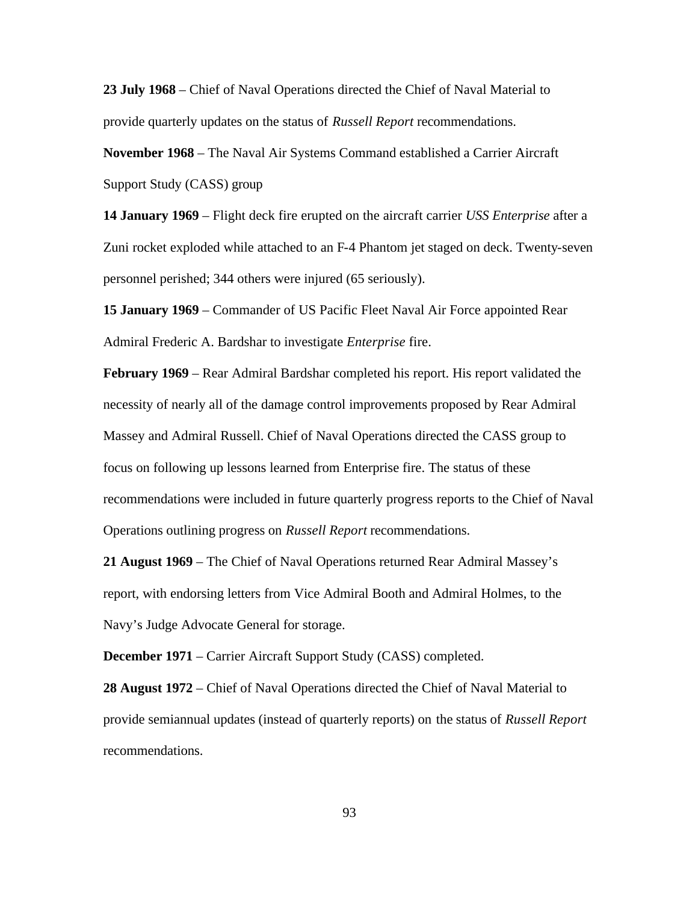**23 July 1968** – Chief of Naval Operations directed the Chief of Naval Material to provide quarterly updates on the status of *Russell Report* recommendations.

**November 1968** – The Naval Air Systems Command established a Carrier Aircraft Support Study (CASS) group

**14 January 1969** – Flight deck fire erupted on the aircraft carrier *USS Enterprise* after a Zuni rocket exploded while attached to an F-4 Phantom jet staged on deck. Twenty-seven personnel perished; 344 others were injured (65 seriously).

**15 January 1969** – Commander of US Pacific Fleet Naval Air Force appointed Rear Admiral Frederic A. Bardshar to investigate *Enterprise* fire.

**February 1969** – Rear Admiral Bardshar completed his report. His report validated the necessity of nearly all of the damage control improvements proposed by Rear Admiral Massey and Admiral Russell. Chief of Naval Operations directed the CASS group to focus on following up lessons learned from Enterprise fire. The status of these recommendations were included in future quarterly progress reports to the Chief of Naval Operations outlining progress on *Russell Report* recommendations.

**21 August 1969** – The Chief of Naval Operations returned Rear Admiral Massey's report, with endorsing letters from Vice Admiral Booth and Admiral Holmes, to the Navy's Judge Advocate General for storage.

**December 1971** – Carrier Aircraft Support Study (CASS) completed.

**28 August 1972** – Chief of Naval Operations directed the Chief of Naval Material to provide semiannual updates (instead of quarterly reports) on the status of *Russell Report* recommendations.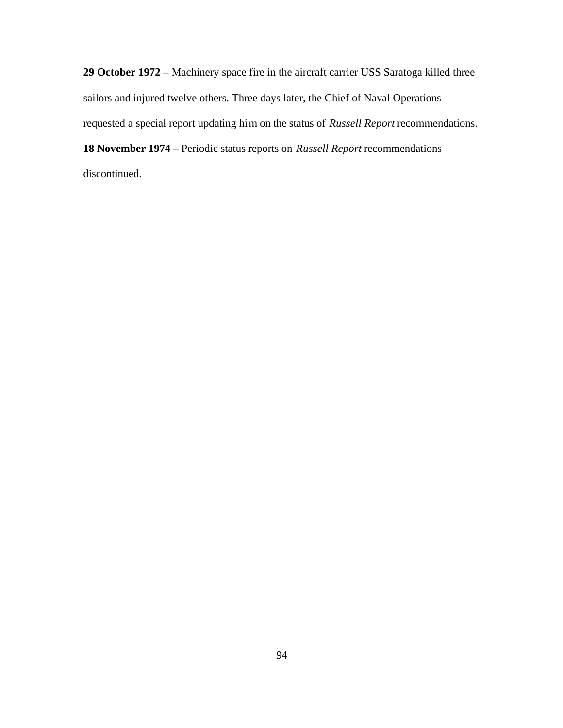**29 October 1972** – Machinery space fire in the aircraft carrier USS Saratoga killed three sailors and injured twelve others. Three days later, the Chief of Naval Operations requested a special report updating him on the status of *Russell Report* recommendations.

**18 November 1974** – Periodic status reports on *Russell Report* recommendations discontinued.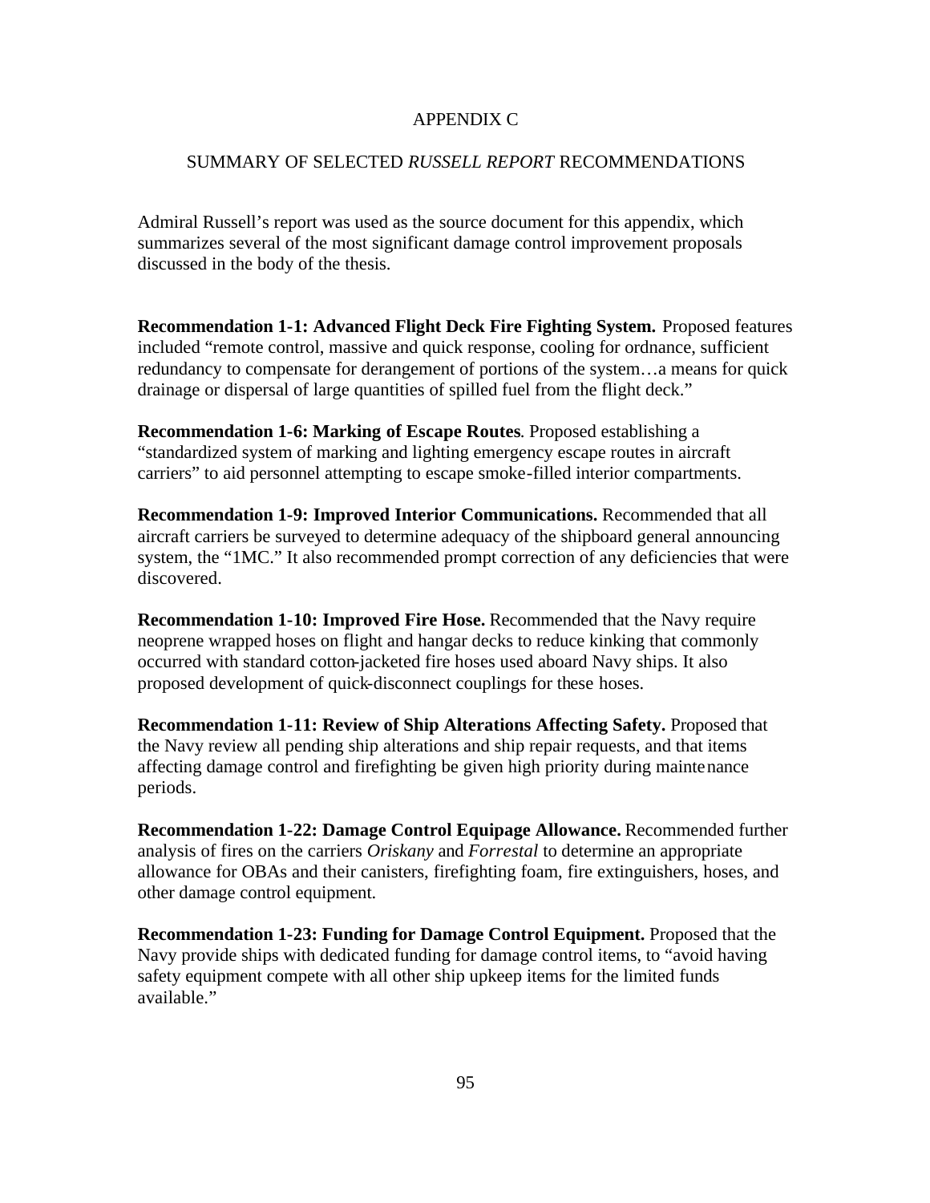# APPENDIX C

## SUMMARY OF SELECTED *RUSSELL REPORT* RECOMMENDATIONS

Admiral Russell's report was used as the source document for this appendix, which summarizes several of the most significant damage control improvement proposals discussed in the body of the thesis.

**Recommendation 1-1: Advanced Flight Deck Fire Fighting System.** Proposed features included "remote control, massive and quick response, cooling for ordnance, sufficient redundancy to compensate for derangement of portions of the system…a means for quick drainage or dispersal of large quantities of spilled fuel from the flight deck."

**Recommendation 1-6: Marking of Escape Routes**. Proposed establishing a "standardized system of marking and lighting emergency escape routes in aircraft carriers" to aid personnel attempting to escape smoke-filled interior compartments.

**Recommendation 1-9: Improved Interior Communications.** Recommended that all aircraft carriers be surveyed to determine adequacy of the shipboard general announcing system, the "1MC." It also recommended prompt correction of any deficiencies that were discovered.

**Recommendation 1-10: Improved Fire Hose.** Recommended that the Navy require neoprene wrapped hoses on flight and hangar decks to reduce kinking that commonly occurred with standard cotton-jacketed fire hoses used aboard Navy ships. It also proposed development of quick-disconnect couplings for these hoses.

**Recommendation 1-11: Review of Ship Alterations Affecting Safety.** Proposed that the Navy review all pending ship alterations and ship repair requests, and that items affecting damage control and firefighting be given high priority during maintenance periods.

**Recommendation 1-22: Damage Control Equipage Allowance.** Recommended further analysis of fires on the carriers *Oriskany* and *Forrestal* to determine an appropriate allowance for OBAs and their canisters, firefighting foam, fire extinguishers, hoses, and other damage control equipment.

**Recommendation 1-23: Funding for Damage Control Equipment.** Proposed that the Navy provide ships with dedicated funding for damage control items, to "avoid having safety equipment compete with all other ship upkeep items for the limited funds available."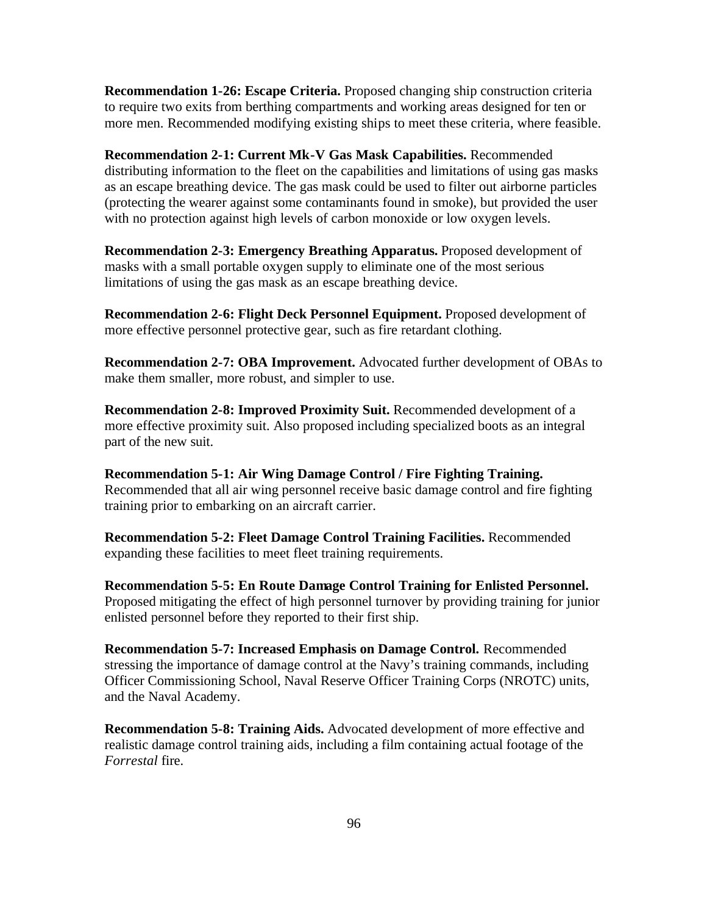**Recommendation 1-26: Escape Criteria.** Proposed changing ship construction criteria to require two exits from berthing compartments and working areas designed for ten or more men. Recommended modifying existing ships to meet these criteria, where feasible.

**Recommendation 2-1: Current Mk-V Gas Mask Capabilities.** Recommended distributing information to the fleet on the capabilities and limitations of using gas masks as an escape breathing device. The gas mask could be used to filter out airborne particles (protecting the wearer against some contaminants found in smoke), but provided the user with no protection against high levels of carbon monoxide or low oxygen levels.

**Recommendation 2-3: Emergency Breathing Apparatus.** Proposed development of masks with a small portable oxygen supply to eliminate one of the most serious limitations of using the gas mask as an escape breathing device.

**Recommendation 2-6: Flight Deck Personnel Equipment.** Proposed development of more effective personnel protective gear, such as fire retardant clothing.

**Recommendation 2-7: OBA Improvement.** Advocated further development of OBAs to make them smaller, more robust, and simpler to use.

**Recommendation 2-8: Improved Proximity Suit.** Recommended development of a more effective proximity suit. Also proposed including specialized boots as an integral part of the new suit.

**Recommendation 5-1: Air Wing Damage Control / Fire Fighting Training.** Recommended that all air wing personnel receive basic damage control and fire fighting training prior to embarking on an aircraft carrier.

**Recommendation 5-2: Fleet Damage Control Training Facilities.** Recommended expanding these facilities to meet fleet training requirements.

**Recommendation 5-5: En Route Damage Control Training for Enlisted Personnel.** Proposed mitigating the effect of high personnel turnover by providing training for junior enlisted personnel before they reported to their first ship.

**Recommendation 5-7: Increased Emphasis on Damage Control.** Recommended stressing the importance of damage control at the Navy's training commands, including Officer Commissioning School, Naval Reserve Officer Training Corps (NROTC) units, and the Naval Academy.

**Recommendation 5-8: Training Aids.** Advocated development of more effective and realistic damage control training aids, including a film containing actual footage of the *Forrestal* fire.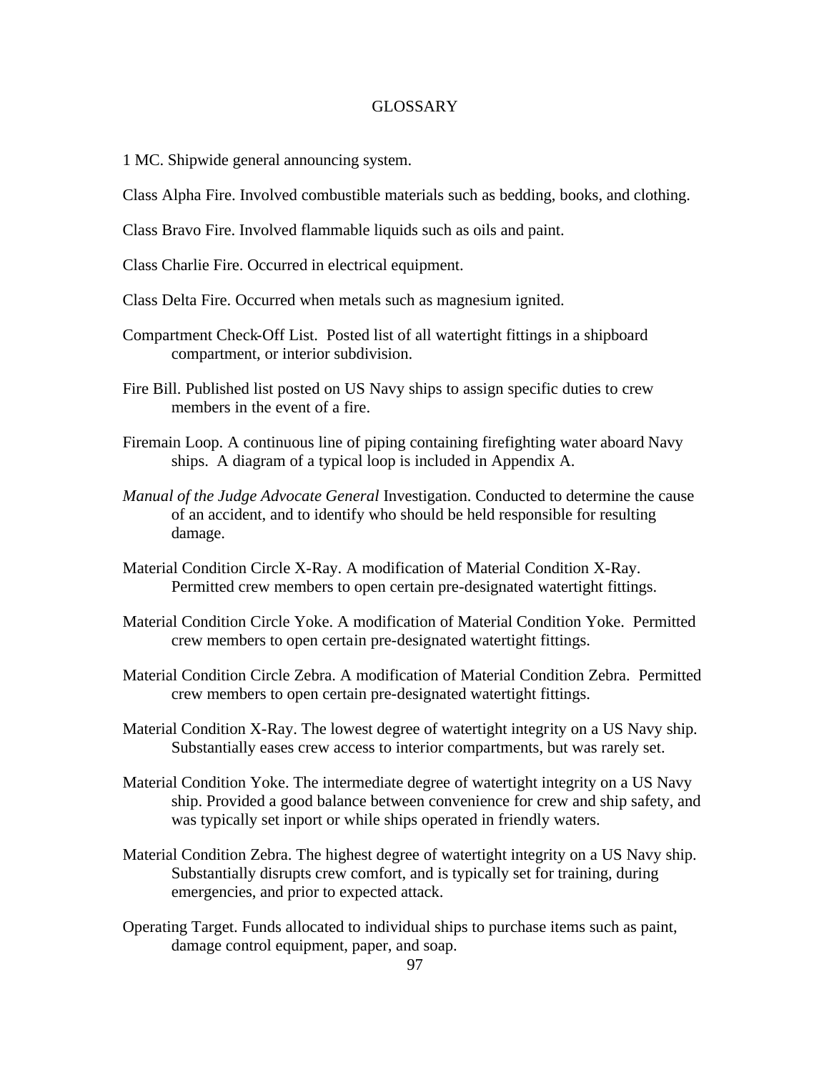# GLOSSARY

1 MC. Shipwide general announcing system.

Class Alpha Fire. Involved combustible materials such as bedding, books, and clothing.

Class Bravo Fire. Involved flammable liquids such as oils and paint.

Class Charlie Fire. Occurred in electrical equipment.

Class Delta Fire. Occurred when metals such as magnesium ignited.

Compartment Check-Off List. Posted list of all watertight fittings in a shipboard compartment, or interior subdivision.

Fire Bill. Published list posted on US Navy ships to assign specific duties to crew members in the event of a fire.

Firemain Loop. A continuous line of piping containing firefighting water aboard Navy ships. A diagram of a typical loop is included in Appendix A.

*Manual of the Judge Advocate General* Investigation. Conducted to determine the cause of an accident, and to identify who should be held responsible for resulting damage.

Material Condition Circle X-Ray. A modification of Material Condition X-Ray. Permitted crew members to open certain pre-designated watertight fittings.

Material Condition Circle Yoke. A modification of Material Condition Yoke. Permitted crew members to open certain pre-designated watertight fittings.

Material Condition Circle Zebra. A modification of Material Condition Zebra. Permitted crew members to open certain pre-designated watertight fittings.

Material Condition X-Ray. The lowest degree of watertight integrity on a US Navy ship. Substantially eases crew access to interior compartments, but was rarely set.

Material Condition Yoke. The intermediate degree of watertight integrity on a US Navy ship. Provided a good balance between convenience for crew and ship safety, and was typically set inport or while ships operated in friendly waters.

Material Condition Zebra. The highest degree of watertight integrity on a US Navy ship. Substantially disrupts crew comfort, and is typically set for training, during emergencies, and prior to expected attack.

Operating Target. Funds allocated to individual ships to purchase items such as paint, damage control equipment, paper, and soap.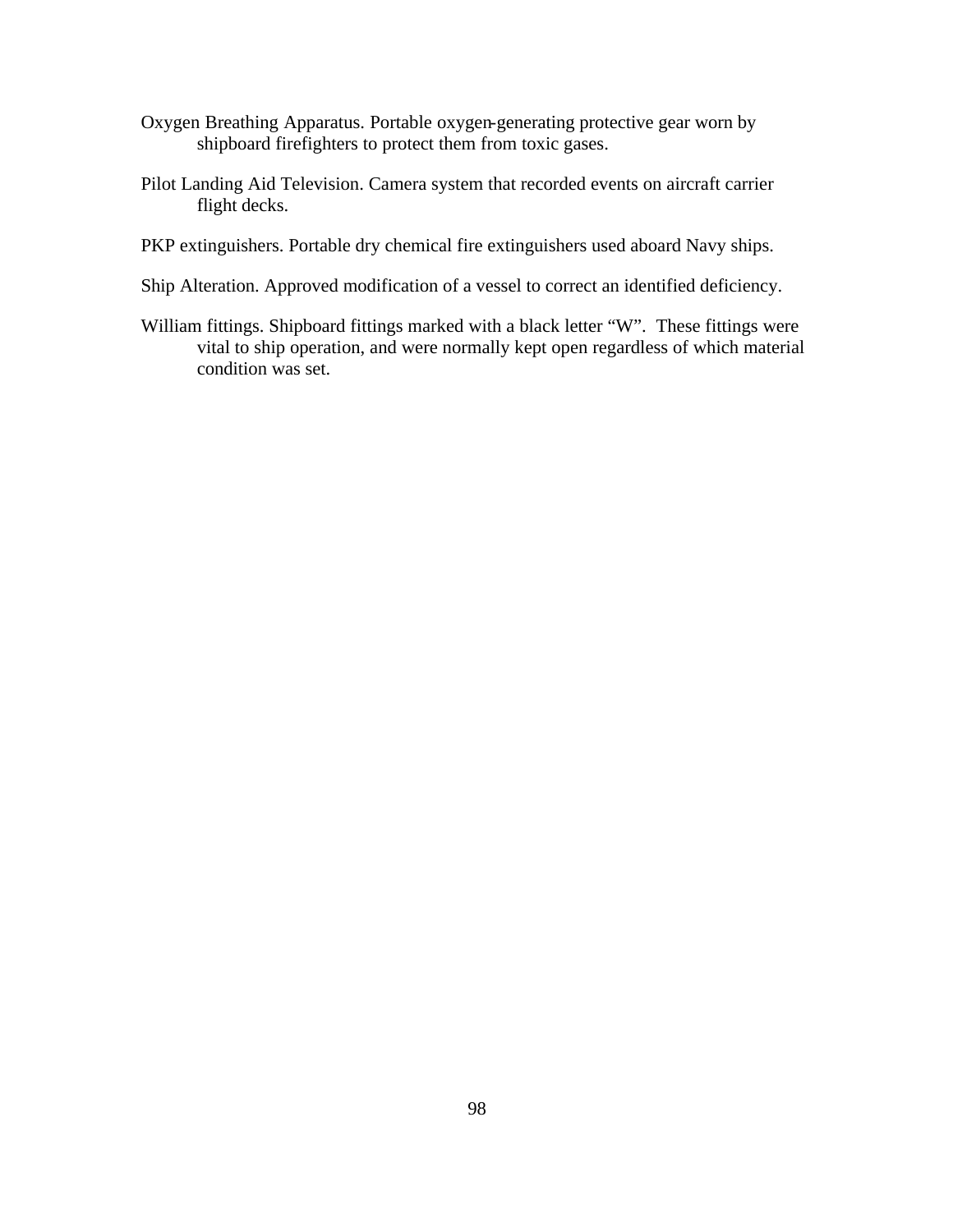Oxygen Breathing Apparatus. Portable oxygen-generating protective gear worn by shipboard firefighters to protect them from toxic gases.

Pilot Landing Aid Television. Camera system that recorded events on aircraft carrier flight decks.

PKP extinguishers. Portable dry chemical fire extinguishers used aboard Navy ships.

Ship Alteration. Approved modification of a vessel to correct an identified deficiency.

William fittings. Shipboard fittings marked with a black letter “W”. These fittings were vital to ship operation, and were normally kept open regardless of which material condition was set.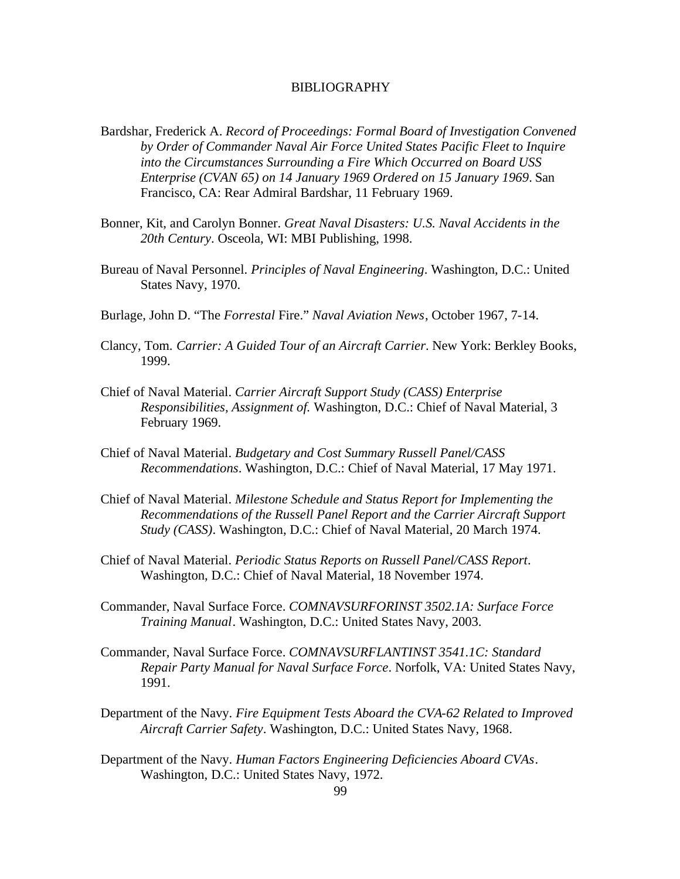# BIBLIOGRAPHY

Bardshar, Frederick A. *Record of Proceedings: Formal Board of Investigation Convened by Order of Commander Naval Air Force United States Pacific Fleet to Inquire into the Circumstances Surrounding a Fire Which Occurred on Board USS Enterprise (CVAN 65) on 14 January 1969 Ordered on 15 January 1969*. San Francisco, CA: Rear Admiral Bardshar, 11 February 1969.

Bonner, Kit, and Carolyn Bonner. *Great Naval Disasters: U.S. Naval Accidents in the 20th Century*. Osceola, WI: MBI Publishing, 1998.

Bureau of Naval Personnel. *Principles of Naval Engineering*. Washington, D.C.: United States Navy, 1970.

Burlage, John D. "The *Forrestal* Fire." *Naval Aviation News*, October 1967, 7-14.

Clancy, Tom. *Carrier: A Guided Tour of an Aircraft Carrier*. New York: Berkley Books, 1999.

Chief of Naval Material. *Carrier Aircraft Support Study (CASS) Enterprise Responsibilities, Assignment of.* Washington, D.C.: Chief of Naval Material, 3 February 1969.

Chief of Naval Material. *Budgetary and Cost Summary Russell Panel/CASS Recommendations*. Washington, D.C.: Chief of Naval Material, 17 May 1971.

Chief of Naval Material. *Milestone Schedule and Status Report for Implementing the Recommendations of the Russell Panel Report and the Carrier Aircraft Support Study (CASS)*. Washington, D.C.: Chief of Naval Material, 20 March 1974.

Chief of Naval Material. *Periodic Status Reports on Russell Panel/CASS Report*. Washington, D.C.: Chief of Naval Material, 18 November 1974.

Commander, Naval Surface Force. *COMNAVSURFORINST 3502.1A: Surface Force Training Manual*. Washington, D.C.: United States Navy, 2003.

Commander, Naval Surface Force. *COMNAVSURFLANTINST 3541.1C: Standard Repair Party Manual for Naval Surface Force*. Norfolk, VA: United States Navy, 1991.

Department of the Navy. *Fire Equipment Tests Aboard the CVA-62 Related to Improved Aircraft Carrier Safety*. Washington, D.C.: United States Navy, 1968.

Department of the Navy. *Human Factors Engineering Deficiencies Aboard CVAs*. Washington, D.C.: United States Navy, 1972.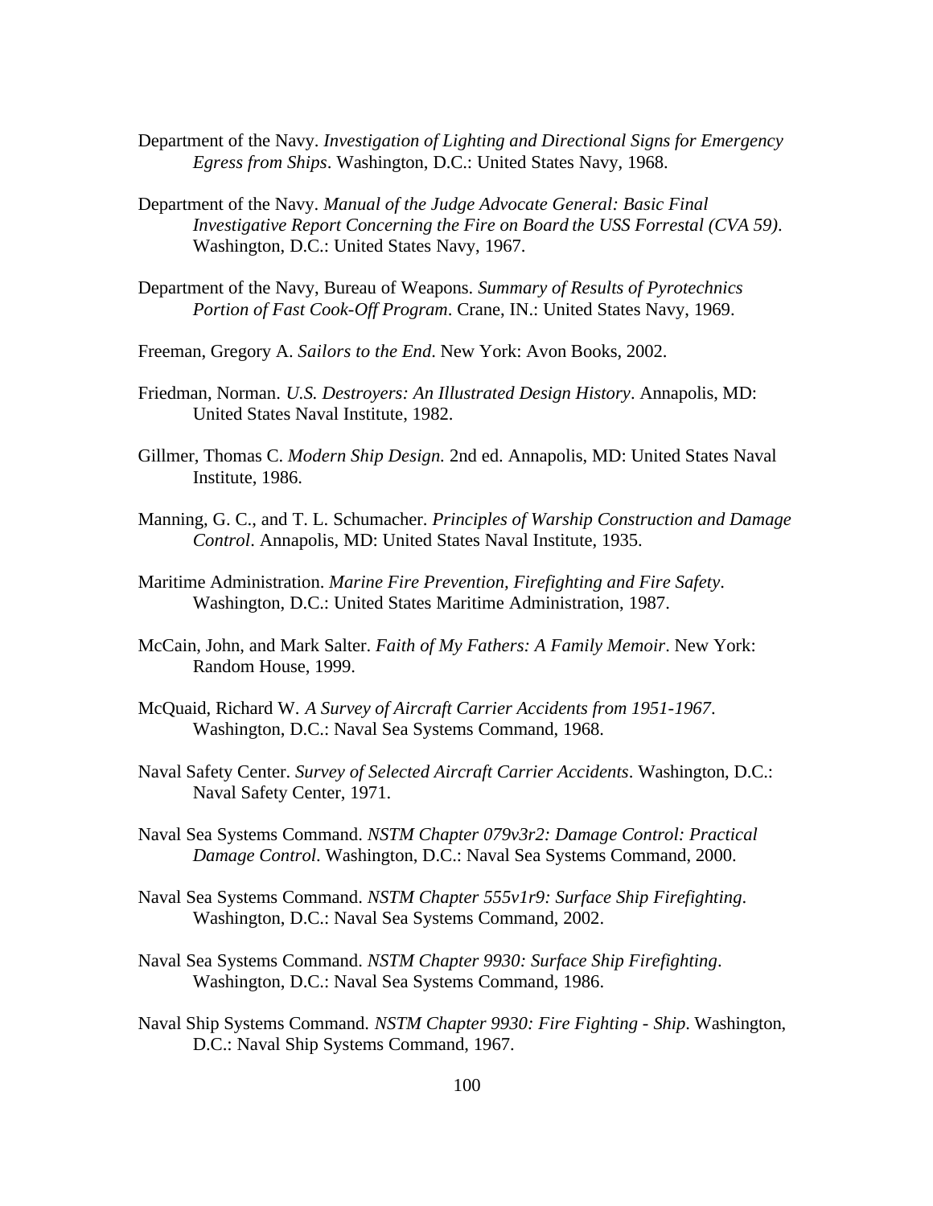Department of the Navy. *Investigation of Lighting and Directional Signs for Emergency Egress from Ships*. Washington, D.C.: United States Navy, 1968.

Department of the Navy. *Manual of the Judge Advocate General: Basic Final Investigative Report Concerning the Fire on Board the USS Forrestal (CVA 59)*. Washington, D.C.: United States Navy, 1967.

Department of the Navy, Bureau of Weapons. *Summary of Results of Pyrotechnics Portion of Fast Cook-Off Program*. Crane, IN.: United States Navy, 1969.

Freeman, Gregory A. *Sailors to the End*. New York: Avon Books, 2002.

Friedman, Norman. *U.S. Destroyers: An Illustrated Design History*. Annapolis, MD: United States Naval Institute, 1982.

Gillmer, Thomas C. *Modern Ship Design.* 2nd ed. Annapolis, MD: United States Naval Institute, 1986.

Manning, G. C., and T. L. Schumacher. *Principles of Warship Construction and Damage Control*. Annapolis, MD: United States Naval Institute, 1935.

Maritime Administration. *Marine Fire Prevention, Firefighting and Fire Safety*. Washington, D.C.: United States Maritime Administration, 1987.

McCain, John, and Mark Salter. *Faith of My Fathers: A Family Memoir*. New York: Random House, 1999.

McQuaid, Richard W. *A Survey of Aircraft Carrier Accidents from 1951-1967*. Washington, D.C.: Naval Sea Systems Command, 1968.

Naval Safety Center. *Survey of Selected Aircraft Carrier Accidents*. Washington, D.C.: Naval Safety Center, 1971.

Naval Sea Systems Command. *NSTM Chapter 079v3r2: Damage Control: Practical Damage Control*. Washington, D.C.: Naval Sea Systems Command, 2000.

Naval Sea Systems Command. *NSTM Chapter 555v1r9: Surface Ship Firefighting*. Washington, D.C.: Naval Sea Systems Command, 2002.

Naval Sea Systems Command. *NSTM Chapter 9930: Surface Ship Firefighting*. Washington, D.C.: Naval Sea Systems Command, 1986.

Naval Ship Systems Command. *NSTM Chapter 9930: Fire Fighting - Ship*. Washington, D.C.: Naval Ship Systems Command, 1967.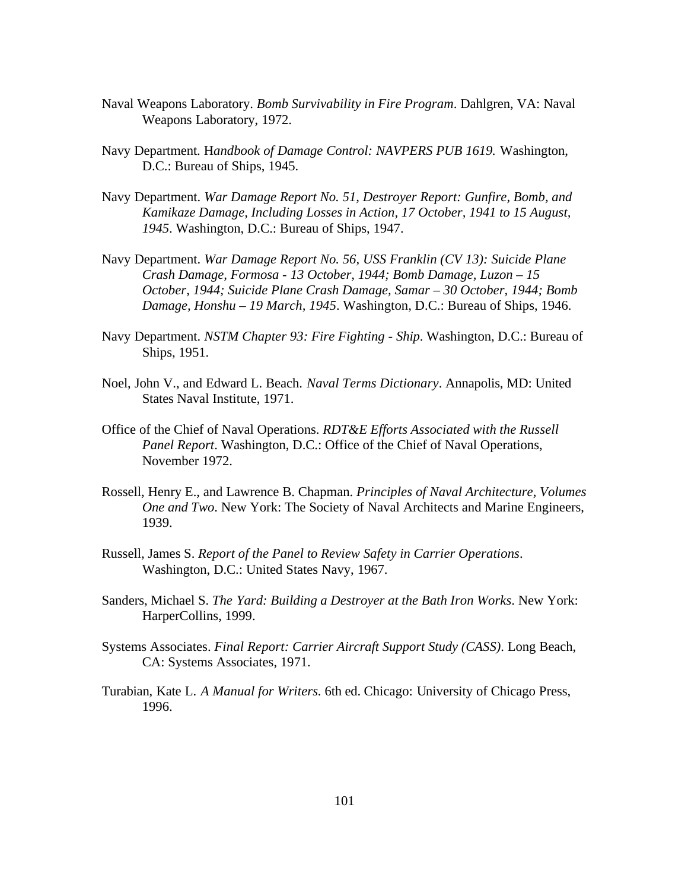Naval Weapons Laboratory. *Bomb Survivability in Fire Program*. Dahlgren, VA: Naval Weapons Laboratory, 1972.

Navy Department. H*andbook of Damage Control: NAVPERS PUB 1619.* Washington, D.C.: Bureau of Ships, 1945.

Navy Department. *War Damage Report No. 51, Destroyer Report: Gunfire, Bomb, and Kamikaze Damage, Including Losses in Action, 17 October, 1941 to 15 August, 1945*. Washington, D.C.: Bureau of Ships, 1947.

Navy Department. *War Damage Report No. 56, USS Franklin (CV 13): Suicide Plane Crash Damage, Formosa - 13 October, 1944; Bomb Damage, Luzon – 15 October, 1944; Suicide Plane Crash Damage, Samar – 30 October, 1944; Bomb Damage, Honshu – 19 March, 1945*. Washington, D.C.: Bureau of Ships, 1946.

Navy Department. *NSTM Chapter 93: Fire Fighting - Ship*. Washington, D.C.: Bureau of Ships, 1951.

Noel, John V., and Edward L. Beach. *Naval Terms Dictionary*. Annapolis, MD: United States Naval Institute, 1971.

Office of the Chief of Naval Operations. *RDT&E Efforts Associated with the Russell Panel Report*. Washington, D.C.: Office of the Chief of Naval Operations, November 1972.

Rossell, Henry E., and Lawrence B. Chapman. *Principles of Naval Architecture, Volumes One and Two*. New York: The Society of Naval Architects and Marine Engineers, 1939.

Russell, James S. *Report of the Panel to Review Safety in Carrier Operations*. Washington, D.C.: United States Navy, 1967.

Sanders, Michael S. *The Yard: Building a Destroyer at the Bath Iron Works*. New York: HarperCollins, 1999.

Systems Associates. *Final Report: Carrier Aircraft Support Study (CASS)*. Long Beach, CA: Systems Associates, 1971.

Turabian, Kate L. *A Manual for Writers.* 6th ed. Chicago: University of Chicago Press, 1996.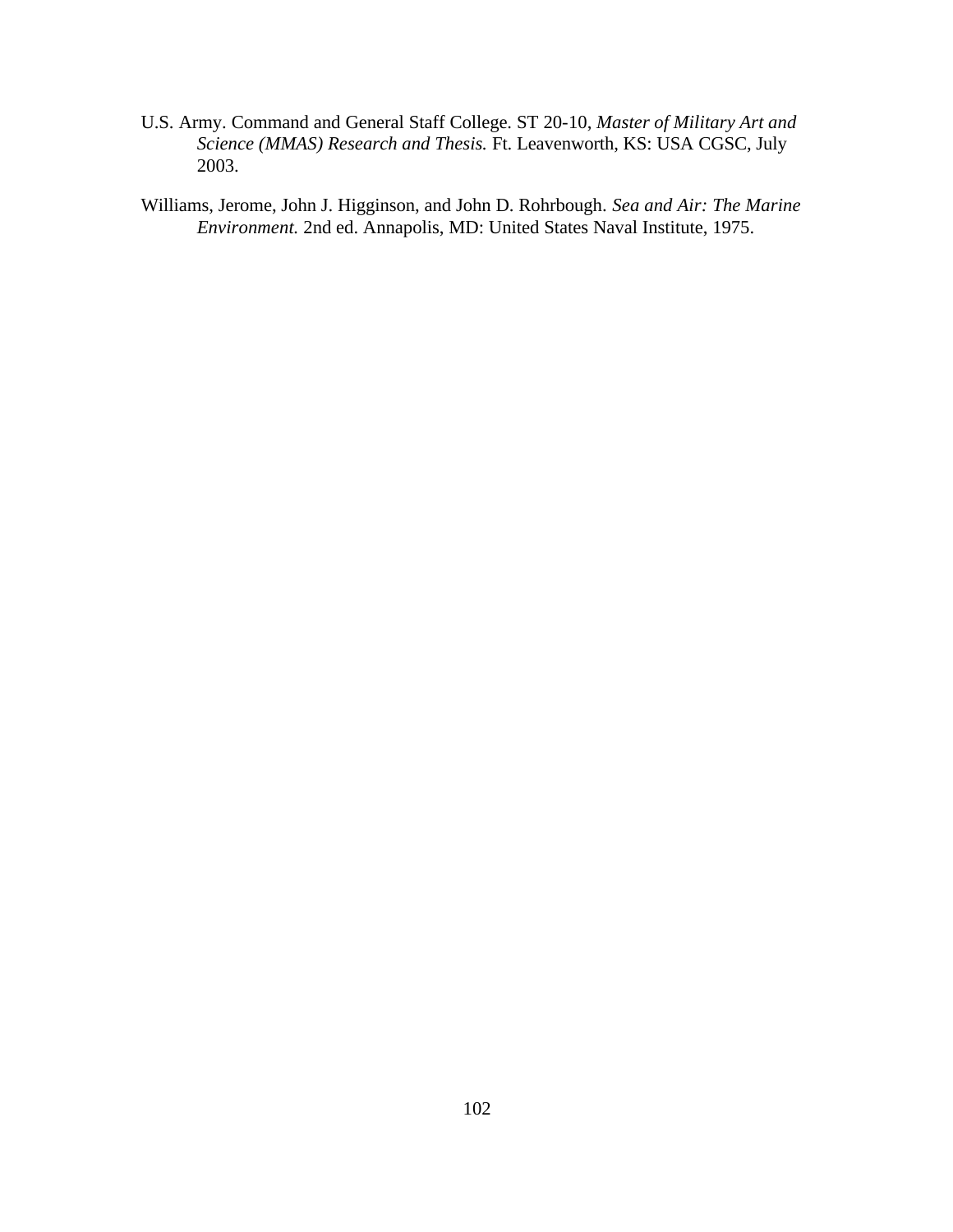U.S. Army. Command and General Staff College. ST 20-10, *Master of Military Art and Science (MMAS) Research and Thesis.* Ft. Leavenworth, KS: USA CGSC, July 2003.

Williams, Jerome, John J. Higginson, and John D. Rohrbough. *Sea and Air: The Marine Environment.* 2nd ed. Annapolis, MD: United States Naval Institute, 1975.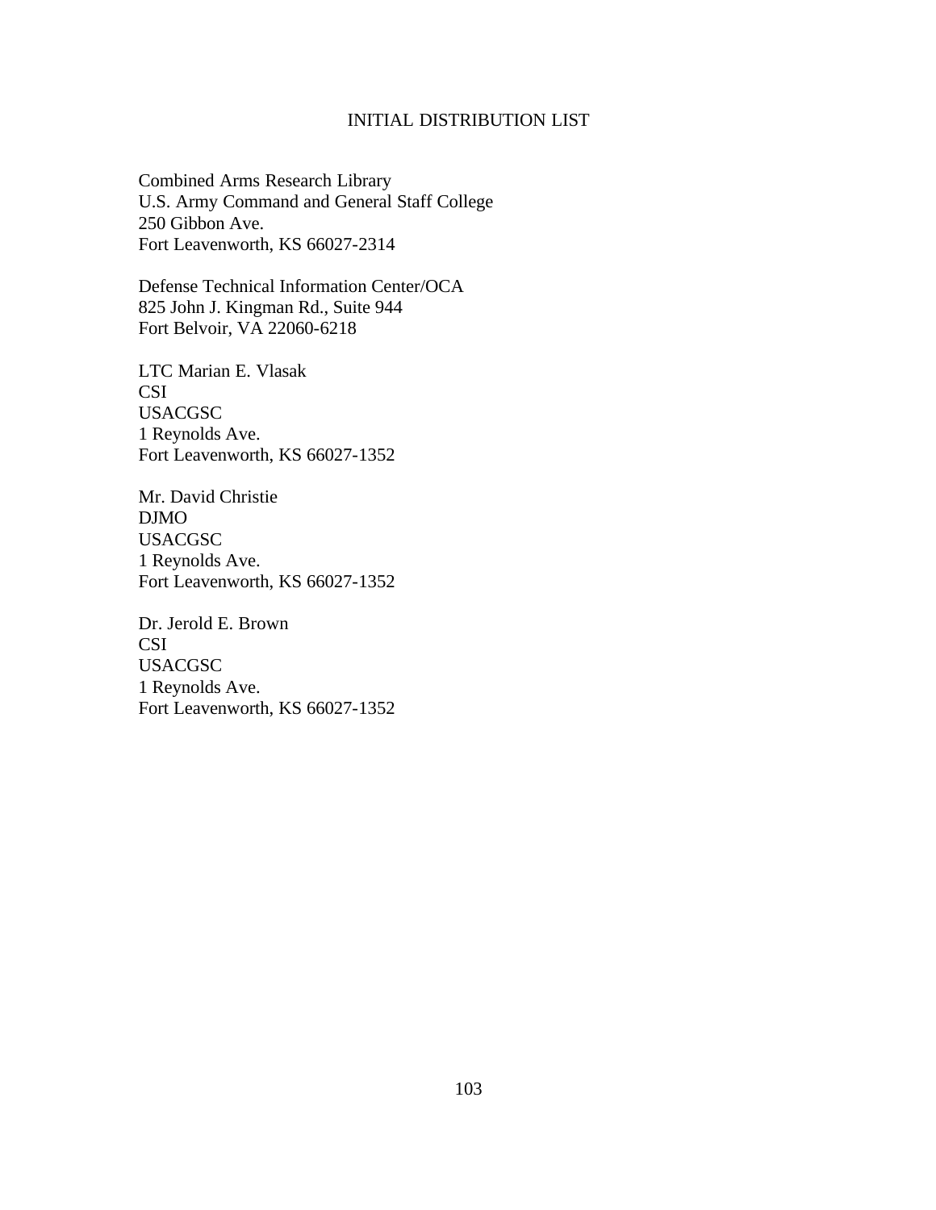# INITIAL DISTRIBUTION LIST

Combined Arms Research Library
U.S. Army Command and General Staff College
250 Gibbon Ave.
Fort Leavenworth, KS 66027-2314

Defense Technical Information Center/OCA
825 John J. Kingman Rd., Suite 944
Fort Belvoir, VA 22060-6218

LTC Marian E. Vlasak
CSI
USACGSC
1 Reynolds Ave.
Fort Leavenworth, KS 66027-1352

Mr. David Christie
DJMO
USACGSC
1 Reynolds Ave.
Fort Leavenworth, KS 66027-1352

Dr. Jerold E. Brown
CSI
USACGSC
1 Reynolds Ave.
Fort Leavenworth, KS 66027-1352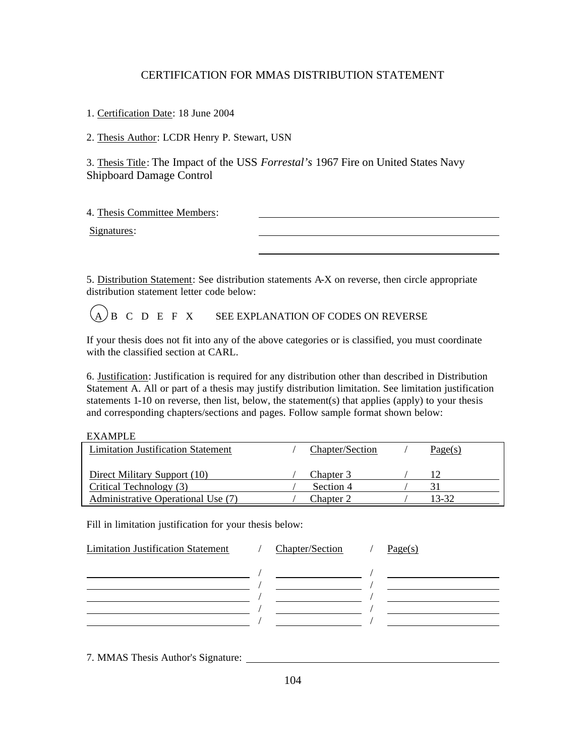# CERTIFICATION FOR MMAS DISTRIBUTION STATEMENT

1. Certification Date: 18 June 2004

2. Thesis Author: LCDR Henry P. Stewart, USN

3. Thesis Title: The Impact of the USS *Forrestal's* 1967 Fire on United States Navy Shipboard Damage Control

4. Thesis Committee Members: \_\_\_\_\_\_\_\_\_\_\_\_\_\_\_\_\_\_\_\_\_\_\_\_\_\_\_\_\_\_\_\_\_\_\_\_\_\_\_\_\_\_\_\_

Signatures: \_\_\_\_\_\_\_\_\_\_\_\_\_\_\_\_\_\_\_\_\_\_\_\_\_\_\_\_\_\_\_\_\_\_\_\_\_\_\_\_\_\_\_\_

\_\_\_\_\_\_\_\_\_\_\_\_\_\_\_\_\_\_\_\_\_\_\_\_\_\_\_\_\_\_\_\_\_\_\_\_\_\_\_\_\_\_\_\_

5. Distribution Statement: See distribution statements A-X on reverse, then circle appropriate distribution statement letter code below:

(A) B C D E F X SEE EXPLANATION OF CODES ON REVERSE

If your thesis does not fit into any of the above categories or is classified, you must coordinate with the classified section at CARL.

6. Justification: Justification is required for any distribution other than described in Distribution Statement A. All or part of a thesis may justify distribution limitation. See limitation justification statements 1-10 on reverse, then list, below, the statement(s) that applies (apply) to your thesis and corresponding chapters/sections and pages. Follow sample format shown below:

EXAMPLE

| Limitation Justification Statement | / | Chapter/Section | / | Page(s) |
|---|---|---|---|---|
| Direct Military Support (10) | / | Chapter 3 | / | 12 |
| Critical Technology (3) | / | Section 4 | / | 31 |
| Administrative Operational Use (7) | / | Chapter 2 | / | 13-32 |

Fill in limitation justification for your thesis below:

| Limitation Justification Statement | / | Chapter/Section | / | Page(s) |
|---|---|---|---|---|
| | / | | / | |
| | / | | / | |
| | / | | / | |
| | / | | / | |
| | / | | / | |

7. MMAS Thesis Author's Signature: \_\_\_\_\_\_\_\_\_\_\_\_\_\_\_\_\_\_\_\_\_\_\_\_\_\_\_\_\_\_\_\_\_\_\_\_\_\_\_\_\_\_\_\_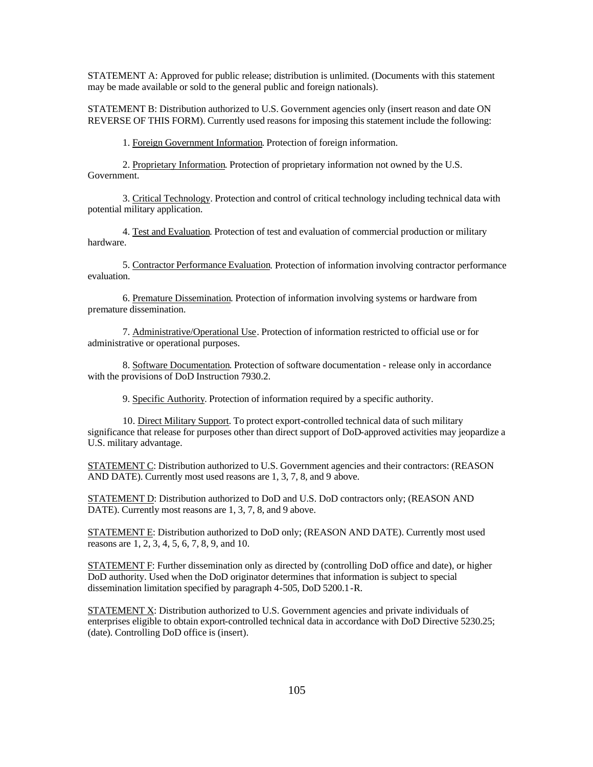STATEMENT A: Approved for public release; distribution is unlimited. (Documents with this statement may be made available or sold to the general public and foreign nationals).

STATEMENT B: Distribution authorized to U.S. Government agencies only (insert reason and date ON REVERSE OF THIS FORM). Currently used reasons for imposing this statement include the following:

1. Foreign Government Information. Protection of foreign information.

2. Proprietary Information. Protection of proprietary information not owned by the U.S. Government.

3. Critical Technology. Protection and control of critical technology including technical data with potential military application.

4. Test and Evaluation. Protection of test and evaluation of commercial production or military hardware.

5. Contractor Performance Evaluation. Protection of information involving contractor performance evaluation.

6. Premature Dissemination. Protection of information involving systems or hardware from premature dissemination.

7. Administrative/Operational Use. Protection of information restricted to official use or for administrative or operational purposes.

8. Software Documentation. Protection of software documentation - release only in accordance with the provisions of DoD Instruction 7930.2.

9. Specific Authority. Protection of information required by a specific authority.

10. Direct Military Support. To protect export-controlled technical data of such military significance that release for purposes other than direct support of DoD-approved activities may jeopardize a U.S. military advantage.

STATEMENT C: Distribution authorized to U.S. Government agencies and their contractors: (REASON AND DATE). Currently most used reasons are 1, 3, 7, 8, and 9 above.

STATEMENT D: Distribution authorized to DoD and U.S. DoD contractors only; (REASON AND DATE). Currently most reasons are 1, 3, 7, 8, and 9 above.

STATEMENT E: Distribution authorized to DoD only; (REASON AND DATE). Currently most used reasons are 1, 2, 3, 4, 5, 6, 7, 8, 9, and 10.

STATEMENT F: Further dissemination only as directed by (controlling DoD office and date), or higher DoD authority. Used when the DoD originator determines that information is subject to special dissemination limitation specified by paragraph 4-505, DoD 5200.1-R.

STATEMENT X: Distribution authorized to U.S. Government agencies and private individuals of enterprises eligible to obtain export-controlled technical data in accordance with DoD Directive 5230.25; (date). Controlling DoD office is (insert).